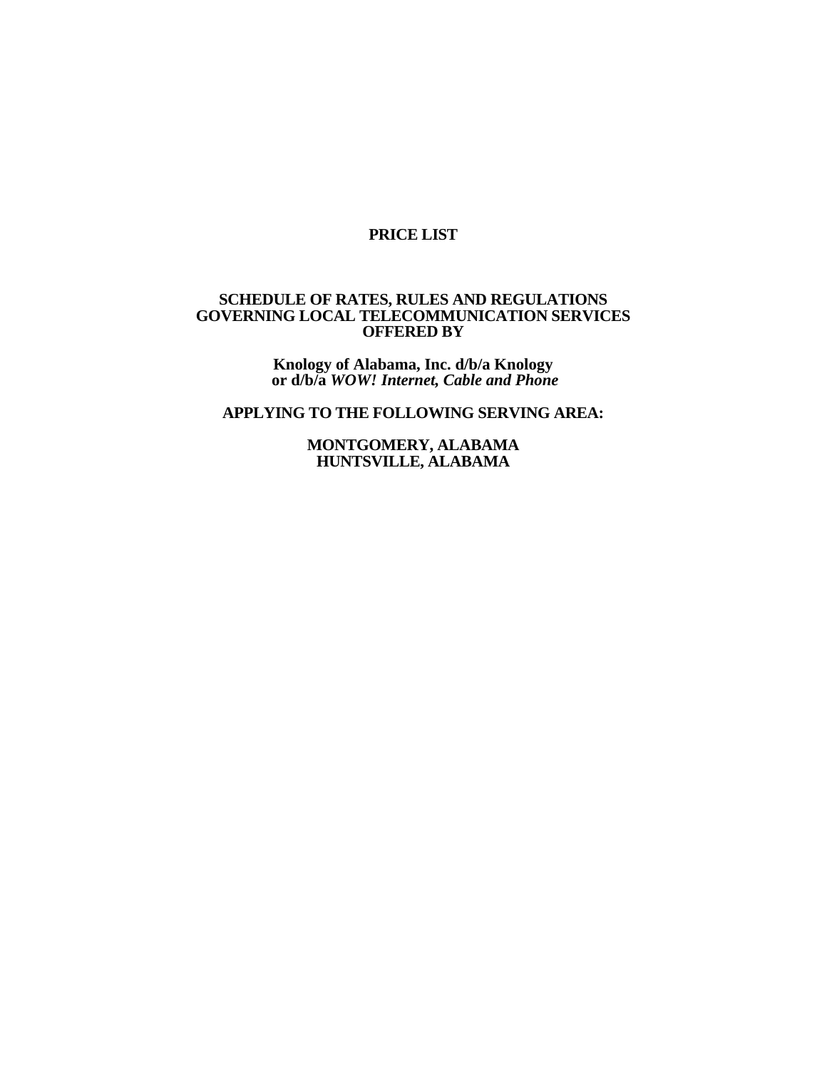# PRICE LIST

**SCHEDULE OF RATES, RULES AND REGULATIONS GOVERNING LOCAL TELECOMMUNICATION SERVICES OFFERED BY**

**Knology of Alabama, Inc. d/b/a Knology or d/b/a *WOW! Internet, Cable and Phone***

**APPLYING TO THE FOLLOWING SERVING AREA:**

**MONTGOMERY, ALABAMA**
**HUNTSVILLE, ALABAMA**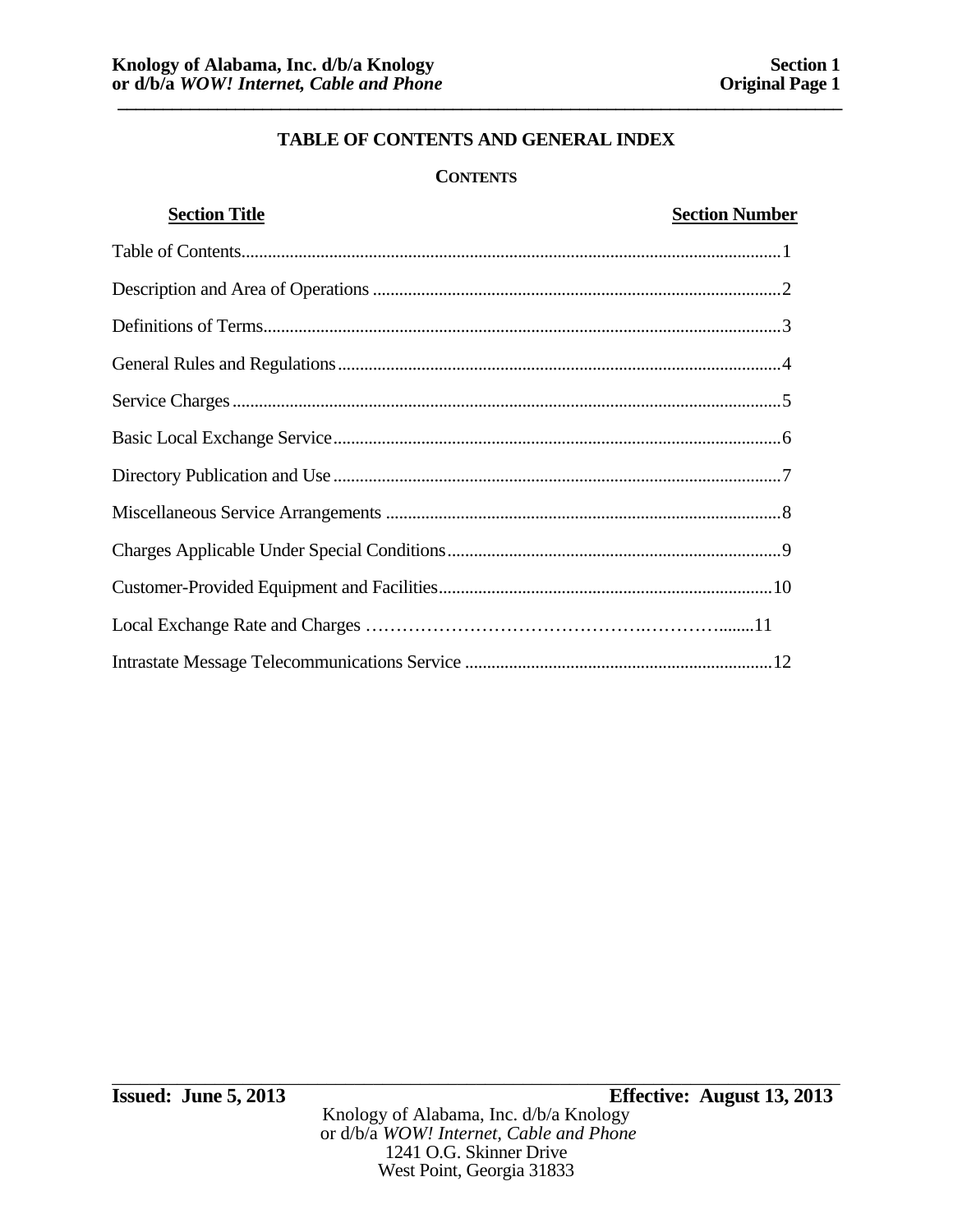# TABLE OF CONTENTS AND GENERAL INDEX

## CONTENTS

| Section Title | Section Number |
|---|---|
| Table of Contents | 1 |
| Description and Area of Operations | 2 |
| Definitions of Terms | 3 |
| General Rules and Regulations | 4 |
| Service Charges | 5 |
| Basic Local Exchange Service | 6 |
| Directory Publication and Use | 7 |
| Miscellaneous Service Arrangements | 8 |
| Charges Applicable Under Special Conditions | 9 |
| Customer-Provided Equipment and Facilities | 10 |
| Local Exchange Rate and Charges | 11 |
| Intrastate Message Telecommunications Service | 12 |

**Issued: June 5, 2013** **Effective: August 13, 2013**

Knology of Alabama, Inc. d/b/a Knology
or d/b/a *WOW! Internet, Cable and Phone*
1241 O.G. Skinner Drive
West Point, Georgia 31833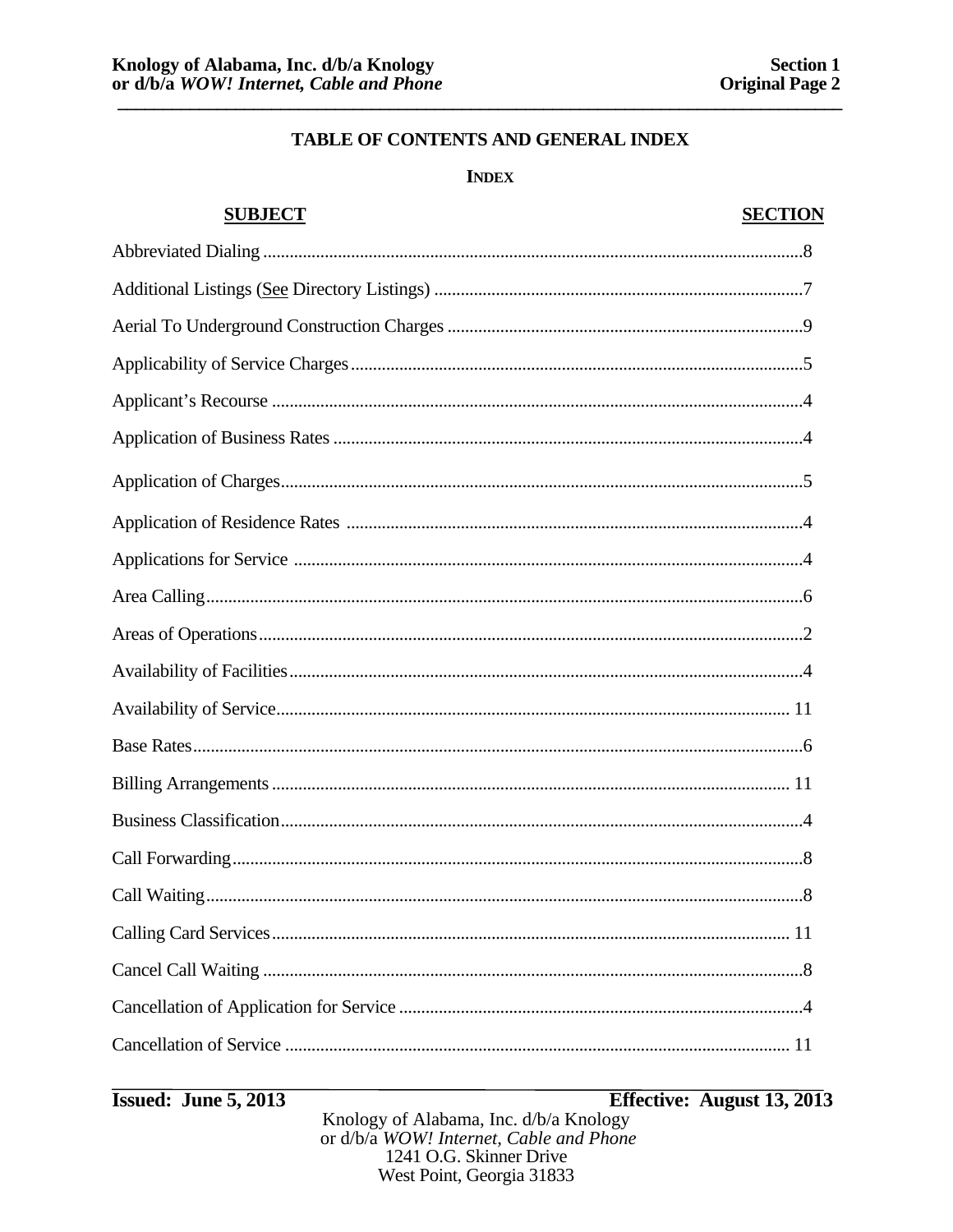## TABLE OF CONTENTS AND GENERAL INDEX

### INDEX

| SUBJECT | SECTION |
|---|---|
| Abbreviated Dialing | 8 |
| Additional Listings (See Directory Listings) | 7 |
| Aerial To Underground Construction Charges | 9 |
| Applicability of Service Charges | 5 |
| Applicant's Recourse | 4 |
| Application of Business Rates | 4 |
| Application of Charges | 5 |
| Application of Residence Rates | 4 |
| Applications for Service | 4 |
| Area Calling | 6 |
| Areas of Operations | 2 |
| Availability of Facilities | 4 |
| Availability of Service | 11 |
| Base Rates | 6 |
| Billing Arrangements | 11 |
| Business Classification | 4 |
| Call Forwarding | 8 |
| Call Waiting | 8 |
| Calling Card Services | 11 |
| Cancel Call Waiting | 8 |
| Cancellation of Application for Service | 4 |
| Cancellation of Service | 11 |

**Issued: June 5, 2013** **Effective: August 13, 2013**

Knology of Alabama, Inc. d/b/a Knology
or d/b/a *WOW! Internet, Cable and Phone*
1241 O.G. Skinner Drive
West Point, Georgia 31833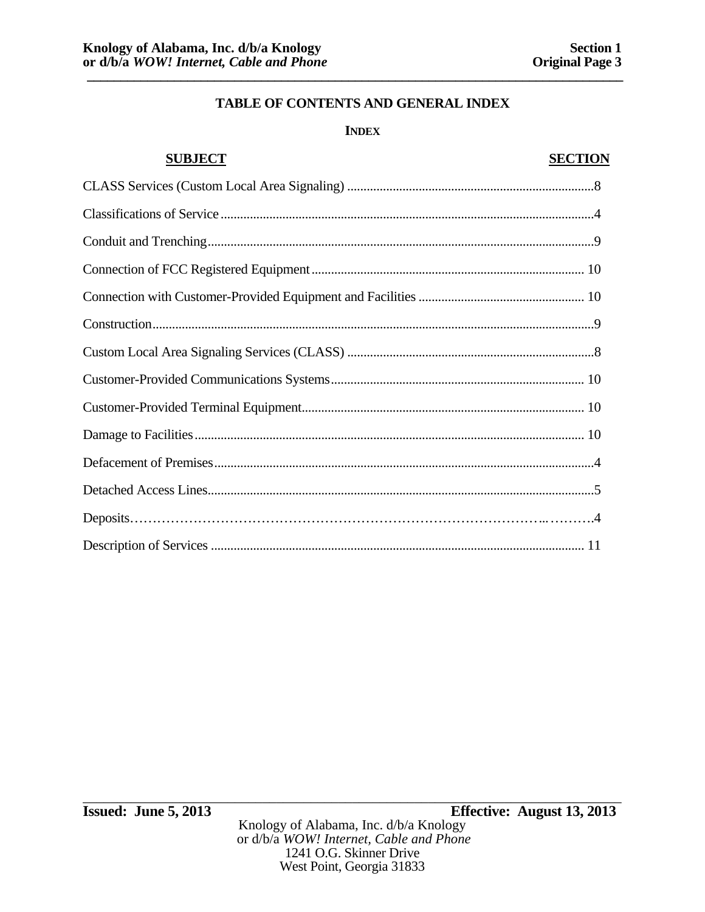# TABLE OF CONTENTS AND GENERAL INDEX

## INDEX

| SUBJECT | SECTION |
|---|---|
| CLASS Services (Custom Local Area Signaling) | 8 |
| Classifications of Service | 4 |
| Conduit and Trenching | 9 |
| Connection of FCC Registered Equipment | 10 |
| Connection with Customer-Provided Equipment and Facilities | 10 |
| Construction | 9 |
| Custom Local Area Signaling Services (CLASS) | 8 |
| Customer-Provided Communications Systems | 10 |
| Customer-Provided Terminal Equipment | 10 |
| Damage to Facilities | 10 |
| Defacement of Premises | 4 |
| Detached Access Lines | 5 |
| Deposits | 4 |
| Description of Services | 11 |

**Issued: June 5, 2013** **Effective: August 13, 2013**

Knology of Alabama, Inc. d/b/a Knology
or d/b/a *WOW! Internet, Cable and Phone*
1241 O.G. Skinner Drive
West Point, Georgia 31833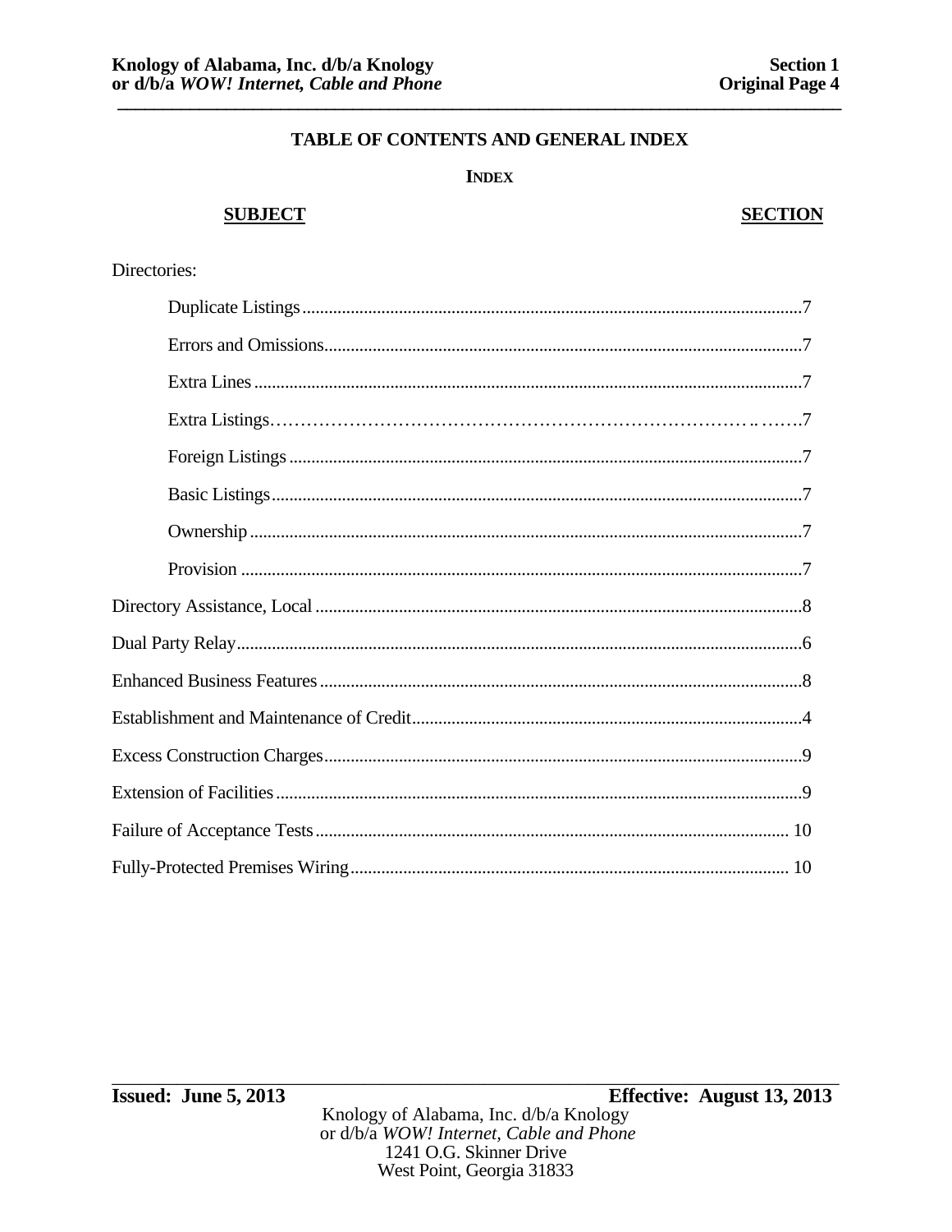## TABLE OF CONTENTS AND GENERAL INDEX

### INDEX

| SUBJECT | SECTION |
|---|---|
| Directories: | |
| Duplicate Listings | 7 |
| Errors and Omissions | 7 |
| Extra Lines | 7 |
| Extra Listings | 7 |
| Foreign Listings | 7 |
| Basic Listings | 7 |
| Ownership | 7 |
| Provision | 7 |
| Directory Assistance, Local | 8 |
| Dual Party Relay | 6 |
| Enhanced Business Features | 8 |
| Establishment and Maintenance of Credit | 4 |
| Excess Construction Charges | 9 |
| Extension of Facilities | 9 |
| Failure of Acceptance Tests | 10 |
| Fully-Protected Premises Wiring | 10 |

**Issued: June 5, 2013** **Effective: August 13, 2013**

Knology of Alabama, Inc. d/b/a Knology
or d/b/a *WOW! Internet, Cable and Phone*
1241 O.G. Skinner Drive
West Point, Georgia 31833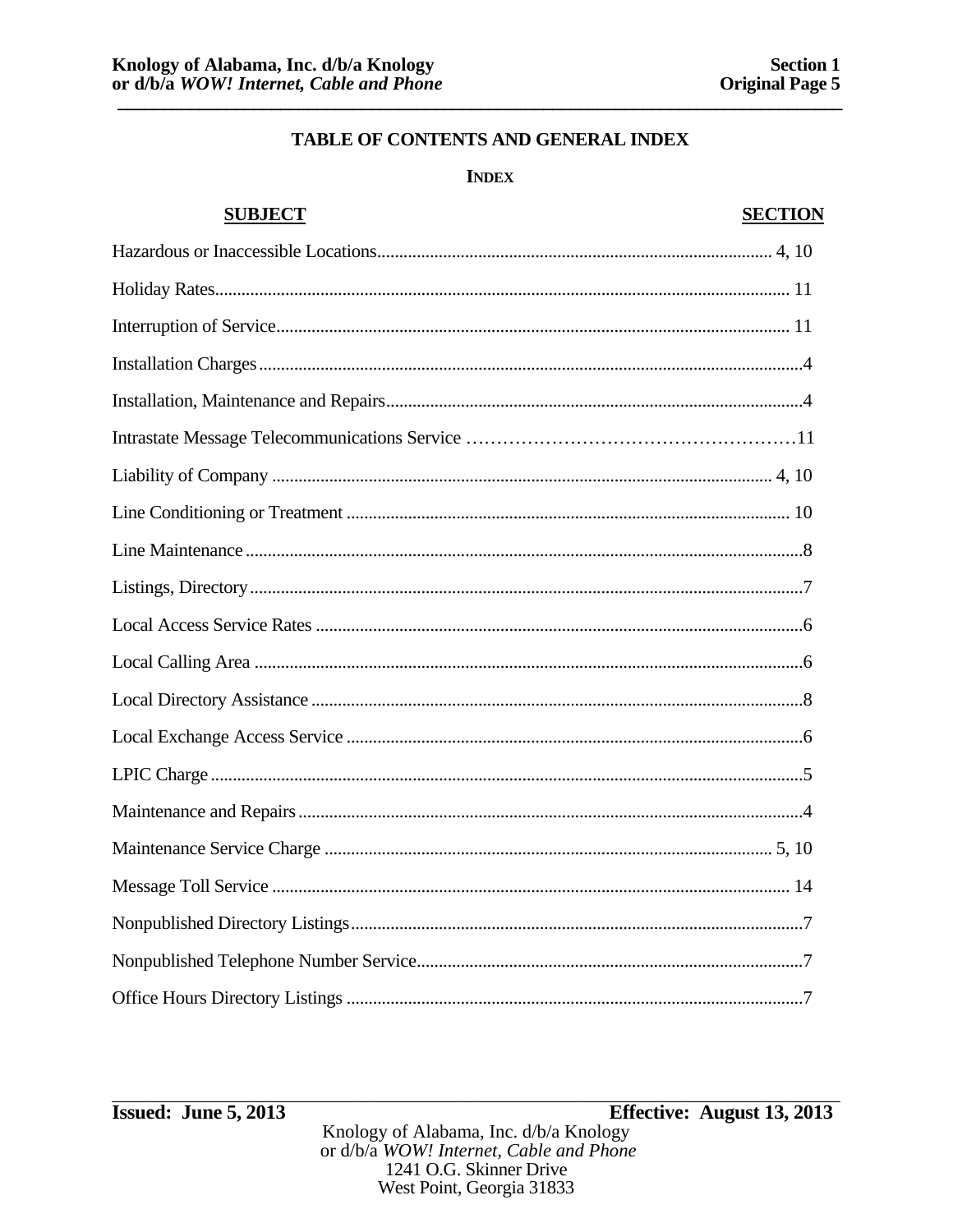## TABLE OF CONTENTS AND GENERAL INDEX

### INDEX

| SUBJECT | SECTION |
|---|---|
| Hazardous or Inaccessible Locations | 4, 10 |
| Holiday Rates | 11 |
| Interruption of Service | 11 |
| Installation Charges | 4 |
| Installation, Maintenance and Repairs | 4 |
| Intrastate Message Telecommunications Service | 11 |
| Liability of Company | 4, 10 |
| Line Conditioning or Treatment | 10 |
| Line Maintenance | 8 |
| Listings, Directory | 7 |
| Local Access Service Rates | 6 |
| Local Calling Area | 6 |
| Local Directory Assistance | 8 |
| Local Exchange Access Service | 6 |
| LPIC Charge | 5 |
| Maintenance and Repairs | 4 |
| Maintenance Service Charge | 5, 10 |
| Message Toll Service | 14 |
| Nonpublished Directory Listings | 7 |
| Nonpublished Telephone Number Service | 7 |
| Office Hours Directory Listings | 7 |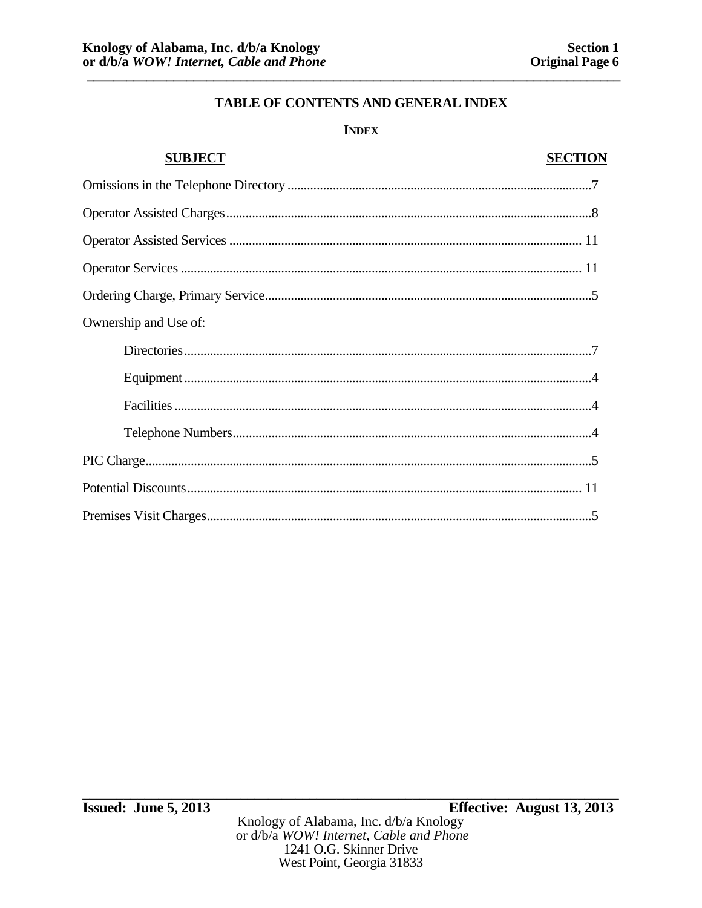## TABLE OF CONTENTS AND GENERAL INDEX

### INDEX

| SUBJECT | SECTION |
|---|---|
| Omissions in the Telephone Directory | 7 |
| Operator Assisted Charges | 8 |
| Operator Assisted Services | 11 |
| Operator Services | 11 |
| Ordering Charge, Primary Service | 5 |
| Ownership and Use of: | |
| Directories | 7 |
| Equipment | 4 |
| Facilities | 4 |
| Telephone Numbers | 4 |
| PIC Charge | 5 |
| Potential Discounts | 11 |
| Premises Visit Charges | 5 |

**Issued: June 5, 2013** **Effective: August 13, 2013**

Knology of Alabama, Inc. d/b/a Knology
or d/b/a *WOW! Internet, Cable and Phone*
1241 O.G. Skinner Drive
West Point, Georgia 31833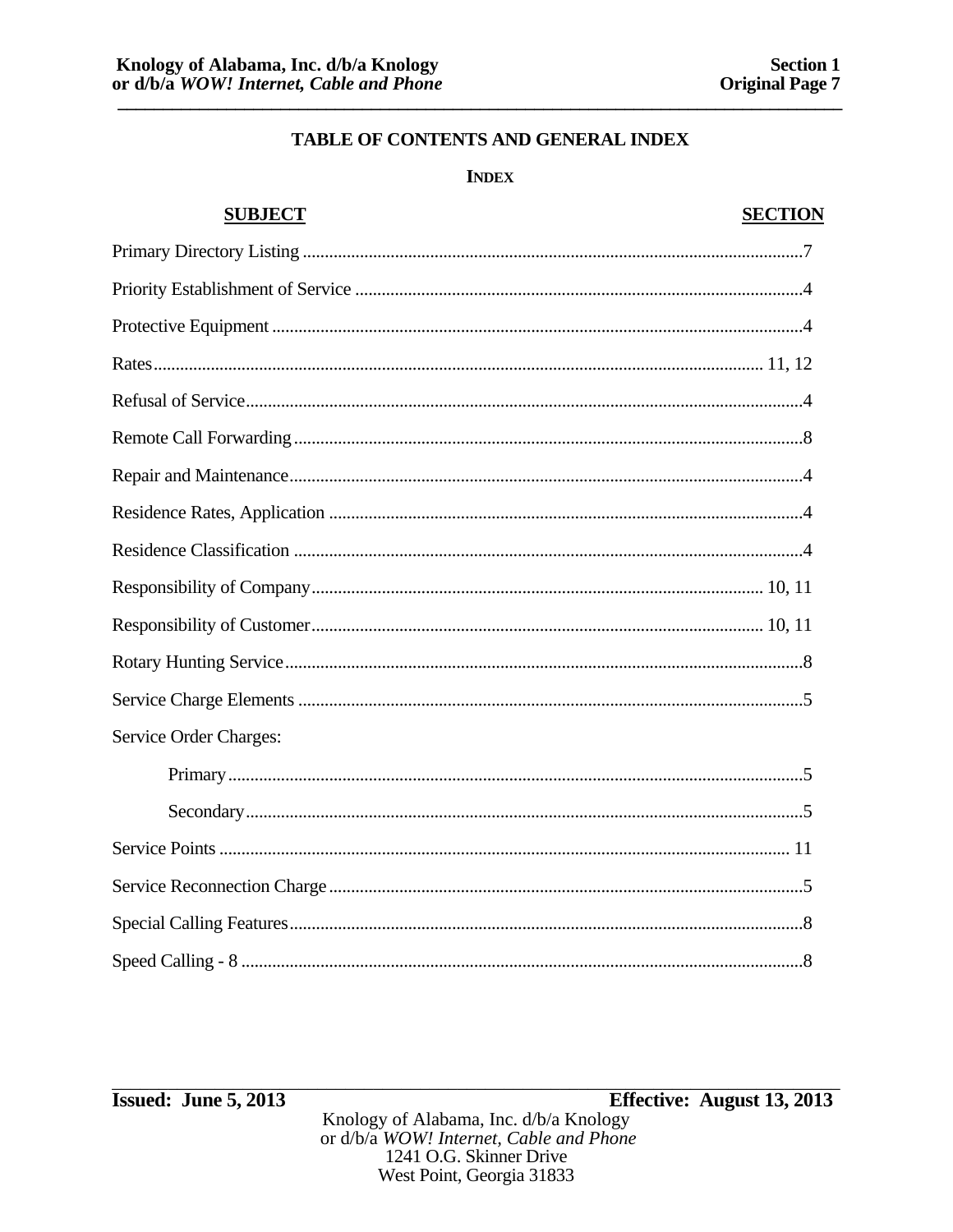## TABLE OF CONTENTS AND GENERAL INDEX

### INDEX

| SUBJECT | SECTION |
|---|---|
| Primary Directory Listing | 7 |
| Priority Establishment of Service | 4 |
| Protective Equipment | 4 |
| Rates | 11, 12 |
| Refusal of Service | 4 |
| Remote Call Forwarding | 8 |
| Repair and Maintenance | 4 |
| Residence Rates, Application | 4 |
| Residence Classification | 4 |
| Responsibility of Company | 10, 11 |
| Responsibility of Customer | 10, 11 |
| Rotary Hunting Service | 8 |
| Service Charge Elements | 5 |
| Service Order Charges: | |
| Primary | 5 |
| Secondary | 5 |
| Service Points | 11 |
| Service Reconnection Charge | 5 |
| Special Calling Features | 8 |
| Speed Calling - 8 | 8 |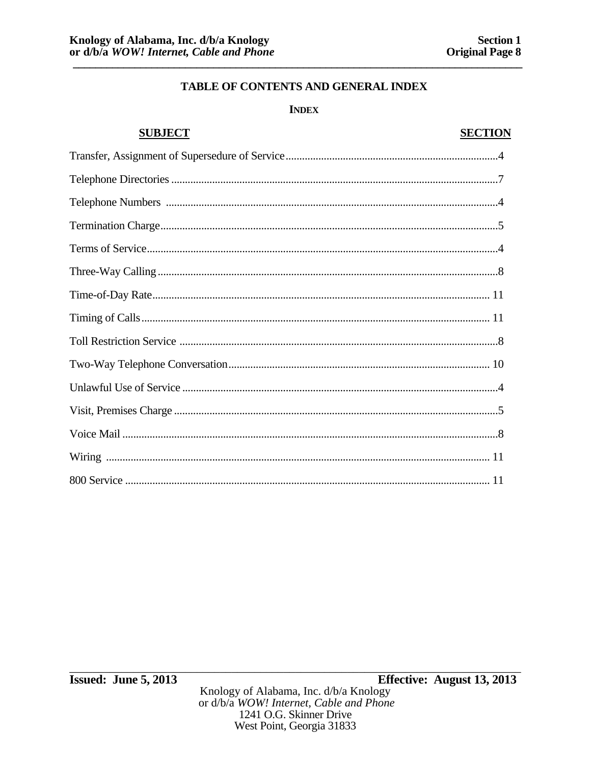## TABLE OF CONTENTS AND GENERAL INDEX

### INDEX

| SUBJECT | SECTION |
|---|---|
| Transfer, Assignment of Supersedure of Service | 4 |
| Telephone Directories | 7 |
| Telephone Numbers | 4 |
| Termination Charge | 5 |
| Terms of Service | 4 |
| Three-Way Calling | 8 |
| Time-of-Day Rate | 11 |
| Timing of Calls | 11 |
| Toll Restriction Service | 8 |
| Two-Way Telephone Conversation | 10 |
| Unlawful Use of Service | 4 |
| Visit, Premises Charge | 5 |
| Voice Mail | 8 |
| Wiring | 11 |
| 800 Service | 11 |

**Issued: June 5, 2013** **Effective: August 13, 2013**

Knology of Alabama, Inc. d/b/a Knology
or d/b/a *WOW! Internet, Cable and Phone*
1241 O.G. Skinner Drive
West Point, Georgia 31833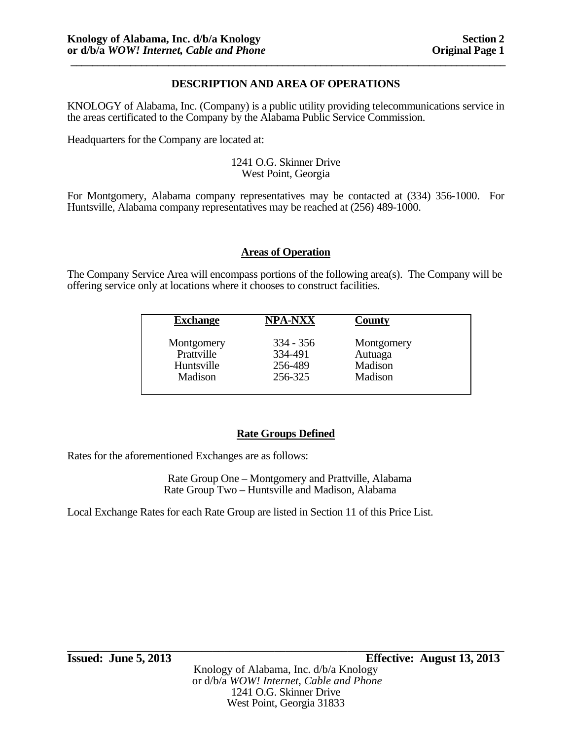## DESCRIPTION AND AREA OF OPERATIONS

KNOLOGY of Alabama, Inc. (Company) is a public utility providing telecommunications service in the areas certificated to the Company by the Alabama Public Service Commission.

Headquarters for the Company are located at:

1241 O.G. Skinner Drive
West Point, Georgia

For Montgomery, Alabama company representatives may be contacted at (334) 356-1000. For Huntsville, Alabama company representatives may be reached at (256) 489-1000.

### Areas of Operation

The Company Service Area will encompass portions of the following area(s). The Company will be offering service only at locations where it chooses to construct facilities.

| Exchange | NPA-NXX | County |
|---|---|---|
| Montgomery | 334 - 356 | Montgomery |
| Prattville | 334-491 | Autuaga |
| Huntsville | 256-489 | Madison |
| Madison | 256-325 | Madison |

### Rate Groups Defined

Rates for the aforementioned Exchanges are as follows:

Rate Group One – Montgomery and Prattville, Alabama
Rate Group Two – Huntsville and Madison, Alabama

Local Exchange Rates for each Rate Group are listed in Section 11 of this Price List.

**Issued: June 5, 2013** **Effective: August 13, 2013**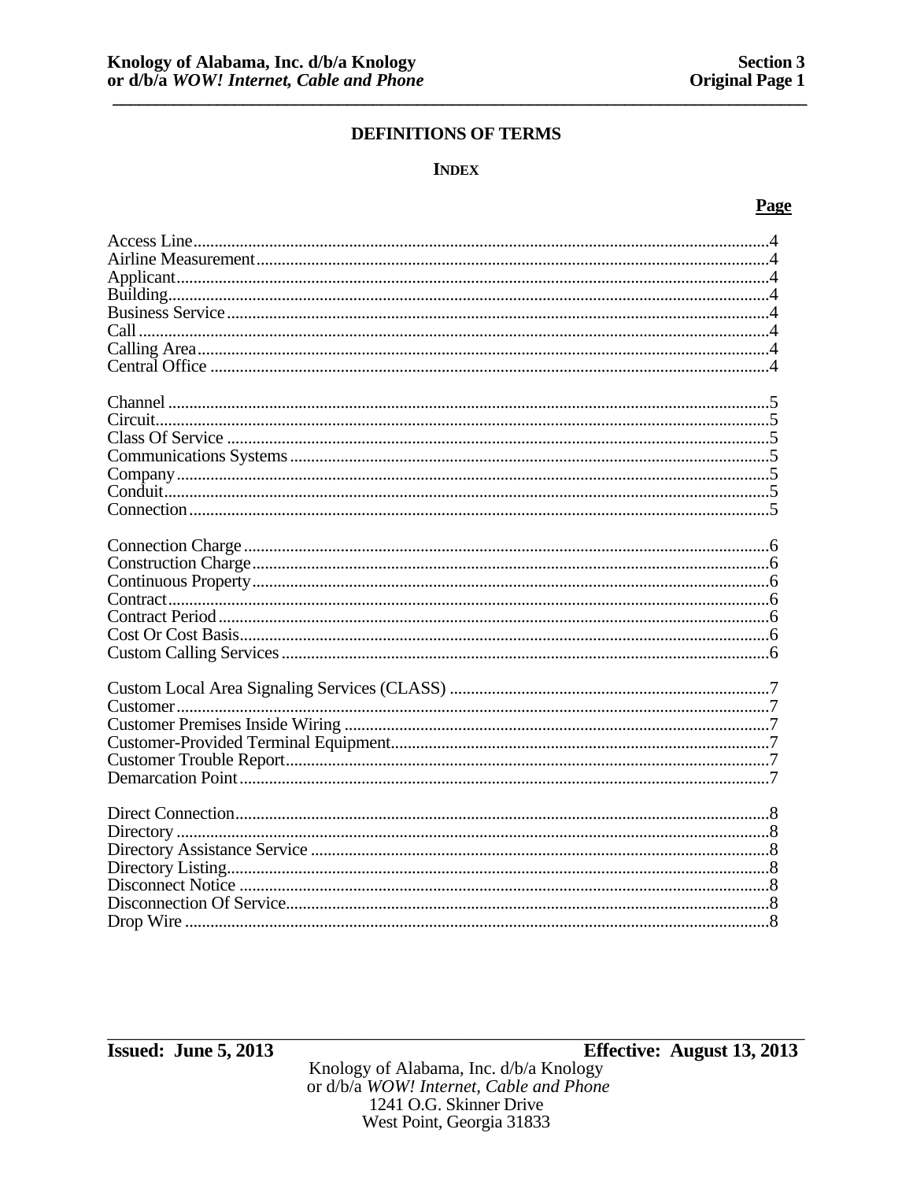## DEFINITIONS OF TERMS

### INDEX

| | **Page** |
|---|---|
| Access Line | 4 |
| Airline Measurement | 4 |
| Applicant | 4 |
| Building | 4 |
| Business Service | 4 |
| Call | 4 |
| Calling Area | 4 |
| Central Office | 4 |
| Channel | 5 |
| Circuit | 5 |
| Class Of Service | 5 |
| Communications Systems | 5 |
| Company | 5 |
| Conduit | 5 |
| Connection | 5 |
| Connection Charge | 6 |
| Construction Charge | 6 |
| Continuous Property | 6 |
| Contract | 6 |
| Contract Period | 6 |
| Cost Or Cost Basis | 6 |
| Custom Calling Services | 6 |
| Custom Local Area Signaling Services (CLASS) | 7 |
| Customer | 7 |
| Customer Premises Inside Wiring | 7 |
| Customer-Provided Terminal Equipment | 7 |
| Customer Trouble Report | 7 |
| Demarcation Point | 7 |
| Direct Connection | 8 |
| Directory | 8 |
| Directory Assistance Service | 8 |
| Directory Listing | 8 |
| Disconnect Notice | 8 |
| Disconnection Of Service | 8 |
| Drop Wire | 8 |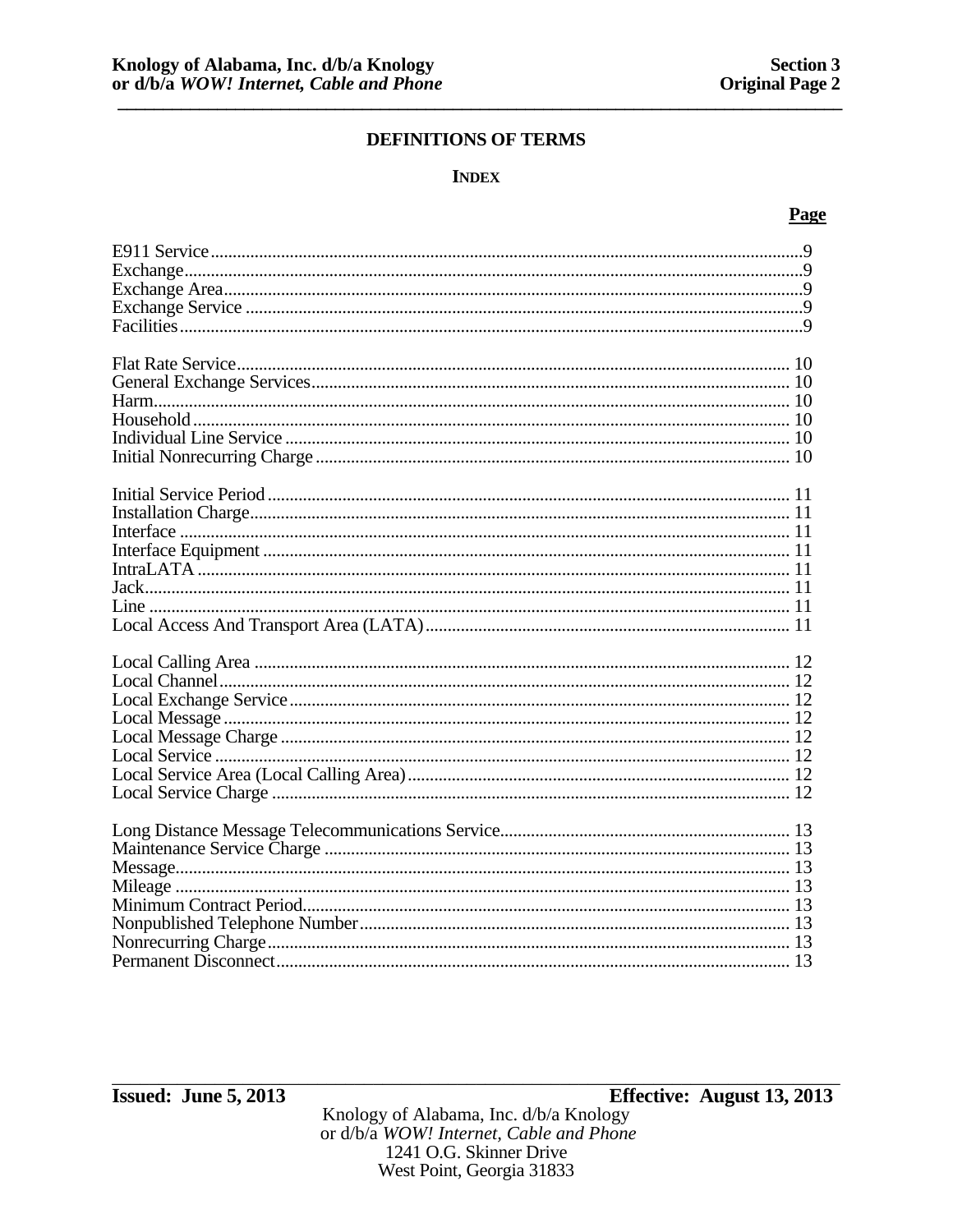## DEFINITIONS OF TERMS

### INDEX

| | Page |
|---|---|
| E911 Service | 9 |
| Exchange | 9 |
| Exchange Area | 9 |
| Exchange Service | 9 |
| Facilities | 9 |
| | |
| Flat Rate Service | 10 |
| General Exchange Services | 10 |
| Harm | 10 |
| Household | 10 |
| Individual Line Service | 10 |
| Initial Nonrecurring Charge | 10 |
| | |
| Initial Service Period | 11 |
| Installation Charge | 11 |
| Interface | 11 |
| Interface Equipment | 11 |
| IntraLATA | 11 |
| Jack | 11 |
| Line | 11 |
| Local Access And Transport Area (LATA) | 11 |
| | |
| Local Calling Area | 12 |
| Local Channel | 12 |
| Local Exchange Service | 12 |
| Local Message | 12 |
| Local Message Charge | 12 |
| Local Service | 12 |
| Local Service Area (Local Calling Area) | 12 |
| Local Service Charge | 12 |
| | |
| Long Distance Message Telecommunications Service | 13 |
| Maintenance Service Charge | 13 |
| Message | 13 |
| Mileage | 13 |
| Minimum Contract Period | 13 |
| Nonpublished Telephone Number | 13 |
| Nonrecurring Charge | 13 |
| Permanent Disconnect | 13 |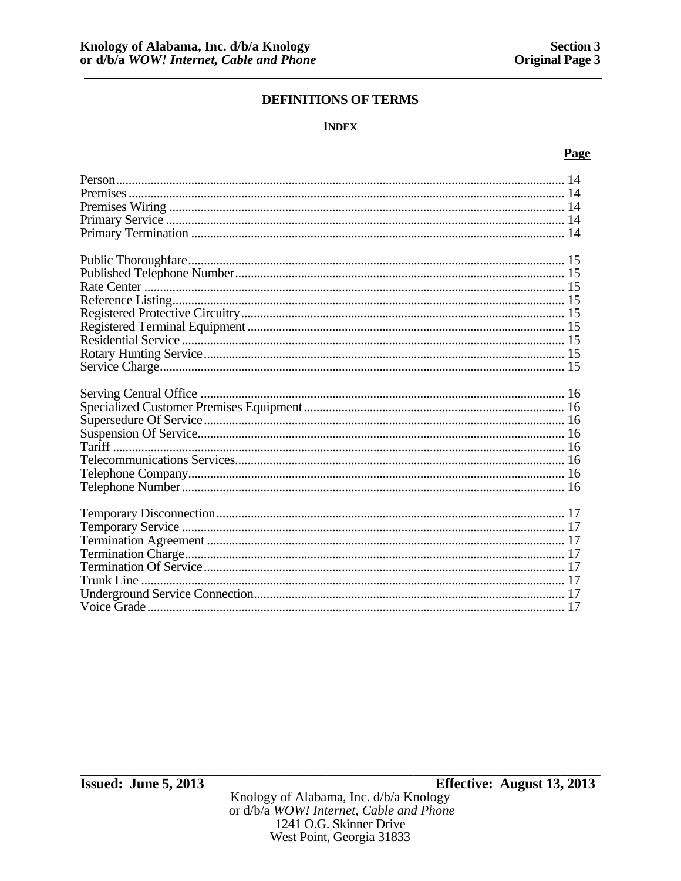## DEFINITIONS OF TERMS

### INDEX

| | **Page** |
|---|---|
| Person | 14 |
| Premises | 14 |
| Premises Wiring | 14 |
| Primary Service | 14 |
| Primary Termination | 14 |
| Public Thoroughfare | 15 |
| Published Telephone Number | 15 |
| Rate Center | 15 |
| Reference Listing | 15 |
| Registered Protective Circuitry | 15 |
| Registered Terminal Equipment | 15 |
| Residential Service | 15 |
| Rotary Hunting Service | 15 |
| Service Charge | 15 |
| Serving Central Office | 16 |
| Specialized Customer Premises Equipment | 16 |
| Supersedure Of Service | 16 |
| Suspension Of Service | 16 |
| Tariff | 16 |
| Telecommunications Services | 16 |
| Telephone Company | 16 |
| Telephone Number | 16 |
| Temporary Disconnection | 17 |
| Temporary Service | 17 |
| Termination Agreement | 17 |
| Termination Charge | 17 |
| Termination Of Service | 17 |
| Trunk Line | 17 |
| Underground Service Connection | 17 |
| Voice Grade | 17 |

**Issued: June 5, 2013** **Effective: August 13, 2013**

Knology of Alabama, Inc. d/b/a Knology
or d/b/a *WOW! Internet, Cable and Phone*
1241 O.G. Skinner Drive
West Point, Georgia 31833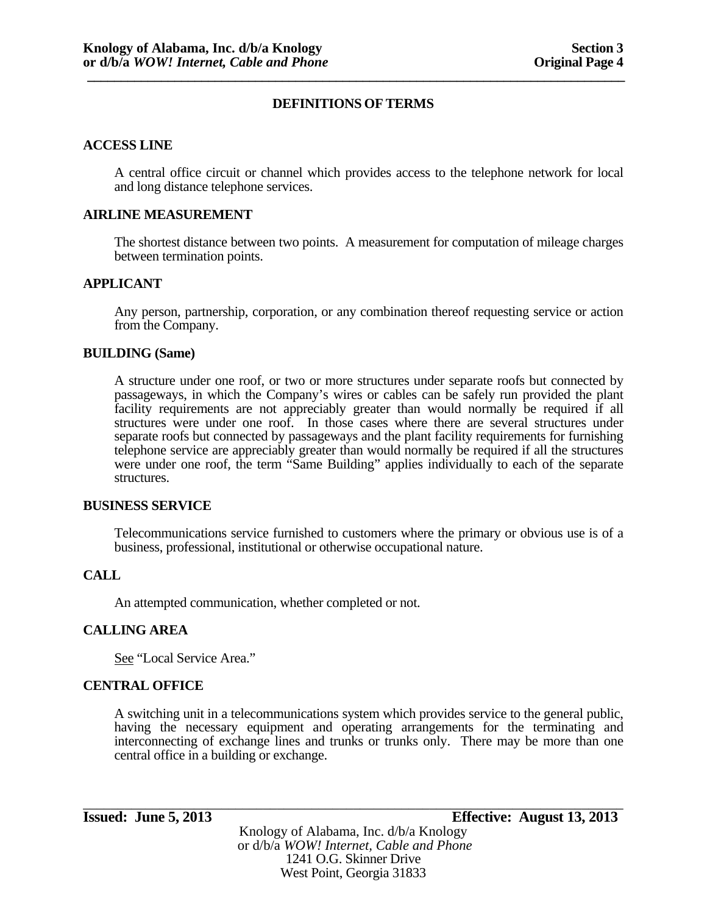## DEFINITIONS OF TERMS

### ACCESS LINE

A central office circuit or channel which provides access to the telephone network for local and long distance telephone services.

### AIRLINE MEASUREMENT

The shortest distance between two points. A measurement for computation of mileage charges between termination points.

### APPLICANT

Any person, partnership, corporation, or any combination thereof requesting service or action from the Company.

### BUILDING (Same)

A structure under one roof, or two or more structures under separate roofs but connected by passageways, in which the Company's wires or cables can be safely run provided the plant facility requirements are not appreciably greater than would normally be required if all structures were under one roof. In those cases where there are several structures under separate roofs but connected by passageways and the plant facility requirements for furnishing telephone service are appreciably greater than would normally be required if all the structures were under one roof, the term "Same Building" applies individually to each of the separate structures.

### BUSINESS SERVICE

Telecommunications service furnished to customers where the primary or obvious use is of a business, professional, institutional or otherwise occupational nature.

### CALL

An attempted communication, whether completed or not.

### CALLING AREA

See "Local Service Area."

### CENTRAL OFFICE

A switching unit in a telecommunications system which provides service to the general public, having the necessary equipment and operating arrangements for the terminating and interconnecting of exchange lines and trunks or trunks only. There may be more than one central office in a building or exchange.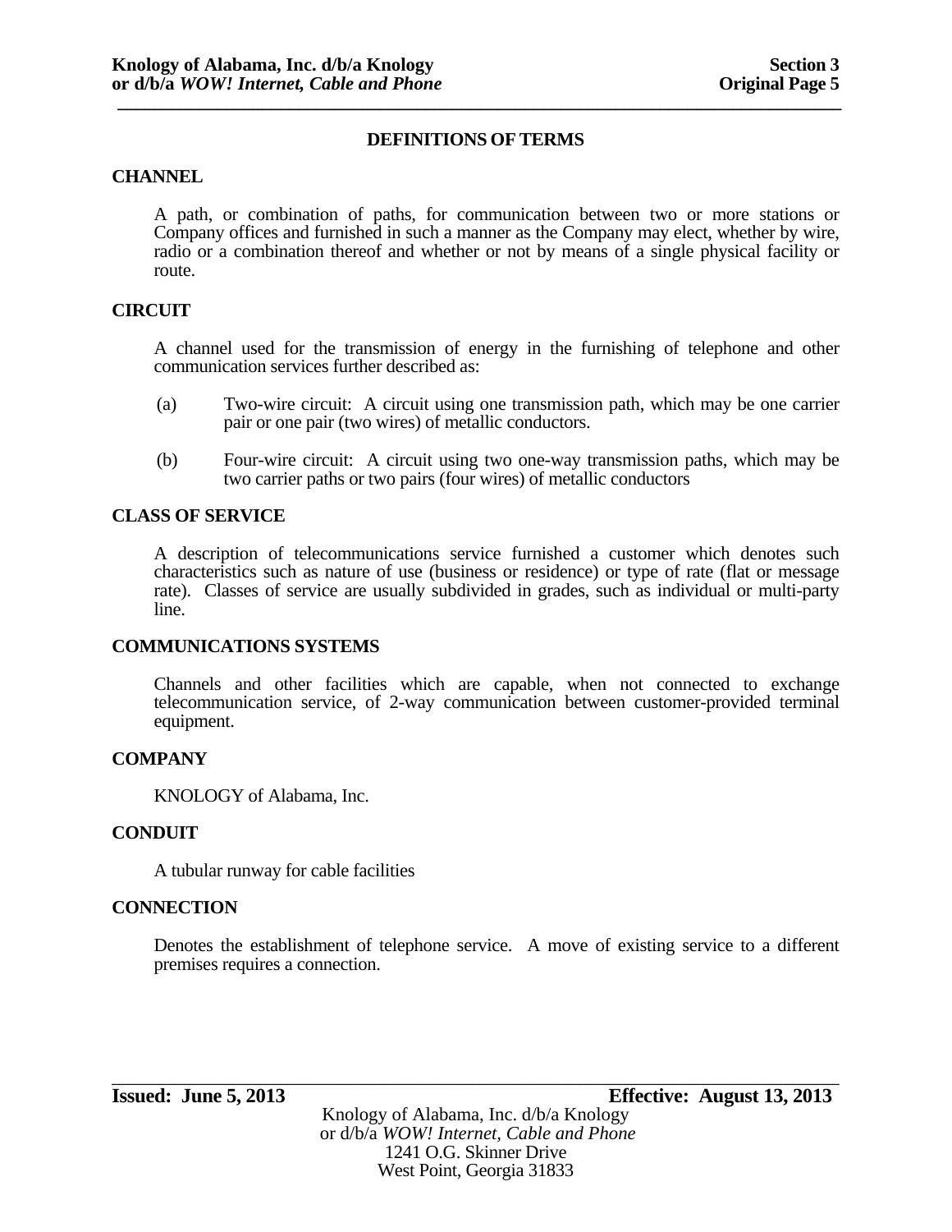## DEFINITIONS OF TERMS

**CHANNEL**

A path, or combination of paths, for communication between two or more stations or Company offices and furnished in such a manner as the Company may elect, whether by wire, radio or a combination thereof and whether or not by means of a single physical facility or route.

**CIRCUIT**

A channel used for the transmission of energy in the furnishing of telephone and other communication services further described as:

(a) Two-wire circuit: A circuit using one transmission path, which may be one carrier pair or one pair (two wires) of metallic conductors.

(b) Four-wire circuit: A circuit using two one-way transmission paths, which may be two carrier paths or two pairs (four wires) of metallic conductors

**CLASS OF SERVICE**

A description of telecommunications service furnished a customer which denotes such characteristics such as nature of use (business or residence) or type of rate (flat or message rate). Classes of service are usually subdivided in grades, such as individual or multi-party line.

**COMMUNICATIONS SYSTEMS**

Channels and other facilities which are capable, when not connected to exchange telecommunication service, of 2-way communication between customer-provided terminal equipment.

**COMPANY**

KNOLOGY of Alabama, Inc.

**CONDUIT**

A tubular runway for cable facilities

**CONNECTION**

Denotes the establishment of telephone service. A move of existing service to a different premises requires a connection.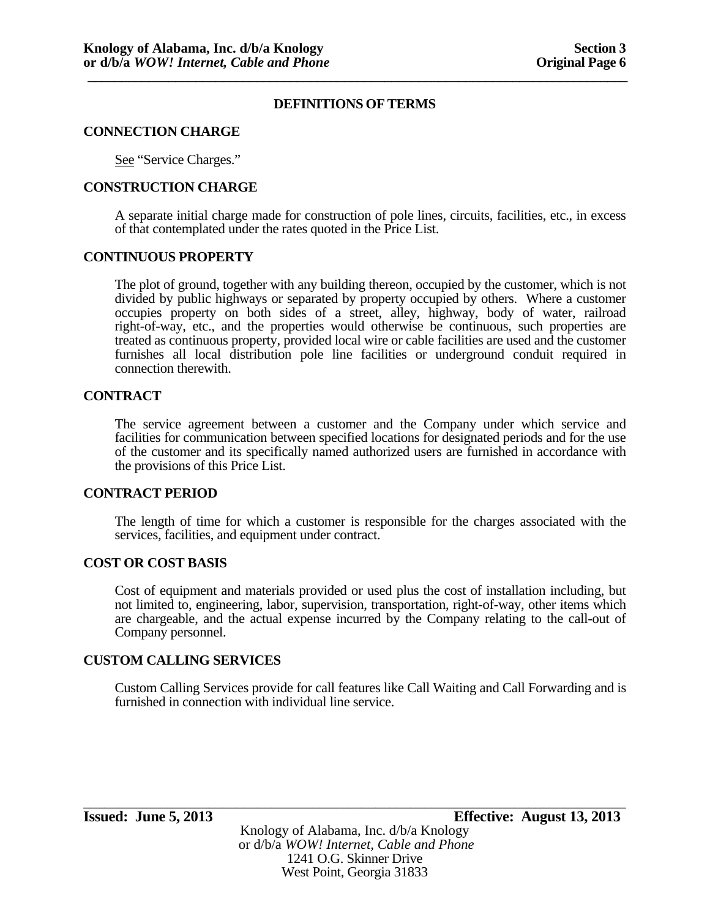## DEFINITIONS OF TERMS

### CONNECTION CHARGE

See "Service Charges."

### CONSTRUCTION CHARGE

A separate initial charge made for construction of pole lines, circuits, facilities, etc., in excess of that contemplated under the rates quoted in the Price List.

### CONTINUOUS PROPERTY

The plot of ground, together with any building thereon, occupied by the customer, which is not divided by public highways or separated by property occupied by others. Where a customer occupies property on both sides of a street, alley, highway, body of water, railroad right-of-way, etc., and the properties would otherwise be continuous, such properties are treated as continuous property, provided local wire or cable facilities are used and the customer furnishes all local distribution pole line facilities or underground conduit required in connection therewith.

### CONTRACT

The service agreement between a customer and the Company under which service and facilities for communication between specified locations for designated periods and for the use of the customer and its specifically named authorized users are furnished in accordance with the provisions of this Price List.

### CONTRACT PERIOD

The length of time for which a customer is responsible for the charges associated with the services, facilities, and equipment under contract.

### COST OR COST BASIS

Cost of equipment and materials provided or used plus the cost of installation including, but not limited to, engineering, labor, supervision, transportation, right-of-way, other items which are chargeable, and the actual expense incurred by the Company relating to the call-out of Company personnel.

### CUSTOM CALLING SERVICES

Custom Calling Services provide for call features like Call Waiting and Call Forwarding and is furnished in connection with individual line service.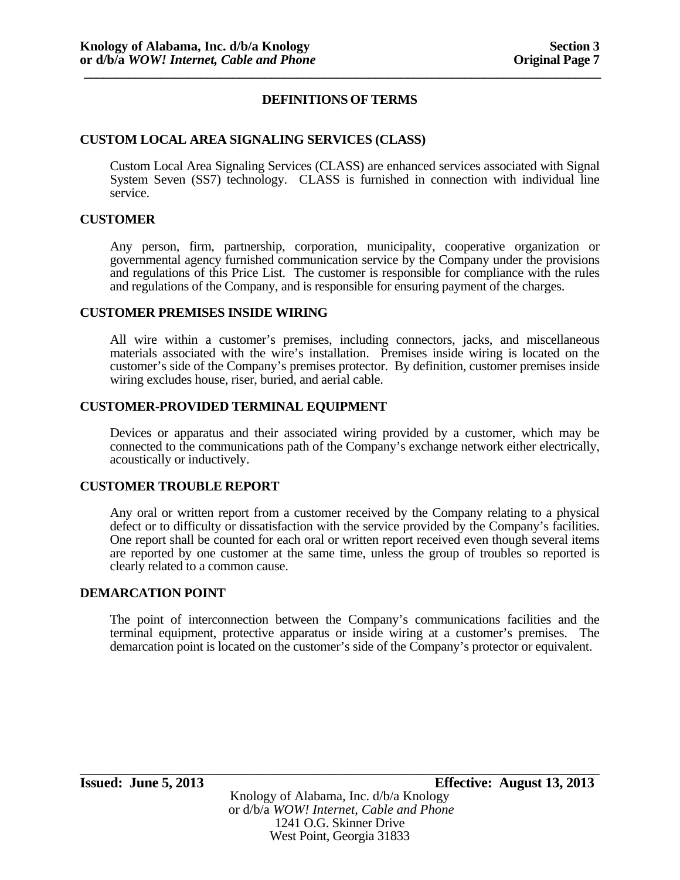# DEFINITIONS OF TERMS

## CUSTOM LOCAL AREA SIGNALING SERVICES (CLASS)

Custom Local Area Signaling Services (CLASS) are enhanced services associated with Signal System Seven (SS7) technology. CLASS is furnished in connection with individual line service.

## CUSTOMER

Any person, firm, partnership, corporation, municipality, cooperative organization or governmental agency furnished communication service by the Company under the provisions and regulations of this Price List. The customer is responsible for compliance with the rules and regulations of the Company, and is responsible for ensuring payment of the charges.

## CUSTOMER PREMISES INSIDE WIRING

All wire within a customer's premises, including connectors, jacks, and miscellaneous materials associated with the wire's installation. Premises inside wiring is located on the customer's side of the Company's premises protector. By definition, customer premises inside wiring excludes house, riser, buried, and aerial cable.

## CUSTOMER-PROVIDED TERMINAL EQUIPMENT

Devices or apparatus and their associated wiring provided by a customer, which may be connected to the communications path of the Company's exchange network either electrically, acoustically or inductively.

## CUSTOMER TROUBLE REPORT

Any oral or written report from a customer received by the Company relating to a physical defect or to difficulty or dissatisfaction with the service provided by the Company's facilities. One report shall be counted for each oral or written report received even though several items are reported by one customer at the same time, unless the group of troubles so reported is clearly related to a common cause.

## DEMARCATION POINT

The point of interconnection between the Company's communications facilities and the terminal equipment, protective apparatus or inside wiring at a customer's premises. The demarcation point is located on the customer's side of the Company's protector or equivalent.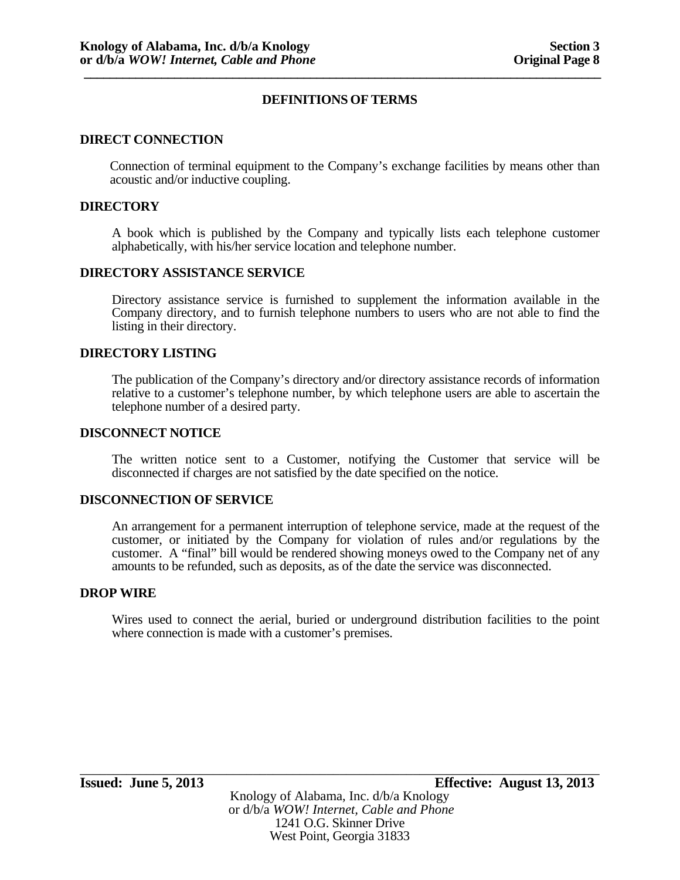## DEFINITIONS OF TERMS

**DIRECT CONNECTION**

Connection of terminal equipment to the Company's exchange facilities by means other than acoustic and/or inductive coupling.

**DIRECTORY**

A book which is published by the Company and typically lists each telephone customer alphabetically, with his/her service location and telephone number.

**DIRECTORY ASSISTANCE SERVICE**

Directory assistance service is furnished to supplement the information available in the Company directory, and to furnish telephone numbers to users who are not able to find the listing in their directory.

**DIRECTORY LISTING**

The publication of the Company's directory and/or directory assistance records of information relative to a customer's telephone number, by which telephone users are able to ascertain the telephone number of a desired party.

**DISCONNECT NOTICE**

The written notice sent to a Customer, notifying the Customer that service will be disconnected if charges are not satisfied by the date specified on the notice.

**DISCONNECTION OF SERVICE**

An arrangement for a permanent interruption of telephone service, made at the request of the customer, or initiated by the Company for violation of rules and/or regulations by the customer. A "final" bill would be rendered showing moneys owed to the Company net of any amounts to be refunded, such as deposits, as of the date the service was disconnected.

**DROP WIRE**

Wires used to connect the aerial, buried or underground distribution facilities to the point where connection is made with a customer's premises.

**Issued: June 5, 2013** **Effective: August 13, 2013**

Knology of Alabama, Inc. d/b/a Knology
or d/b/a *WOW! Internet, Cable and Phone*
1241 O.G. Skinner Drive
West Point, Georgia 31833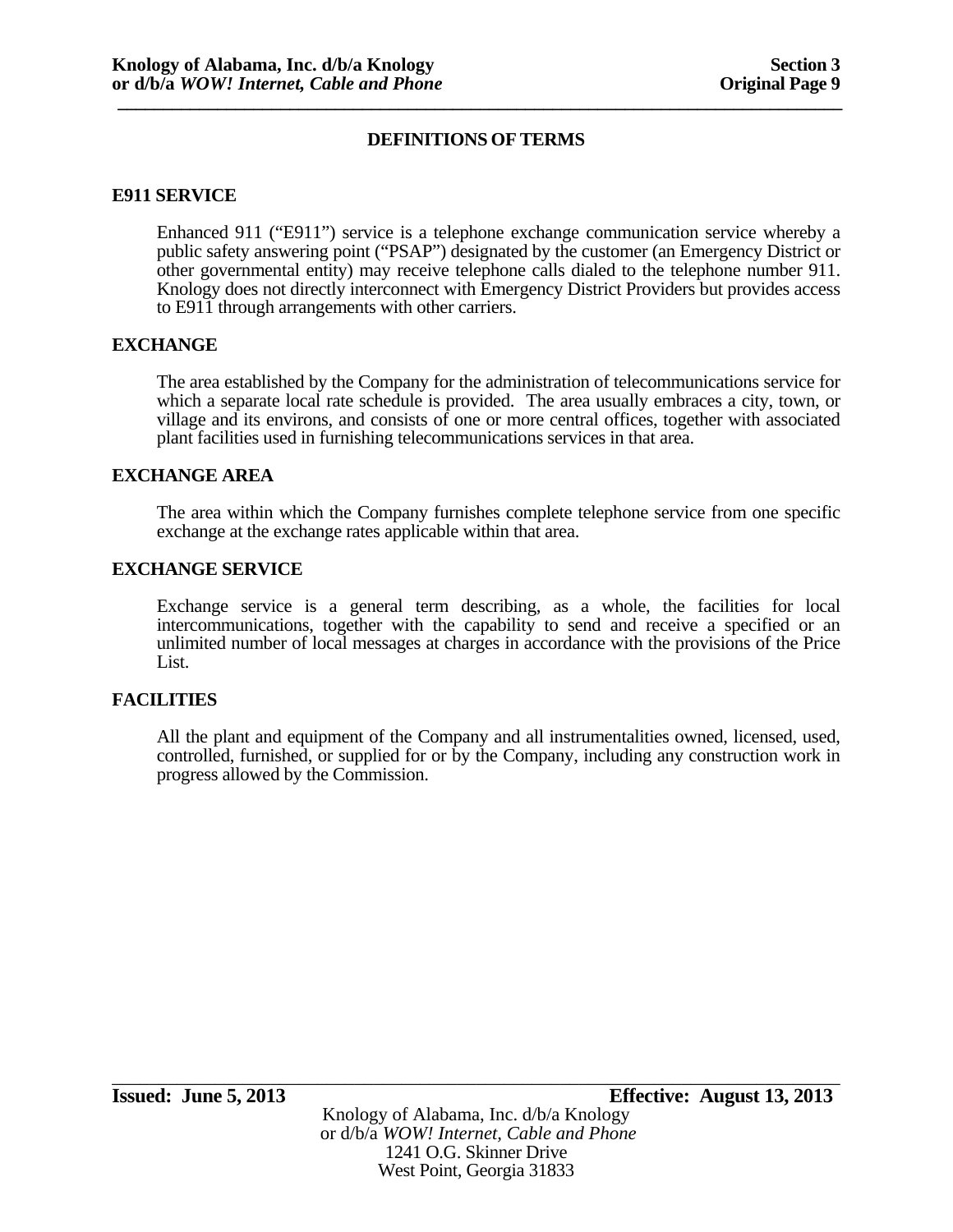## DEFINITIONS OF TERMS

### E911 SERVICE

Enhanced 911 ("E911") service is a telephone exchange communication service whereby a public safety answering point ("PSAP") designated by the customer (an Emergency District or other governmental entity) may receive telephone calls dialed to the telephone number 911. Knology does not directly interconnect with Emergency District Providers but provides access to E911 through arrangements with other carriers.

### EXCHANGE

The area established by the Company for the administration of telecommunications service for which a separate local rate schedule is provided. The area usually embraces a city, town, or village and its environs, and consists of one or more central offices, together with associated plant facilities used in furnishing telecommunications services in that area.

### EXCHANGE AREA

The area within which the Company furnishes complete telephone service from one specific exchange at the exchange rates applicable within that area.

### EXCHANGE SERVICE

Exchange service is a general term describing, as a whole, the facilities for local intercommunications, together with the capability to send and receive a specified or an unlimited number of local messages at charges in accordance with the provisions of the Price List.

### FACILITIES

All the plant and equipment of the Company and all instrumentalities owned, licensed, used, controlled, furnished, or supplied for or by the Company, including any construction work in progress allowed by the Commission.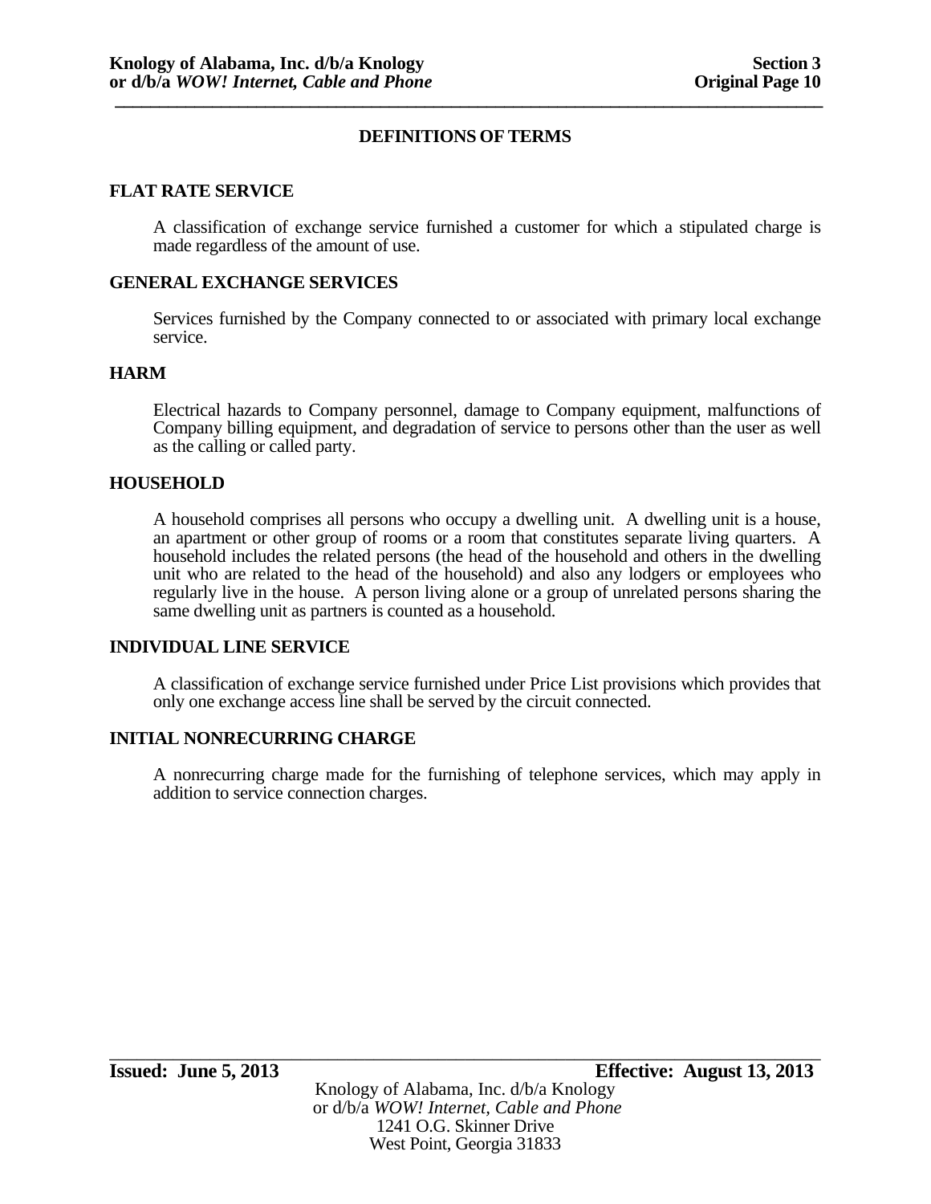## DEFINITIONS OF TERMS

**FLAT RATE SERVICE**

A classification of exchange service furnished a customer for which a stipulated charge is made regardless of the amount of use.

**GENERAL EXCHANGE SERVICES**

Services furnished by the Company connected to or associated with primary local exchange service.

**HARM**

Electrical hazards to Company personnel, damage to Company equipment, malfunctions of Company billing equipment, and degradation of service to persons other than the user as well as the calling or called party.

**HOUSEHOLD**

A household comprises all persons who occupy a dwelling unit. A dwelling unit is a house, an apartment or other group of rooms or a room that constitutes separate living quarters. A household includes the related persons (the head of the household and others in the dwelling unit who are related to the head of the household) and also any lodgers or employees who regularly live in the house. A person living alone or a group of unrelated persons sharing the same dwelling unit as partners is counted as a household.

**INDIVIDUAL LINE SERVICE**

A classification of exchange service furnished under Price List provisions which provides that only one exchange access line shall be served by the circuit connected.

**INITIAL NONRECURRING CHARGE**

A nonrecurring charge made for the furnishing of telephone services, which may apply in addition to service connection charges.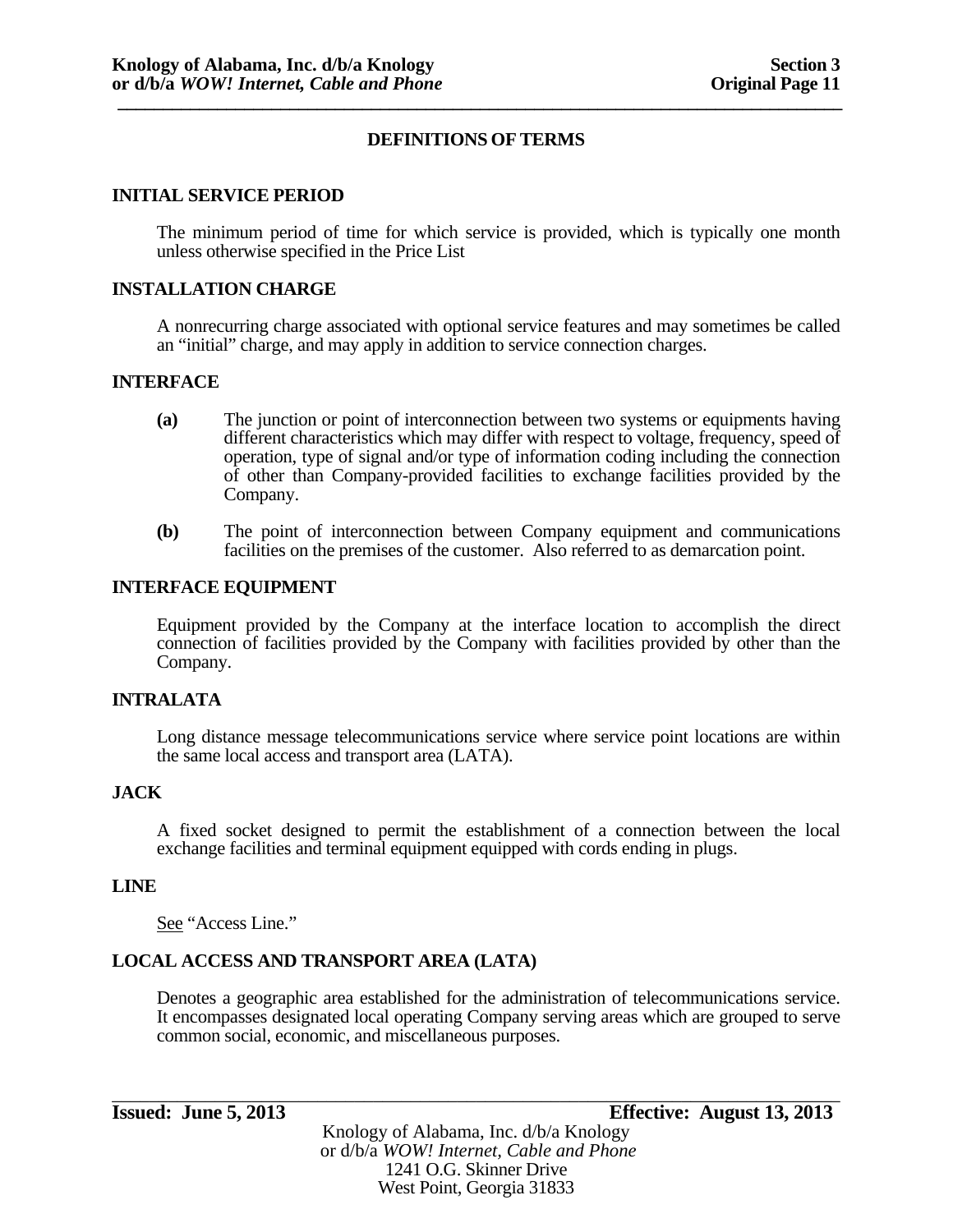## DEFINITIONS OF TERMS

**INITIAL SERVICE PERIOD**

The minimum period of time for which service is provided, which is typically one month unless otherwise specified in the Price List

**INSTALLATION CHARGE**

A nonrecurring charge associated with optional service features and may sometimes be called an "initial" charge, and may apply in addition to service connection charges.

**INTERFACE**

**(a)** The junction or point of interconnection between two systems or equipments having different characteristics which may differ with respect to voltage, frequency, speed of operation, type of signal and/or type of information coding including the connection of other than Company-provided facilities to exchange facilities provided by the Company.

**(b)** The point of interconnection between Company equipment and communications facilities on the premises of the customer. Also referred to as demarcation point.

**INTERFACE EQUIPMENT**

Equipment provided by the Company at the interface location to accomplish the direct connection of facilities provided by the Company with facilities provided by other than the Company.

**INTRALATA**

Long distance message telecommunications service where service point locations are within the same local access and transport area (LATA).

**JACK**

A fixed socket designed to permit the establishment of a connection between the local exchange facilities and terminal equipment equipped with cords ending in plugs.

**LINE**

See "Access Line."

**LOCAL ACCESS AND TRANSPORT AREA (LATA)**

Denotes a geographic area established for the administration of telecommunications service. It encompasses designated local operating Company serving areas which are grouped to serve common social, economic, and miscellaneous purposes.

**Issued: June 5, 2013** **Effective: August 13, 2013**

Knology of Alabama, Inc. d/b/a Knology
or d/b/a *WOW! Internet, Cable and Phone*
1241 O.G. Skinner Drive
West Point, Georgia 31833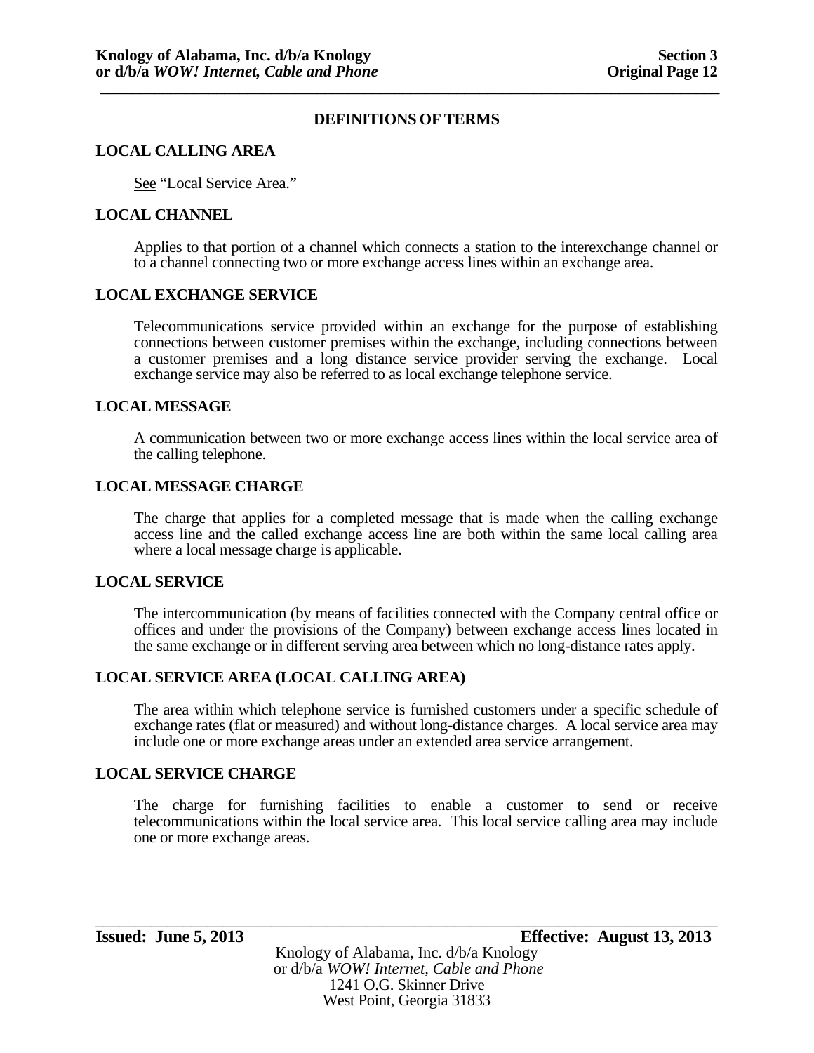## DEFINITIONS OF TERMS

### LOCAL CALLING AREA

See "Local Service Area."

### LOCAL CHANNEL

Applies to that portion of a channel which connects a station to the interexchange channel or to a channel connecting two or more exchange access lines within an exchange area.

### LOCAL EXCHANGE SERVICE

Telecommunications service provided within an exchange for the purpose of establishing connections between customer premises within the exchange, including connections between a customer premises and a long distance service provider serving the exchange. Local exchange service may also be referred to as local exchange telephone service.

### LOCAL MESSAGE

A communication between two or more exchange access lines within the local service area of the calling telephone.

### LOCAL MESSAGE CHARGE

The charge that applies for a completed message that is made when the calling exchange access line and the called exchange access line are both within the same local calling area where a local message charge is applicable.

### LOCAL SERVICE

The intercommunication (by means of facilities connected with the Company central office or offices and under the provisions of the Company) between exchange access lines located in the same exchange or in different serving area between which no long-distance rates apply.

### LOCAL SERVICE AREA (LOCAL CALLING AREA)

The area within which telephone service is furnished customers under a specific schedule of exchange rates (flat or measured) and without long-distance charges. A local service area may include one or more exchange areas under an extended area service arrangement.

### LOCAL SERVICE CHARGE

The charge for furnishing facilities to enable a customer to send or receive telecommunications within the local service area. This local service calling area may include one or more exchange areas.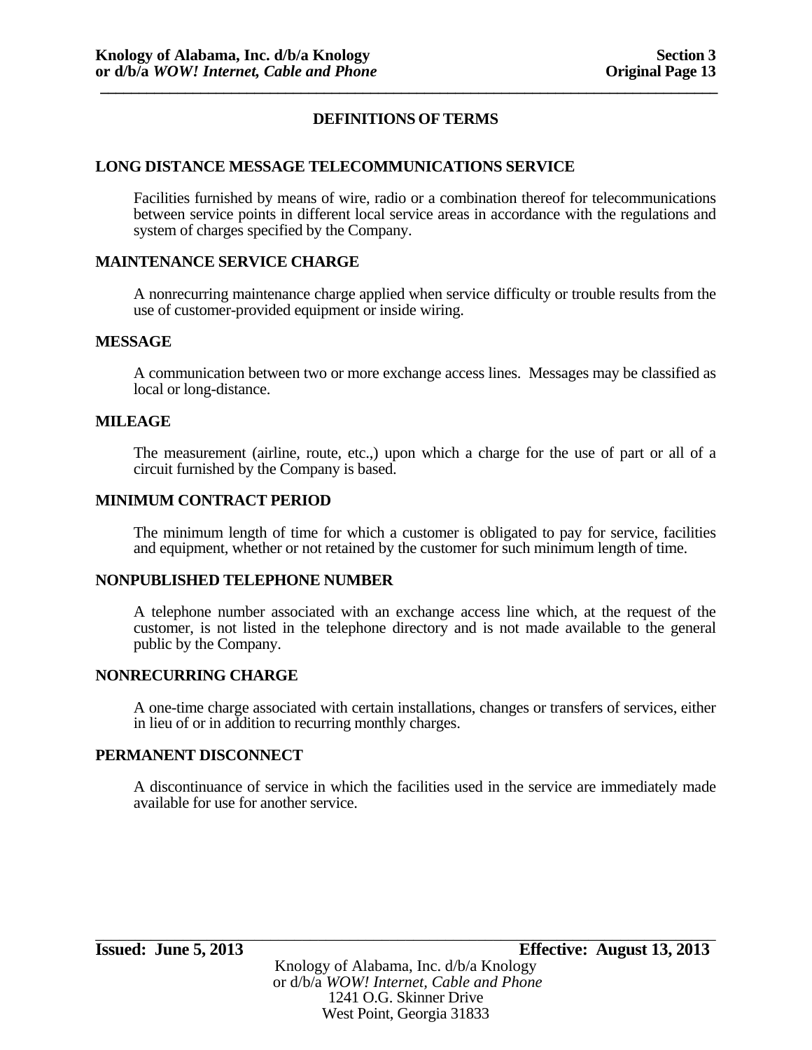## DEFINITIONS OF TERMS

### LONG DISTANCE MESSAGE TELECOMMUNICATIONS SERVICE

Facilities furnished by means of wire, radio or a combination thereof for telecommunications between service points in different local service areas in accordance with the regulations and system of charges specified by the Company.

### MAINTENANCE SERVICE CHARGE

A nonrecurring maintenance charge applied when service difficulty or trouble results from the use of customer-provided equipment or inside wiring.

### MESSAGE

A communication between two or more exchange access lines. Messages may be classified as local or long-distance.

### MILEAGE

The measurement (airline, route, etc.,) upon which a charge for the use of part or all of a circuit furnished by the Company is based.

### MINIMUM CONTRACT PERIOD

The minimum length of time for which a customer is obligated to pay for service, facilities and equipment, whether or not retained by the customer for such minimum length of time.

### NONPUBLISHED TELEPHONE NUMBER

A telephone number associated with an exchange access line which, at the request of the customer, is not listed in the telephone directory and is not made available to the general public by the Company.

### NONRECURRING CHARGE

A one-time charge associated with certain installations, changes or transfers of services, either in lieu of or in addition to recurring monthly charges.

### PERMANENT DISCONNECT

A discontinuance of service in which the facilities used in the service are immediately made available for use for another service.

**Issued: June 5, 2013** **Effective: August 13, 2013**

Knology of Alabama, Inc. d/b/a Knology
or d/b/a *WOW! Internet, Cable and Phone*
1241 O.G. Skinner Drive
West Point, Georgia 31833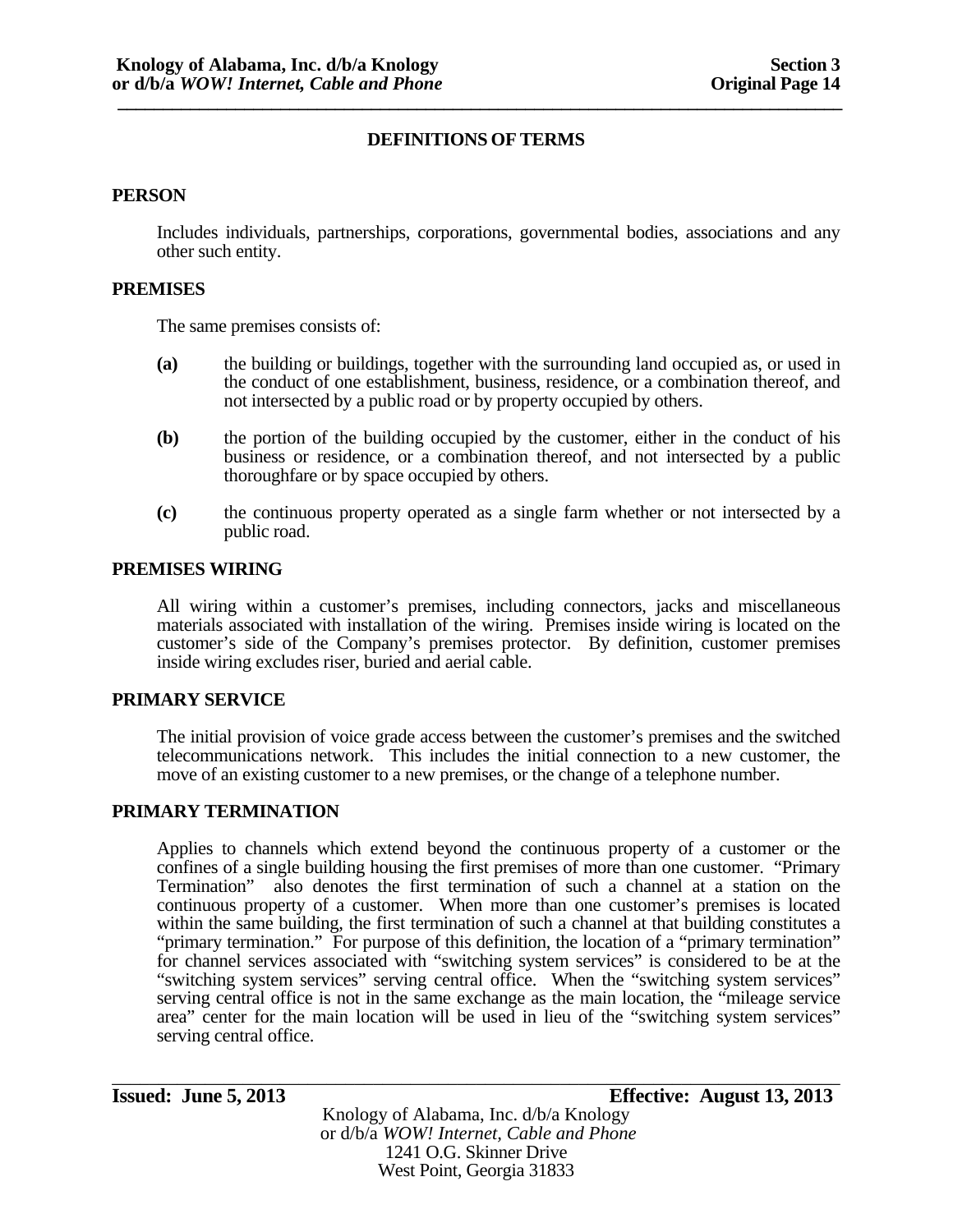## DEFINITIONS OF TERMS

### PERSON

Includes individuals, partnerships, corporations, governmental bodies, associations and any other such entity.

### PREMISES

The same premises consists of:

**(a)** the building or buildings, together with the surrounding land occupied as, or used in the conduct of one establishment, business, residence, or a combination thereof, and not intersected by a public road or by property occupied by others.

**(b)** the portion of the building occupied by the customer, either in the conduct of his business or residence, or a combination thereof, and not intersected by a public thoroughfare or by space occupied by others.

**(c)** the continuous property operated as a single farm whether or not intersected by a public road.

### PREMISES WIRING

All wiring within a customer's premises, including connectors, jacks and miscellaneous materials associated with installation of the wiring. Premises inside wiring is located on the customer's side of the Company's premises protector. By definition, customer premises inside wiring excludes riser, buried and aerial cable.

### PRIMARY SERVICE

The initial provision of voice grade access between the customer's premises and the switched telecommunications network. This includes the initial connection to a new customer, the move of an existing customer to a new premises, or the change of a telephone number.

### PRIMARY TERMINATION

Applies to channels which extend beyond the continuous property of a customer or the confines of a single building housing the first premises of more than one customer. "Primary Termination" also denotes the first termination of such a channel at a station on the continuous property of a customer. When more than one customer's premises is located within the same building, the first termination of such a channel at that building constitutes a "primary termination." For purpose of this definition, the location of a "primary termination" for channel services associated with "switching system services" is considered to be at the "switching system services" serving central office. When the "switching system services" serving central office is not in the same exchange as the main location, the "mileage service area" center for the main location will be used in lieu of the "switching system services" serving central office.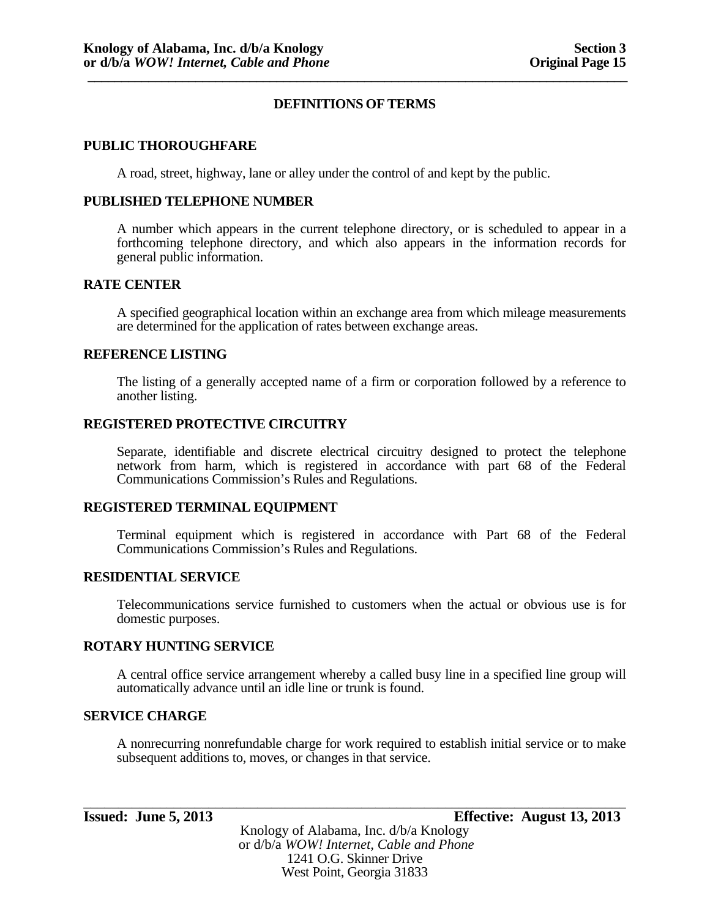## DEFINITIONS OF TERMS

### PUBLIC THOROUGHFARE

A road, street, highway, lane or alley under the control of and kept by the public.

### PUBLISHED TELEPHONE NUMBER

A number which appears in the current telephone directory, or is scheduled to appear in a forthcoming telephone directory, and which also appears in the information records for general public information.

### RATE CENTER

A specified geographical location within an exchange area from which mileage measurements are determined for the application of rates between exchange areas.

### REFERENCE LISTING

The listing of a generally accepted name of a firm or corporation followed by a reference to another listing.

### REGISTERED PROTECTIVE CIRCUITRY

Separate, identifiable and discrete electrical circuitry designed to protect the telephone network from harm, which is registered in accordance with part 68 of the Federal Communications Commission's Rules and Regulations.

### REGISTERED TERMINAL EQUIPMENT

Terminal equipment which is registered in accordance with Part 68 of the Federal Communications Commission's Rules and Regulations.

### RESIDENTIAL SERVICE

Telecommunications service furnished to customers when the actual or obvious use is for domestic purposes.

### ROTARY HUNTING SERVICE

A central office service arrangement whereby a called busy line in a specified line group will automatically advance until an idle line or trunk is found.

### SERVICE CHARGE

A nonrecurring nonrefundable charge for work required to establish initial service or to make subsequent additions to, moves, or changes in that service.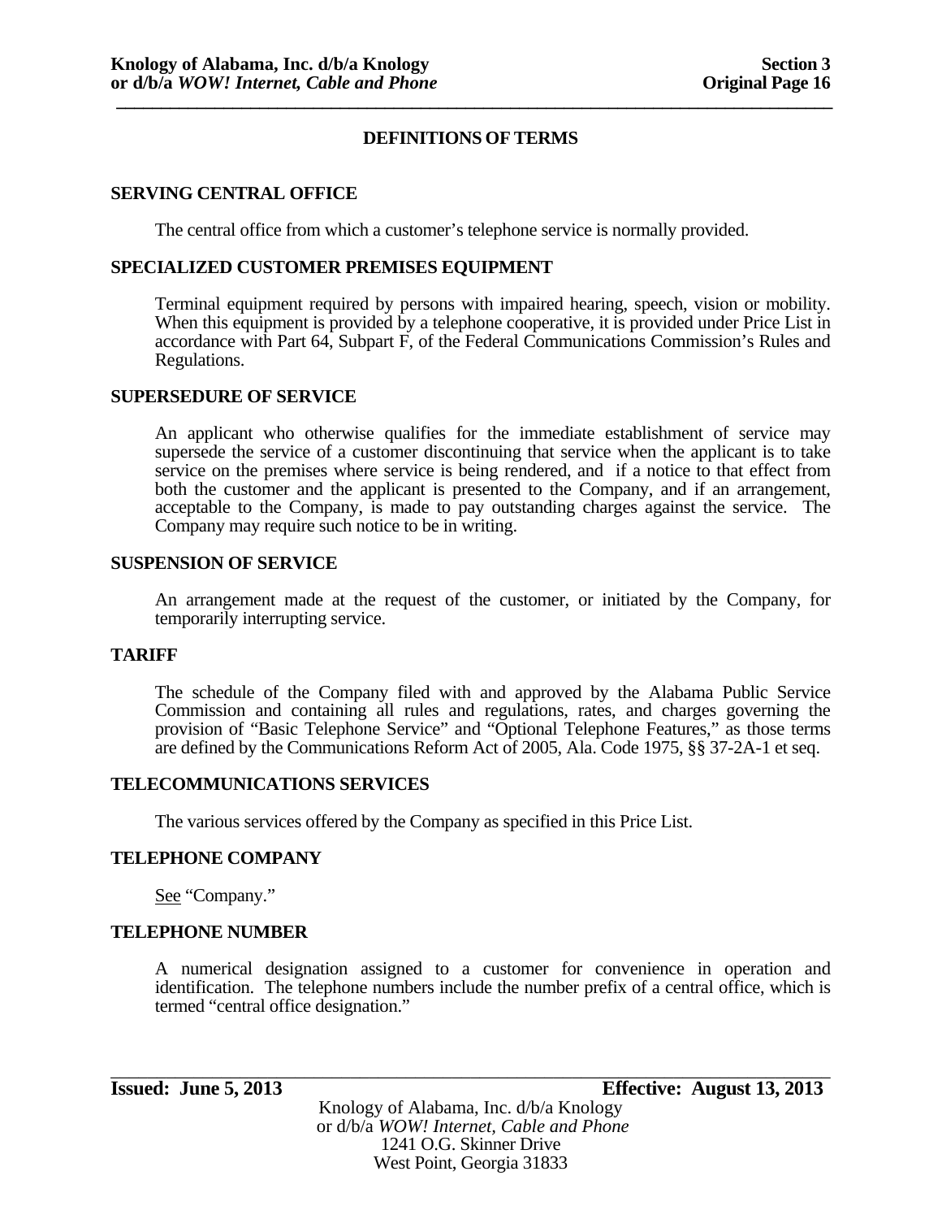## DEFINITIONS OF TERMS

**SERVING CENTRAL OFFICE**

The central office from which a customer's telephone service is normally provided.

**SPECIALIZED CUSTOMER PREMISES EQUIPMENT**

Terminal equipment required by persons with impaired hearing, speech, vision or mobility. When this equipment is provided by a telephone cooperative, it is provided under Price List in accordance with Part 64, Subpart F, of the Federal Communications Commission's Rules and Regulations.

**SUPERSEDURE OF SERVICE**

An applicant who otherwise qualifies for the immediate establishment of service may supersede the service of a customer discontinuing that service when the applicant is to take service on the premises where service is being rendered, and if a notice to that effect from both the customer and the applicant is presented to the Company, and if an arrangement, acceptable to the Company, is made to pay outstanding charges against the service. The Company may require such notice to be in writing.

**SUSPENSION OF SERVICE**

An arrangement made at the request of the customer, or initiated by the Company, for temporarily interrupting service.

**TARIFF**

The schedule of the Company filed with and approved by the Alabama Public Service Commission and containing all rules and regulations, rates, and charges governing the provision of "Basic Telephone Service" and "Optional Telephone Features," as those terms are defined by the Communications Reform Act of 2005, Ala. Code 1975, §§ 37-2A-1 et seq.

**TELECOMMUNICATIONS SERVICES**

The various services offered by the Company as specified in this Price List.

**TELEPHONE COMPANY**

See "Company."

**TELEPHONE NUMBER**

A numerical designation assigned to a customer for convenience in operation and identification. The telephone numbers include the number prefix of a central office, which is termed "central office designation."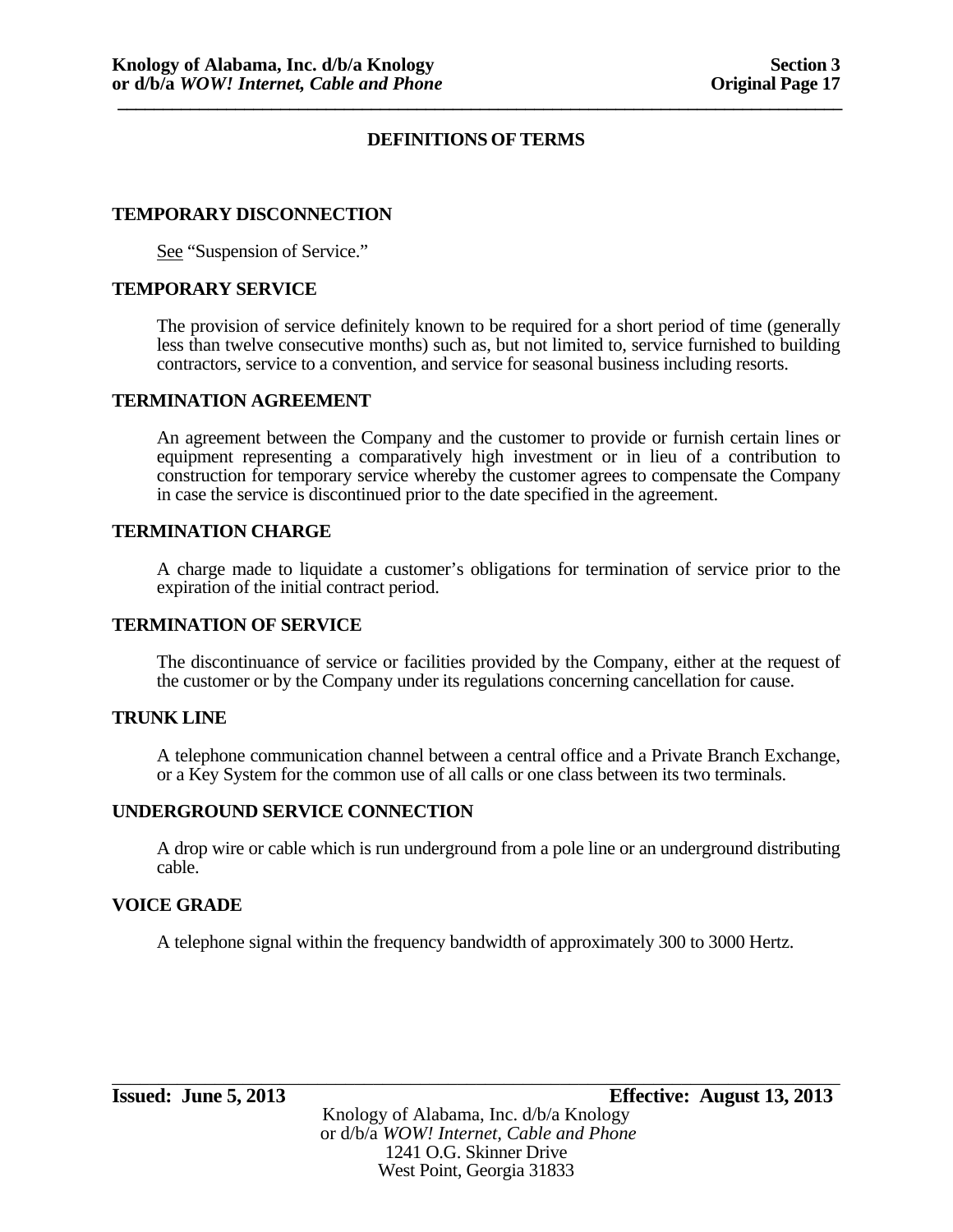## DEFINITIONS OF TERMS

**TEMPORARY DISCONNECTION**

See "Suspension of Service."

**TEMPORARY SERVICE**

The provision of service definitely known to be required for a short period of time (generally less than twelve consecutive months) such as, but not limited to, service furnished to building contractors, service to a convention, and service for seasonal business including resorts.

**TERMINATION AGREEMENT**

An agreement between the Company and the customer to provide or furnish certain lines or equipment representing a comparatively high investment or in lieu of a contribution to construction for temporary service whereby the customer agrees to compensate the Company in case the service is discontinued prior to the date specified in the agreement.

**TERMINATION CHARGE**

A charge made to liquidate a customer's obligations for termination of service prior to the expiration of the initial contract period.

**TERMINATION OF SERVICE**

The discontinuance of service or facilities provided by the Company, either at the request of the customer or by the Company under its regulations concerning cancellation for cause.

**TRUNK LINE**

A telephone communication channel between a central office and a Private Branch Exchange, or a Key System for the common use of all calls or one class between its two terminals.

**UNDERGROUND SERVICE CONNECTION**

A drop wire or cable which is run underground from a pole line or an underground distributing cable.

**VOICE GRADE**

A telephone signal within the frequency bandwidth of approximately 300 to 3000 Hertz.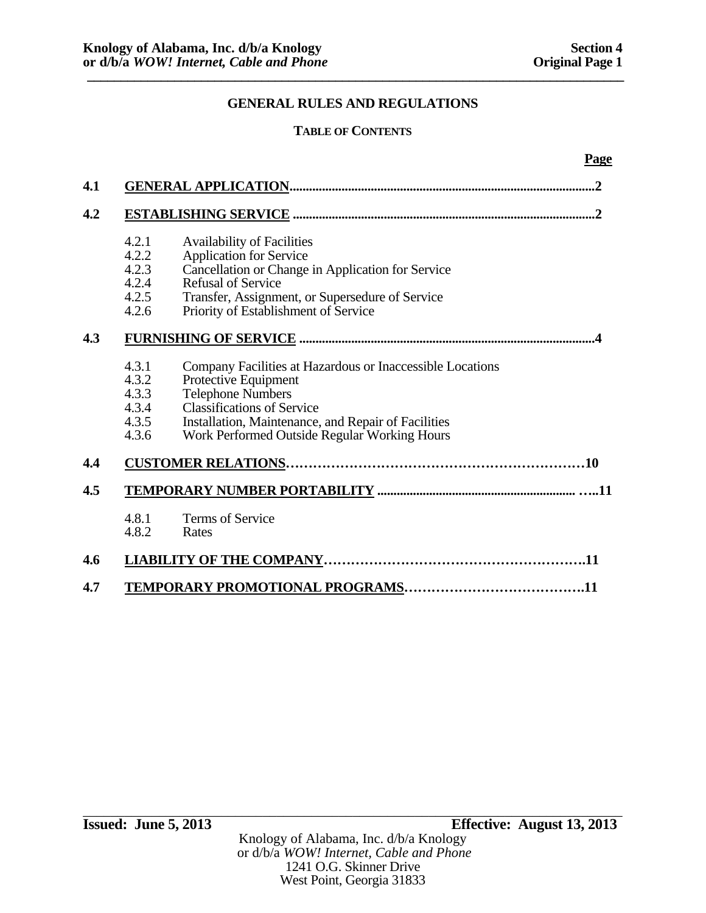# GENERAL RULES AND REGULATIONS

## TABLE OF CONTENTS

| | | Page |
|---|---|---|
| **4.1** | **GENERAL APPLICATION** | **2** |
| **4.2** | **ESTABLISHING SERVICE** | **2** |
| | 4.2.1 Availability of Facilities | |
| | 4.2.2 Application for Service | |
| | 4.2.3 Cancellation or Change in Application for Service | |
| | 4.2.4 Refusal of Service | |
| | 4.2.5 Transfer, Assignment, or Supersedure of Service | |
| | 4.2.6 Priority of Establishment of Service | |
| **4.3** | **FURNISHING OF SERVICE** | **4** |
| | 4.3.1 Company Facilities at Hazardous or Inaccessible Locations | |
| | 4.3.2 Protective Equipment | |
| | 4.3.3 Telephone Numbers | |
| | 4.3.4 Classifications of Service | |
| | 4.3.5 Installation, Maintenance, and Repair of Facilities | |
| | 4.3.6 Work Performed Outside Regular Working Hours | |
| **4.4** | **CUSTOMER RELATIONS** | **10** |
| **4.5** | **TEMPORARY NUMBER PORTABILITY** | **11** |
| | 4.8.1 Terms of Service | |
| | 4.8.2 Rates | |
| **4.6** | **LIABILITY OF THE COMPANY** | **11** |
| **4.7** | **TEMPORARY PROMOTIONAL PROGRAMS** | **11** |

**Issued: June 5, 2013** **Effective: August 13, 2013**

Knology of Alabama, Inc. d/b/a Knology
or d/b/a *WOW! Internet, Cable and Phone*
1241 O.G. Skinner Drive
West Point, Georgia 31833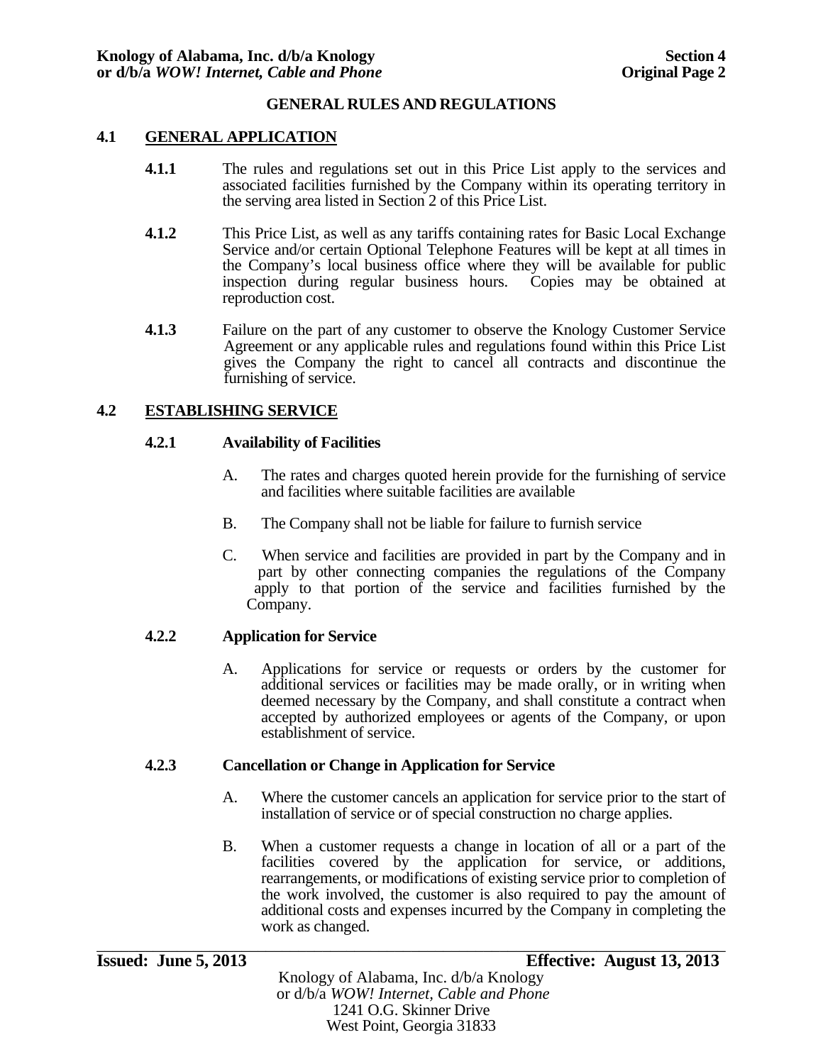**GENERAL RULES AND REGULATIONS**

## 4.1 GENERAL APPLICATION

**4.1.1** The rules and regulations set out in this Price List apply to the services and associated facilities furnished by the Company within its operating territory in the serving area listed in Section 2 of this Price List.

**4.1.2** This Price List, as well as any tariffs containing rates for Basic Local Exchange Service and/or certain Optional Telephone Features will be kept at all times in the Company's local business office where they will be available for public inspection during regular business hours. Copies may be obtained at reproduction cost.

**4.1.3** Failure on the part of any customer to observe the Knology Customer Service Agreement or any applicable rules and regulations found within this Price List gives the Company the right to cancel all contracts and discontinue the furnishing of service.

## 4.2 ESTABLISHING SERVICE

### 4.2.1 Availability of Facilities

A. The rates and charges quoted herein provide for the furnishing of service and facilities where suitable facilities are available

B. The Company shall not be liable for failure to furnish service

C. When service and facilities are provided in part by the Company and in part by other connecting companies the regulations of the Company apply to that portion of the service and facilities furnished by the Company.

### 4.2.2 Application for Service

A. Applications for service or requests or orders by the customer for additional services or facilities may be made orally, or in writing when deemed necessary by the Company, and shall constitute a contract when accepted by authorized employees or agents of the Company, or upon establishment of service.

### 4.2.3 Cancellation or Change in Application for Service

A. Where the customer cancels an application for service prior to the start of installation of service or of special construction no charge applies.

B. When a customer requests a change in location of all or a part of the facilities covered by the application for service, or additions, rearrangements, or modifications of existing service prior to completion of the work involved, the customer is also required to pay the amount of additional costs and expenses incurred by the Company in completing the work as changed.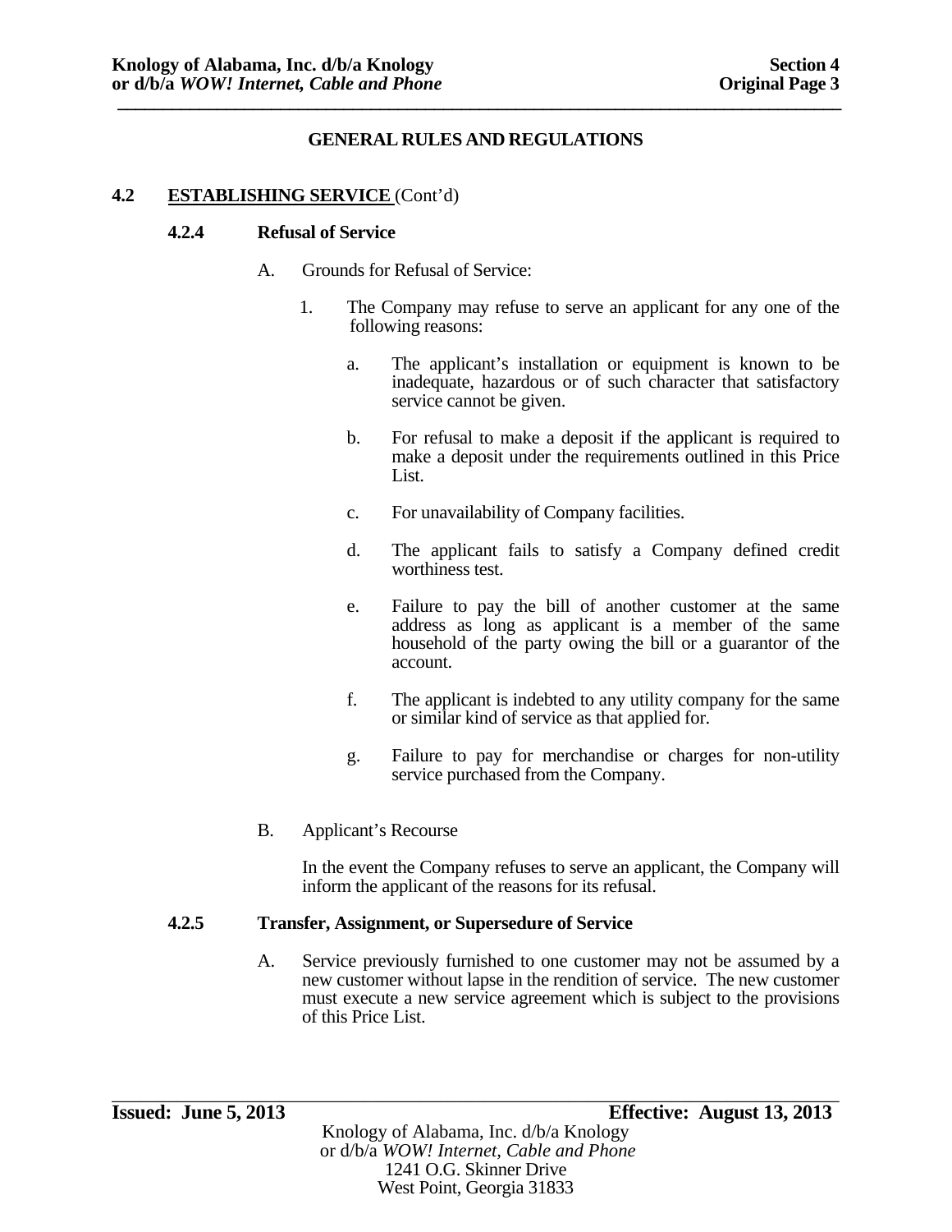## GENERAL RULES AND REGULATIONS

### 4.2 ESTABLISHING SERVICE (Cont'd)

#### 4.2.4 Refusal of Service

A. Grounds for Refusal of Service:

1. The Company may refuse to serve an applicant for any one of the following reasons:

   a. The applicant's installation or equipment is known to be inadequate, hazardous or of such character that satisfactory service cannot be given.

   b. For refusal to make a deposit if the applicant is required to make a deposit under the requirements outlined in this Price List.

   c. For unavailability of Company facilities.

   d. The applicant fails to satisfy a Company defined credit worthiness test.

   e. Failure to pay the bill of another customer at the same address as long as applicant is a member of the same household of the party owing the bill or a guarantor of the account.

   f. The applicant is indebted to any utility company for the same or similar kind of service as that applied for.

   g. Failure to pay for merchandise or charges for non-utility service purchased from the Company.

B. Applicant's Recourse

In the event the Company refuses to serve an applicant, the Company will inform the applicant of the reasons for its refusal.

#### 4.2.5 Transfer, Assignment, or Supersedure of Service

A. Service previously furnished to one customer may not be assumed by a new customer without lapse in the rendition of service. The new customer must execute a new service agreement which is subject to the provisions of this Price List.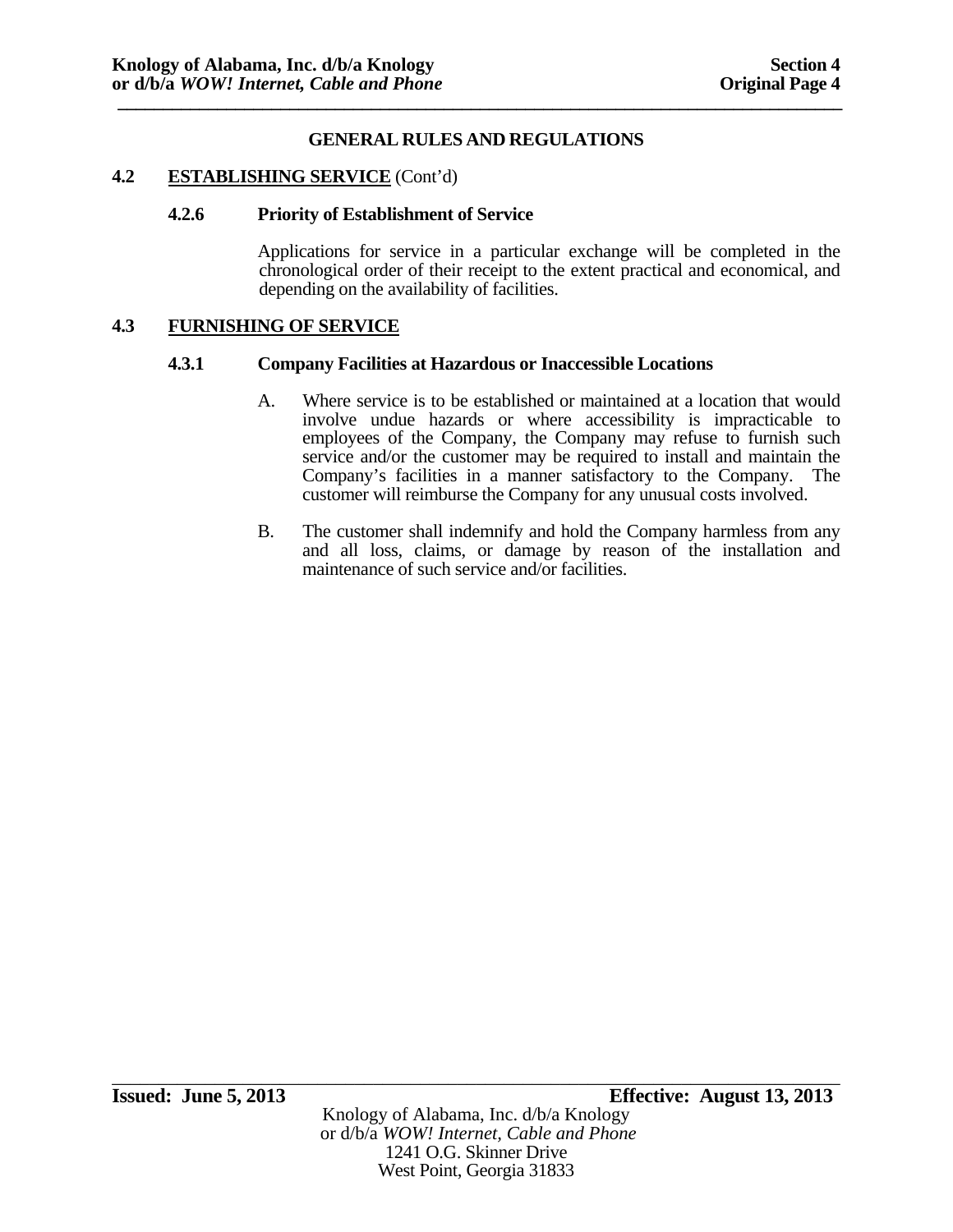## GENERAL RULES AND REGULATIONS

### 4.2 ESTABLISHING SERVICE (Cont'd)

#### 4.2.6 Priority of Establishment of Service

Applications for service in a particular exchange will be completed in the chronological order of their receipt to the extent practical and economical, and depending on the availability of facilities.

### 4.3 FURNISHING OF SERVICE

#### 4.3.1 Company Facilities at Hazardous or Inaccessible Locations

A. Where service is to be established or maintained at a location that would involve undue hazards or where accessibility is impracticable to employees of the Company, the Company may refuse to furnish such service and/or the customer may be required to install and maintain the Company's facilities in a manner satisfactory to the Company. The customer will reimburse the Company for any unusual costs involved.

B. The customer shall indemnify and hold the Company harmless from any and all loss, claims, or damage by reason of the installation and maintenance of such service and/or facilities.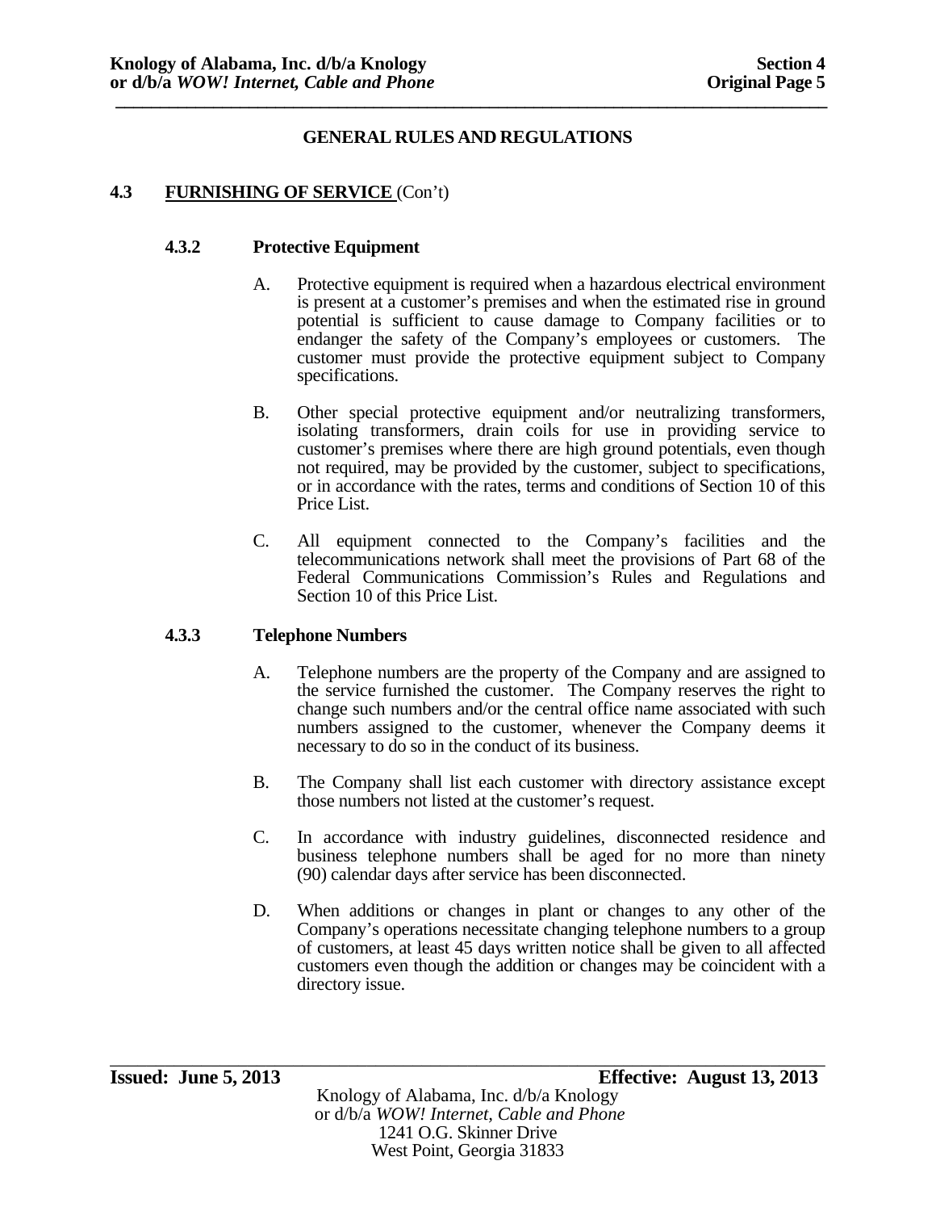## GENERAL RULES AND REGULATIONS

### 4.3 FURNISHING OF SERVICE (Con't)

#### 4.3.2 Protective Equipment

A. Protective equipment is required when a hazardous electrical environment is present at a customer's premises and when the estimated rise in ground potential is sufficient to cause damage to Company facilities or to endanger the safety of the Company's employees or customers. The customer must provide the protective equipment subject to Company specifications.

B. Other special protective equipment and/or neutralizing transformers, isolating transformers, drain coils for use in providing service to customer's premises where there are high ground potentials, even though not required, may be provided by the customer, subject to specifications, or in accordance with the rates, terms and conditions of Section 10 of this Price List.

C. All equipment connected to the Company's facilities and the telecommunications network shall meet the provisions of Part 68 of the Federal Communications Commission's Rules and Regulations and Section 10 of this Price List.

#### 4.3.3 Telephone Numbers

A. Telephone numbers are the property of the Company and are assigned to the service furnished the customer. The Company reserves the right to change such numbers and/or the central office name associated with such numbers assigned to the customer, whenever the Company deems it necessary to do so in the conduct of its business.

B. The Company shall list each customer with directory assistance except those numbers not listed at the customer's request.

C. In accordance with industry guidelines, disconnected residence and business telephone numbers shall be aged for no more than ninety (90) calendar days after service has been disconnected.

D. When additions or changes in plant or changes to any other of the Company's operations necessitate changing telephone numbers to a group of customers, at least 45 days written notice shall be given to all affected customers even though the addition or changes may be coincident with a directory issue.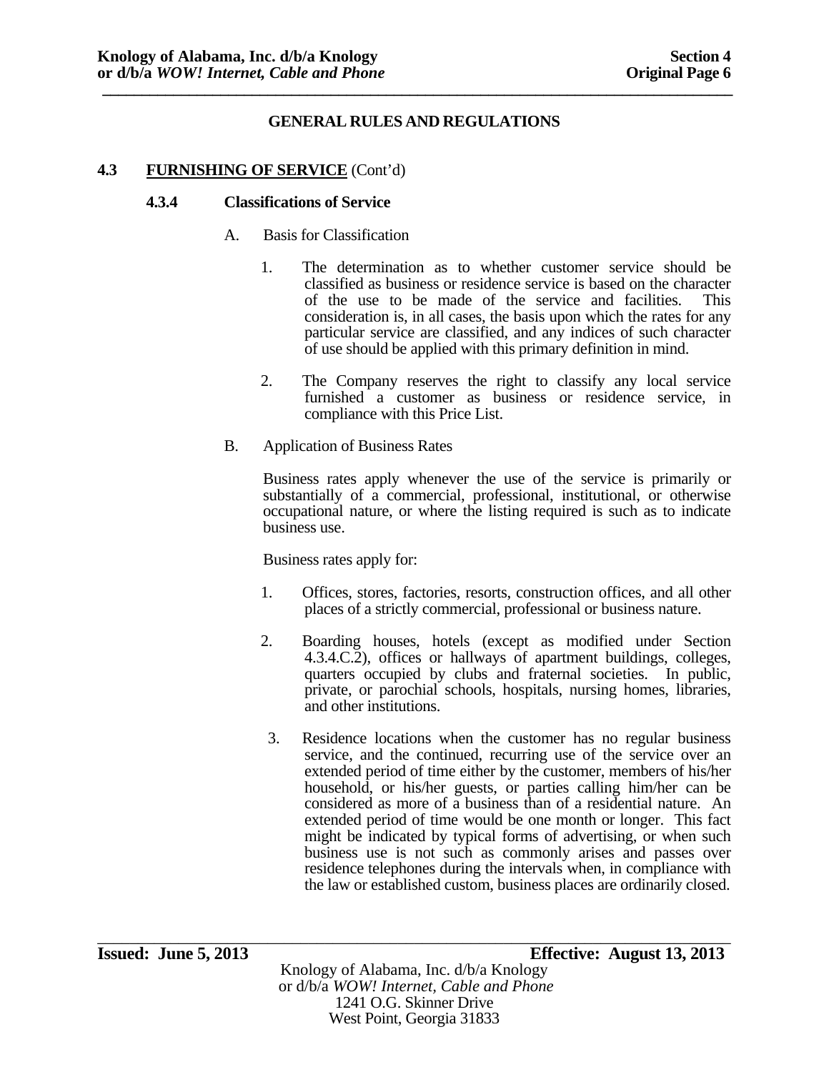## GENERAL RULES AND REGULATIONS

### 4.3 FURNISHING OF SERVICE (Cont'd)

#### 4.3.4 Classifications of Service

A. Basis for Classification

1. The determination as to whether customer service should be classified as business or residence service is based on the character of the use to be made of the service and facilities. This consideration is, in all cases, the basis upon which the rates for any particular service are classified, and any indices of such character of use should be applied with this primary definition in mind.

2. The Company reserves the right to classify any local service furnished a customer as business or residence service, in compliance with this Price List.

B. Application of Business Rates

Business rates apply whenever the use of the service is primarily or substantially of a commercial, professional, institutional, or otherwise occupational nature, or where the listing required is such as to indicate business use.

Business rates apply for:

1. Offices, stores, factories, resorts, construction offices, and all other places of a strictly commercial, professional or business nature.

2. Boarding houses, hotels (except as modified under Section 4.3.4.C.2), offices or hallways of apartment buildings, colleges, quarters occupied by clubs and fraternal societies. In public, private, or parochial schools, hospitals, nursing homes, libraries, and other institutions.

3. Residence locations when the customer has no regular business service, and the continued, recurring use of the service over an extended period of time either by the customer, members of his/her household, or his/her guests, or parties calling him/her can be considered as more of a business than of a residential nature. An extended period of time would be one month or longer. This fact might be indicated by typical forms of advertising, or when such business use is not such as commonly arises and passes over residence telephones during the intervals when, in compliance with the law or established custom, business places are ordinarily closed.

**Issued: June 5, 2013** **Effective: August 13, 2013**

Knology of Alabama, Inc. d/b/a Knology
or d/b/a *WOW! Internet, Cable and Phone*
1241 O.G. Skinner Drive
West Point, Georgia 31833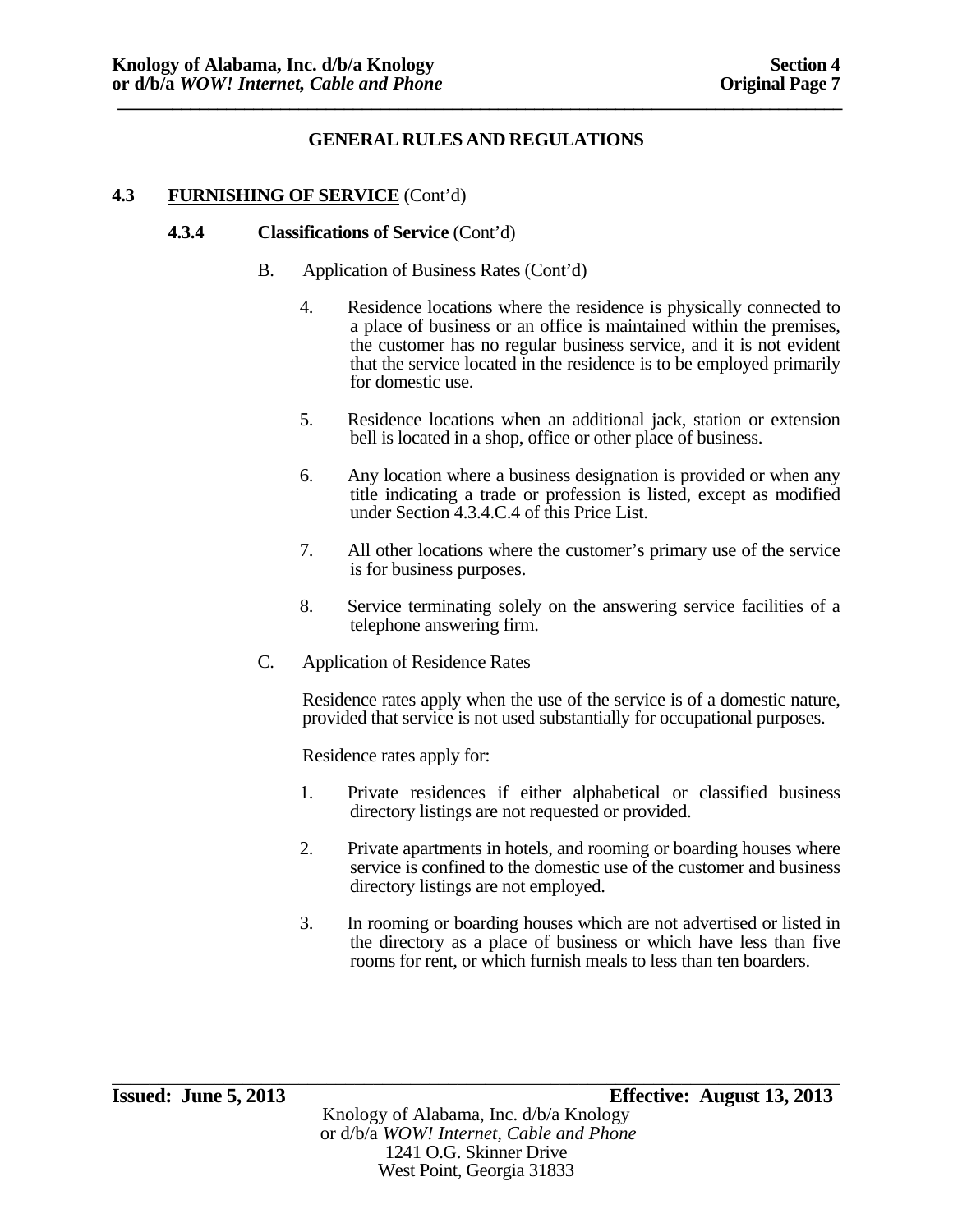## GENERAL RULES AND REGULATIONS

### 4.3 FURNISHING OF SERVICE (Cont'd)

#### 4.3.4 Classifications of Service (Cont'd)

B. Application of Business Rates (Cont'd)

4. Residence locations where the residence is physically connected to a place of business or an office is maintained within the premises, the customer has no regular business service, and it is not evident that the service located in the residence is to be employed primarily for domestic use.

5. Residence locations when an additional jack, station or extension bell is located in a shop, office or other place of business.

6. Any location where a business designation is provided or when any title indicating a trade or profession is listed, except as modified under Section 4.3.4.C.4 of this Price List.

7. All other locations where the customer's primary use of the service is for business purposes.

8. Service terminating solely on the answering service facilities of a telephone answering firm.

C. Application of Residence Rates

Residence rates apply when the use of the service is of a domestic nature, provided that service is not used substantially for occupational purposes.

Residence rates apply for:

1. Private residences if either alphabetical or classified business directory listings are not requested or provided.

2. Private apartments in hotels, and rooming or boarding houses where service is confined to the domestic use of the customer and business directory listings are not employed.

3. In rooming or boarding houses which are not advertised or listed in the directory as a place of business or which have less than five rooms for rent, or which furnish meals to less than ten boarders.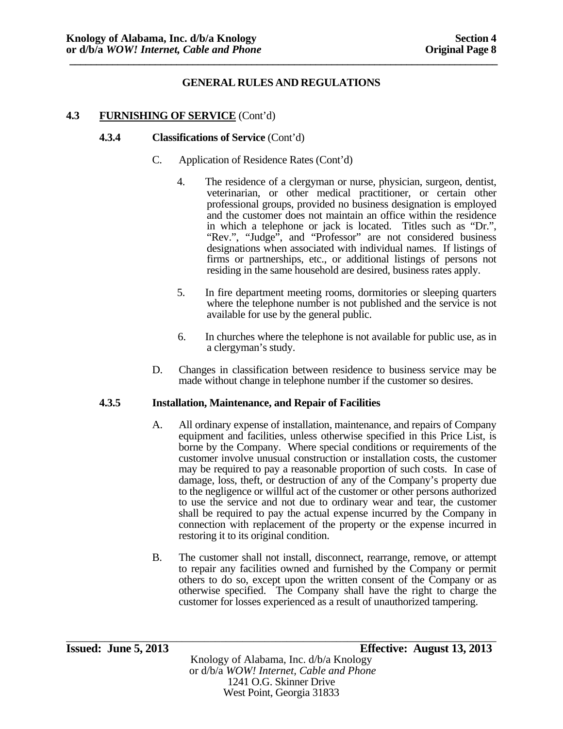## GENERAL RULES AND REGULATIONS

### 4.3 FURNISHING OF SERVICE (Cont'd)

#### 4.3.4 Classifications of Service (Cont'd)

C. Application of Residence Rates (Cont'd)

4. The residence of a clergyman or nurse, physician, surgeon, dentist, veterinarian, or other medical practitioner, or certain other professional groups, provided no business designation is employed and the customer does not maintain an office within the residence in which a telephone or jack is located. Titles such as "Dr.", "Rev.", "Judge", and "Professor" are not considered business designations when associated with individual names. If listings of firms or partnerships, etc., or additional listings of persons not residing in the same household are desired, business rates apply.

5. In fire department meeting rooms, dormitories or sleeping quarters where the telephone number is not published and the service is not available for use by the general public.

6. In churches where the telephone is not available for public use, as in a clergyman's study.

D. Changes in classification between residence to business service may be made without change in telephone number if the customer so desires.

#### 4.3.5 Installation, Maintenance, and Repair of Facilities

A. All ordinary expense of installation, maintenance, and repairs of Company equipment and facilities, unless otherwise specified in this Price List, is borne by the Company. Where special conditions or requirements of the customer involve unusual construction or installation costs, the customer may be required to pay a reasonable proportion of such costs. In case of damage, loss, theft, or destruction of any of the Company's property due to the negligence or willful act of the customer or other persons authorized to use the service and not due to ordinary wear and tear, the customer shall be required to pay the actual expense incurred by the Company in connection with replacement of the property or the expense incurred in restoring it to its original condition.

B. The customer shall not install, disconnect, rearrange, remove, or attempt to repair any facilities owned and furnished by the Company or permit others to do so, except upon the written consent of the Company or as otherwise specified. The Company shall have the right to charge the customer for losses experienced as a result of unauthorized tampering.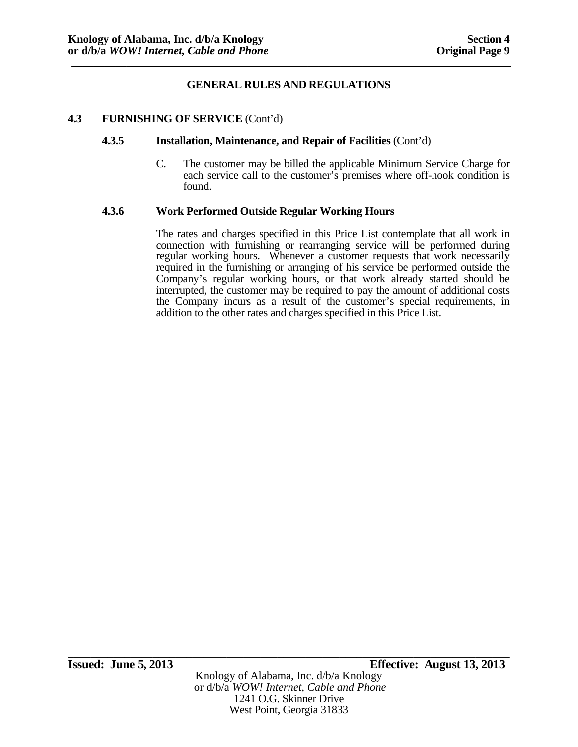## GENERAL RULES AND REGULATIONS

### 4.3 FURNISHING OF SERVICE (Cont'd)

#### 4.3.5 Installation, Maintenance, and Repair of Facilities (Cont'd)

C. The customer may be billed the applicable Minimum Service Charge for each service call to the customer's premises where off-hook condition is found.

#### 4.3.6 Work Performed Outside Regular Working Hours

The rates and charges specified in this Price List contemplate that all work in connection with furnishing or rearranging service will be performed during regular working hours. Whenever a customer requests that work necessarily required in the furnishing or arranging of his service be performed outside the Company's regular working hours, or that work already started should be interrupted, the customer may be required to pay the amount of additional costs the Company incurs as a result of the customer's special requirements, in addition to the other rates and charges specified in this Price List.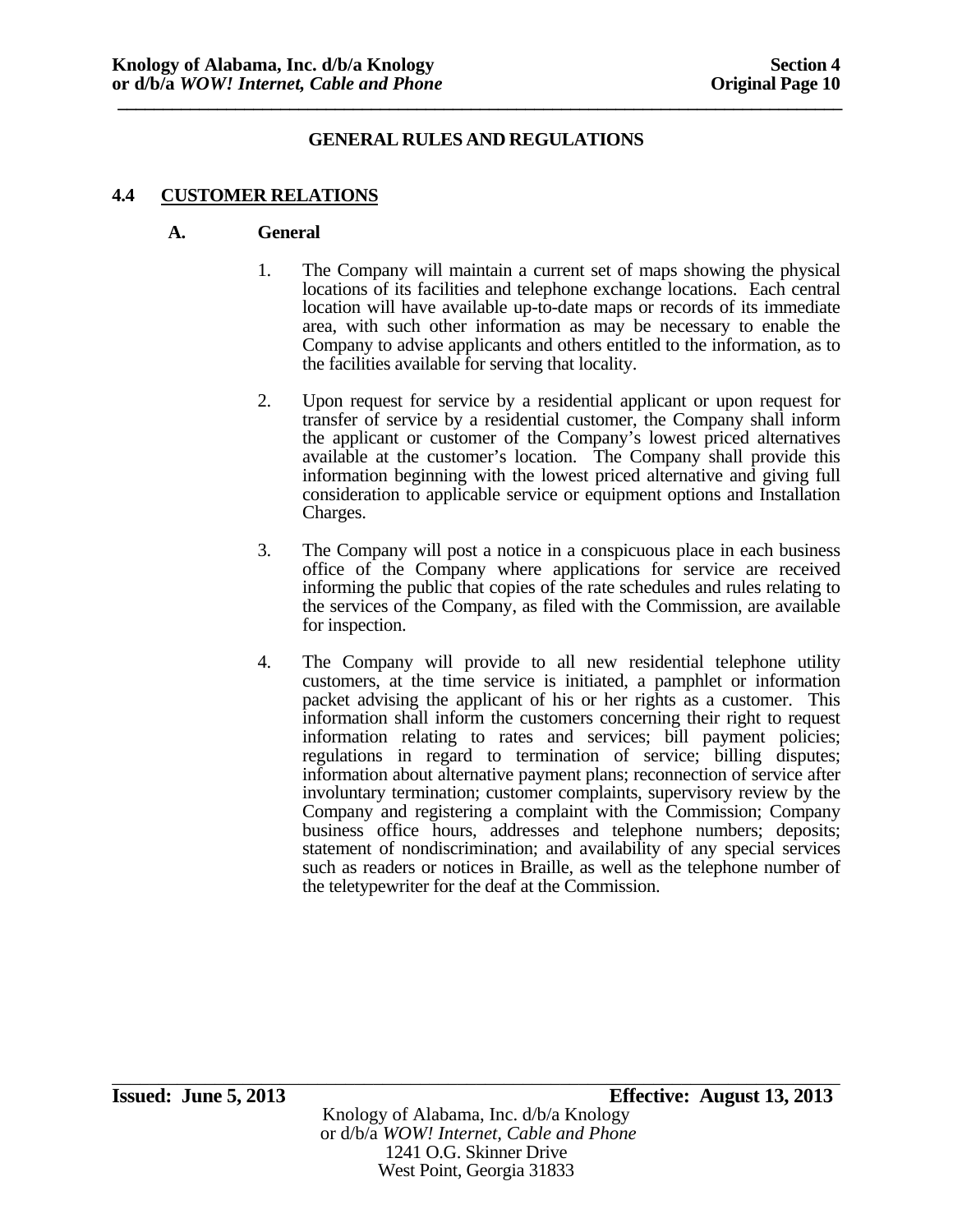## GENERAL RULES AND REGULATIONS

### 4.4 CUSTOMER RELATIONS

**A. General**

1. The Company will maintain a current set of maps showing the physical locations of its facilities and telephone exchange locations. Each central location will have available up-to-date maps or records of its immediate area, with such other information as may be necessary to enable the Company to advise applicants and others entitled to the information, as to the facilities available for serving that locality.

2. Upon request for service by a residential applicant or upon request for transfer of service by a residential customer, the Company shall inform the applicant or customer of the Company's lowest priced alternatives available at the customer's location. The Company shall provide this information beginning with the lowest priced alternative and giving full consideration to applicable service or equipment options and Installation Charges.

3. The Company will post a notice in a conspicuous place in each business office of the Company where applications for service are received informing the public that copies of the rate schedules and rules relating to the services of the Company, as filed with the Commission, are available for inspection.

4. The Company will provide to all new residential telephone utility customers, at the time service is initiated, a pamphlet or information packet advising the applicant of his or her rights as a customer. This information shall inform the customers concerning their right to request information relating to rates and services; bill payment policies; regulations in regard to termination of service; billing disputes; information about alternative payment plans; reconnection of service after involuntary termination; customer complaints, supervisory review by the Company and registering a complaint with the Commission; Company business office hours, addresses and telephone numbers; deposits; statement of nondiscrimination; and availability of any special services such as readers or notices in Braille, as well as the telephone number of the teletypewriter for the deaf at the Commission.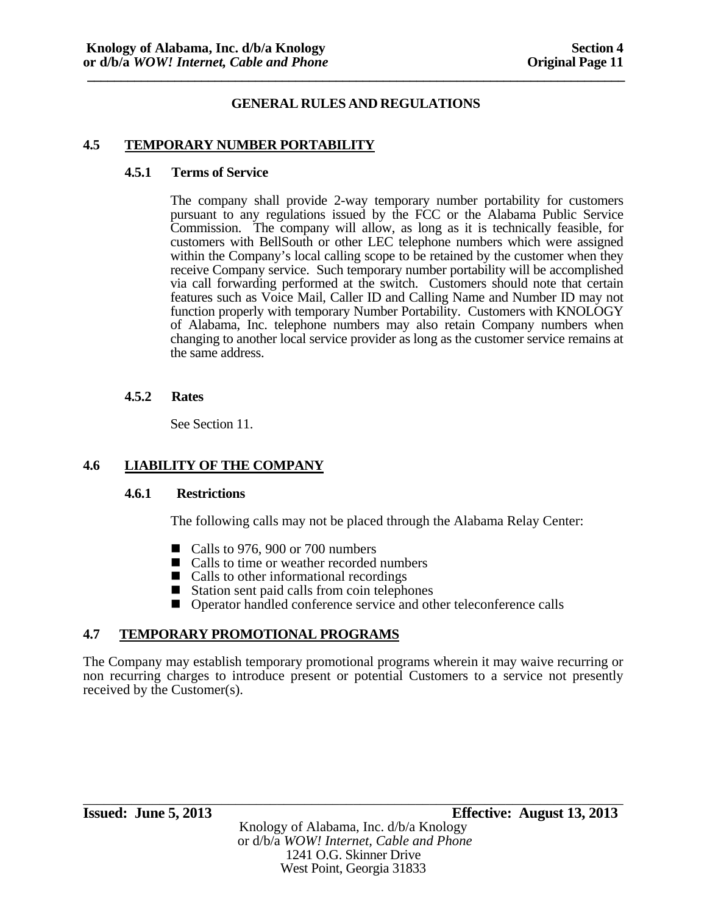## GENERAL RULES AND REGULATIONS

### 4.5 TEMPORARY NUMBER PORTABILITY

#### 4.5.1 Terms of Service

The company shall provide 2-way temporary number portability for customers pursuant to any regulations issued by the FCC or the Alabama Public Service Commission. The company will allow, as long as it is technically feasible, for customers with BellSouth or other LEC telephone numbers which were assigned within the Company's local calling scope to be retained by the customer when they receive Company service. Such temporary number portability will be accomplished via call forwarding performed at the switch. Customers should note that certain features such as Voice Mail, Caller ID and Calling Name and Number ID may not function properly with temporary Number Portability. Customers with KNOLOGY of Alabama, Inc. telephone numbers may also retain Company numbers when changing to another local service provider as long as the customer service remains at the same address.

#### 4.5.2 Rates

See Section 11.

### 4.6 LIABILITY OF THE COMPANY

#### 4.6.1 Restrictions

The following calls may not be placed through the Alabama Relay Center:

- Calls to 976, 900 or 700 numbers
- Calls to time or weather recorded numbers
- Calls to other informational recordings
- Station sent paid calls from coin telephones
- Operator handled conference service and other teleconference calls

### 4.7 TEMPORARY PROMOTIONAL PROGRAMS

The Company may establish temporary promotional programs wherein it may waive recurring or non recurring charges to introduce present or potential Customers to a service not presently received by the Customer(s).

**Issued: June 5, 2013** **Effective: August 13, 2013**

Knology of Alabama, Inc. d/b/a Knology
or d/b/a *WOW! Internet, Cable and Phone*
1241 O.G. Skinner Drive
West Point, Georgia 31833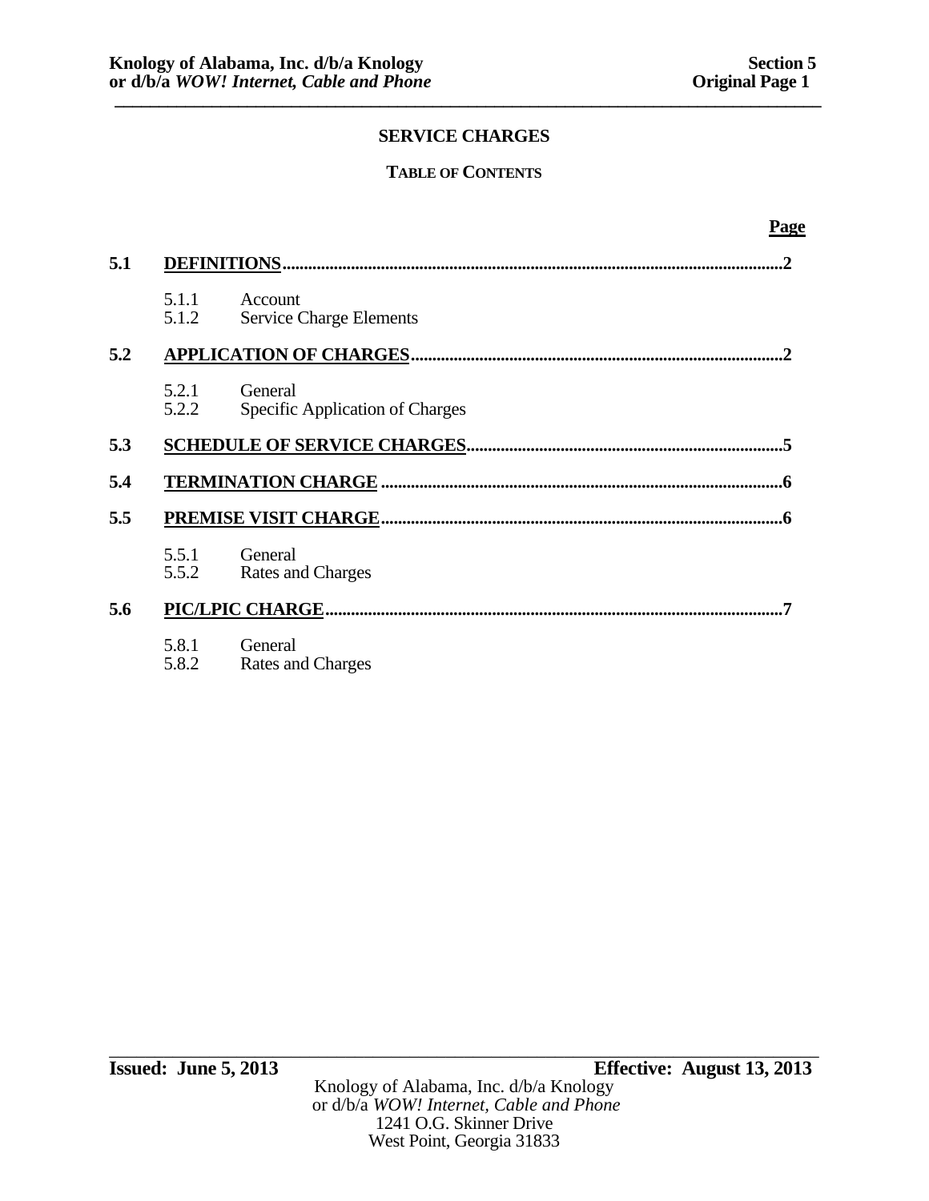# SERVICE CHARGES

## TABLE OF CONTENTS

| | | Page |
|---|---|---|
| **5.1** | **DEFINITIONS** | **2** |
| | 5.1.1 Account | |
| | 5.1.2 Service Charge Elements | |
| **5.2** | **APPLICATION OF CHARGES** | **2** |
| | 5.2.1 General | |
| | 5.2.2 Specific Application of Charges | |
| **5.3** | **SCHEDULE OF SERVICE CHARGES** | **5** |
| **5.4** | **TERMINATION CHARGE** | **6** |
| **5.5** | **PREMISE VISIT CHARGE** | **6** |
| | 5.5.1 General | |
| | 5.5.2 Rates and Charges | |
| **5.6** | **PIC/LPIC CHARGE** | **7** |
| | 5.8.1 General | |
| | 5.8.2 Rates and Charges | |

**Issued: June 5, 2013** **Effective: August 13, 2013**

Knology of Alabama, Inc. d/b/a Knology
or d/b/a *WOW! Internet, Cable and Phone*
1241 O.G. Skinner Drive
West Point, Georgia 31833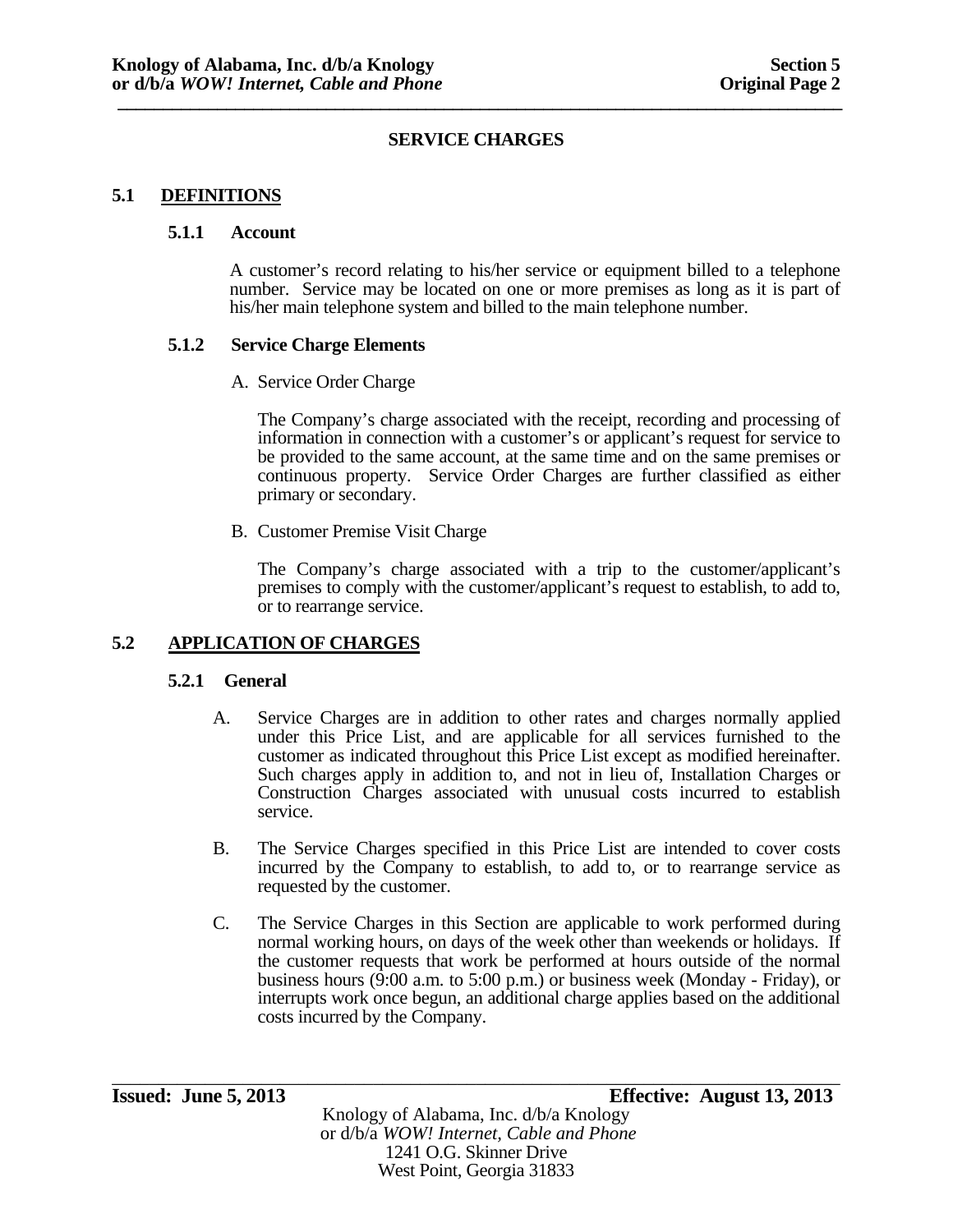## SERVICE CHARGES

### 5.1 DEFINITIONS

#### 5.1.1 Account

A customer's record relating to his/her service or equipment billed to a telephone number. Service may be located on one or more premises as long as it is part of his/her main telephone system and billed to the main telephone number.

#### 5.1.2 Service Charge Elements

A. Service Order Charge

The Company's charge associated with the receipt, recording and processing of information in connection with a customer's or applicant's request for service to be provided to the same account, at the same time and on the same premises or continuous property. Service Order Charges are further classified as either primary or secondary.

B. Customer Premise Visit Charge

The Company's charge associated with a trip to the customer/applicant's premises to comply with the customer/applicant's request to establish, to add to, or to rearrange service.

### 5.2 APPLICATION OF CHARGES

#### 5.2.1 General

A. Service Charges are in addition to other rates and charges normally applied under this Price List, and are applicable for all services furnished to the customer as indicated throughout this Price List except as modified hereinafter. Such charges apply in addition to, and not in lieu of, Installation Charges or Construction Charges associated with unusual costs incurred to establish service.

B. The Service Charges specified in this Price List are intended to cover costs incurred by the Company to establish, to add to, or to rearrange service as requested by the customer.

C. The Service Charges in this Section are applicable to work performed during normal working hours, on days of the week other than weekends or holidays. If the customer requests that work be performed at hours outside of the normal business hours (9:00 a.m. to 5:00 p.m.) or business week (Monday - Friday), or interrupts work once begun, an additional charge applies based on the additional costs incurred by the Company.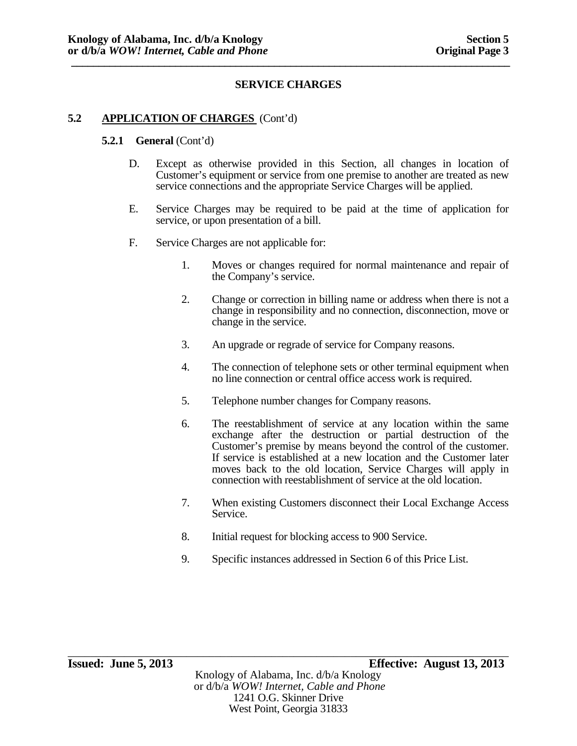## SERVICE CHARGES

### 5.2 APPLICATION OF CHARGES (Cont'd)

#### 5.2.1 General (Cont'd)

D. Except as otherwise provided in this Section, all changes in location of Customer's equipment or service from one premise to another are treated as new service connections and the appropriate Service Charges will be applied.

E. Service Charges may be required to be paid at the time of application for service, or upon presentation of a bill.

F. Service Charges are not applicable for:

1. Moves or changes required for normal maintenance and repair of the Company's service.

2. Change or correction in billing name or address when there is not a change in responsibility and no connection, disconnection, move or change in the service.

3. An upgrade or regrade of service for Company reasons.

4. The connection of telephone sets or other terminal equipment when no line connection or central office access work is required.

5. Telephone number changes for Company reasons.

6. The reestablishment of service at any location within the same exchange after the destruction or partial destruction of the Customer's premise by means beyond the control of the customer. If service is established at a new location and the Customer later moves back to the old location, Service Charges will apply in connection with reestablishment of service at the old location.

7. When existing Customers disconnect their Local Exchange Access Service.

8. Initial request for blocking access to 900 Service.

9. Specific instances addressed in Section 6 of this Price List.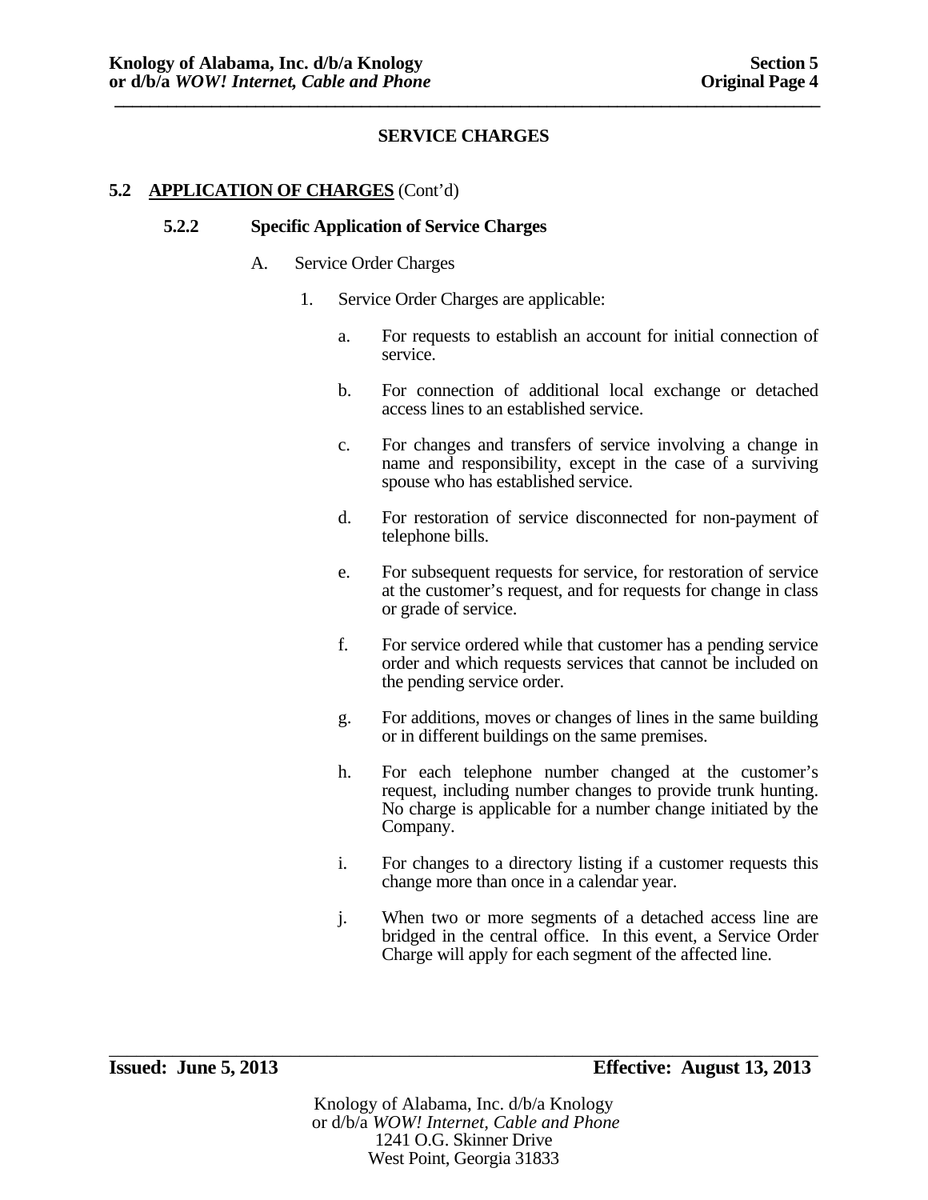## SERVICE CHARGES

### 5.2 APPLICATION OF CHARGES (Cont'd)

#### 5.2.2 Specific Application of Service Charges

A. Service Order Charges

1. Service Order Charges are applicable:

   a. For requests to establish an account for initial connection of service.

   b. For connection of additional local exchange or detached access lines to an established service.

   c. For changes and transfers of service involving a change in name and responsibility, except in the case of a surviving spouse who has established service.

   d. For restoration of service disconnected for non-payment of telephone bills.

   e. For subsequent requests for service, for restoration of service at the customer's request, and for requests for change in class or grade of service.

   f. For service ordered while that customer has a pending service order and which requests services that cannot be included on the pending service order.

   g. For additions, moves or changes of lines in the same building or in different buildings on the same premises.

   h. For each telephone number changed at the customer's request, including number changes to provide trunk hunting. No charge is applicable for a number change initiated by the Company.

   i. For changes to a directory listing if a customer requests this change more than once in a calendar year.

   j. When two or more segments of a detached access line are bridged in the central office. In this event, a Service Order Charge will apply for each segment of the affected line.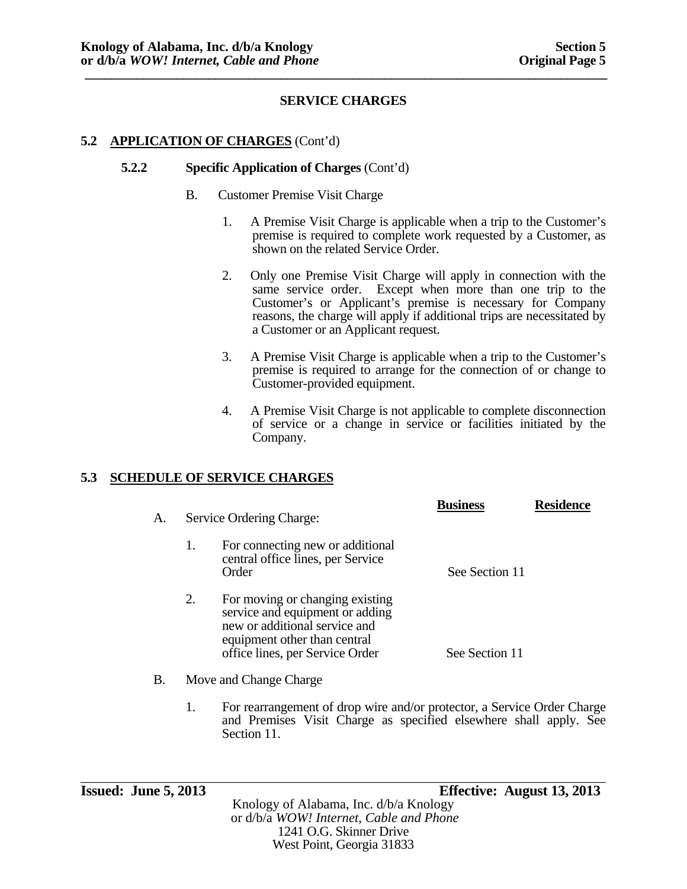## SERVICE CHARGES

### 5.2 APPLICATION OF CHARGES (Cont'd)

#### 5.2.2 Specific Application of Charges (Cont'd)

B. Customer Premise Visit Charge

1. A Premise Visit Charge is applicable when a trip to the Customer's premise is required to complete work requested by a Customer, as shown on the related Service Order.

2. Only one Premise Visit Charge will apply in connection with the same service order. Except when more than one trip to the Customer's or Applicant's premise is necessary for Company reasons, the charge will apply if additional trips are necessitated by a Customer or an Applicant request.

3. A Premise Visit Charge is applicable when a trip to the Customer's premise is required to arrange for the connection of or change to Customer-provided equipment.

4. A Premise Visit Charge is not applicable to complete disconnection of service or a change in service or facilities initiated by the Company.

### 5.3 SCHEDULE OF SERVICE CHARGES

| | Business | Residence |
|---|---|---|
| A. Service Ordering Charge: | | |
| 1. For connecting new or additional central office lines, per Service Order | See Section 11 | |
| 2. For moving or changing existing service and equipment or adding new or additional service and equipment other than central office lines, per Service Order | See Section 11 | |

B. Move and Change Charge

1. For rearrangement of drop wire and/or protector, a Service Order Charge and Premises Visit Charge as specified elsewhere shall apply. See Section 11.

**Issued: June 5, 2013** **Effective: August 13, 2013**

Knology of Alabama, Inc. d/b/a Knology
or d/b/a *WOW! Internet, Cable and Phone*
1241 O.G. Skinner Drive
West Point, Georgia 31833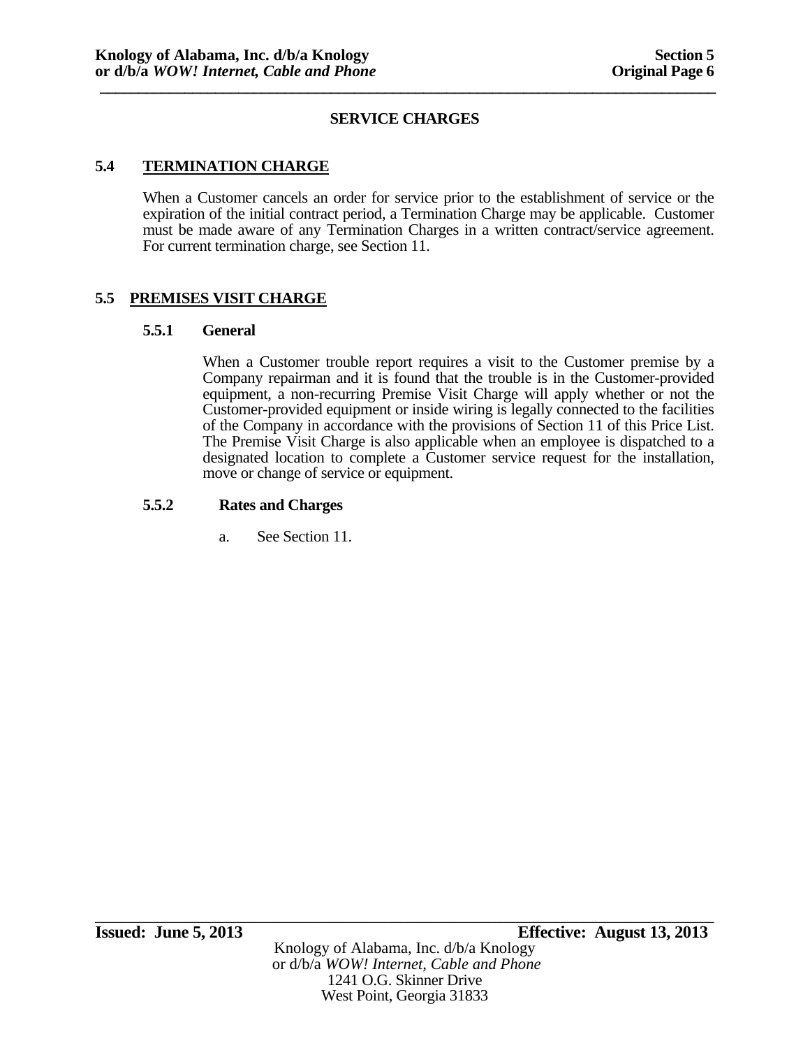# SERVICE CHARGES

## 5.4 TERMINATION CHARGE

When a Customer cancels an order for service prior to the establishment of service or the expiration of the initial contract period, a Termination Charge may be applicable. Customer must be made aware of any Termination Charges in a written contract/service agreement. For current termination charge, see Section 11.

## 5.5 PREMISES VISIT CHARGE

### 5.5.1 General

When a Customer trouble report requires a visit to the Customer premise by a Company repairman and it is found that the trouble is in the Customer-provided equipment, a non-recurring Premise Visit Charge will apply whether or not the Customer-provided equipment or inside wiring is legally connected to the facilities of the Company in accordance with the provisions of Section 11 of this Price List. The Premise Visit Charge is also applicable when an employee is dispatched to a designated location to complete a Customer service request for the installation, move or change of service or equipment.

### 5.5.2 Rates and Charges

a. See Section 11.

**Issued: June 5, 2013** **Effective: August 13, 2013**

Knology of Alabama, Inc. d/b/a Knology
or d/b/a *WOW! Internet, Cable and Phone*
1241 O.G. Skinner Drive
West Point, Georgia 31833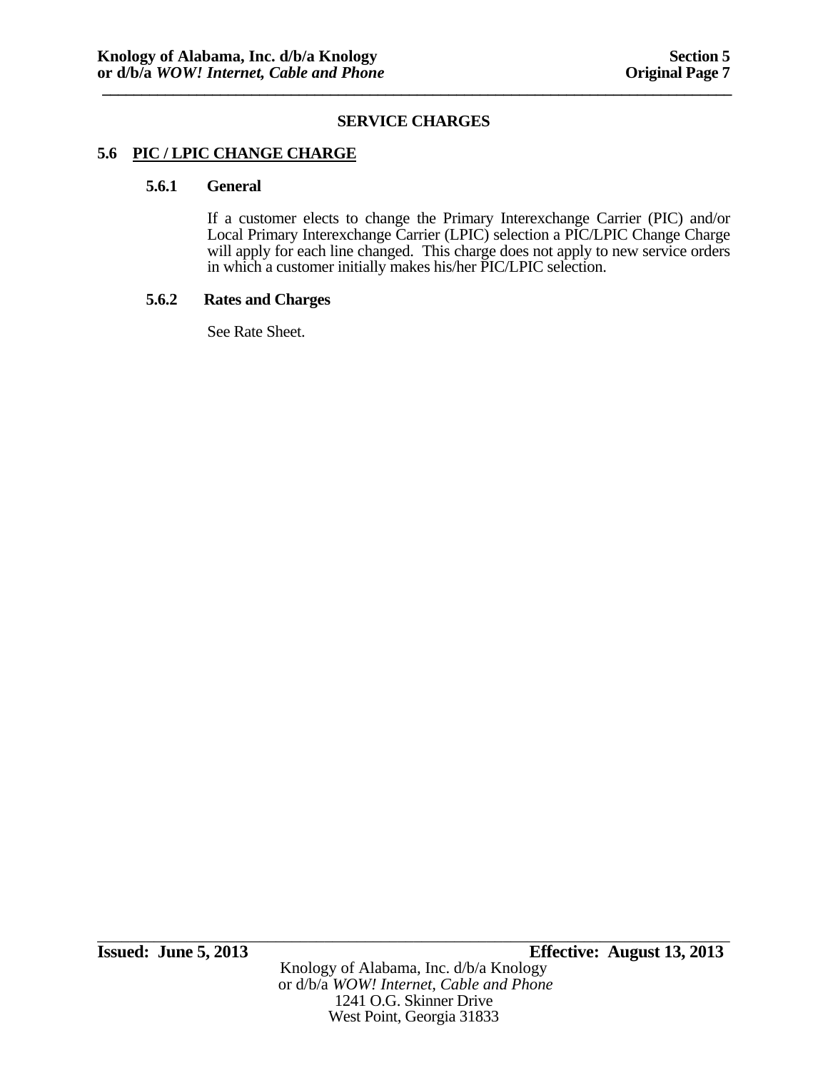## SERVICE CHARGES

### 5.6 PIC / LPIC CHANGE CHARGE

#### 5.6.1 General

If a customer elects to change the Primary Interexchange Carrier (PIC) and/or Local Primary Interexchange Carrier (LPIC) selection a PIC/LPIC Change Charge will apply for each line changed. This charge does not apply to new service orders in which a customer initially makes his/her PIC/LPIC selection.

#### 5.6.2 Rates and Charges

See Rate Sheet.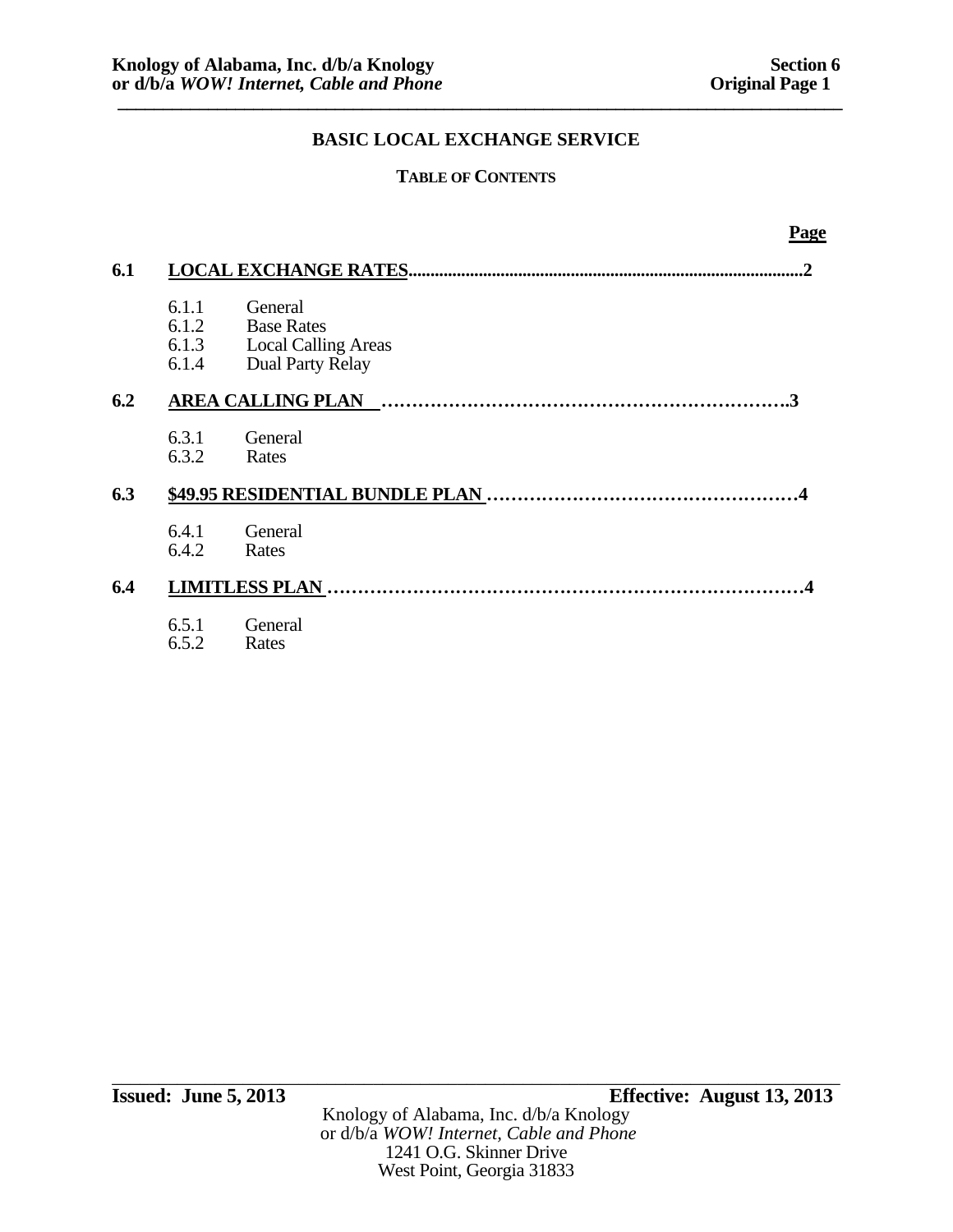## BASIC LOCAL EXCHANGE SERVICE

### TABLE OF CONTENTS

| | | Page |
|---|---|---|
| **6.1** | **LOCAL EXCHANGE RATES** | **2** |
| | 6.1.1 General | |
| | 6.1.2 Base Rates | |
| | 6.1.3 Local Calling Areas | |
| | 6.1.4 Dual Party Relay | |
| **6.2** | **AREA CALLING PLAN** | **3** |
| | 6.3.1 General | |
| | 6.3.2 Rates | |
| **6.3** | **$49.95 RESIDENTIAL BUNDLE PLAN** | **4** |
| | 6.4.1 General | |
| | 6.4.2 Rates | |
| **6.4** | **LIMITLESS PLAN** | **4** |
| | 6.5.1 General | |
| | 6.5.2 Rates | |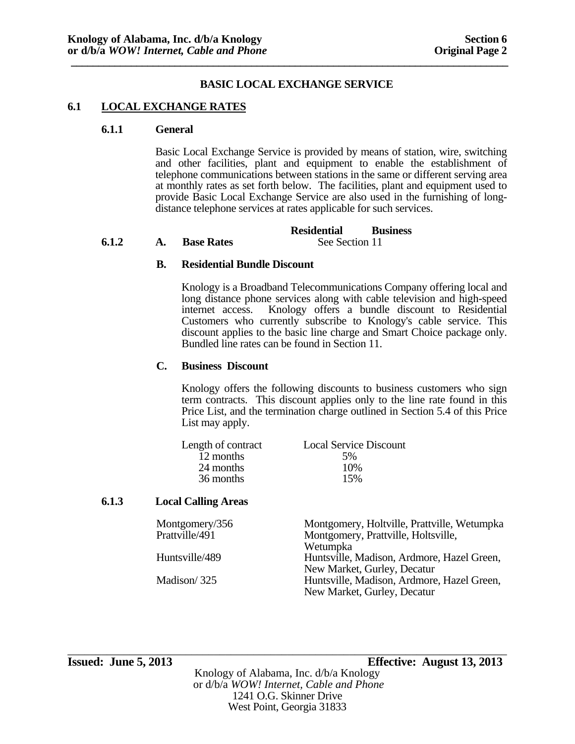## BASIC LOCAL EXCHANGE SERVICE

### 6.1 LOCAL EXCHANGE RATES

#### 6.1.1 General

Basic Local Exchange Service is provided by means of station, wire, switching and other facilities, plant and equipment to enable the establishment of telephone communications between stations in the same or different serving area at monthly rates as set forth below. The facilities, plant and equipment used to provide Basic Local Exchange Service are also used in the furnishing of long-distance telephone services at rates applicable for such services.

#### 6.1.2

**A. Base Rates**

| | Residential | Business |
|---|---|---|
| Base Rates | See Section 11 | |

**B. Residential Bundle Discount**

Knology is a Broadband Telecommunications Company offering local and long distance phone services along with cable television and high-speed internet access. Knology offers a bundle discount to Residential Customers who currently subscribe to Knology's cable service. This discount applies to the basic line charge and Smart Choice package only. Bundled line rates can be found in Section 11.

**C. Business Discount**

Knology offers the following discounts to business customers who sign term contracts. This discount applies only to the line rate found in this Price List, and the termination charge outlined in Section 5.4 of this Price List may apply.

| Length of contract | Local Service Discount |
|---|---|
| 12 months | 5% |
| 24 months | 10% |
| 36 months | 15% |

#### 6.1.3 Local Calling Areas

| | |
|---|---|
| Montgomery/356 | Montgomery, Holtville, Prattville, Wetumpka |
| Prattville/491 | Montgomery, Prattville, Holtsville, Wetumpka |
| Huntsville/489 | Huntsville, Madison, Ardmore, Hazel Green, New Market, Gurley, Decatur |
| Madison/ 325 | Huntsville, Madison, Ardmore, Hazel Green, New Market, Gurley, Decatur |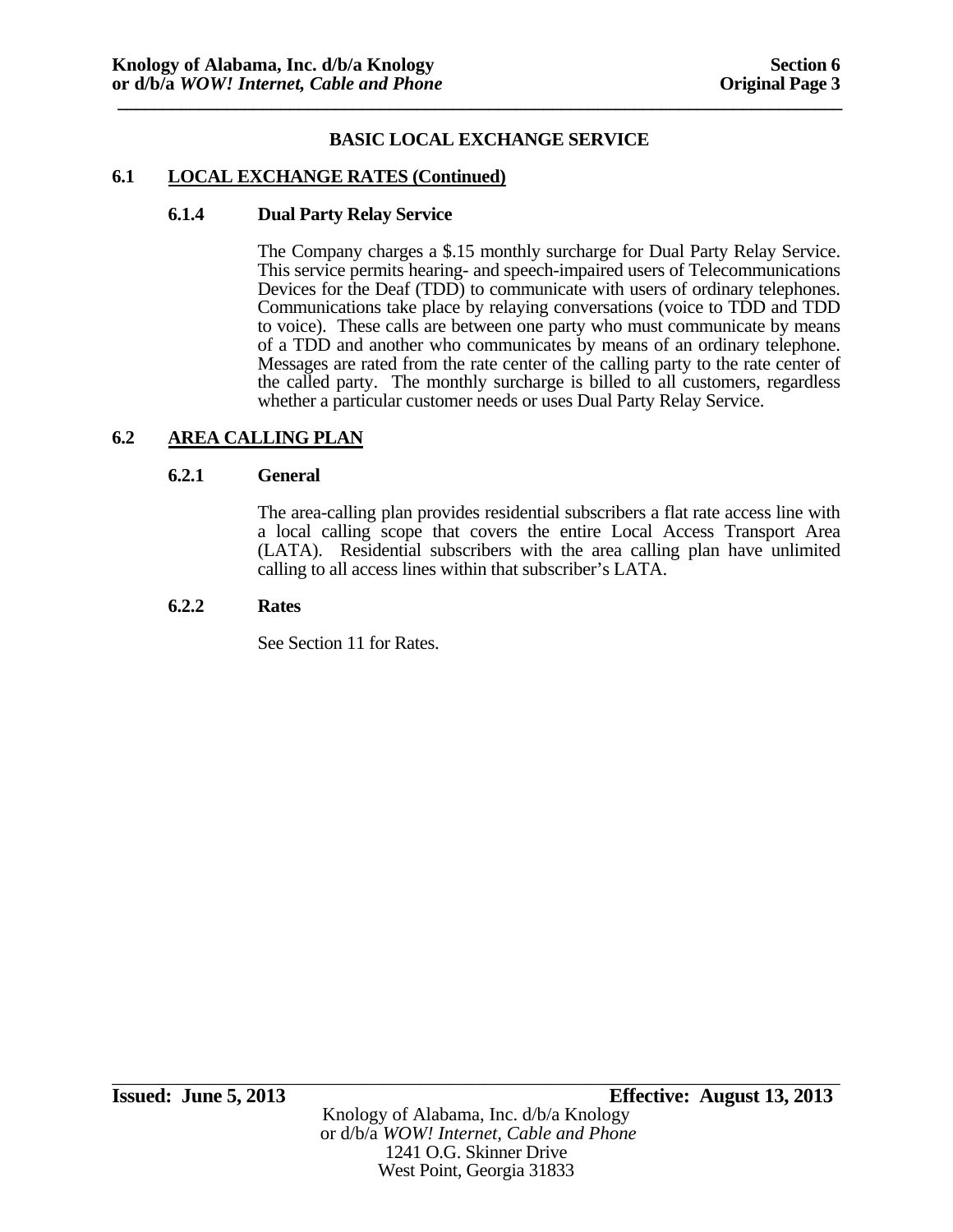## BASIC LOCAL EXCHANGE SERVICE

### 6.1 LOCAL EXCHANGE RATES (Continued)

#### 6.1.4 Dual Party Relay Service

The Company charges a $.15 monthly surcharge for Dual Party Relay Service. This service permits hearing- and speech-impaired users of Telecommunications Devices for the Deaf (TDD) to communicate with users of ordinary telephones. Communications take place by relaying conversations (voice to TDD and TDD to voice). These calls are between one party who must communicate by means of a TDD and another who communicates by means of an ordinary telephone. Messages are rated from the rate center of the calling party to the rate center of the called party. The monthly surcharge is billed to all customers, regardless whether a particular customer needs or uses Dual Party Relay Service.

### 6.2 AREA CALLING PLAN

#### 6.2.1 General

The area-calling plan provides residential subscribers a flat rate access line with a local calling scope that covers the entire Local Access Transport Area (LATA). Residential subscribers with the area calling plan have unlimited calling to all access lines within that subscriber's LATA.

#### 6.2.2 Rates

See Section 11 for Rates.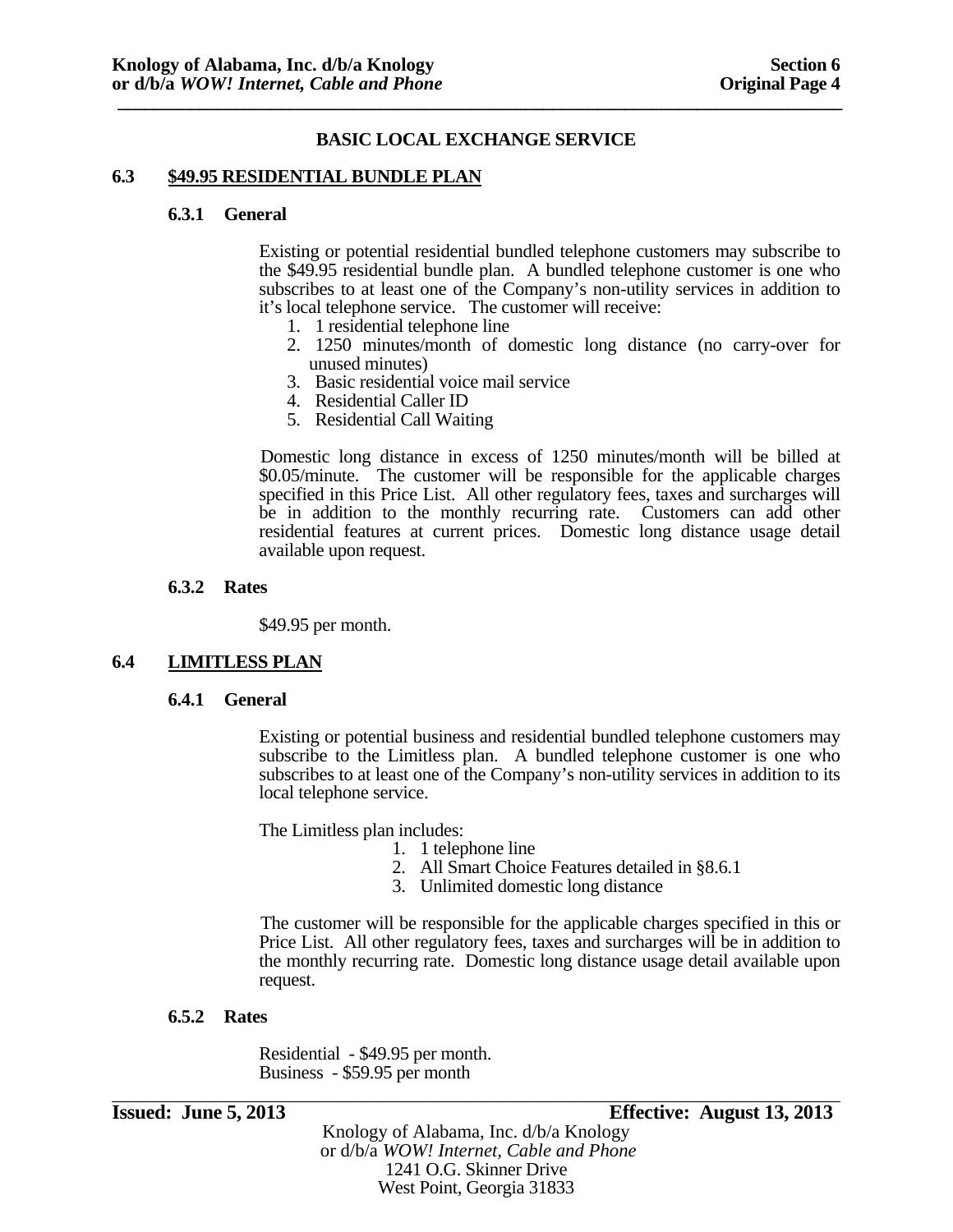## BASIC LOCAL EXCHANGE SERVICE

### 6.3 $49.95 RESIDENTIAL BUNDLE PLAN

#### 6.3.1 General

Existing or potential residential bundled telephone customers may subscribe to the $49.95 residential bundle plan. A bundled telephone customer is one who subscribes to at least one of the Company's non-utility services in addition to it's local telephone service. The customer will receive:

1. 1 residential telephone line
2. 1250 minutes/month of domestic long distance (no carry-over for unused minutes)
3. Basic residential voice mail service
4. Residential Caller ID
5. Residential Call Waiting

Domestic long distance in excess of 1250 minutes/month will be billed at $0.05/minute. The customer will be responsible for the applicable charges specified in this Price List. All other regulatory fees, taxes and surcharges will be in addition to the monthly recurring rate. Customers can add other residential features at current prices. Domestic long distance usage detail available upon request.

#### 6.3.2 Rates

$49.95 per month.

### 6.4 LIMITLESS PLAN

#### 6.4.1 General

Existing or potential business and residential bundled telephone customers may subscribe to the Limitless plan. A bundled telephone customer is one who subscribes to at least one of the Company's non-utility services in addition to its local telephone service.

The Limitless plan includes:

1. 1 telephone line
2. All Smart Choice Features detailed in §8.6.1
3. Unlimited domestic long distance

The customer will be responsible for the applicable charges specified in this or Price List. All other regulatory fees, taxes and surcharges will be in addition to the monthly recurring rate. Domestic long distance usage detail available upon request.

#### 6.5.2 Rates

Residential - $49.95 per month.
Business - $59.95 per month

**Issued: June 5, 2013** **Effective: August 13, 2013**

Knology of Alabama, Inc. d/b/a Knology
or d/b/a *WOW! Internet, Cable and Phone*
1241 O.G. Skinner Drive
West Point, Georgia 31833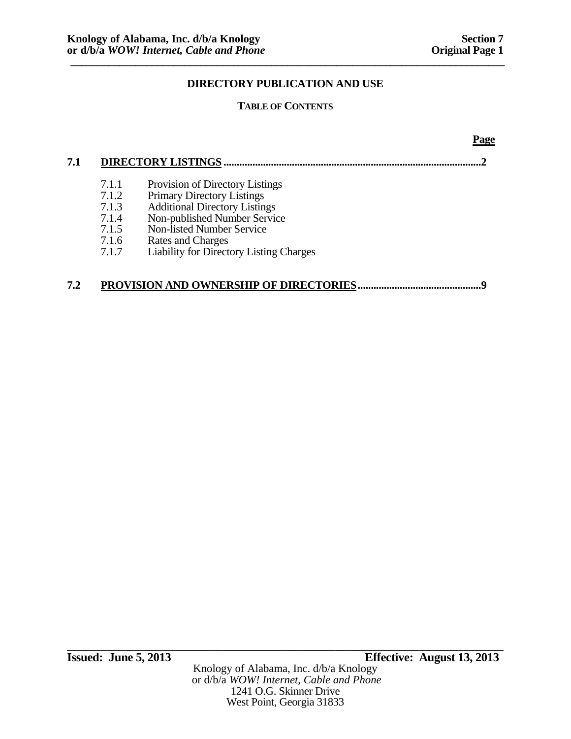# DIRECTORY PUBLICATION AND USE

## TABLE OF CONTENTS

| | | Page |
|---|---|---|
| **7.1** | **DIRECTORY LISTINGS** | **2** |
| | 7.1.1 Provision of Directory Listings | |
| | 7.1.2 Primary Directory Listings | |
| | 7.1.3 Additional Directory Listings | |
| | 7.1.4 Non-published Number Service | |
| | 7.1.5 Non-listed Number Service | |
| | 7.1.6 Rates and Charges | |
| | 7.1.7 Liability for Directory Listing Charges | |
| **7.2** | **PROVISION AND OWNERSHIP OF DIRECTORIES** | **9** |

**Issued: June 5, 2013** **Effective: August 13, 2013**

Knology of Alabama, Inc. d/b/a Knology
or d/b/a *WOW! Internet, Cable and Phone*
1241 O.G. Skinner Drive
West Point, Georgia 31833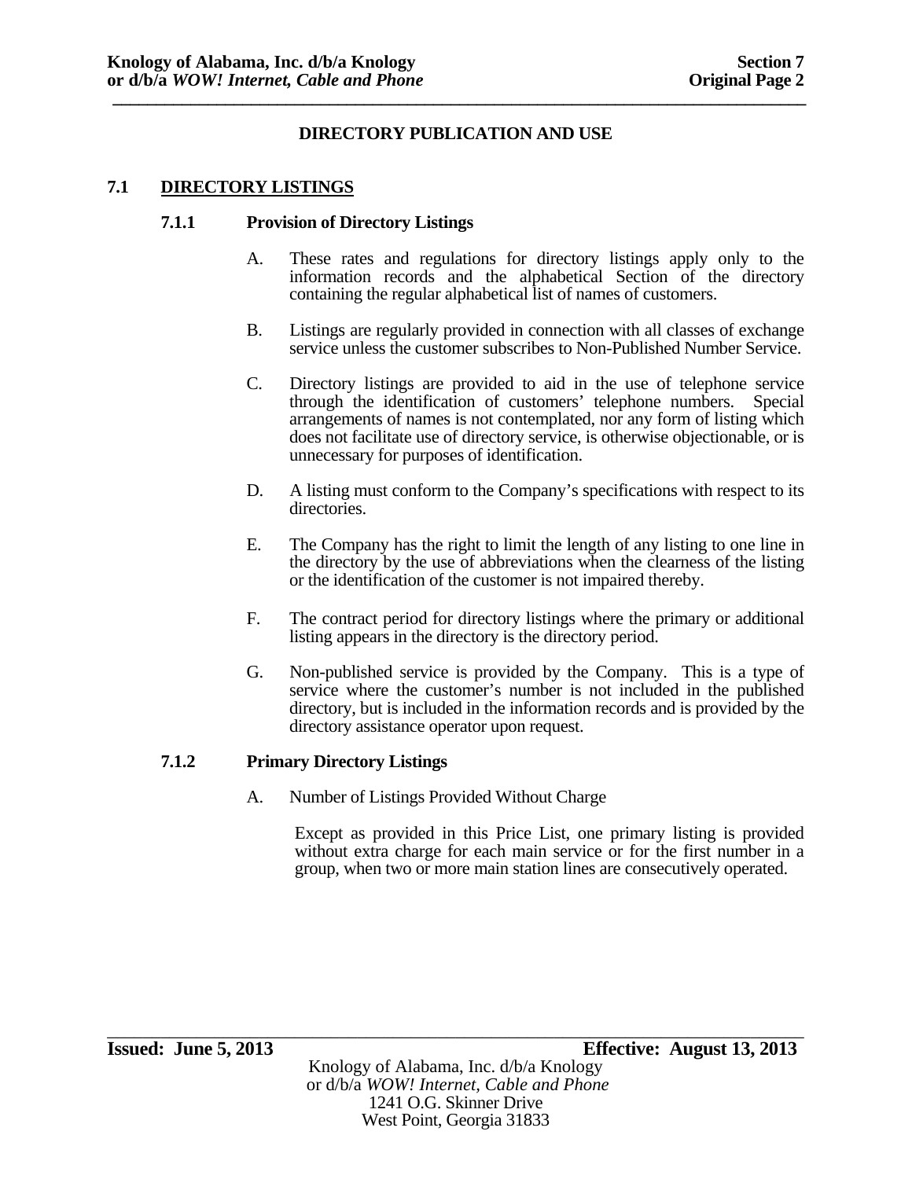## DIRECTORY PUBLICATION AND USE

### 7.1 DIRECTORY LISTINGS

#### 7.1.1 Provision of Directory Listings

A. These rates and regulations for directory listings apply only to the information records and the alphabetical Section of the directory containing the regular alphabetical list of names of customers.

B. Listings are regularly provided in connection with all classes of exchange service unless the customer subscribes to Non-Published Number Service.

C. Directory listings are provided to aid in the use of telephone service through the identification of customers' telephone numbers. Special arrangements of names is not contemplated, nor any form of listing which does not facilitate use of directory service, is otherwise objectionable, or is unnecessary for purposes of identification.

D. A listing must conform to the Company's specifications with respect to its directories.

E. The Company has the right to limit the length of any listing to one line in the directory by the use of abbreviations when the clearness of the listing or the identification of the customer is not impaired thereby.

F. The contract period for directory listings where the primary or additional listing appears in the directory is the directory period.

G. Non-published service is provided by the Company. This is a type of service where the customer's number is not included in the published directory, but is included in the information records and is provided by the directory assistance operator upon request.

#### 7.1.2 Primary Directory Listings

A. Number of Listings Provided Without Charge

Except as provided in this Price List, one primary listing is provided without extra charge for each main service or for the first number in a group, when two or more main station lines are consecutively operated.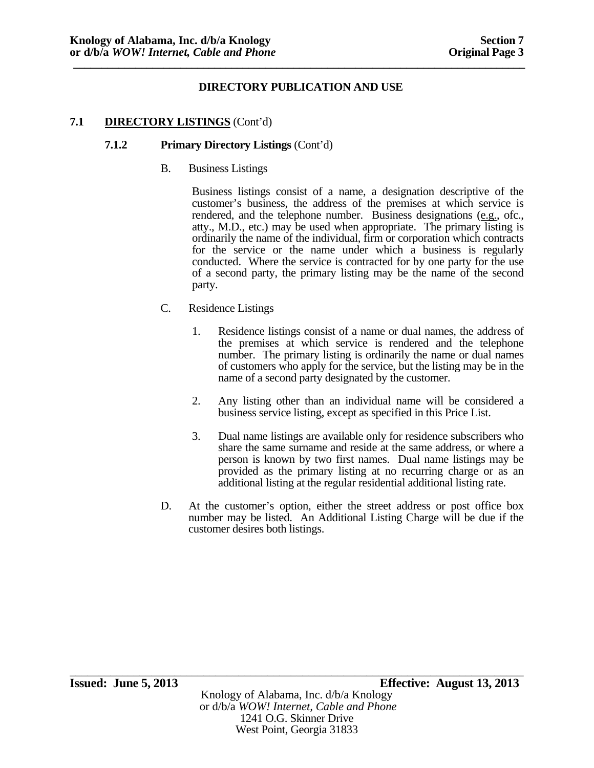## DIRECTORY PUBLICATION AND USE

### 7.1 DIRECTORY LISTINGS (Cont'd)

#### 7.1.2 Primary Directory Listings (Cont'd)

B. Business Listings

Business listings consist of a name, a designation descriptive of the customer's business, the address of the premises at which service is rendered, and the telephone number. Business designations (e.g., ofc., atty., M.D., etc.) may be used when appropriate. The primary listing is ordinarily the name of the individual, firm or corporation which contracts for the service or the name under which a business is regularly conducted. Where the service is contracted for by one party for the use of a second party, the primary listing may be the name of the second party.

C. Residence Listings

1. Residence listings consist of a name or dual names, the address of the premises at which service is rendered and the telephone number. The primary listing is ordinarily the name or dual names of customers who apply for the service, but the listing may be in the name of a second party designated by the customer.

2. Any listing other than an individual name will be considered a business service listing, except as specified in this Price List.

3. Dual name listings are available only for residence subscribers who share the same surname and reside at the same address, or where a person is known by two first names. Dual name listings may be provided as the primary listing at no recurring charge or as an additional listing at the regular residential additional listing rate.

D. At the customer's option, either the street address or post office box number may be listed. An Additional Listing Charge will be due if the customer desires both listings.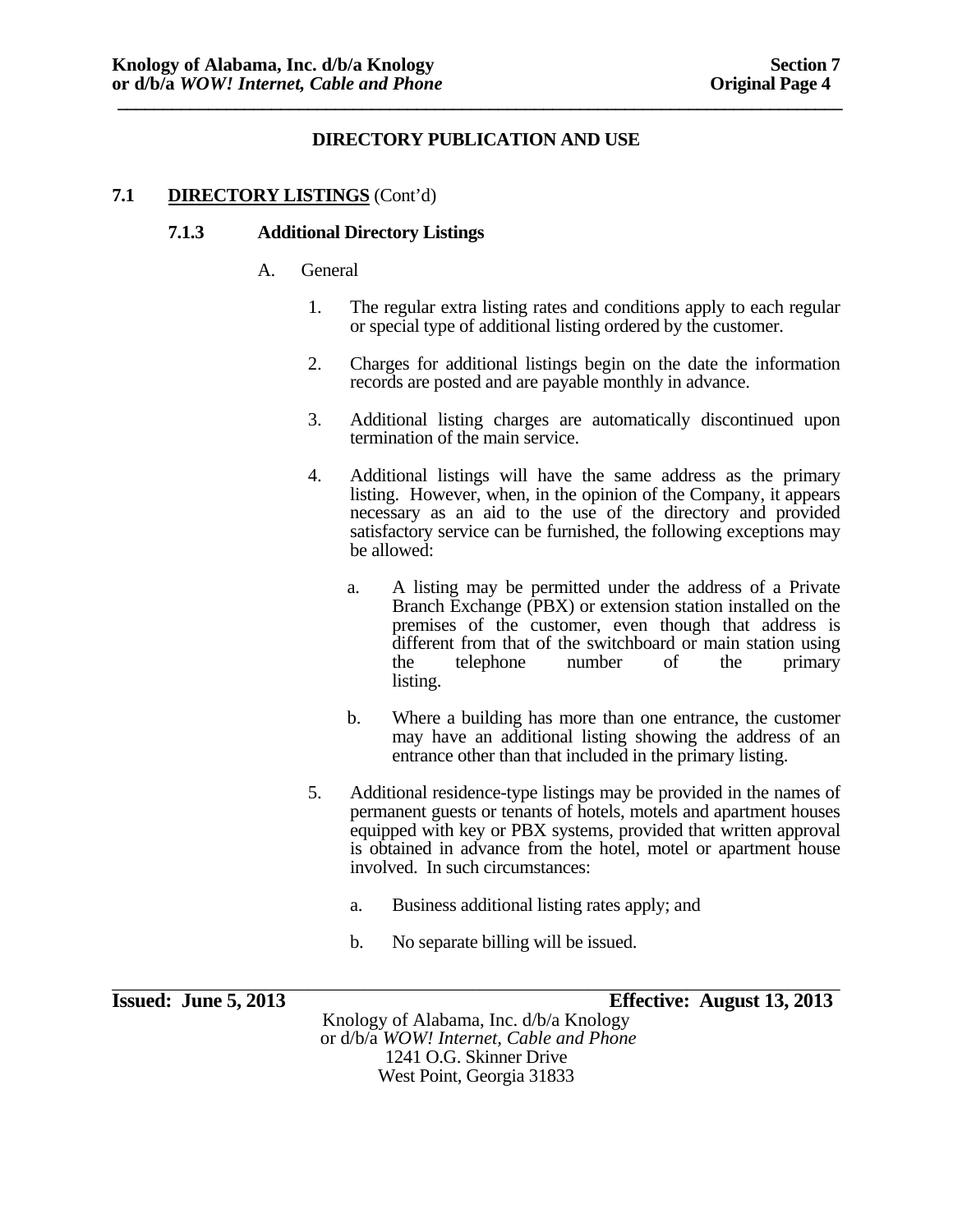## DIRECTORY PUBLICATION AND USE

### 7.1 **DIRECTORY LISTINGS** (Cont'd)

#### 7.1.3 Additional Directory Listings

A. General

1. The regular extra listing rates and conditions apply to each regular or special type of additional listing ordered by the customer.

2. Charges for additional listings begin on the date the information records are posted and are payable monthly in advance.

3. Additional listing charges are automatically discontinued upon termination of the main service.

4. Additional listings will have the same address as the primary listing. However, when, in the opinion of the Company, it appears necessary as an aid to the use of the directory and provided satisfactory service can be furnished, the following exceptions may be allowed:

   a. A listing may be permitted under the address of a Private Branch Exchange (PBX) or extension station installed on the premises of the customer, even though that address is different from that of the switchboard or main station using the telephone number of the primary listing.

   b. Where a building has more than one entrance, the customer may have an additional listing showing the address of an entrance other than that included in the primary listing.

5. Additional residence-type listings may be provided in the names of permanent guests or tenants of hotels, motels and apartment houses equipped with key or PBX systems, provided that written approval is obtained in advance from the hotel, motel or apartment house involved. In such circumstances:

   a. Business additional listing rates apply; and

   b. No separate billing will be issued.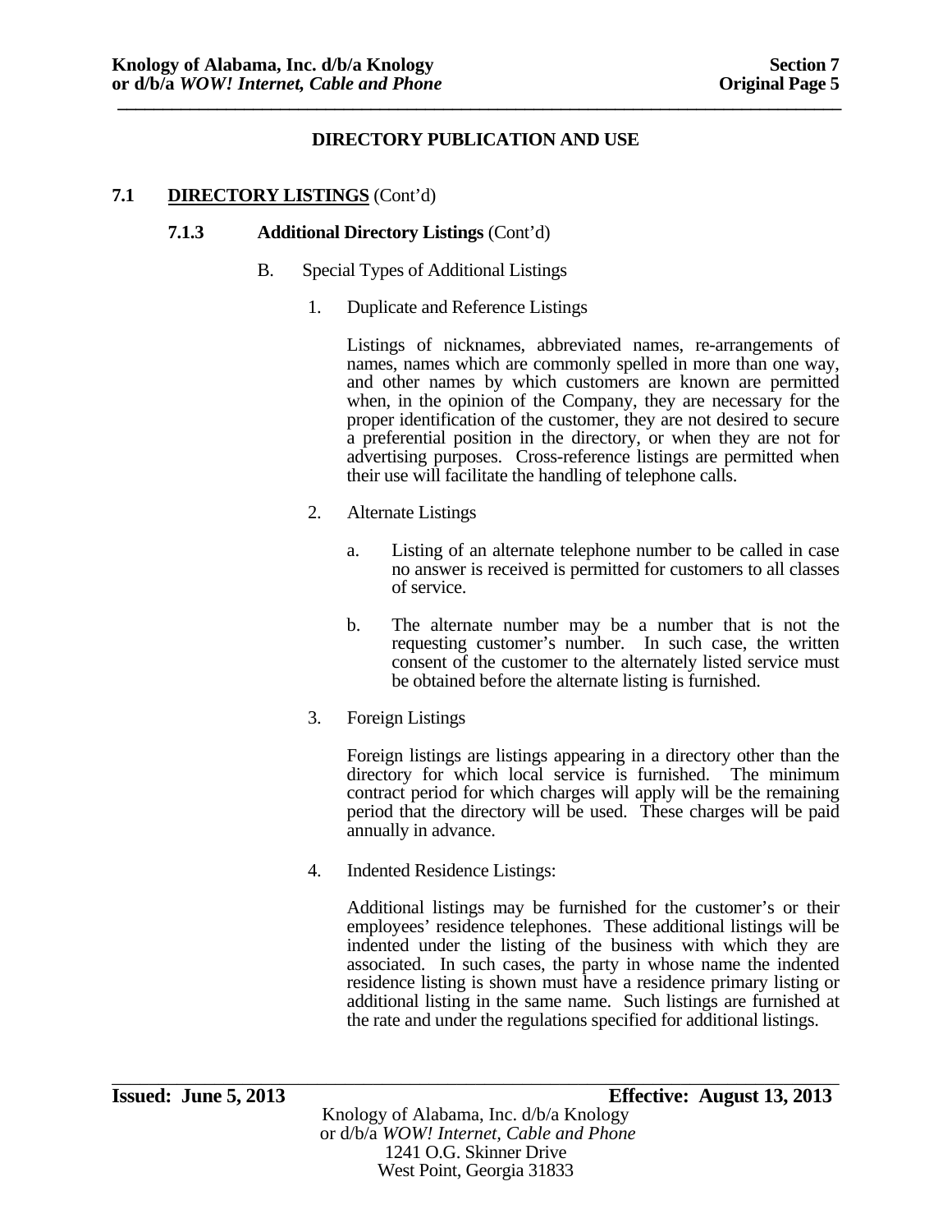## DIRECTORY PUBLICATION AND USE

### 7.1 DIRECTORY LISTINGS (Cont'd)

#### 7.1.3 Additional Directory Listings (Cont'd)

B. Special Types of Additional Listings

1. Duplicate and Reference Listings

   Listings of nicknames, abbreviated names, re-arrangements of names, names which are commonly spelled in more than one way, and other names by which customers are known are permitted when, in the opinion of the Company, they are necessary for the proper identification of the customer, they are not desired to secure a preferential position in the directory, or when they are not for advertising purposes. Cross-reference listings are permitted when their use will facilitate the handling of telephone calls.

2. Alternate Listings

   a. Listing of an alternate telephone number to be called in case no answer is received is permitted for customers to all classes of service.

   b. The alternate number may be a number that is not the requesting customer's number. In such case, the written consent of the customer to the alternately listed service must be obtained before the alternate listing is furnished.

3. Foreign Listings

   Foreign listings are listings appearing in a directory other than the directory for which local service is furnished. The minimum contract period for which charges will apply will be the remaining period that the directory will be used. These charges will be paid annually in advance.

4. Indented Residence Listings:

   Additional listings may be furnished for the customer's or their employees' residence telephones. These additional listings will be indented under the listing of the business with which they are associated. In such cases, the party in whose name the indented residence listing is shown must have a residence primary listing or additional listing in the same name. Such listings are furnished at the rate and under the regulations specified for additional listings.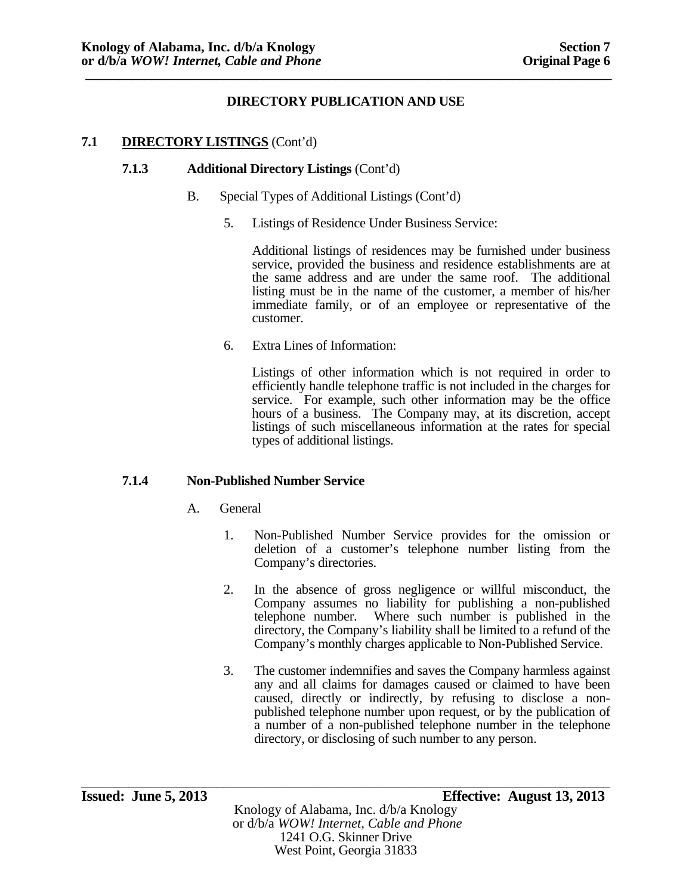## DIRECTORY PUBLICATION AND USE

### 7.1 DIRECTORY LISTINGS (Cont'd)

#### 7.1.3 Additional Directory Listings (Cont'd)

B. Special Types of Additional Listings (Cont'd)

5. Listings of Residence Under Business Service:

   Additional listings of residences may be furnished under business service, provided the business and residence establishments are at the same address and are under the same roof. The additional listing must be in the name of the customer, a member of his/her immediate family, or of an employee or representative of the customer.

6. Extra Lines of Information:

   Listings of other information which is not required in order to efficiently handle telephone traffic is not included in the charges for service. For example, such other information may be the office hours of a business. The Company may, at its discretion, accept listings of such miscellaneous information at the rates for special types of additional listings.

#### 7.1.4 Non-Published Number Service

A. General

1. Non-Published Number Service provides for the omission or deletion of a customer's telephone number listing from the Company's directories.

2. In the absence of gross negligence or willful misconduct, the Company assumes no liability for publishing a non-published telephone number. Where such number is published in the directory, the Company's liability shall be limited to a refund of the Company's monthly charges applicable to Non-Published Service.

3. The customer indemnifies and saves the Company harmless against any and all claims for damages caused or claimed to have been caused, directly or indirectly, by refusing to disclose a non-published telephone number upon request, or by the publication of a number of a non-published telephone number in the telephone directory, or disclosing of such number to any person.

**Issued: June 5, 2013** **Effective: August 13, 2013**

Knology of Alabama, Inc. d/b/a Knology
or d/b/a *WOW! Internet, Cable and Phone*
1241 O.G. Skinner Drive
West Point, Georgia 31833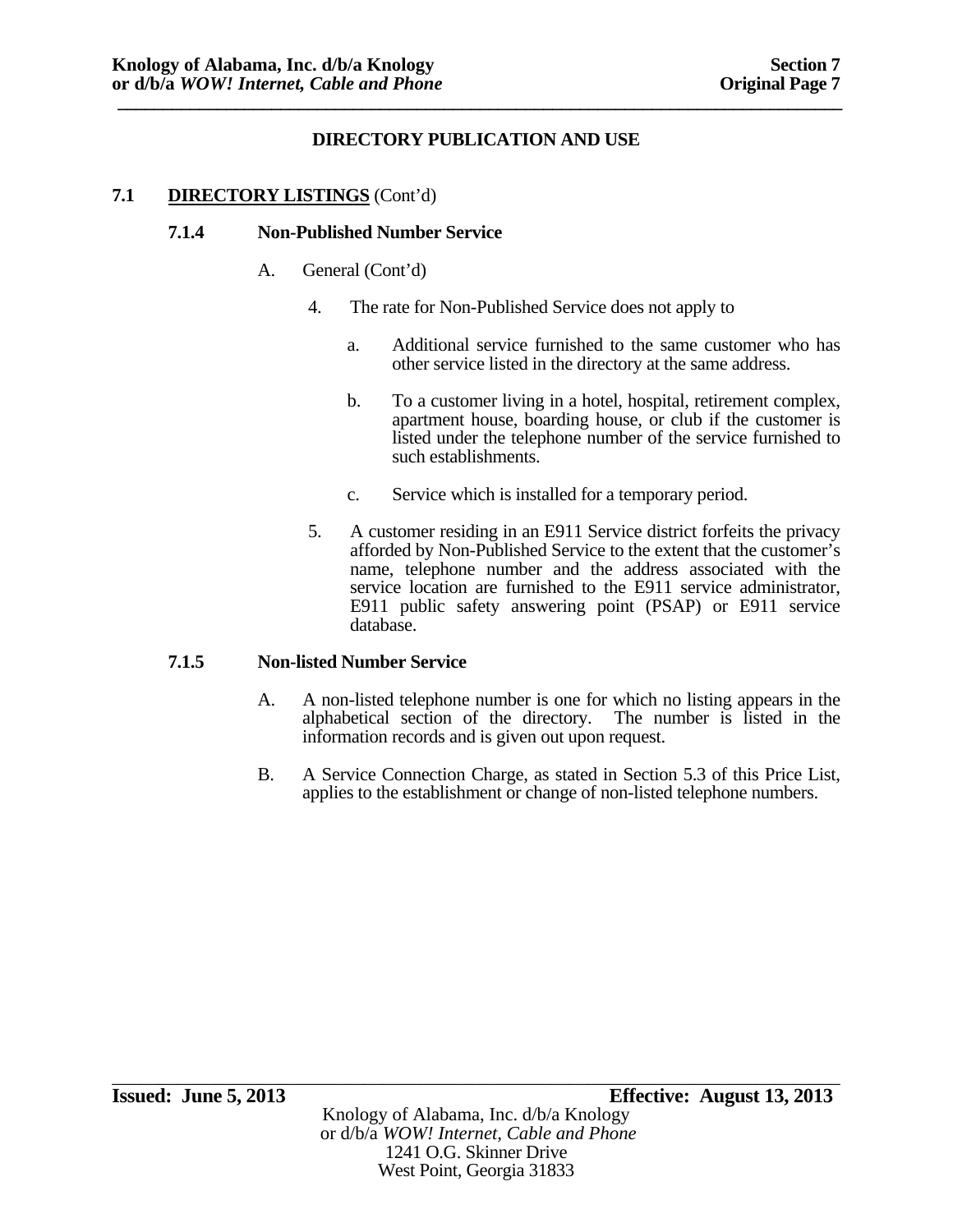**DIRECTORY PUBLICATION AND USE**

**7.1 DIRECTORY LISTINGS** (Cont'd)

**7.1.4 Non-Published Number Service**

A. General (Cont'd)

4. The rate for Non-Published Service does not apply to

   a. Additional service furnished to the same customer who has other service listed in the directory at the same address.

   b. To a customer living in a hotel, hospital, retirement complex, apartment house, boarding house, or club if the customer is listed under the telephone number of the service furnished to such establishments.

   c. Service which is installed for a temporary period.

5. A customer residing in an E911 Service district forfeits the privacy afforded by Non-Published Service to the extent that the customer's name, telephone number and the address associated with the service location are furnished to the E911 service administrator, E911 public safety answering point (PSAP) or E911 service database.

**7.1.5 Non-listed Number Service**

A. A non-listed telephone number is one for which no listing appears in the alphabetical section of the directory. The number is listed in the information records and is given out upon request.

B. A Service Connection Charge, as stated in Section 5.3 of this Price List, applies to the establishment or change of non-listed telephone numbers.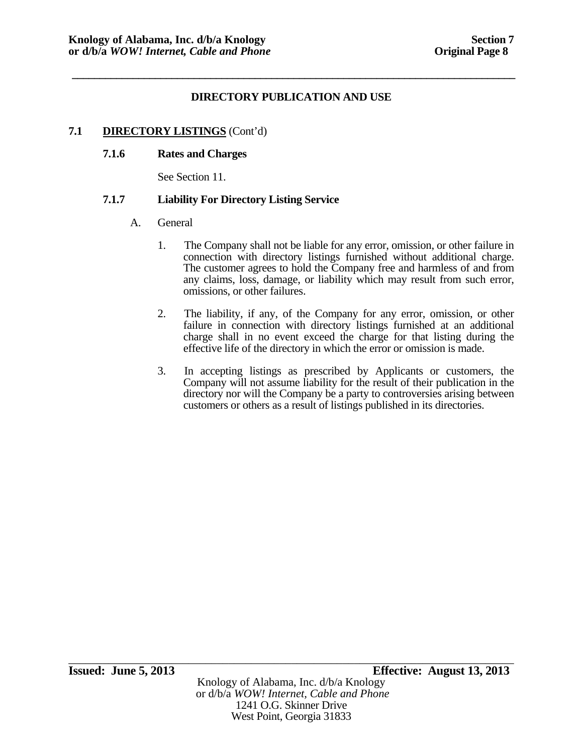## DIRECTORY PUBLICATION AND USE

### 7.1 DIRECTORY LISTINGS (Cont'd)

#### 7.1.6 Rates and Charges

See Section 11.

#### 7.1.7 Liability For Directory Listing Service

A. General

1. The Company shall not be liable for any error, omission, or other failure in connection with directory listings furnished without additional charge. The customer agrees to hold the Company free and harmless of and from any claims, loss, damage, or liability which may result from such error, omissions, or other failures.

2. The liability, if any, of the Company for any error, omission, or other failure in connection with directory listings furnished at an additional charge shall in no event exceed the charge for that listing during the effective life of the directory in which the error or omission is made.

3. In accepting listings as prescribed by Applicants or customers, the Company will not assume liability for the result of their publication in the directory nor will the Company be a party to controversies arising between customers or others as a result of listings published in its directories.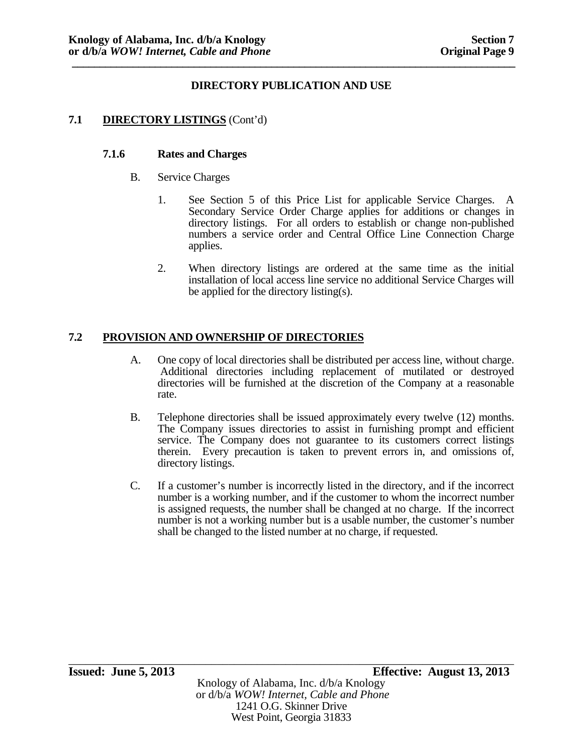## DIRECTORY PUBLICATION AND USE

### 7.1 DIRECTORY LISTINGS (Cont'd)

#### 7.1.6 Rates and Charges

B. Service Charges

1. See Section 5 of this Price List for applicable Service Charges. A Secondary Service Order Charge applies for additions or changes in directory listings. For all orders to establish or change non-published numbers a service order and Central Office Line Connection Charge applies.

2. When directory listings are ordered at the same time as the initial installation of local access line service no additional Service Charges will be applied for the directory listing(s).

### 7.2 PROVISION AND OWNERSHIP OF DIRECTORIES

A. One copy of local directories shall be distributed per access line, without charge. Additional directories including replacement of mutilated or destroyed directories will be furnished at the discretion of the Company at a reasonable rate.

B. Telephone directories shall be issued approximately every twelve (12) months. The Company issues directories to assist in furnishing prompt and efficient service. The Company does not guarantee to its customers correct listings therein. Every precaution is taken to prevent errors in, and omissions of, directory listings.

C. If a customer's number is incorrectly listed in the directory, and if the incorrect number is a working number, and if the customer to whom the incorrect number is assigned requests, the number shall be changed at no charge. If the incorrect number is not a working number but is a usable number, the customer's number shall be changed to the listed number at no charge, if requested.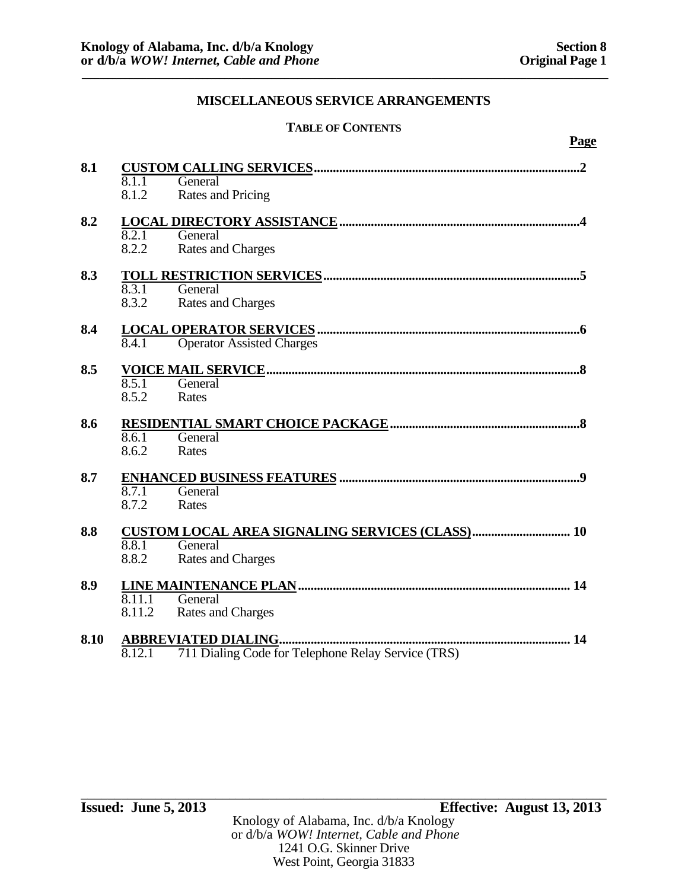## MISCELLANEOUS SERVICE ARRANGEMENTS

### TABLE OF CONTENTS

| | | Page |
|---|---|---|
| **8.1** | **CUSTOM CALLING SERVICES** | **2** |
| | 8.1.1 General | |
| | 8.1.2 Rates and Pricing | |
| **8.2** | **LOCAL DIRECTORY ASSISTANCE** | **4** |
| | 8.2.1 General | |
| | 8.2.2 Rates and Charges | |
| **8.3** | **TOLL RESTRICTION SERVICES** | **5** |
| | 8.3.1 General | |
| | 8.3.2 Rates and Charges | |
| **8.4** | **LOCAL OPERATOR SERVICES** | **6** |
| | 8.4.1 Operator Assisted Charges | |
| **8.5** | **VOICE MAIL SERVICE** | **8** |
| | 8.5.1 General | |
| | 8.5.2 Rates | |
| **8.6** | **RESIDENTIAL SMART CHOICE PACKAGE** | **8** |
| | 8.6.1 General | |
| | 8.6.2 Rates | |
| **8.7** | **ENHANCED BUSINESS FEATURES** | **9** |
| | 8.7.1 General | |
| | 8.7.2 Rates | |
| **8.8** | **CUSTOM LOCAL AREA SIGNALING SERVICES (CLASS)** | **10** |
| | 8.8.1 General | |
| | 8.8.2 Rates and Charges | |
| **8.9** | **LINE MAINTENANCE PLAN** | **14** |
| | 8.11.1 General | |
| | 8.11.2 Rates and Charges | |
| **8.10** | **ABBREVIATED DIALING** | **14** |
| | 8.12.1 711 Dialing Code for Telephone Relay Service (TRS) | |

**Issued: June 5, 2013** **Effective: August 13, 2013**

Knology of Alabama, Inc. d/b/a Knology
or d/b/a *WOW! Internet, Cable and Phone*
1241 O.G. Skinner Drive
West Point, Georgia 31833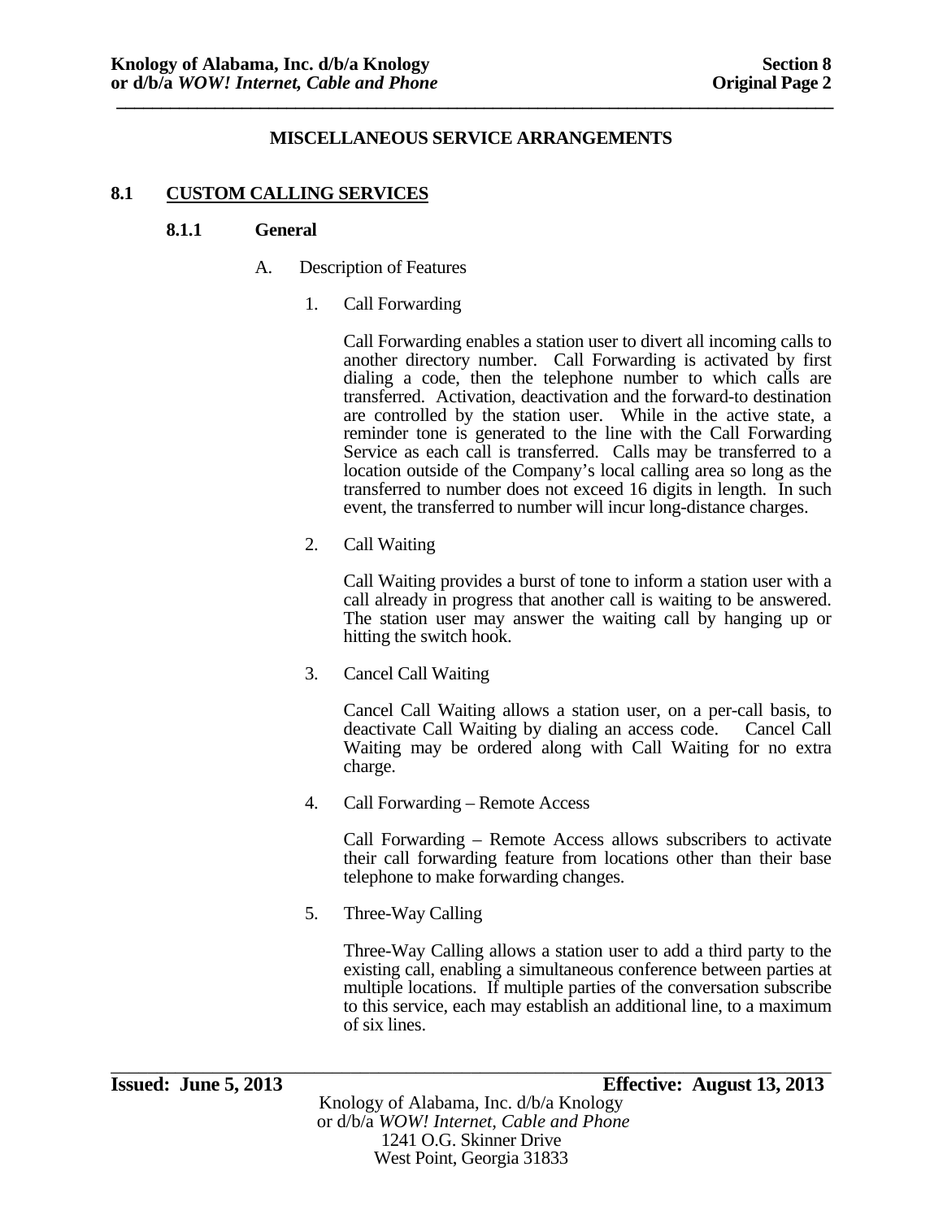## MISCELLANEOUS SERVICE ARRANGEMENTS

### 8.1 CUSTOM CALLING SERVICES

#### 8.1.1 General

A. Description of Features

1. Call Forwarding

   Call Forwarding enables a station user to divert all incoming calls to another directory number. Call Forwarding is activated by first dialing a code, then the telephone number to which calls are transferred. Activation, deactivation and the forward-to destination are controlled by the station user. While in the active state, a reminder tone is generated to the line with the Call Forwarding Service as each call is transferred. Calls may be transferred to a location outside of the Company's local calling area so long as the transferred to number does not exceed 16 digits in length. In such event, the transferred to number will incur long-distance charges.

2. Call Waiting

   Call Waiting provides a burst of tone to inform a station user with a call already in progress that another call is waiting to be answered. The station user may answer the waiting call by hanging up or hitting the switch hook.

3. Cancel Call Waiting

   Cancel Call Waiting allows a station user, on a per-call basis, to deactivate Call Waiting by dialing an access code. Cancel Call Waiting may be ordered along with Call Waiting for no extra charge.

4. Call Forwarding – Remote Access

   Call Forwarding – Remote Access allows subscribers to activate their call forwarding feature from locations other than their base telephone to make forwarding changes.

5. Three-Way Calling

   Three-Way Calling allows a station user to add a third party to the existing call, enabling a simultaneous conference between parties at multiple locations. If multiple parties of the conversation subscribe to this service, each may establish an additional line, to a maximum of six lines.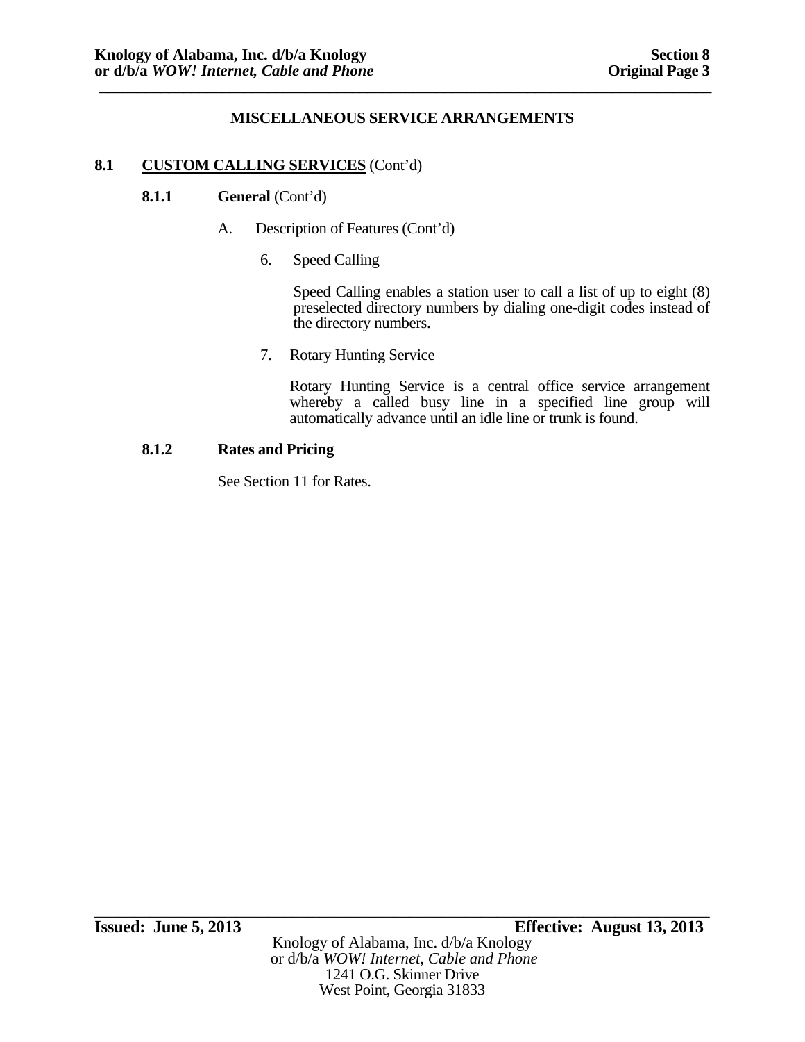## MISCELLANEOUS SERVICE ARRANGEMENTS

### 8.1 CUSTOM CALLING SERVICES (Cont'd)

#### 8.1.1 General (Cont'd)

A. Description of Features (Cont'd)

6. Speed Calling

   Speed Calling enables a station user to call a list of up to eight (8) preselected directory numbers by dialing one-digit codes instead of the directory numbers.

7. Rotary Hunting Service

   Rotary Hunting Service is a central office service arrangement whereby a called busy line in a specified line group will automatically advance until an idle line or trunk is found.

#### 8.1.2 Rates and Pricing

See Section 11 for Rates.

**Issued: June 5, 2013** **Effective: August 13, 2013**

Knology of Alabama, Inc. d/b/a Knology
or d/b/a *WOW! Internet, Cable and Phone*
1241 O.G. Skinner Drive
West Point, Georgia 31833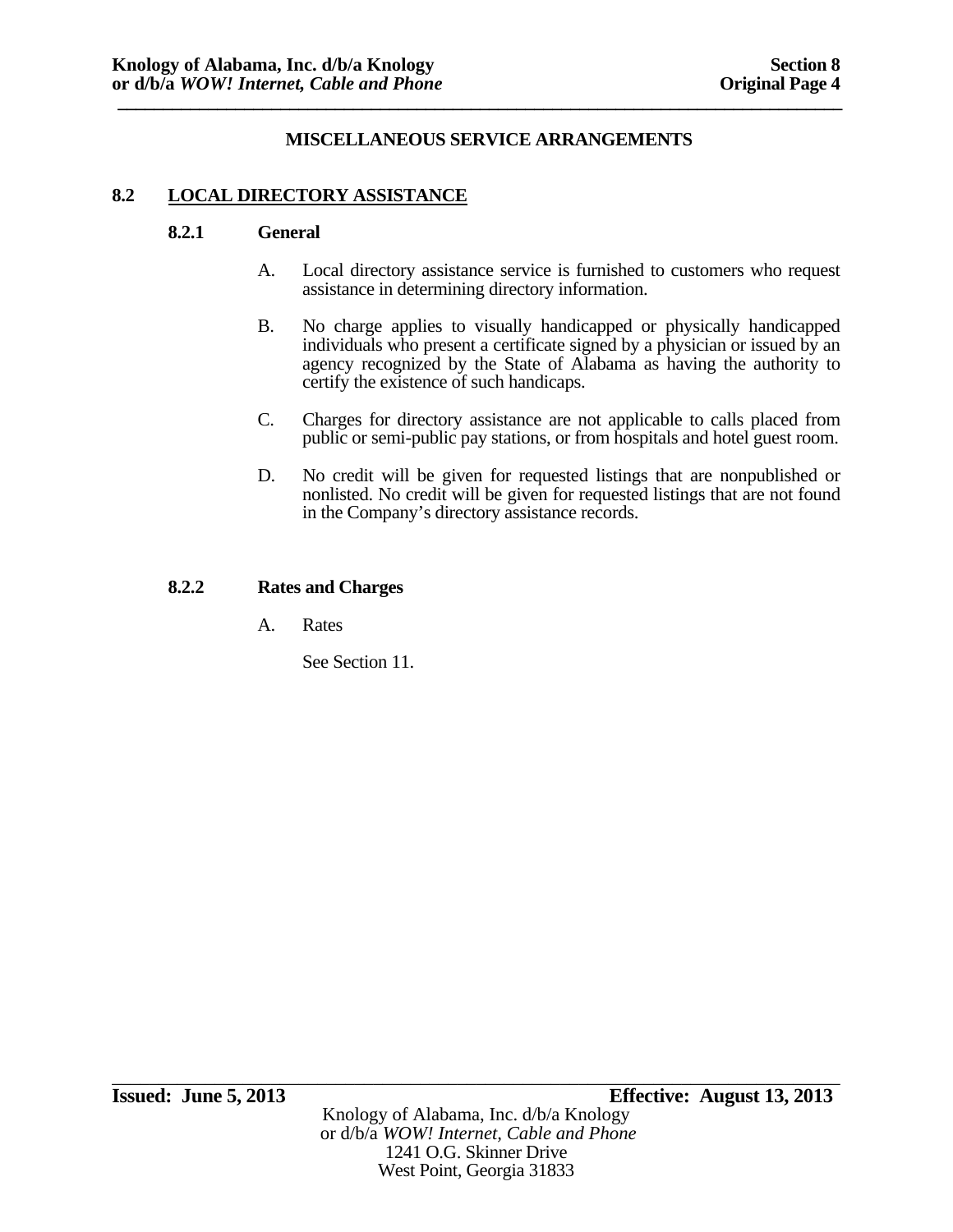## MISCELLANEOUS SERVICE ARRANGEMENTS

### 8.2 LOCAL DIRECTORY ASSISTANCE

#### 8.2.1 General

A. Local directory assistance service is furnished to customers who request assistance in determining directory information.

B. No charge applies to visually handicapped or physically handicapped individuals who present a certificate signed by a physician or issued by an agency recognized by the State of Alabama as having the authority to certify the existence of such handicaps.

C. Charges for directory assistance are not applicable to calls placed from public or semi-public pay stations, or from hospitals and hotel guest room.

D. No credit will be given for requested listings that are nonpublished or nonlisted. No credit will be given for requested listings that are not found in the Company's directory assistance records.

#### 8.2.2 Rates and Charges

A. Rates

See Section 11.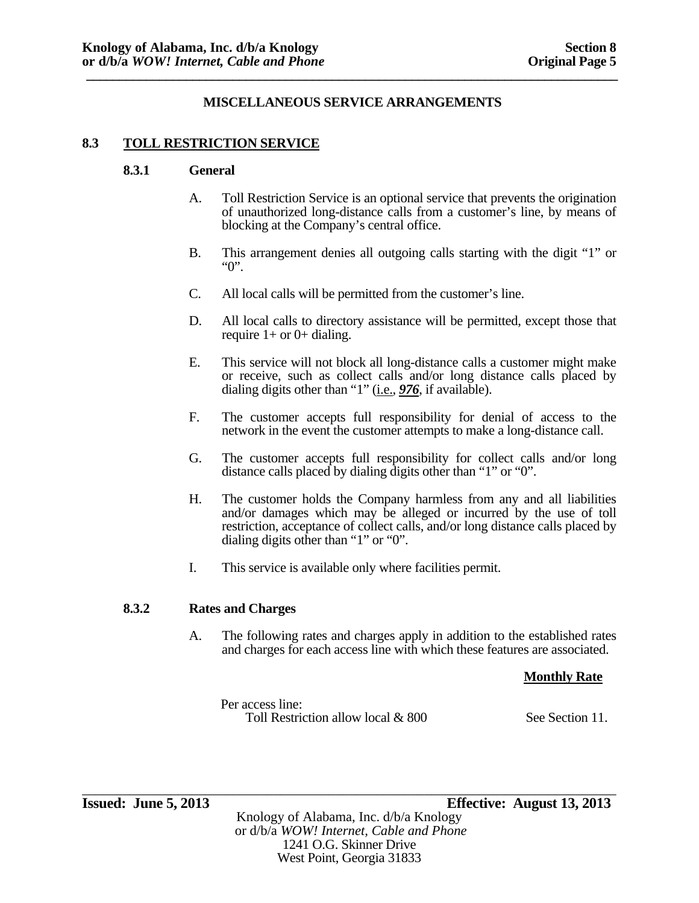## MISCELLANEOUS SERVICE ARRANGEMENTS

### 8.3 TOLL RESTRICTION SERVICE

#### 8.3.1 General

A. Toll Restriction Service is an optional service that prevents the origination of unauthorized long-distance calls from a customer's line, by means of blocking at the Company's central office.

B. This arrangement denies all outgoing calls starting with the digit "1" or "0".

C. All local calls will be permitted from the customer's line.

D. All local calls to directory assistance will be permitted, except those that require 1+ or 0+ dialing.

E. This service will not block all long-distance calls a customer might make or receive, such as collect calls and/or long distance calls placed by dialing digits other than "1" (i.e., ***976***, if available).

F. The customer accepts full responsibility for denial of access to the network in the event the customer attempts to make a long-distance call.

G. The customer accepts full responsibility for collect calls and/or long distance calls placed by dialing digits other than "1" or "0".

H. The customer holds the Company harmless from any and all liabilities and/or damages which may be alleged or incurred by the use of toll restriction, acceptance of collect calls, and/or long distance calls placed by dialing digits other than "1" or "0".

I. This service is available only where facilities permit.

#### 8.3.2 Rates and Charges

A. The following rates and charges apply in addition to the established rates and charges for each access line with which these features are associated.

| | Monthly Rate |
|---|---|
| Per access line: | |
| Toll Restriction allow local & 800 | See Section 11. |

Issued: June 5, 2013 Effective: August 13, 2013

Knology of Alabama, Inc. d/b/a Knology
or d/b/a *WOW! Internet, Cable and Phone*
1241 O.G. Skinner Drive
West Point, Georgia 31833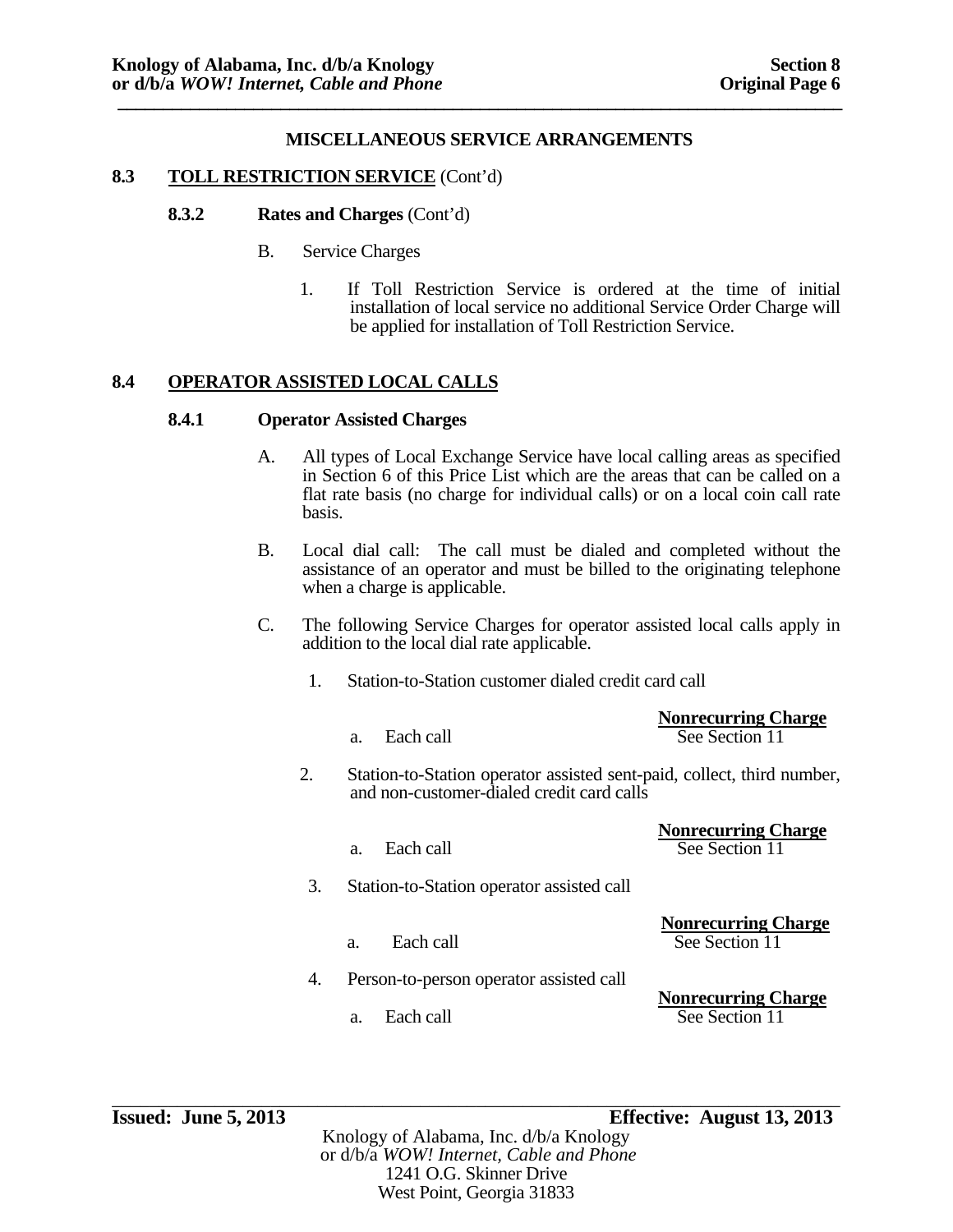## MISCELLANEOUS SERVICE ARRANGEMENTS

### 8.3 TOLL RESTRICTION SERVICE (Cont'd)

#### 8.3.2 Rates and Charges (Cont'd)

B. Service Charges

1. If Toll Restriction Service is ordered at the time of initial installation of local service no additional Service Order Charge will be applied for installation of Toll Restriction Service.

### 8.4 OPERATOR ASSISTED LOCAL CALLS

#### 8.4.1 Operator Assisted Charges

A. All types of Local Exchange Service have local calling areas as specified in Section 6 of this Price List which are the areas that can be called on a flat rate basis (no charge for individual calls) or on a local coin call rate basis.

B. Local dial call: The call must be dialed and completed without the assistance of an operator and must be billed to the originating telephone when a charge is applicable.

C. The following Service Charges for operator assisted local calls apply in addition to the local dial rate applicable.

1. Station-to-Station customer dialed credit card call

| | Nonrecurring Charge |
|---|---|
| a. Each call | See Section 11 |

2. Station-to-Station operator assisted sent-paid, collect, third number, and non-customer-dialed credit card calls

| | Nonrecurring Charge |
|---|---|
| a. Each call | See Section 11 |

3. Station-to-Station operator assisted call

| | Nonrecurring Charge |
|---|---|
| a. Each call | See Section 11 |

4. Person-to-person operator assisted call

| | Nonrecurring Charge |
|---|---|
| a. Each call | See Section 11 |

**Issued: June 5, 2013** **Effective: August 13, 2013**

Knology of Alabama, Inc. d/b/a Knology
or d/b/a *WOW! Internet, Cable and Phone*
1241 O.G. Skinner Drive
West Point, Georgia 31833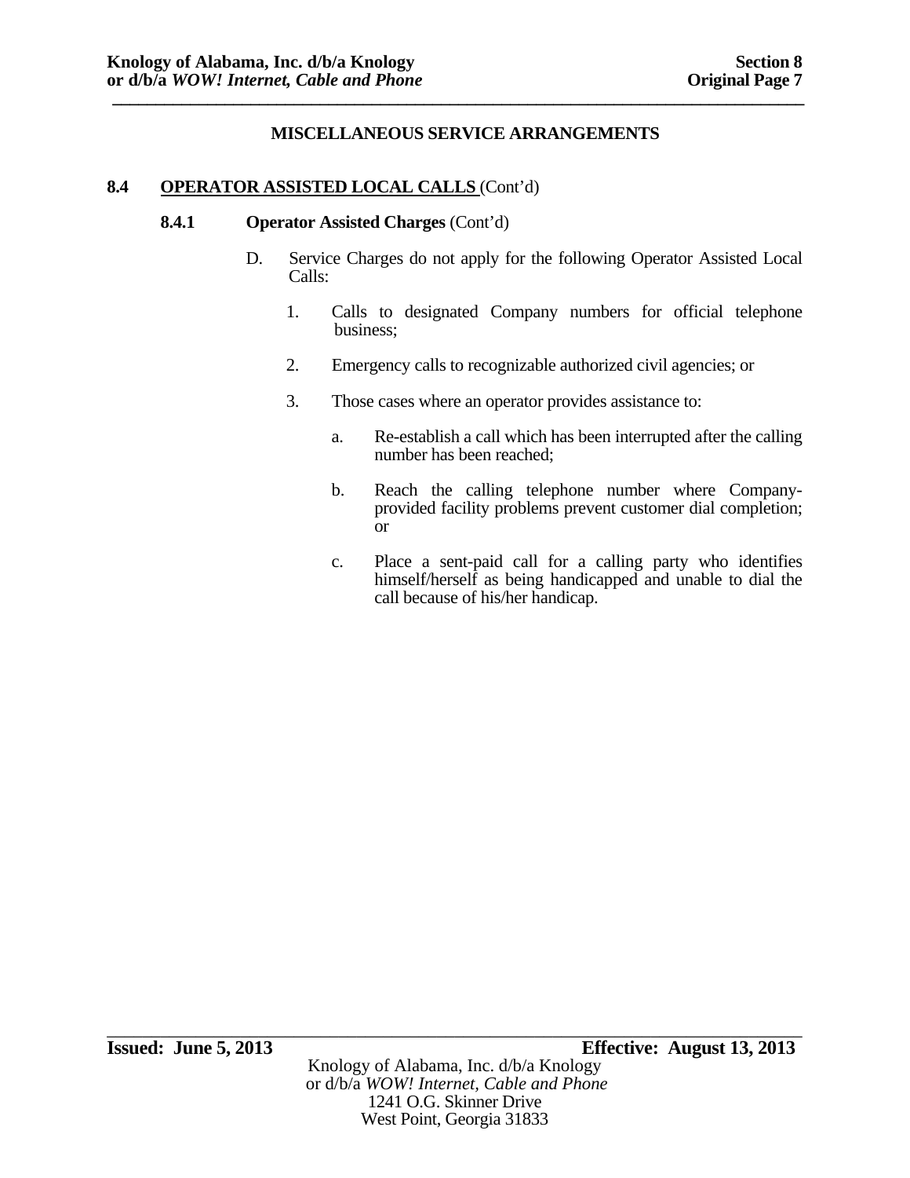MISCELLANEOUS SERVICE ARRANGEMENTS

## 8.4 OPERATOR ASSISTED LOCAL CALLS (Cont'd)

### 8.4.1 Operator Assisted Charges (Cont'd)

D. Service Charges do not apply for the following Operator Assisted Local Calls:

1. Calls to designated Company numbers for official telephone business;

2. Emergency calls to recognizable authorized civil agencies; or

3. Those cases where an operator provides assistance to:

   a. Re-establish a call which has been interrupted after the calling number has been reached;

   b. Reach the calling telephone number where Company-provided facility problems prevent customer dial completion; or

   c. Place a sent-paid call for a calling party who identifies himself/herself as being handicapped and unable to dial the call because of his/her handicap.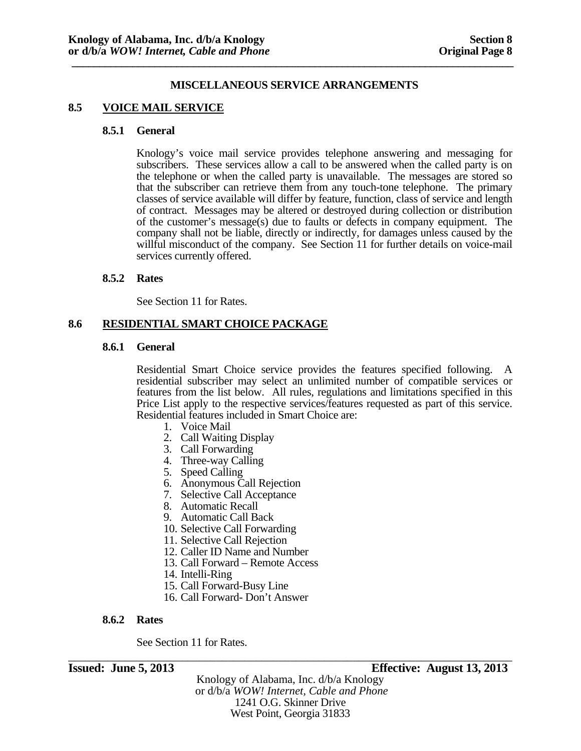## MISCELLANEOUS SERVICE ARRANGEMENTS

### 8.5 VOICE MAIL SERVICE

#### 8.5.1 General

Knology's voice mail service provides telephone answering and messaging for subscribers. These services allow a call to be answered when the called party is on the telephone or when the called party is unavailable. The messages are stored so that the subscriber can retrieve them from any touch-tone telephone. The primary classes of service available will differ by feature, function, class of service and length of contract. Messages may be altered or destroyed during collection or distribution of the customer's message(s) due to faults or defects in company equipment. The company shall not be liable, directly or indirectly, for damages unless caused by the willful misconduct of the company. See Section 11 for further details on voice-mail services currently offered.

#### 8.5.2 Rates

See Section 11 for Rates.

### 8.6 RESIDENTIAL SMART CHOICE PACKAGE

#### 8.6.1 General

Residential Smart Choice service provides the features specified following. A residential subscriber may select an unlimited number of compatible services or features from the list below. All rules, regulations and limitations specified in this Price List apply to the respective services/features requested as part of this service. Residential features included in Smart Choice are:

1. Voice Mail
2. Call Waiting Display
3. Call Forwarding
4. Three-way Calling
5. Speed Calling
6. Anonymous Call Rejection
7. Selective Call Acceptance
8. Automatic Recall
9. Automatic Call Back
10. Selective Call Forwarding
11. Selective Call Rejection
12. Caller ID Name and Number
13. Call Forward – Remote Access
14. Intelli-Ring
15. Call Forward-Busy Line
16. Call Forward- Don't Answer

#### 8.6.2 Rates

See Section 11 for Rates.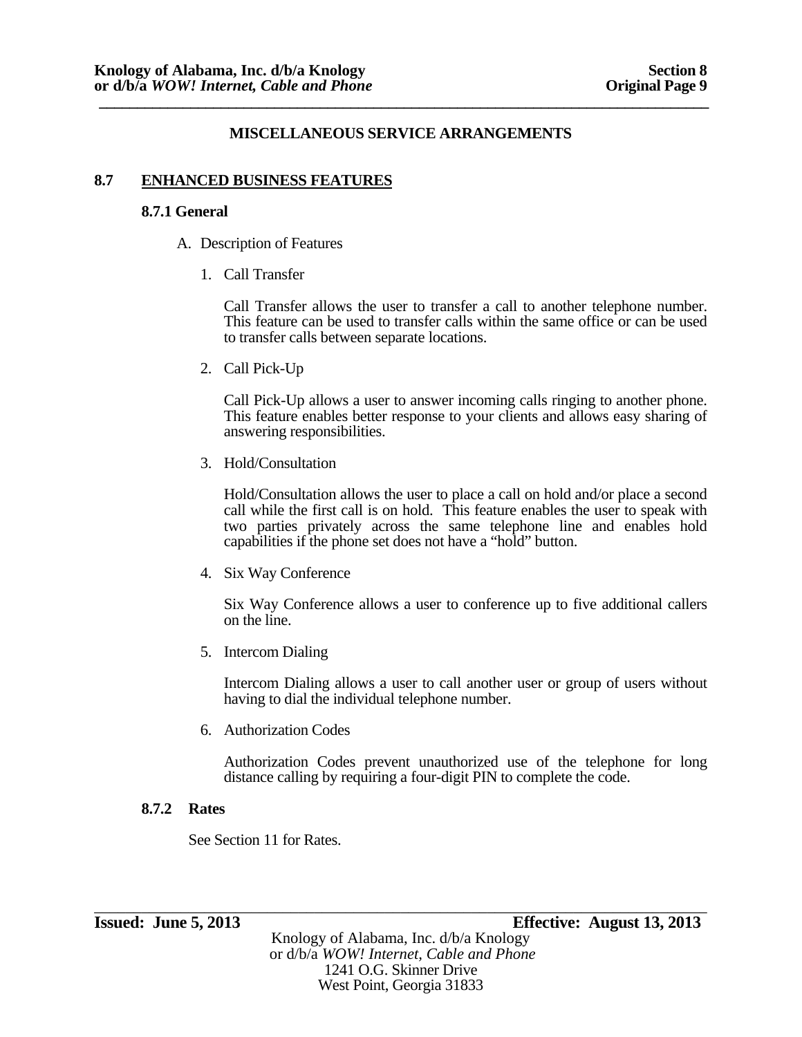## MISCELLANEOUS SERVICE ARRANGEMENTS

### 8.7 ENHANCED BUSINESS FEATURES

#### 8.7.1 General

A. Description of Features

1. Call Transfer

   Call Transfer allows the user to transfer a call to another telephone number. This feature can be used to transfer calls within the same office or can be used to transfer calls between separate locations.

2. Call Pick-Up

   Call Pick-Up allows a user to answer incoming calls ringing to another phone. This feature enables better response to your clients and allows easy sharing of answering responsibilities.

3. Hold/Consultation

   Hold/Consultation allows the user to place a call on hold and/or place a second call while the first call is on hold. This feature enables the user to speak with two parties privately across the same telephone line and enables hold capabilities if the phone set does not have a "hold" button.

4. Six Way Conference

   Six Way Conference allows a user to conference up to five additional callers on the line.

5. Intercom Dialing

   Intercom Dialing allows a user to call another user or group of users without having to dial the individual telephone number.

6. Authorization Codes

   Authorization Codes prevent unauthorized use of the telephone for long distance calling by requiring a four-digit PIN to complete the code.

#### 8.7.2 Rates

See Section 11 for Rates.

**Issued: June 5, 2013** **Effective: August 13, 2013**

Knology of Alabama, Inc. d/b/a Knology
or d/b/a *WOW! Internet, Cable and Phone*
1241 O.G. Skinner Drive
West Point, Georgia 31833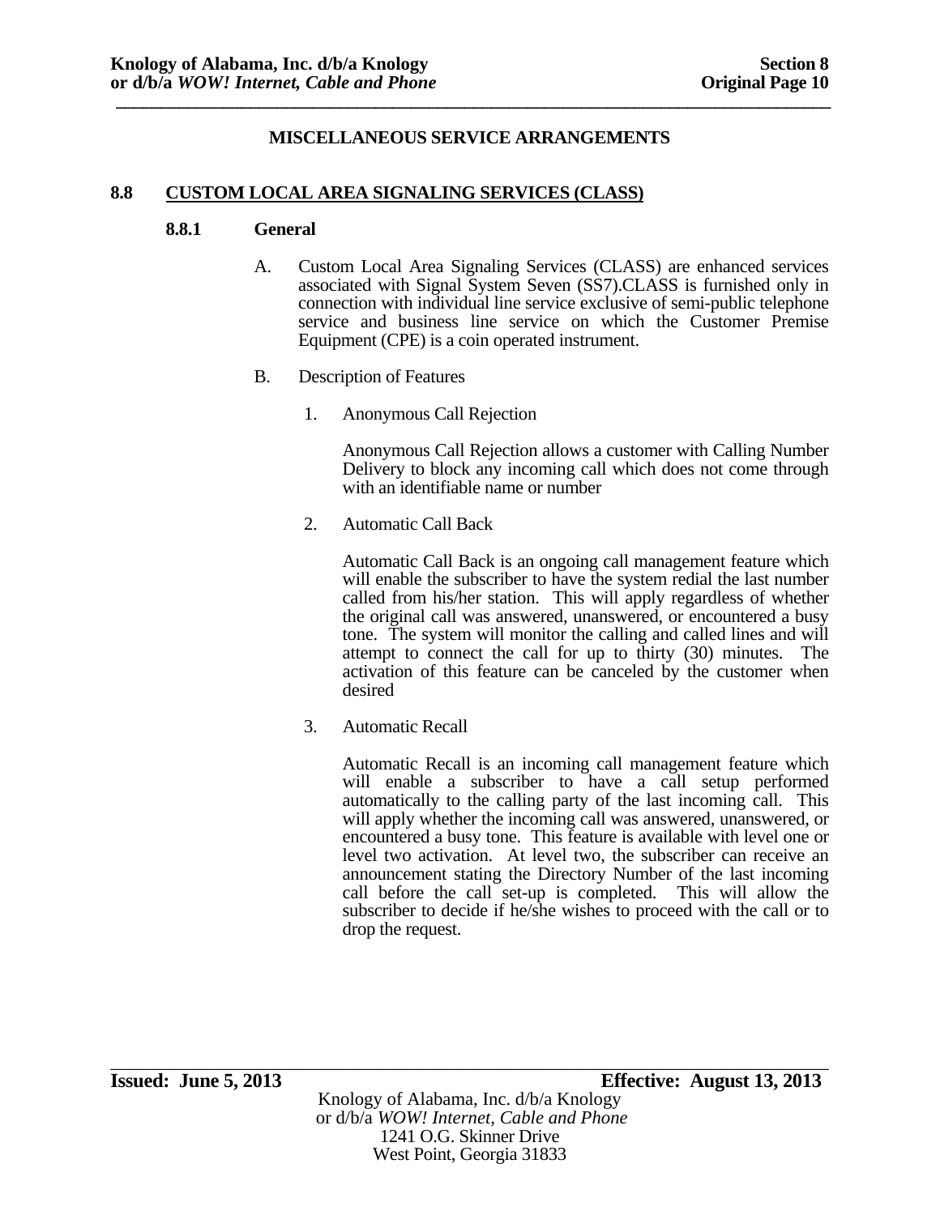## MISCELLANEOUS SERVICE ARRANGEMENTS

### 8.8 CUSTOM LOCAL AREA SIGNALING SERVICES (CLASS)

#### 8.8.1 General

A. Custom Local Area Signaling Services (CLASS) are enhanced services associated with Signal System Seven (SS7).CLASS is furnished only in connection with individual line service exclusive of semi-public telephone service and business line service on which the Customer Premise Equipment (CPE) is a coin operated instrument.

B. Description of Features

1. Anonymous Call Rejection

   Anonymous Call Rejection allows a customer with Calling Number Delivery to block any incoming call which does not come through with an identifiable name or number

2. Automatic Call Back

   Automatic Call Back is an ongoing call management feature which will enable the subscriber to have the system redial the last number called from his/her station. This will apply regardless of whether the original call was answered, unanswered, or encountered a busy tone. The system will monitor the calling and called lines and will attempt to connect the call for up to thirty (30) minutes. The activation of this feature can be canceled by the customer when desired

3. Automatic Recall

   Automatic Recall is an incoming call management feature which will enable a subscriber to have a call setup performed automatically to the calling party of the last incoming call. This will apply whether the incoming call was answered, unanswered, or encountered a busy tone. This feature is available with level one or level two activation. At level two, the subscriber can receive an announcement stating the Directory Number of the last incoming call before the call set-up is completed. This will allow the subscriber to decide if he/she wishes to proceed with the call or to drop the request.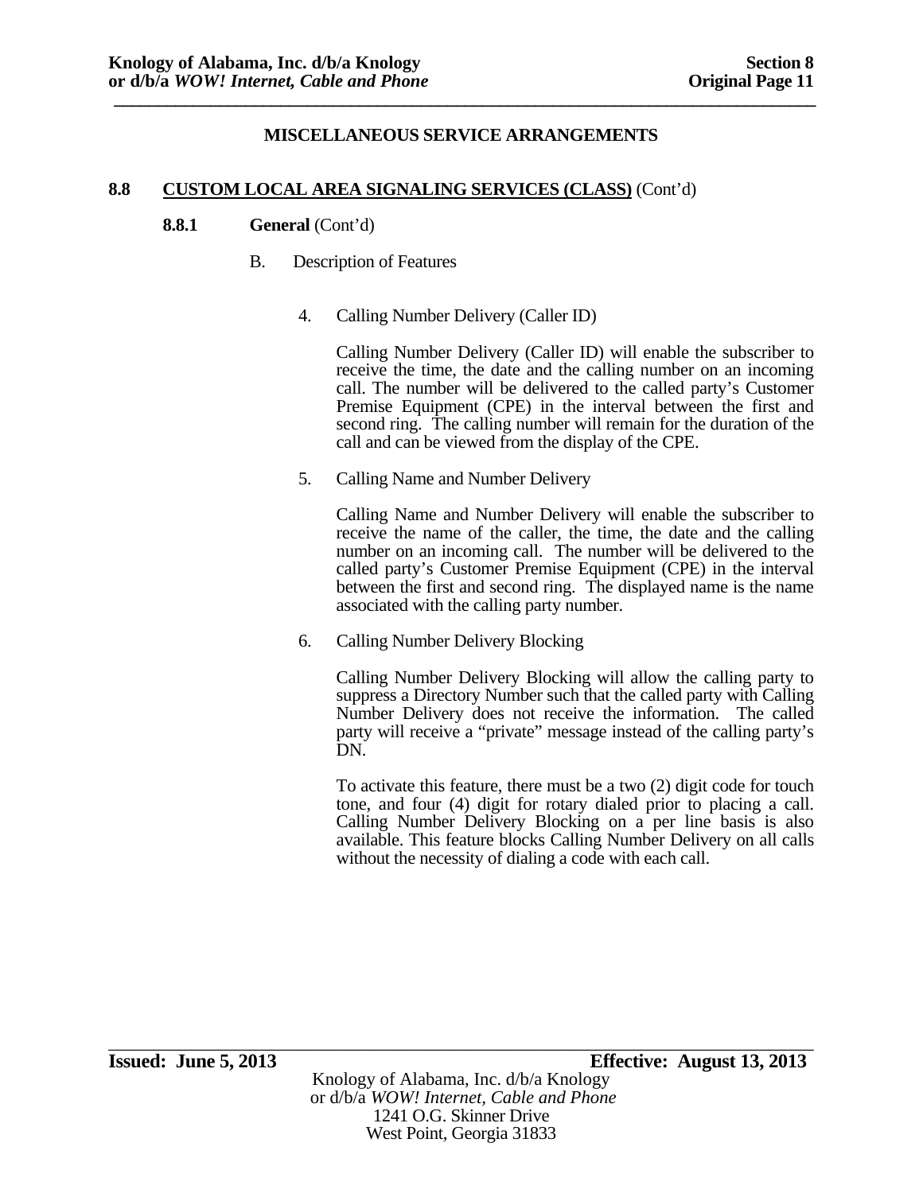## MISCELLANEOUS SERVICE ARRANGEMENTS

### 8.8 CUSTOM LOCAL AREA SIGNALING SERVICES (CLASS) (Cont'd)

#### 8.8.1 General (Cont'd)

B. Description of Features

4. Calling Number Delivery (Caller ID)

   Calling Number Delivery (Caller ID) will enable the subscriber to receive the time, the date and the calling number on an incoming call. The number will be delivered to the called party's Customer Premise Equipment (CPE) in the interval between the first and second ring. The calling number will remain for the duration of the call and can be viewed from the display of the CPE.

5. Calling Name and Number Delivery

   Calling Name and Number Delivery will enable the subscriber to receive the name of the caller, the time, the date and the calling number on an incoming call. The number will be delivered to the called party's Customer Premise Equipment (CPE) in the interval between the first and second ring. The displayed name is the name associated with the calling party number.

6. Calling Number Delivery Blocking

   Calling Number Delivery Blocking will allow the calling party to suppress a Directory Number such that the called party with Calling Number Delivery does not receive the information. The called party will receive a "private" message instead of the calling party's DN.

   To activate this feature, there must be a two (2) digit code for touch tone, and four (4) digit for rotary dialed prior to placing a call. Calling Number Delivery Blocking on a per line basis is also available. This feature blocks Calling Number Delivery on all calls without the necessity of dialing a code with each call.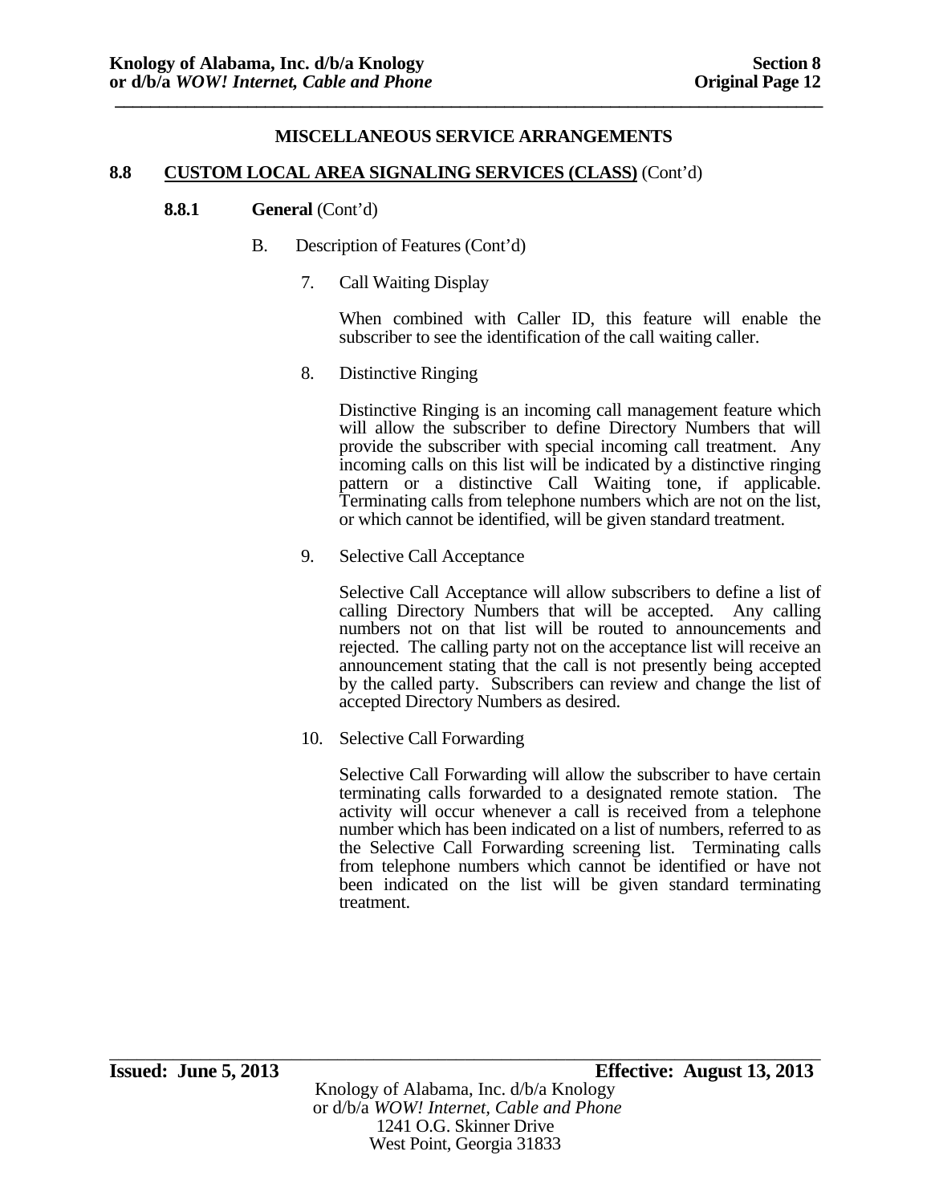## MISCELLANEOUS SERVICE ARRANGEMENTS

**8.8 CUSTOM LOCAL AREA SIGNALING SERVICES (CLASS)** (Cont'd)

**8.8.1 General** (Cont'd)

B. Description of Features (Cont'd)

7. Call Waiting Display

   When combined with Caller ID, this feature will enable the subscriber to see the identification of the call waiting caller.

8. Distinctive Ringing

   Distinctive Ringing is an incoming call management feature which will allow the subscriber to define Directory Numbers that will provide the subscriber with special incoming call treatment. Any incoming calls on this list will be indicated by a distinctive ringing pattern or a distinctive Call Waiting tone, if applicable. Terminating calls from telephone numbers which are not on the list, or which cannot be identified, will be given standard treatment.

9. Selective Call Acceptance

   Selective Call Acceptance will allow subscribers to define a list of calling Directory Numbers that will be accepted. Any calling numbers not on that list will be routed to announcements and rejected. The calling party not on the acceptance list will receive an announcement stating that the call is not presently being accepted by the called party. Subscribers can review and change the list of accepted Directory Numbers as desired.

10. Selective Call Forwarding

   Selective Call Forwarding will allow the subscriber to have certain terminating calls forwarded to a designated remote station. The activity will occur whenever a call is received from a telephone number which has been indicated on a list of numbers, referred to as the Selective Call Forwarding screening list. Terminating calls from telephone numbers which cannot be identified or have not been indicated on the list will be given standard terminating treatment.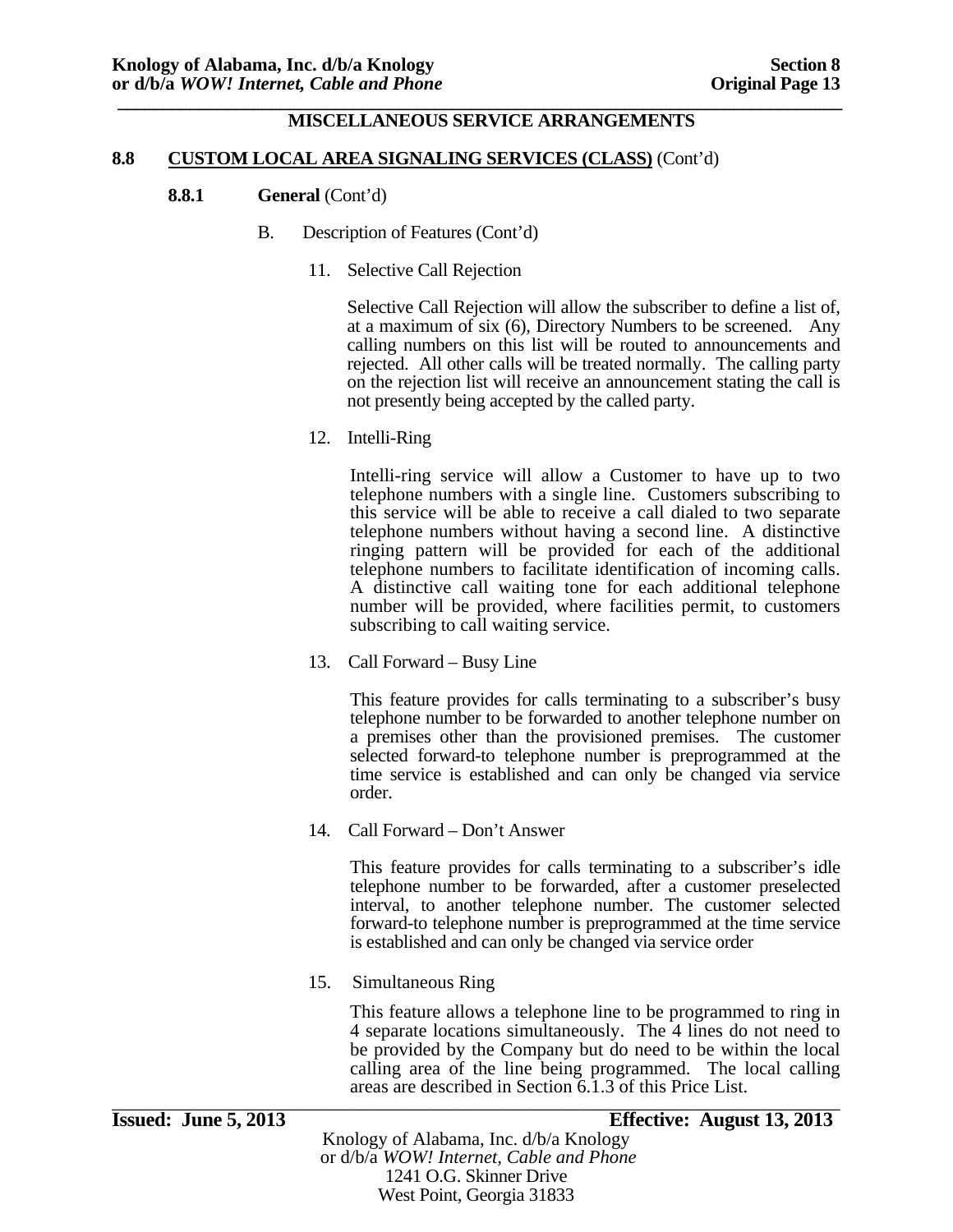## MISCELLANEOUS SERVICE ARRANGEMENTS

### 8.8 CUSTOM LOCAL AREA SIGNALING SERVICES (CLASS) (Cont'd)

#### 8.8.1 General (Cont'd)

B. Description of Features (Cont'd)

11. Selective Call Rejection

    Selective Call Rejection will allow the subscriber to define a list of, at a maximum of six (6), Directory Numbers to be screened. Any calling numbers on this list will be routed to announcements and rejected. All other calls will be treated normally. The calling party on the rejection list will receive an announcement stating the call is not presently being accepted by the called party.

12. Intelli-Ring

    Intelli-ring service will allow a Customer to have up to two telephone numbers with a single line. Customers subscribing to this service will be able to receive a call dialed to two separate telephone numbers without having a second line. A distinctive ringing pattern will be provided for each of the additional telephone numbers to facilitate identification of incoming calls. A distinctive call waiting tone for each additional telephone number will be provided, where facilities permit, to customers subscribing to call waiting service.

13. Call Forward – Busy Line

    This feature provides for calls terminating to a subscriber's busy telephone number to be forwarded to another telephone number on a premises other than the provisioned premises. The customer selected forward-to telephone number is preprogrammed at the time service is established and can only be changed via service order.

14. Call Forward – Don't Answer

    This feature provides for calls terminating to a subscriber's idle telephone number to be forwarded, after a customer preselected interval, to another telephone number. The customer selected forward-to telephone number is preprogrammed at the time service is established and can only be changed via service order

15. Simultaneous Ring

    This feature allows a telephone line to be programmed to ring in 4 separate locations simultaneously. The 4 lines do not need to be provided by the Company but do need to be within the local calling area of the line being programmed. The local calling areas are described in Section 6.1.3 of this Price List.

**Issued: June 5, 2013** **Effective: August 13, 2013**

Knology of Alabama, Inc. d/b/a Knology
or d/b/a *WOW! Internet, Cable and Phone*
1241 O.G. Skinner Drive
West Point, Georgia 31833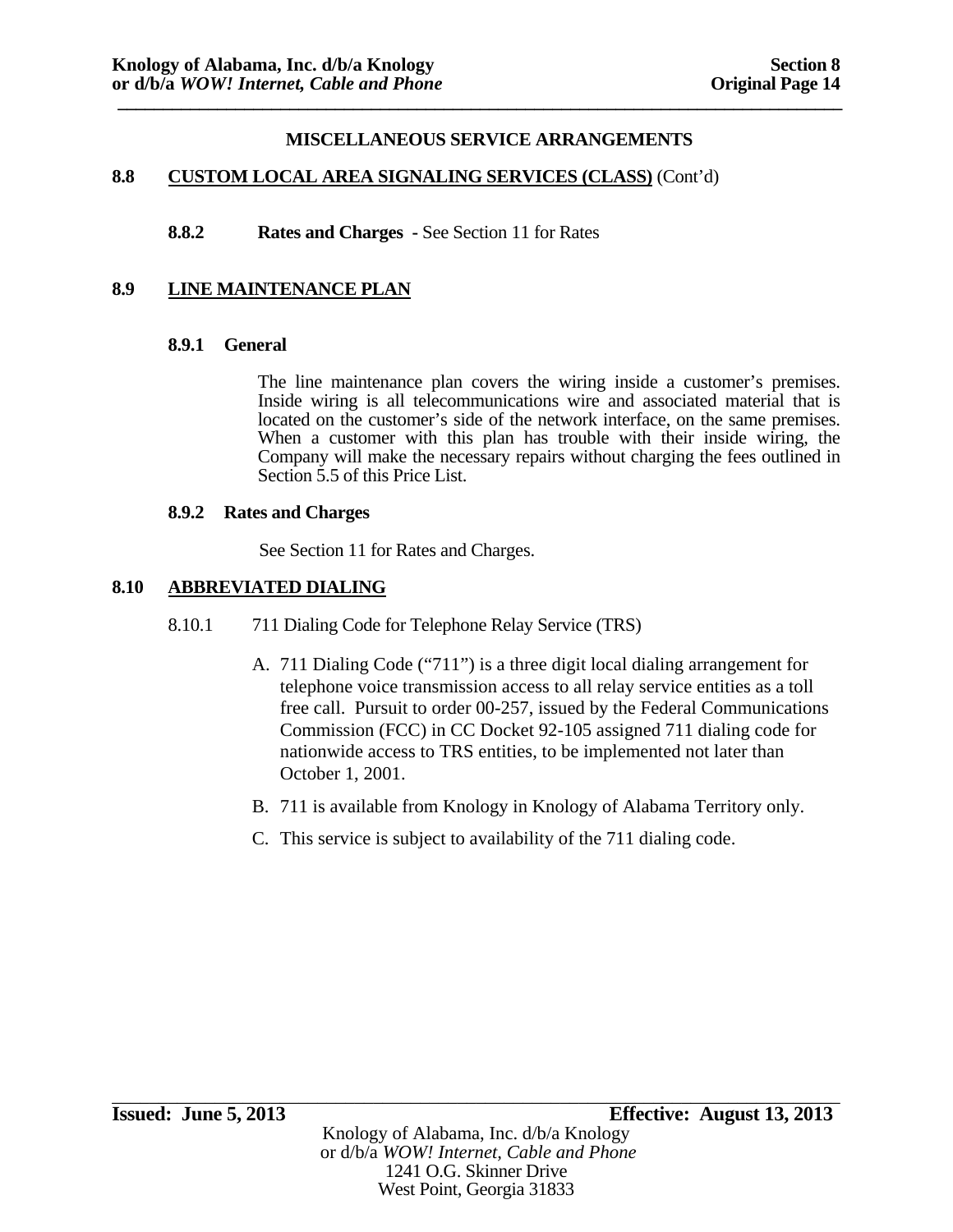## MISCELLANEOUS SERVICE ARRANGEMENTS

### 8.8 CUSTOM LOCAL AREA SIGNALING SERVICES (CLASS) (Cont'd)

**8.8.2 Rates and Charges** - See Section 11 for Rates

### 8.9 LINE MAINTENANCE PLAN

**8.9.1 General**

The line maintenance plan covers the wiring inside a customer's premises. Inside wiring is all telecommunications wire and associated material that is located on the customer's side of the network interface, on the same premises. When a customer with this plan has trouble with their inside wiring, the Company will make the necessary repairs without charging the fees outlined in Section 5.5 of this Price List.

**8.9.2 Rates and Charges**

See Section 11 for Rates and Charges.

### 8.10 ABBREVIATED DIALING

8.10.1 711 Dialing Code for Telephone Relay Service (TRS)

A. 711 Dialing Code ("711") is a three digit local dialing arrangement for telephone voice transmission access to all relay service entities as a toll free call. Pursuit to order 00-257, issued by the Federal Communications Commission (FCC) in CC Docket 92-105 assigned 711 dialing code for nationwide access to TRS entities, to be implemented not later than October 1, 2001.

B. 711 is available from Knology in Knology of Alabama Territory only.

C. This service is subject to availability of the 711 dialing code.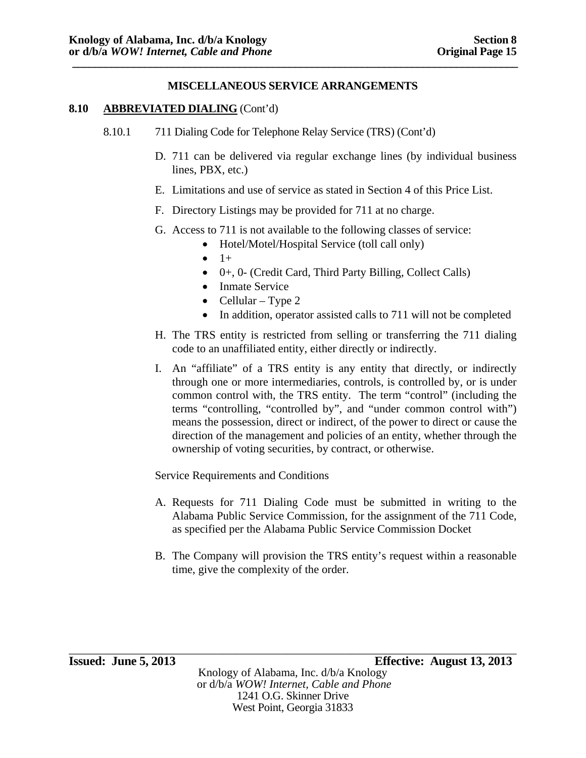## MISCELLANEOUS SERVICE ARRANGEMENTS

### 8.10 ABBREVIATED DIALING (Cont'd)

8.10.1 711 Dialing Code for Telephone Relay Service (TRS) (Cont'd)

D. 711 can be delivered via regular exchange lines (by individual business lines, PBX, etc.)

E. Limitations and use of service as stated in Section 4 of this Price List.

F. Directory Listings may be provided for 711 at no charge.

G. Access to 711 is not available to the following classes of service:

- Hotel/Motel/Hospital Service (toll call only)
- 1+
- 0+, 0- (Credit Card, Third Party Billing, Collect Calls)
- Inmate Service
- Cellular – Type 2
- In addition, operator assisted calls to 711 will not be completed

H. The TRS entity is restricted from selling or transferring the 711 dialing code to an unaffiliated entity, either directly or indirectly.

I. An "affiliate" of a TRS entity is any entity that directly, or indirectly through one or more intermediaries, controls, is controlled by, or is under common control with, the TRS entity. The term "control" (including the terms "controlling, "controlled by", and "under common control with") means the possession, direct or indirect, of the power to direct or cause the direction of the management and policies of an entity, whether through the ownership of voting securities, by contract, or otherwise.

Service Requirements and Conditions

A. Requests for 711 Dialing Code must be submitted in writing to the Alabama Public Service Commission, for the assignment of the 711 Code, as specified per the Alabama Public Service Commission Docket

B. The Company will provision the TRS entity's request within a reasonable time, give the complexity of the order.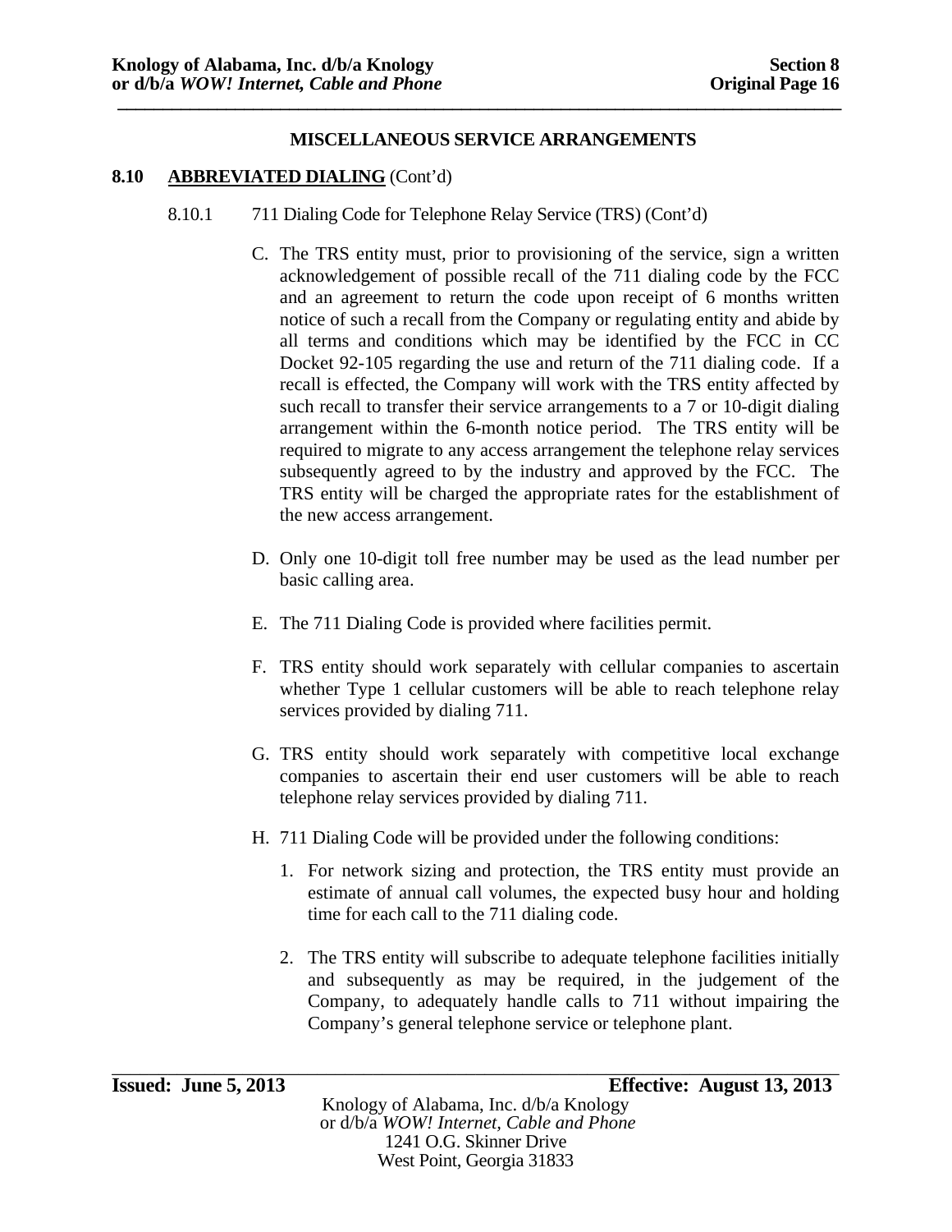## MISCELLANEOUS SERVICE ARRANGEMENTS

**8.10 ABBREVIATED DIALING** (Cont'd)

8.10.1 711 Dialing Code for Telephone Relay Service (TRS) (Cont'd)

C. The TRS entity must, prior to provisioning of the service, sign a written acknowledgement of possible recall of the 711 dialing code by the FCC and an agreement to return the code upon receipt of 6 months written notice of such a recall from the Company or regulating entity and abide by all terms and conditions which may be identified by the FCC in CC Docket 92-105 regarding the use and return of the 711 dialing code. If a recall is effected, the Company will work with the TRS entity affected by such recall to transfer their service arrangements to a 7 or 10-digit dialing arrangement within the 6-month notice period. The TRS entity will be required to migrate to any access arrangement the telephone relay services subsequently agreed to by the industry and approved by the FCC. The TRS entity will be charged the appropriate rates for the establishment of the new access arrangement.

D. Only one 10-digit toll free number may be used as the lead number per basic calling area.

E. The 711 Dialing Code is provided where facilities permit.

F. TRS entity should work separately with cellular companies to ascertain whether Type 1 cellular customers will be able to reach telephone relay services provided by dialing 711.

G. TRS entity should work separately with competitive local exchange companies to ascertain their end user customers will be able to reach telephone relay services provided by dialing 711.

H. 711 Dialing Code will be provided under the following conditions:

1. For network sizing and protection, the TRS entity must provide an estimate of annual call volumes, the expected busy hour and holding time for each call to the 711 dialing code.

2. The TRS entity will subscribe to adequate telephone facilities initially and subsequently as may be required, in the judgement of the Company, to adequately handle calls to 711 without impairing the Company's general telephone service or telephone plant.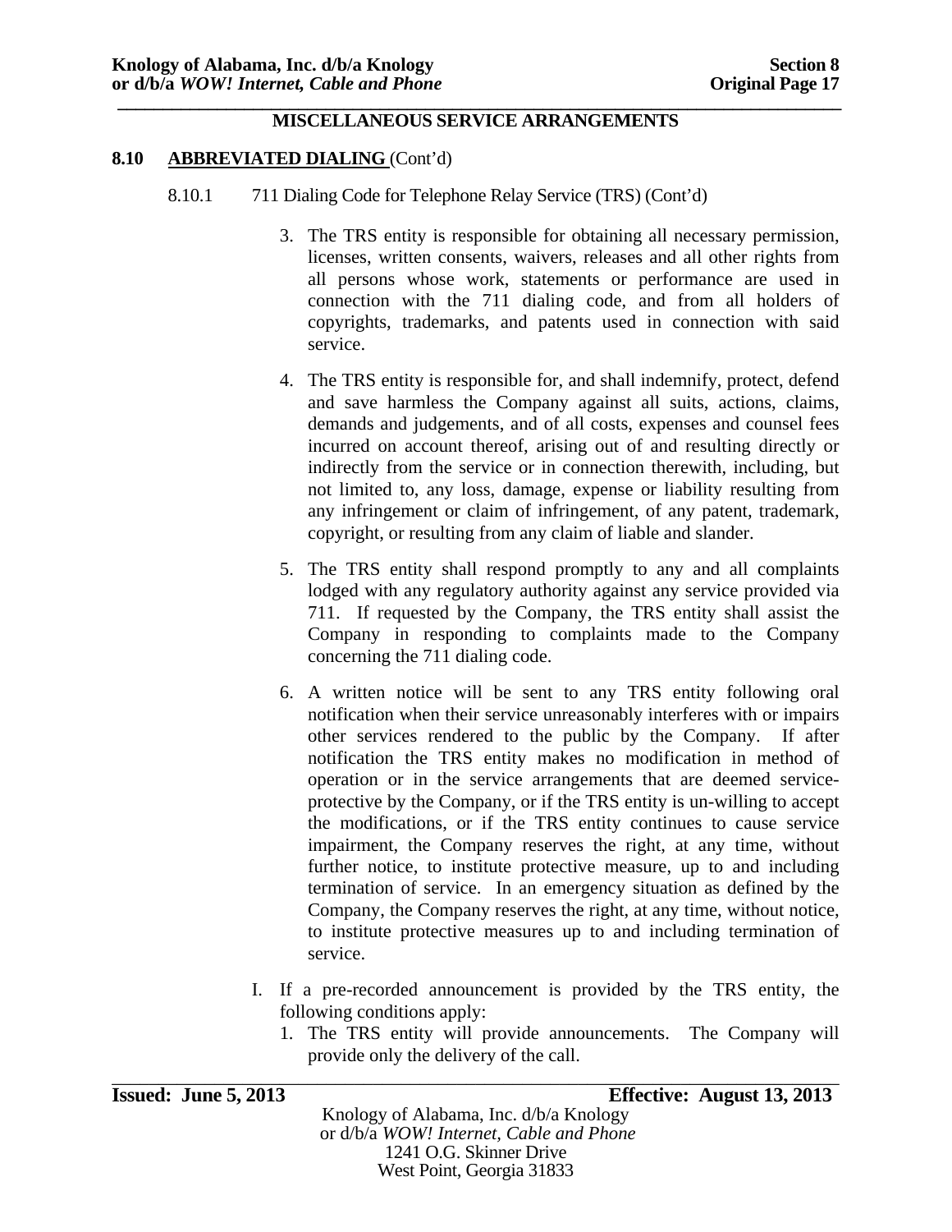**MISCELLANEOUS SERVICE ARRANGEMENTS**

**8.10 ABBREVIATED DIALING** (Cont'd)

8.10.1 711 Dialing Code for Telephone Relay Service (TRS) (Cont'd)

3. The TRS entity is responsible for obtaining all necessary permission, licenses, written consents, waivers, releases and all other rights from all persons whose work, statements or performance are used in connection with the 711 dialing code, and from all holders of copyrights, trademarks, and patents used in connection with said service.

4. The TRS entity is responsible for, and shall indemnify, protect, defend and save harmless the Company against all suits, actions, claims, demands and judgements, and of all costs, expenses and counsel fees incurred on account thereof, arising out of and resulting directly or indirectly from the service or in connection therewith, including, but not limited to, any loss, damage, expense or liability resulting from any infringement or claim of infringement, of any patent, trademark, copyright, or resulting from any claim of liable and slander.

5. The TRS entity shall respond promptly to any and all complaints lodged with any regulatory authority against any service provided via 711. If requested by the Company, the TRS entity shall assist the Company in responding to complaints made to the Company concerning the 711 dialing code.

6. A written notice will be sent to any TRS entity following oral notification when their service unreasonably interferes with or impairs other services rendered to the public by the Company. If after notification the TRS entity makes no modification in method of operation or in the service arrangements that are deemed service-protective by the Company, or if the TRS entity is un-willing to accept the modifications, or if the TRS entity continues to cause service impairment, the Company reserves the right, at any time, without further notice, to institute protective measure, up to and including termination of service. In an emergency situation as defined by the Company, the Company reserves the right, at any time, without notice, to institute protective measures up to and including termination of service.

I. If a pre-recorded announcement is provided by the TRS entity, the following conditions apply:

1. The TRS entity will provide announcements. The Company will provide only the delivery of the call.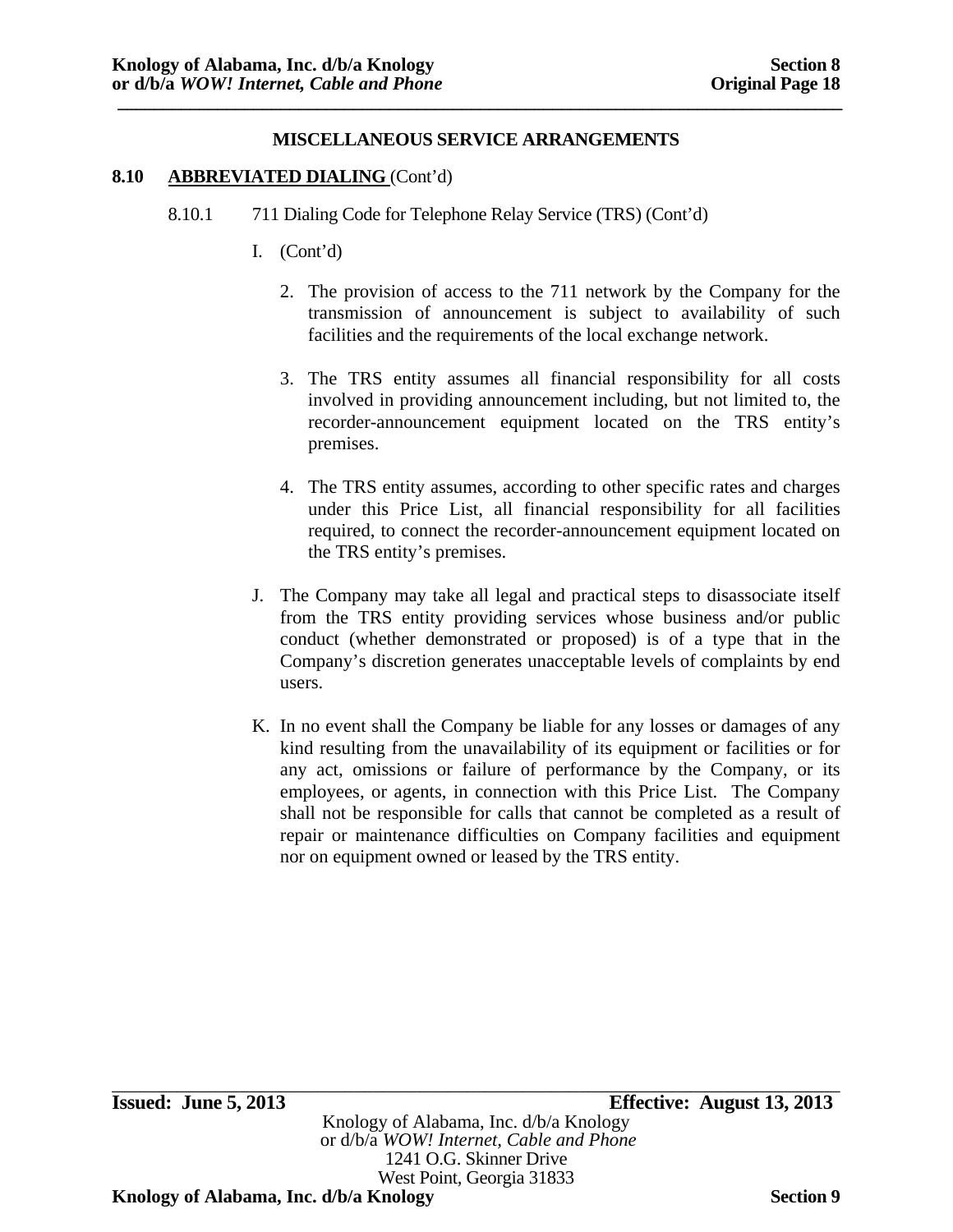## MISCELLANEOUS SERVICE ARRANGEMENTS

**8.10 ABBREVIATED DIALING** (Cont'd)

8.10.1 711 Dialing Code for Telephone Relay Service (TRS) (Cont'd)

I. (Cont'd)

2. The provision of access to the 711 network by the Company for the transmission of announcement is subject to availability of such facilities and the requirements of the local exchange network.

3. The TRS entity assumes all financial responsibility for all costs involved in providing announcement including, but not limited to, the recorder-announcement equipment located on the TRS entity's premises.

4. The TRS entity assumes, according to other specific rates and charges under this Price List, all financial responsibility for all facilities required, to connect the recorder-announcement equipment located on the TRS entity's premises.

J. The Company may take all legal and practical steps to disassociate itself from the TRS entity providing services whose business and/or public conduct (whether demonstrated or proposed) is of a type that in the Company's discretion generates unacceptable levels of complaints by end users.

K. In no event shall the Company be liable for any losses or damages of any kind resulting from the unavailability of its equipment or facilities or for any act, omissions or failure of performance by the Company, or its employees, or agents, in connection with this Price List. The Company shall not be responsible for calls that cannot be completed as a result of repair or maintenance difficulties on Company facilities and equipment nor on equipment owned or leased by the TRS entity.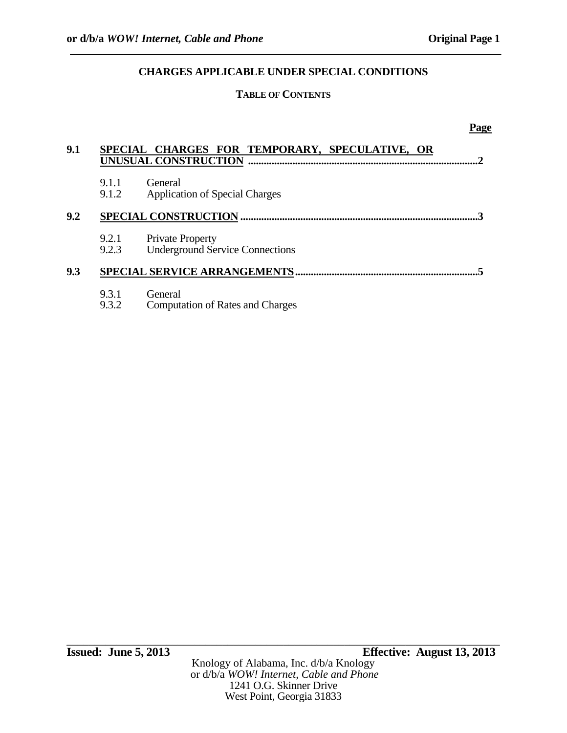# CHARGES APPLICABLE UNDER SPECIAL CONDITIONS

## TABLE OF CONTENTS

| | | Page |
|---|---|---|
| **9.1** | **SPECIAL CHARGES FOR TEMPORARY, SPECULATIVE, OR UNUSUAL CONSTRUCTION** | **2** |
| | 9.1.1 General | |
| | 9.1.2 Application of Special Charges | |
| **9.2** | **SPECIAL CONSTRUCTION** | **3** |
| | 9.2.1 Private Property | |
| | 9.2.3 Underground Service Connections | |
| **9.3** | **SPECIAL SERVICE ARRANGEMENTS** | **5** |
| | 9.3.1 General | |
| | 9.3.2 Computation of Rates and Charges | |

**Issued: June 5, 2013** **Effective: August 13, 2013**

Knology of Alabama, Inc. d/b/a Knology
or d/b/a *WOW! Internet, Cable and Phone*
1241 O.G. Skinner Drive
West Point, Georgia 31833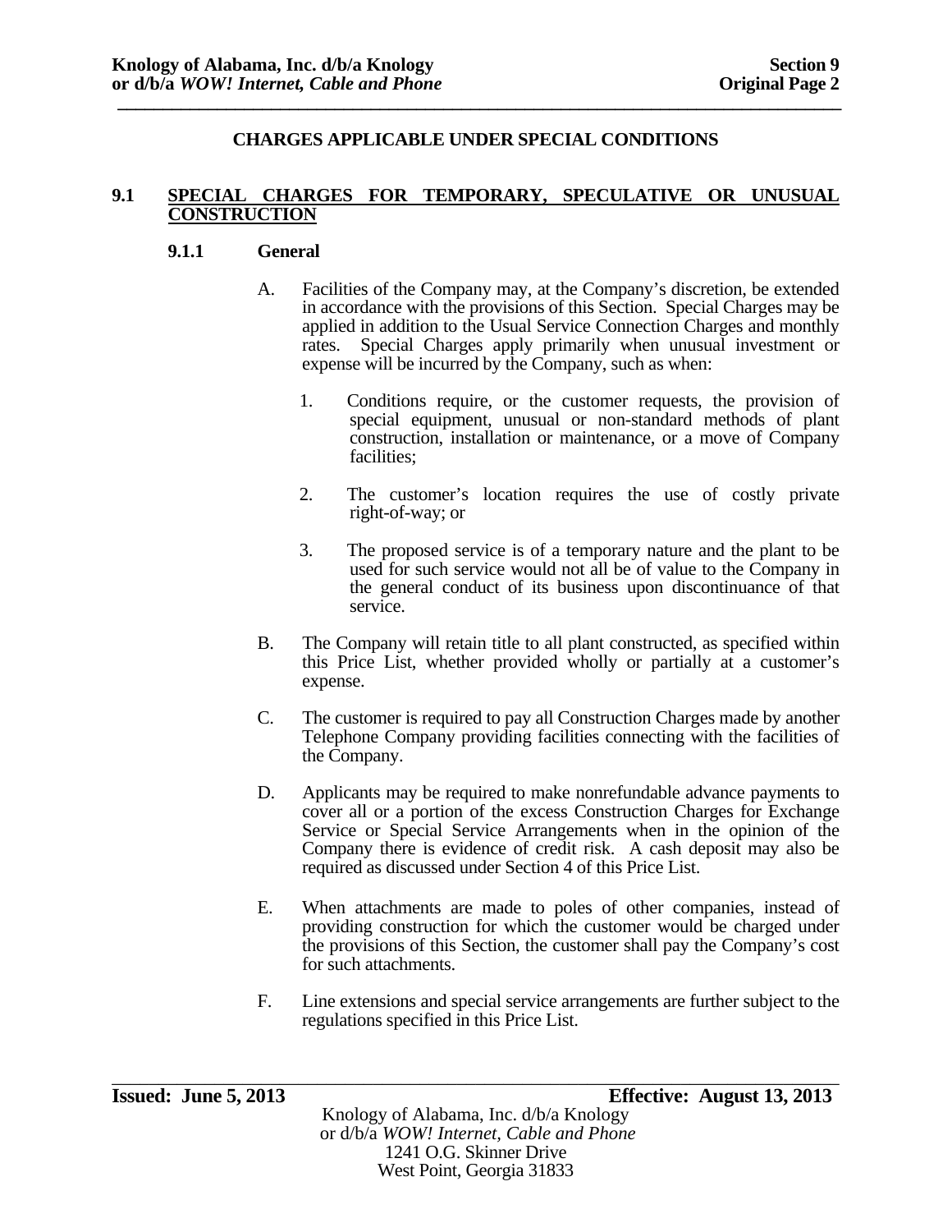## CHARGES APPLICABLE UNDER SPECIAL CONDITIONS

### 9.1 SPECIAL CHARGES FOR TEMPORARY, SPECULATIVE OR UNUSUAL CONSTRUCTION

#### 9.1.1 General

A. Facilities of the Company may, at the Company's discretion, be extended in accordance with the provisions of this Section. Special Charges may be applied in addition to the Usual Service Connection Charges and monthly rates. Special Charges apply primarily when unusual investment or expense will be incurred by the Company, such as when:

1. Conditions require, or the customer requests, the provision of special equipment, unusual or non-standard methods of plant construction, installation or maintenance, or a move of Company facilities;

2. The customer's location requires the use of costly private right-of-way; or

3. The proposed service is of a temporary nature and the plant to be used for such service would not all be of value to the Company in the general conduct of its business upon discontinuance of that service.

B. The Company will retain title to all plant constructed, as specified within this Price List, whether provided wholly or partially at a customer's expense.

C. The customer is required to pay all Construction Charges made by another Telephone Company providing facilities connecting with the facilities of the Company.

D. Applicants may be required to make nonrefundable advance payments to cover all or a portion of the excess Construction Charges for Exchange Service or Special Service Arrangements when in the opinion of the Company there is evidence of credit risk. A cash deposit may also be required as discussed under Section 4 of this Price List.

E. When attachments are made to poles of other companies, instead of providing construction for which the customer would be charged under the provisions of this Section, the customer shall pay the Company's cost for such attachments.

F. Line extensions and special service arrangements are further subject to the regulations specified in this Price List.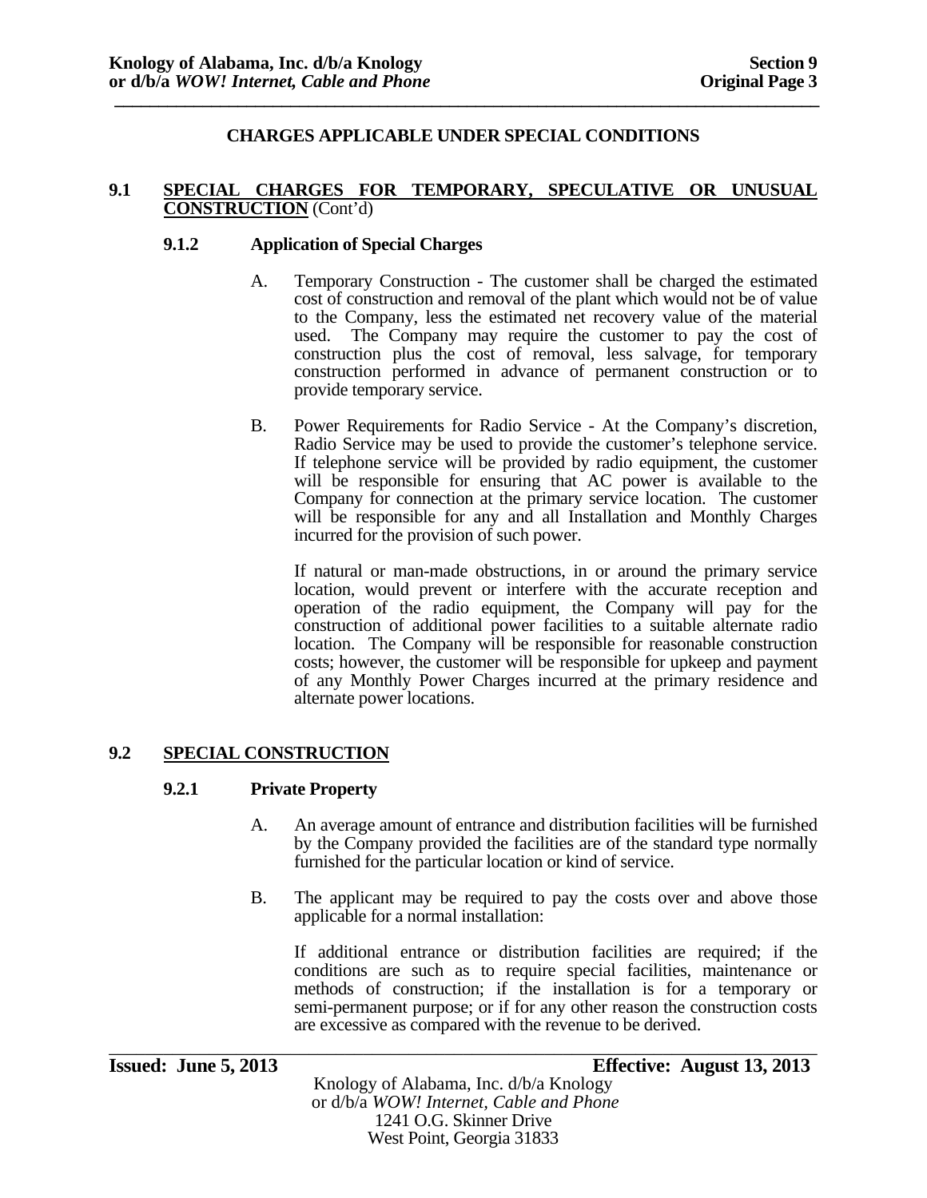## CHARGES APPLICABLE UNDER SPECIAL CONDITIONS

### 9.1 SPECIAL CHARGES FOR TEMPORARY, SPECULATIVE OR UNUSUAL CONSTRUCTION (Cont'd)

#### 9.1.2 Application of Special Charges

A. Temporary Construction - The customer shall be charged the estimated cost of construction and removal of the plant which would not be of value to the Company, less the estimated net recovery value of the material used. The Company may require the customer to pay the cost of construction plus the cost of removal, less salvage, for temporary construction performed in advance of permanent construction or to provide temporary service.

B. Power Requirements for Radio Service - At the Company's discretion, Radio Service may be used to provide the customer's telephone service. If telephone service will be provided by radio equipment, the customer will be responsible for ensuring that AC power is available to the Company for connection at the primary service location. The customer will be responsible for any and all Installation and Monthly Charges incurred for the provision of such power.

If natural or man-made obstructions, in or around the primary service location, would prevent or interfere with the accurate reception and operation of the radio equipment, the Company will pay for the construction of additional power facilities to a suitable alternate radio location. The Company will be responsible for reasonable construction costs; however, the customer will be responsible for upkeep and payment of any Monthly Power Charges incurred at the primary residence and alternate power locations.

### 9.2 SPECIAL CONSTRUCTION

#### 9.2.1 Private Property

A. An average amount of entrance and distribution facilities will be furnished by the Company provided the facilities are of the standard type normally furnished for the particular location or kind of service.

B. The applicant may be required to pay the costs over and above those applicable for a normal installation:

If additional entrance or distribution facilities are required; if the conditions are such as to require special facilities, maintenance or methods of construction; if the installation is for a temporary or semi-permanent purpose; or if for any other reason the construction costs are excessive as compared with the revenue to be derived.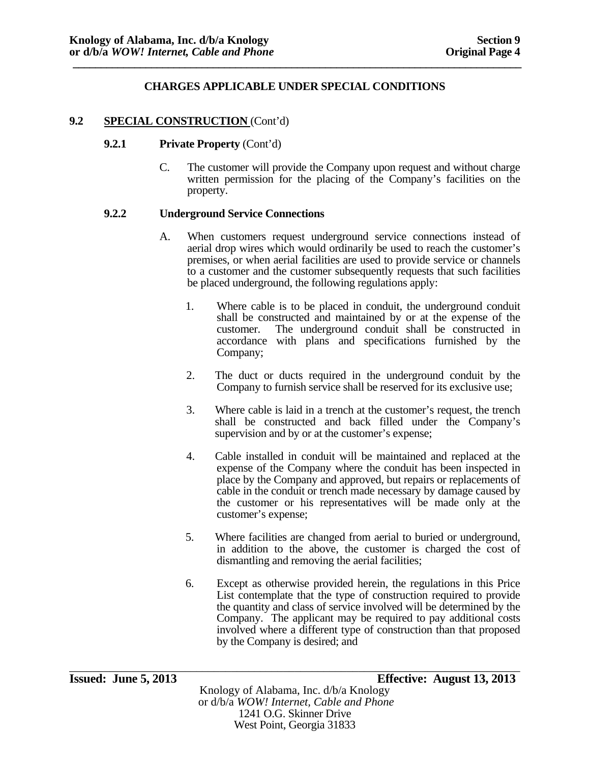## CHARGES APPLICABLE UNDER SPECIAL CONDITIONS

**9.2 SPECIAL CONSTRUCTION** (Cont'd)

**9.2.1 Private Property** (Cont'd)

C. The customer will provide the Company upon request and without charge written permission for the placing of the Company's facilities on the property.

**9.2.2 Underground Service Connections**

A. When customers request underground service connections instead of aerial drop wires which would ordinarily be used to reach the customer's premises, or when aerial facilities are used to provide service or channels to a customer and the customer subsequently requests that such facilities be placed underground, the following regulations apply:

1. Where cable is to be placed in conduit, the underground conduit shall be constructed and maintained by or at the expense of the customer. The underground conduit shall be constructed in accordance with plans and specifications furnished by the Company;

2. The duct or ducts required in the underground conduit by the Company to furnish service shall be reserved for its exclusive use;

3. Where cable is laid in a trench at the customer's request, the trench shall be constructed and back filled under the Company's supervision and by or at the customer's expense;

4. Cable installed in conduit will be maintained and replaced at the expense of the Company where the conduit has been inspected in place by the Company and approved, but repairs or replacements of cable in the conduit or trench made necessary by damage caused by the customer or his representatives will be made only at the customer's expense;

5. Where facilities are changed from aerial to buried or underground, in addition to the above, the customer is charged the cost of dismantling and removing the aerial facilities;

6. Except as otherwise provided herein, the regulations in this Price List contemplate that the type of construction required to provide the quantity and class of service involved will be determined by the Company. The applicant may be required to pay additional costs involved where a different type of construction than that proposed by the Company is desired; and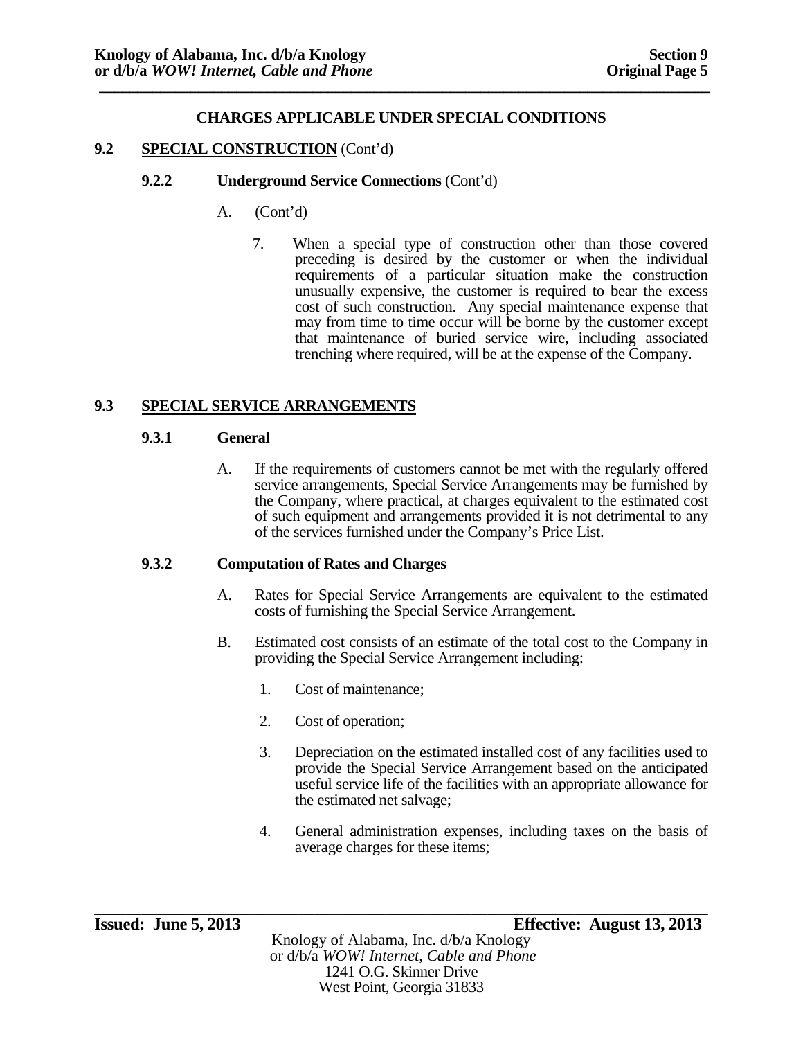## CHARGES APPLICABLE UNDER SPECIAL CONDITIONS

### 9.2 SPECIAL CONSTRUCTION (Cont'd)

#### 9.2.2 Underground Service Connections (Cont'd)

A. (Cont'd)

7. When a special type of construction other than those covered preceding is desired by the customer or when the individual requirements of a particular situation make the construction unusually expensive, the customer is required to bear the excess cost of such construction. Any special maintenance expense that may from time to time occur will be borne by the customer except that maintenance of buried service wire, including associated trenching where required, will be at the expense of the Company.

### 9.3 SPECIAL SERVICE ARRANGEMENTS

#### 9.3.1 General

A. If the requirements of customers cannot be met with the regularly offered service arrangements, Special Service Arrangements may be furnished by the Company, where practical, at charges equivalent to the estimated cost of such equipment and arrangements provided it is not detrimental to any of the services furnished under the Company's Price List.

#### 9.3.2 Computation of Rates and Charges

A. Rates for Special Service Arrangements are equivalent to the estimated costs of furnishing the Special Service Arrangement.

B. Estimated cost consists of an estimate of the total cost to the Company in providing the Special Service Arrangement including:

1. Cost of maintenance;
2. Cost of operation;
3. Depreciation on the estimated installed cost of any facilities used to provide the Special Service Arrangement based on the anticipated useful service life of the facilities with an appropriate allowance for the estimated net salvage;
4. General administration expenses, including taxes on the basis of average charges for these items;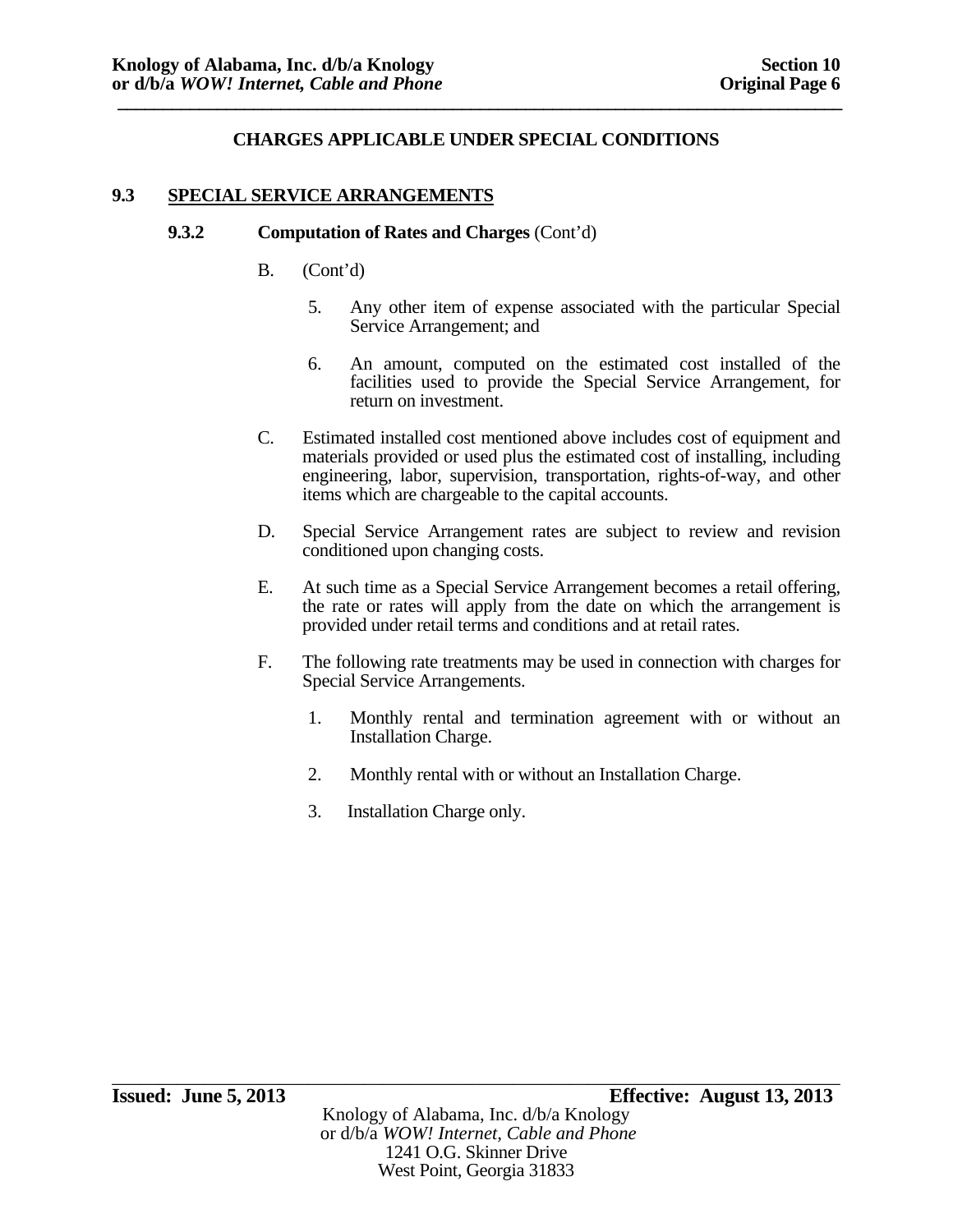## CHARGES APPLICABLE UNDER SPECIAL CONDITIONS

### 9.3 SPECIAL SERVICE ARRANGEMENTS

#### 9.3.2 Computation of Rates and Charges (Cont'd)

B. (Cont'd)

5. Any other item of expense associated with the particular Special Service Arrangement; and

6. An amount, computed on the estimated cost installed of the facilities used to provide the Special Service Arrangement, for return on investment.

C. Estimated installed cost mentioned above includes cost of equipment and materials provided or used plus the estimated cost of installing, including engineering, labor, supervision, transportation, rights-of-way, and other items which are chargeable to the capital accounts.

D. Special Service Arrangement rates are subject to review and revision conditioned upon changing costs.

E. At such time as a Special Service Arrangement becomes a retail offering, the rate or rates will apply from the date on which the arrangement is provided under retail terms and conditions and at retail rates.

F. The following rate treatments may be used in connection with charges for Special Service Arrangements.

1. Monthly rental and termination agreement with or without an Installation Charge.

2. Monthly rental with or without an Installation Charge.

3. Installation Charge only.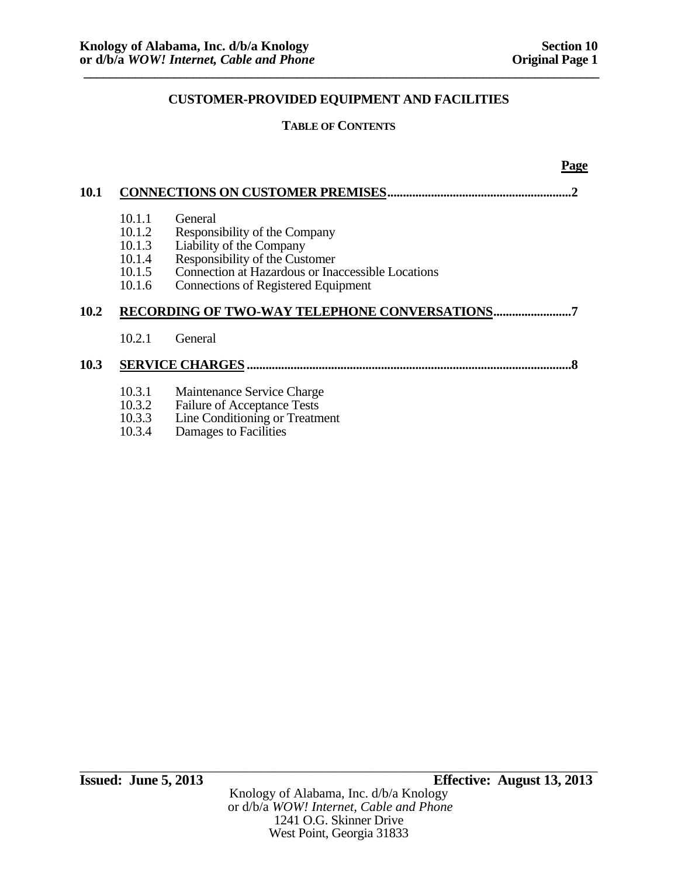## CUSTOMER-PROVIDED EQUIPMENT AND FACILITIES

### TABLE OF CONTENTS

| | | Page |
|---|---|---|
| **10.1** | **CONNECTIONS ON CUSTOMER PREMISES** | **2** |
| | 10.1.1 General | |
| | 10.1.2 Responsibility of the Company | |
| | 10.1.3 Liability of the Company | |
| | 10.1.4 Responsibility of the Customer | |
| | 10.1.5 Connection at Hazardous or Inaccessible Locations | |
| | 10.1.6 Connections of Registered Equipment | |
| **10.2** | **RECORDING OF TWO-WAY TELEPHONE CONVERSATIONS** | **7** |
| | 10.2.1 General | |
| **10.3** | **SERVICE CHARGES** | **8** |
| | 10.3.1 Maintenance Service Charge | |
| | 10.3.2 Failure of Acceptance Tests | |
| | 10.3.3 Line Conditioning or Treatment | |
| | 10.3.4 Damages to Facilities | |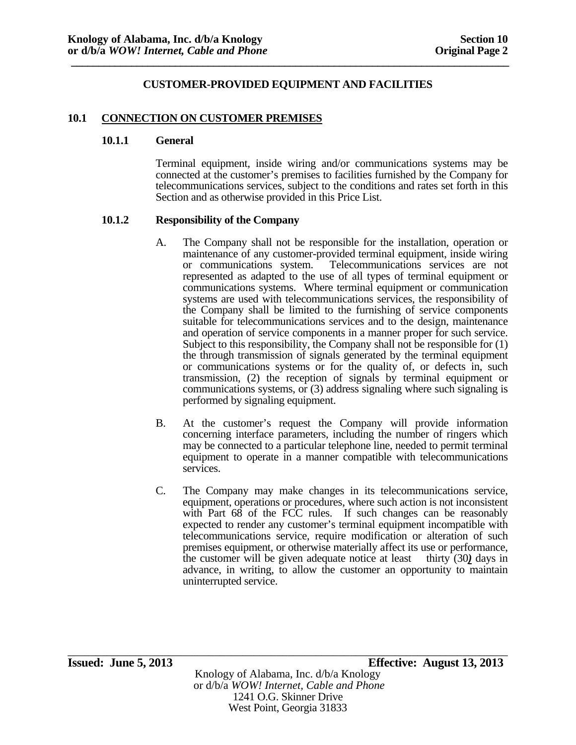## CUSTOMER-PROVIDED EQUIPMENT AND FACILITIES

### 10.1 CONNECTION ON CUSTOMER PREMISES

#### 10.1.1 General

Terminal equipment, inside wiring and/or communications systems may be connected at the customer's premises to facilities furnished by the Company for telecommunications services, subject to the conditions and rates set forth in this Section and as otherwise provided in this Price List.

#### 10.1.2 Responsibility of the Company

A. The Company shall not be responsible for the installation, operation or maintenance of any customer-provided terminal equipment, inside wiring or communications system. Telecommunications services are not represented as adapted to the use of all types of terminal equipment or communications systems. Where terminal equipment or communication systems are used with telecommunications services, the responsibility of the Company shall be limited to the furnishing of service components suitable for telecommunications services and to the design, maintenance and operation of service components in a manner proper for such service. Subject to this responsibility, the Company shall not be responsible for (1) the through transmission of signals generated by the terminal equipment or communications systems or for the quality of, or defects in, such transmission, (2) the reception of signals by terminal equipment or communications systems, or (3) address signaling where such signaling is performed by signaling equipment.

B. At the customer's request the Company will provide information concerning interface parameters, including the number of ringers which may be connected to a particular telephone line, needed to permit terminal equipment to operate in a manner compatible with telecommunications services.

C. The Company may make changes in its telecommunications service, equipment, operations or procedures, where such action is not inconsistent with Part 68 of the FCC rules. If such changes can be reasonably expected to render any customer's terminal equipment incompatible with telecommunications service, require modification or alteration of such premises equipment, or otherwise materially affect its use or performance, the customer will be given adequate notice at least thirty (30) days in advance, in writing, to allow the customer an opportunity to maintain uninterrupted service.

**Issued: June 5, 2013** **Effective: August 13, 2013**

Knology of Alabama, Inc. d/b/a Knology
or d/b/a *WOW! Internet, Cable and Phone*
1241 O.G. Skinner Drive
West Point, Georgia 31833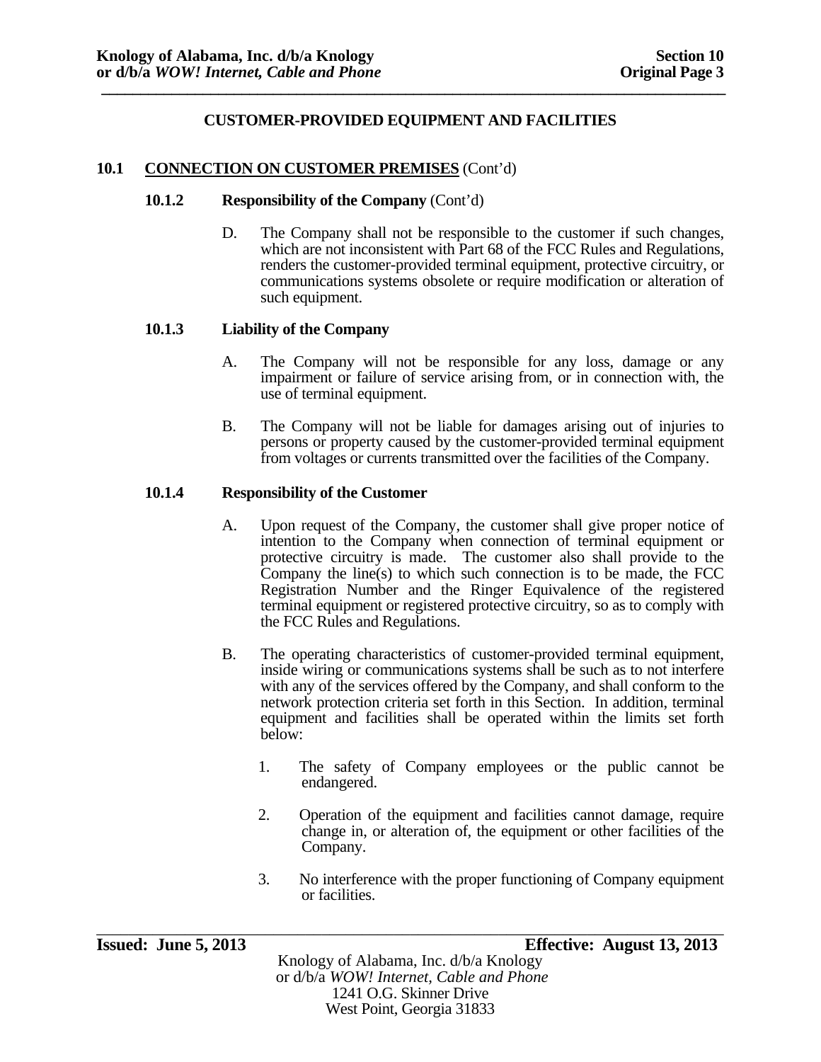## CUSTOMER-PROVIDED EQUIPMENT AND FACILITIES

### 10.1 CONNECTION ON CUSTOMER PREMISES (Cont'd)

#### 10.1.2 Responsibility of the Company (Cont'd)

D. The Company shall not be responsible to the customer if such changes, which are not inconsistent with Part 68 of the FCC Rules and Regulations, renders the customer-provided terminal equipment, protective circuitry, or communications systems obsolete or require modification or alteration of such equipment.

#### 10.1.3 Liability of the Company

A. The Company will not be responsible for any loss, damage or any impairment or failure of service arising from, or in connection with, the use of terminal equipment.

B. The Company will not be liable for damages arising out of injuries to persons or property caused by the customer-provided terminal equipment from voltages or currents transmitted over the facilities of the Company.

#### 10.1.4 Responsibility of the Customer

A. Upon request of the Company, the customer shall give proper notice of intention to the Company when connection of terminal equipment or protective circuitry is made. The customer also shall provide to the Company the line(s) to which such connection is to be made, the FCC Registration Number and the Ringer Equivalence of the registered terminal equipment or registered protective circuitry, so as to comply with the FCC Rules and Regulations.

B. The operating characteristics of customer-provided terminal equipment, inside wiring or communications systems shall be such as to not interfere with any of the services offered by the Company, and shall conform to the network protection criteria set forth in this Section. In addition, terminal equipment and facilities shall be operated within the limits set forth below:

1. The safety of Company employees or the public cannot be endangered.

2. Operation of the equipment and facilities cannot damage, require change in, or alteration of, the equipment or other facilities of the Company.

3. No interference with the proper functioning of Company equipment or facilities.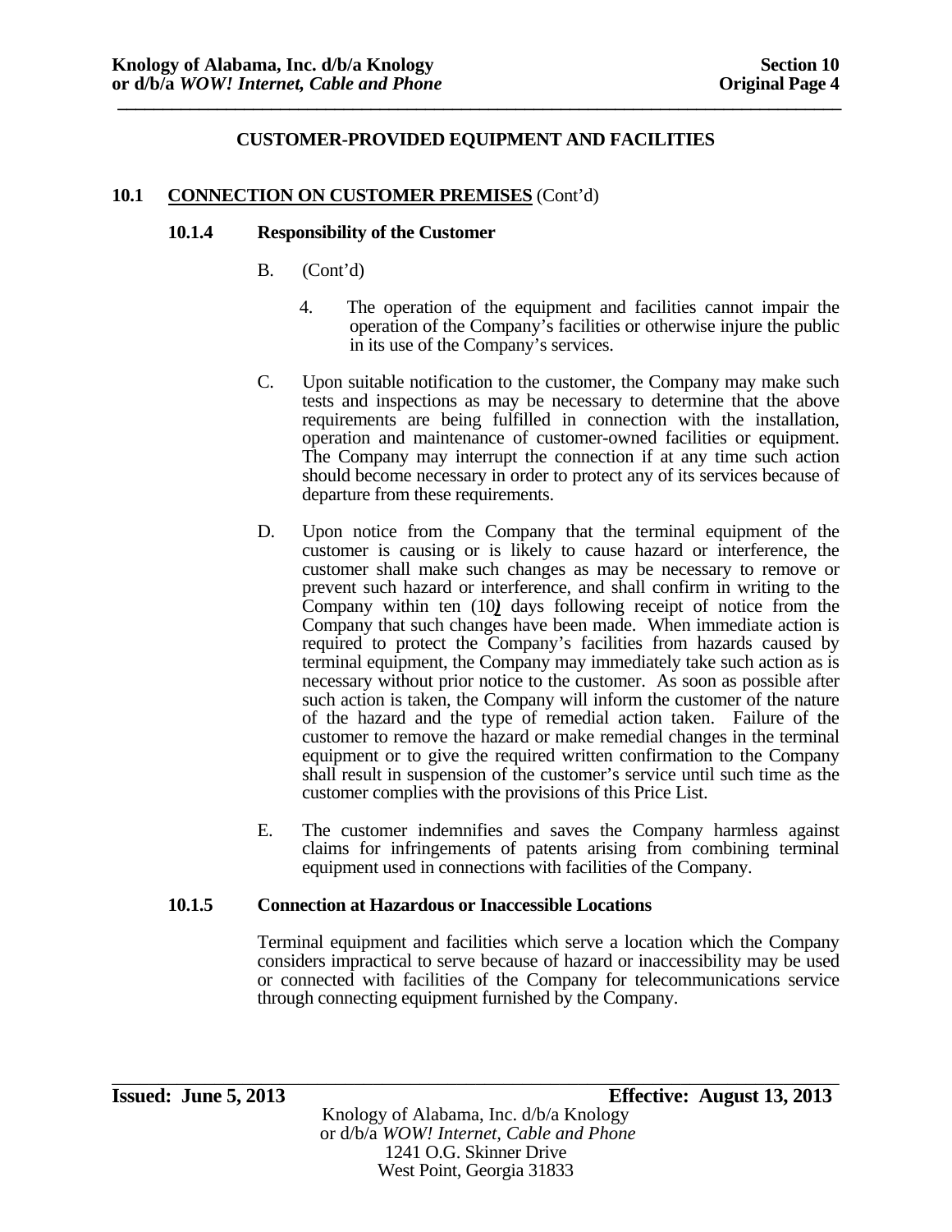## CUSTOMER-PROVIDED EQUIPMENT AND FACILITIES

### 10.1 CONNECTION ON CUSTOMER PREMISES (Cont'd)

#### 10.1.4 Responsibility of the Customer

B. (Cont'd)

4. The operation of the equipment and facilities cannot impair the operation of the Company's facilities or otherwise injure the public in its use of the Company's services.

C. Upon suitable notification to the customer, the Company may make such tests and inspections as may be necessary to determine that the above requirements are being fulfilled in connection with the installation, operation and maintenance of customer-owned facilities or equipment. The Company may interrupt the connection if at any time such action should become necessary in order to protect any of its services because of departure from these requirements.

D. Upon notice from the Company that the terminal equipment of the customer is causing or is likely to cause hazard or interference, the customer shall make such changes as may be necessary to remove or prevent such hazard or interference, and shall confirm in writing to the Company within ten (10) days following receipt of notice from the Company that such changes have been made. When immediate action is required to protect the Company's facilities from hazards caused by terminal equipment, the Company may immediately take such action as is necessary without prior notice to the customer. As soon as possible after such action is taken, the Company will inform the customer of the nature of the hazard and the type of remedial action taken. Failure of the customer to remove the hazard or make remedial changes in the terminal equipment or to give the required written confirmation to the Company shall result in suspension of the customer's service until such time as the customer complies with the provisions of this Price List.

E. The customer indemnifies and saves the Company harmless against claims for infringements of patents arising from combining terminal equipment used in connections with facilities of the Company.

#### 10.1.5 Connection at Hazardous or Inaccessible Locations

Terminal equipment and facilities which serve a location which the Company considers impractical to serve because of hazard or inaccessibility may be used or connected with facilities of the Company for telecommunications service through connecting equipment furnished by the Company.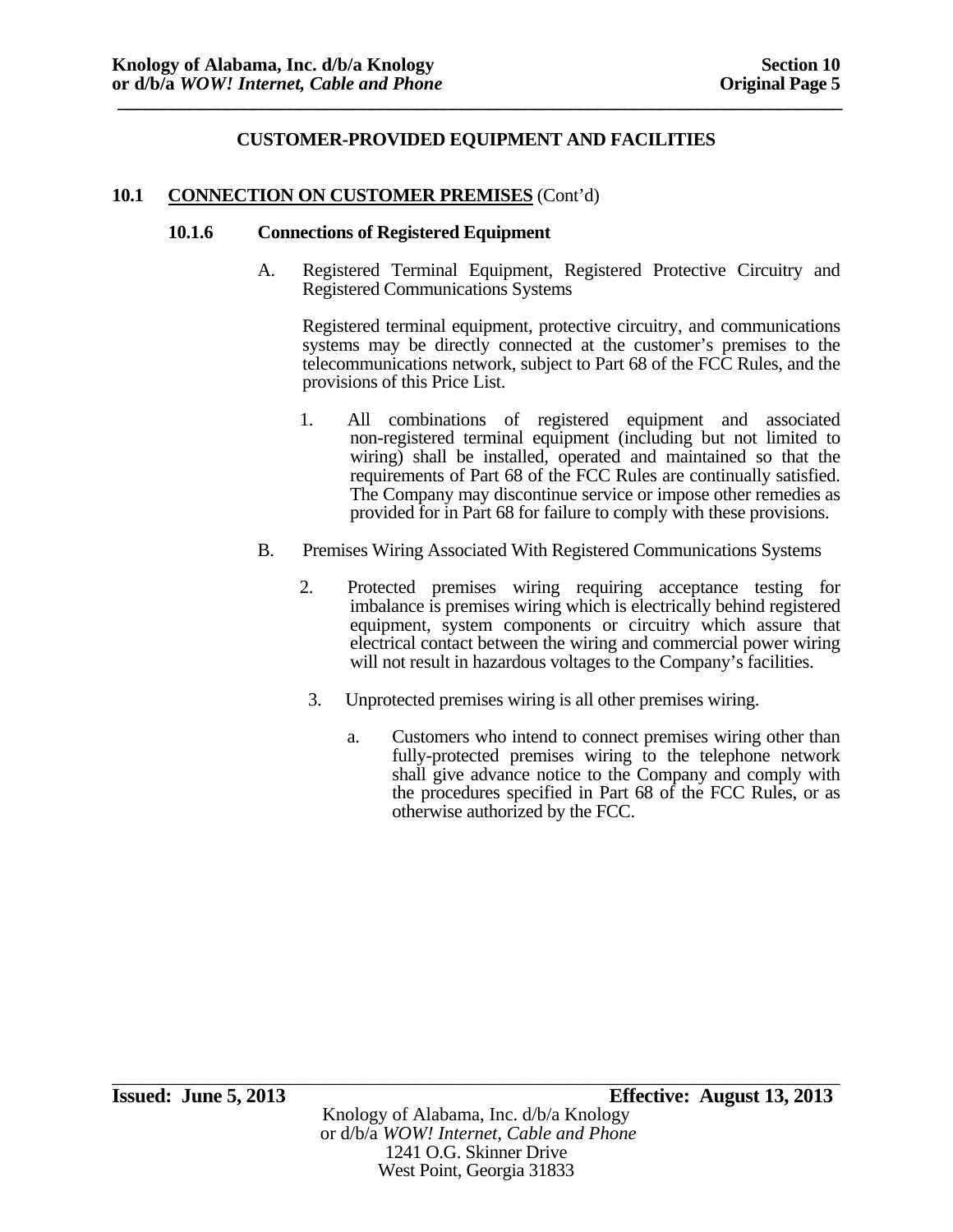## CUSTOMER-PROVIDED EQUIPMENT AND FACILITIES

### 10.1 CONNECTION ON CUSTOMER PREMISES (Cont'd)

#### 10.1.6 Connections of Registered Equipment

A. Registered Terminal Equipment, Registered Protective Circuitry and Registered Communications Systems

Registered terminal equipment, protective circuitry, and communications systems may be directly connected at the customer's premises to the telecommunications network, subject to Part 68 of the FCC Rules, and the provisions of this Price List.

1. All combinations of registered equipment and associated non-registered terminal equipment (including but not limited to wiring) shall be installed, operated and maintained so that the requirements of Part 68 of the FCC Rules are continually satisfied. The Company may discontinue service or impose other remedies as provided for in Part 68 for failure to comply with these provisions.

B. Premises Wiring Associated With Registered Communications Systems

2. Protected premises wiring requiring acceptance testing for imbalance is premises wiring which is electrically behind registered equipment, system components or circuitry which assure that electrical contact between the wiring and commercial power wiring will not result in hazardous voltages to the Company's facilities.

3. Unprotected premises wiring is all other premises wiring.

   a. Customers who intend to connect premises wiring other than fully-protected premises wiring to the telephone network shall give advance notice to the Company and comply with the procedures specified in Part 68 of the FCC Rules, or as otherwise authorized by the FCC.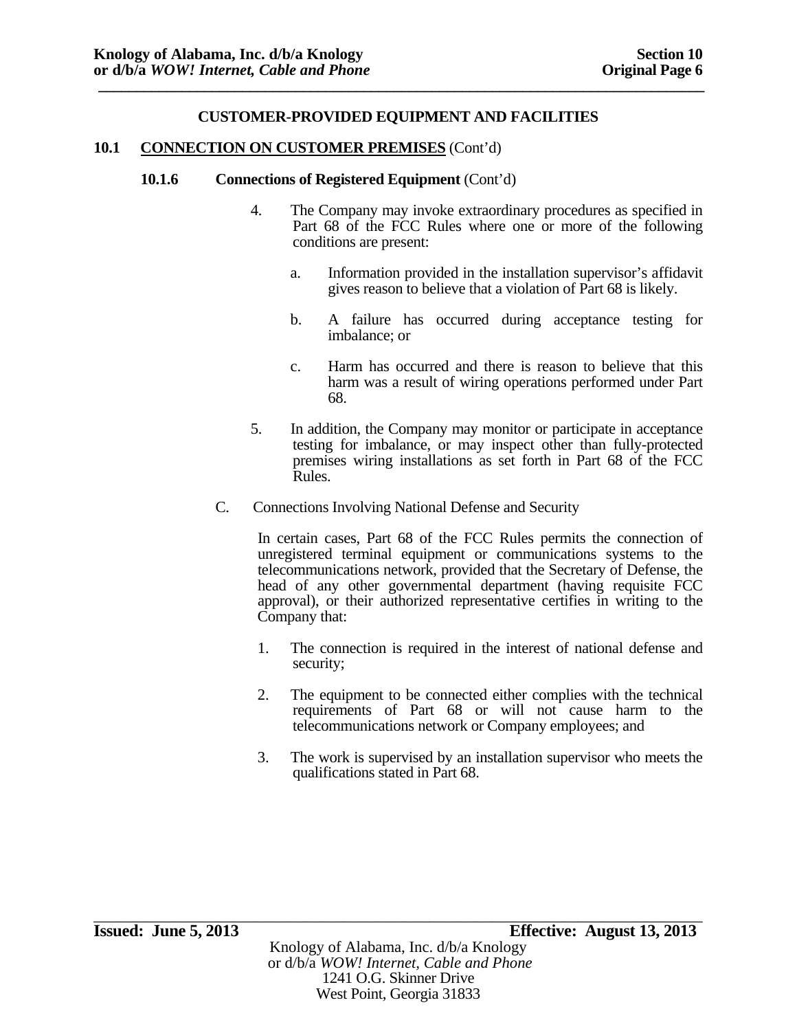## CUSTOMER-PROVIDED EQUIPMENT AND FACILITIES

**10.1 CONNECTION ON CUSTOMER PREMISES** (Cont'd)

**10.1.6 Connections of Registered Equipment** (Cont'd)

4. The Company may invoke extraordinary procedures as specified in Part 68 of the FCC Rules where one or more of the following conditions are present:

   a. Information provided in the installation supervisor's affidavit gives reason to believe that a violation of Part 68 is likely.

   b. A failure has occurred during acceptance testing for imbalance; or

   c. Harm has occurred and there is reason to believe that this harm was a result of wiring operations performed under Part 68.

5. In addition, the Company may monitor or participate in acceptance testing for imbalance, or may inspect other than fully-protected premises wiring installations as set forth in Part 68 of the FCC Rules.

C. Connections Involving National Defense and Security

In certain cases, Part 68 of the FCC Rules permits the connection of unregistered terminal equipment or communications systems to the telecommunications network, provided that the Secretary of Defense, the head of any other governmental department (having requisite FCC approval), or their authorized representative certifies in writing to the Company that:

1. The connection is required in the interest of national defense and security;

2. The equipment to be connected either complies with the technical requirements of Part 68 or will not cause harm to the telecommunications network or Company employees; and

3. The work is supervised by an installation supervisor who meets the qualifications stated in Part 68.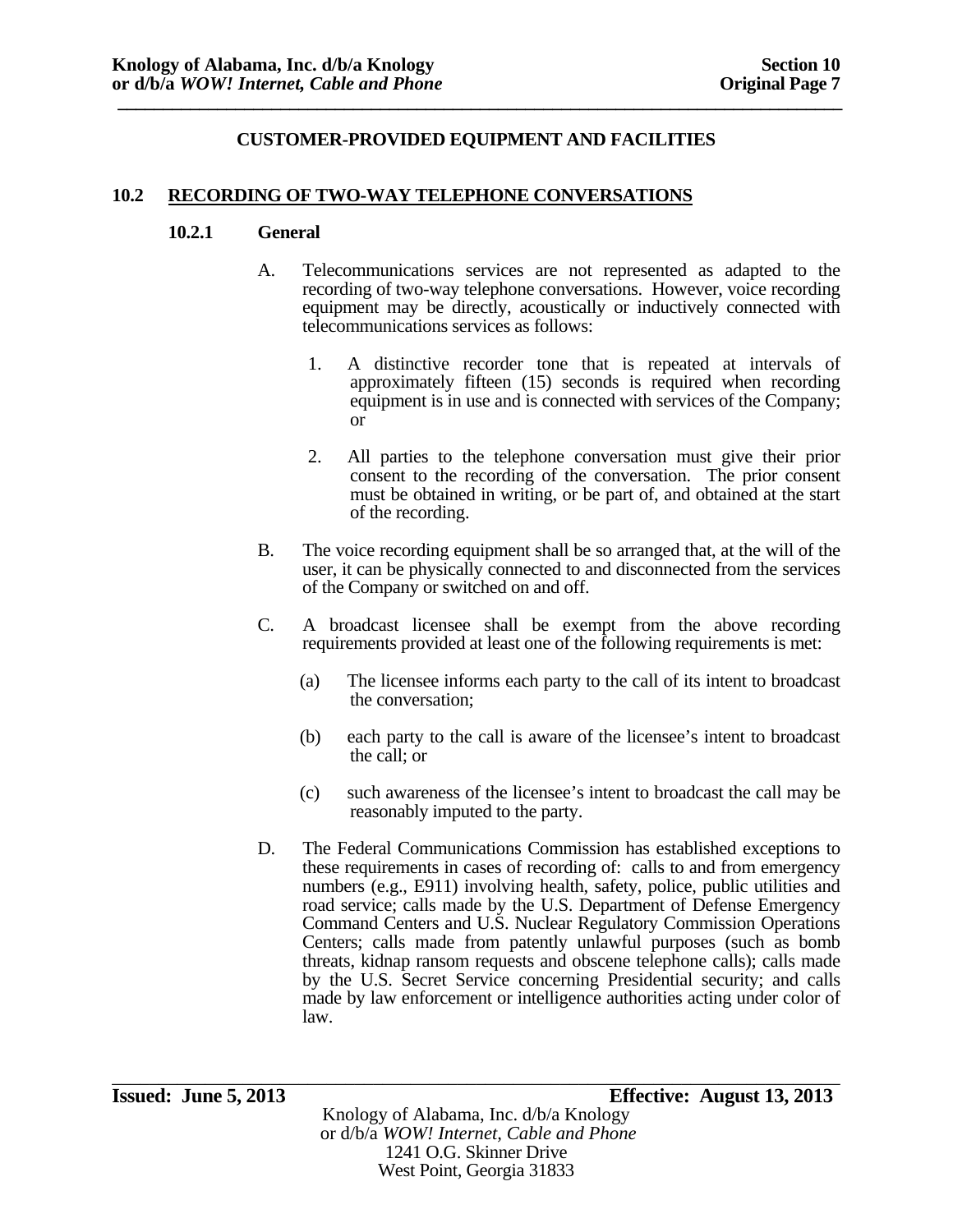## CUSTOMER-PROVIDED EQUIPMENT AND FACILITIES

### 10.2 RECORDING OF TWO-WAY TELEPHONE CONVERSATIONS

#### 10.2.1 General

A. Telecommunications services are not represented as adapted to the recording of two-way telephone conversations. However, voice recording equipment may be directly, acoustically or inductively connected with telecommunications services as follows:

1. A distinctive recorder tone that is repeated at intervals of approximately fifteen (15) seconds is required when recording equipment is in use and is connected with services of the Company; or

2. All parties to the telephone conversation must give their prior consent to the recording of the conversation. The prior consent must be obtained in writing, or be part of, and obtained at the start of the recording.

B. The voice recording equipment shall be so arranged that, at the will of the user, it can be physically connected to and disconnected from the services of the Company or switched on and off.

C. A broadcast licensee shall be exempt from the above recording requirements provided at least one of the following requirements is met:

(a) The licensee informs each party to the call of its intent to broadcast the conversation;

(b) each party to the call is aware of the licensee's intent to broadcast the call; or

(c) such awareness of the licensee's intent to broadcast the call may be reasonably imputed to the party.

D. The Federal Communications Commission has established exceptions to these requirements in cases of recording of: calls to and from emergency numbers (e.g., E911) involving health, safety, police, public utilities and road service; calls made by the U.S. Department of Defense Emergency Command Centers and U.S. Nuclear Regulatory Commission Operations Centers; calls made from patently unlawful purposes (such as bomb threats, kidnap ransom requests and obscene telephone calls); calls made by the U.S. Secret Service concerning Presidential security; and calls made by law enforcement or intelligence authorities acting under color of law.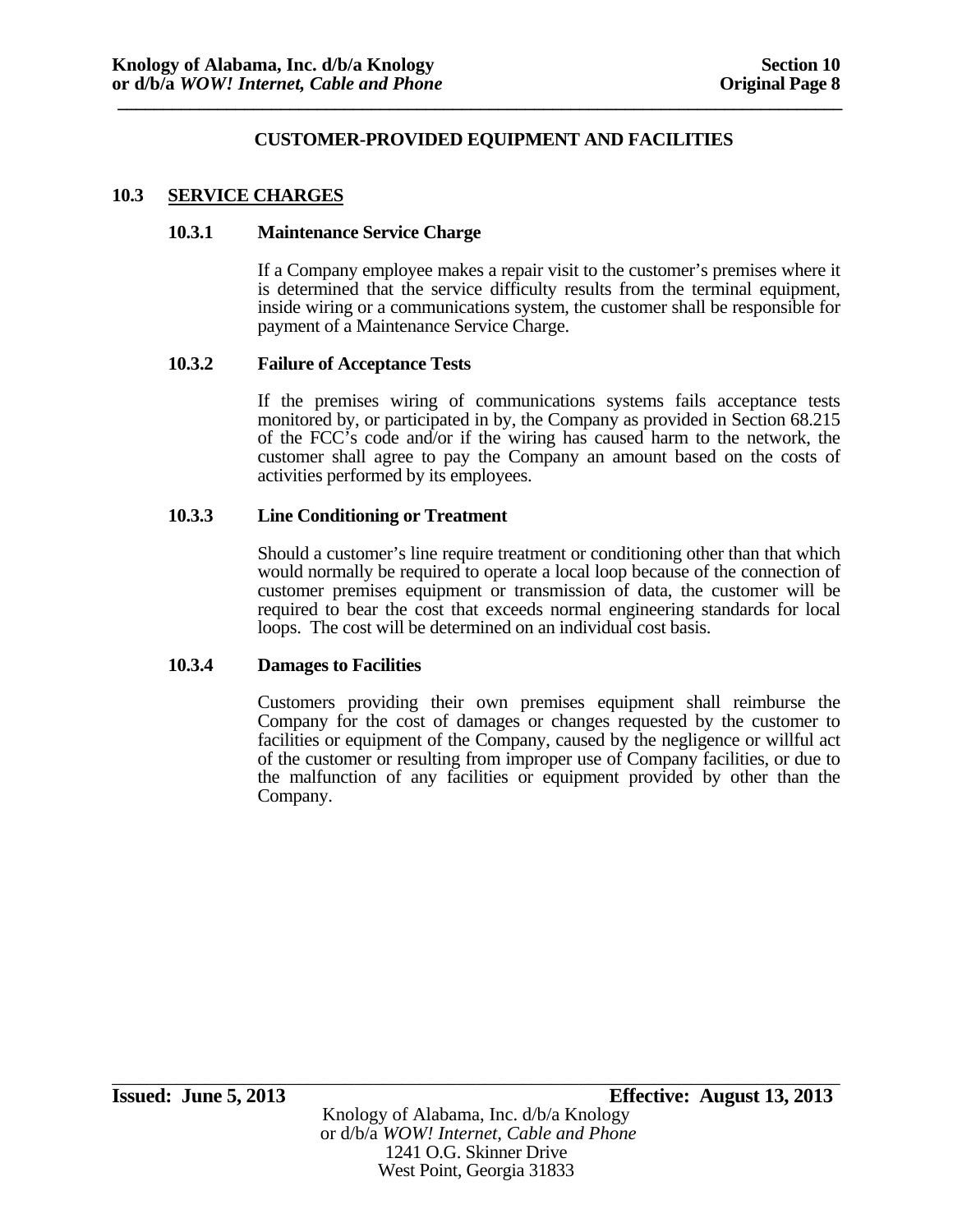## CUSTOMER-PROVIDED EQUIPMENT AND FACILITIES

### 10.3 SERVICE CHARGES

#### 10.3.1 Maintenance Service Charge

If a Company employee makes a repair visit to the customer's premises where it is determined that the service difficulty results from the terminal equipment, inside wiring or a communications system, the customer shall be responsible for payment of a Maintenance Service Charge.

#### 10.3.2 Failure of Acceptance Tests

If the premises wiring of communications systems fails acceptance tests monitored by, or participated in by, the Company as provided in Section 68.215 of the FCC's code and/or if the wiring has caused harm to the network, the customer shall agree to pay the Company an amount based on the costs of activities performed by its employees.

#### 10.3.3 Line Conditioning or Treatment

Should a customer's line require treatment or conditioning other than that which would normally be required to operate a local loop because of the connection of customer premises equipment or transmission of data, the customer will be required to bear the cost that exceeds normal engineering standards for local loops. The cost will be determined on an individual cost basis.

#### 10.3.4 Damages to Facilities

Customers providing their own premises equipment shall reimburse the Company for the cost of damages or changes requested by the customer to facilities or equipment of the Company, caused by the negligence or willful act of the customer or resulting from improper use of Company facilities, or due to the malfunction of any facilities or equipment provided by other than the Company.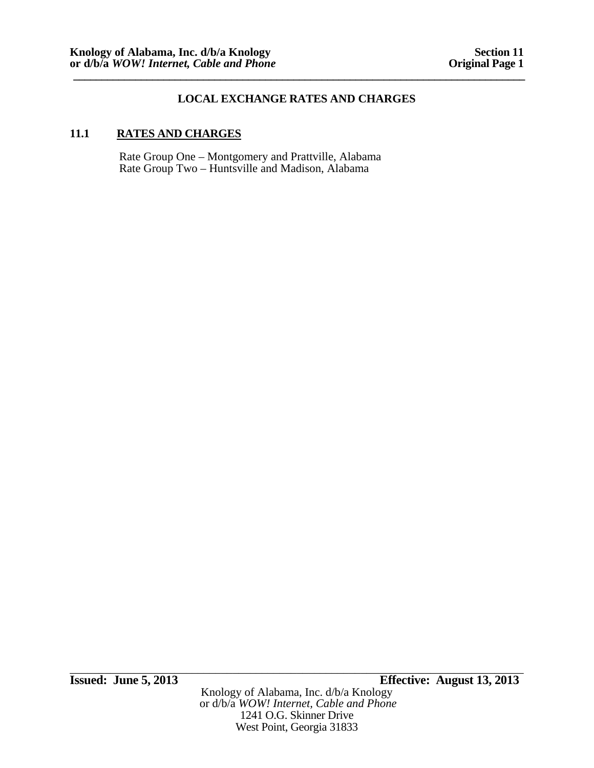## LOCAL EXCHANGE RATES AND CHARGES

### 11.1 RATES AND CHARGES

Rate Group One – Montgomery and Prattville, Alabama
Rate Group Two – Huntsville and Madison, Alabama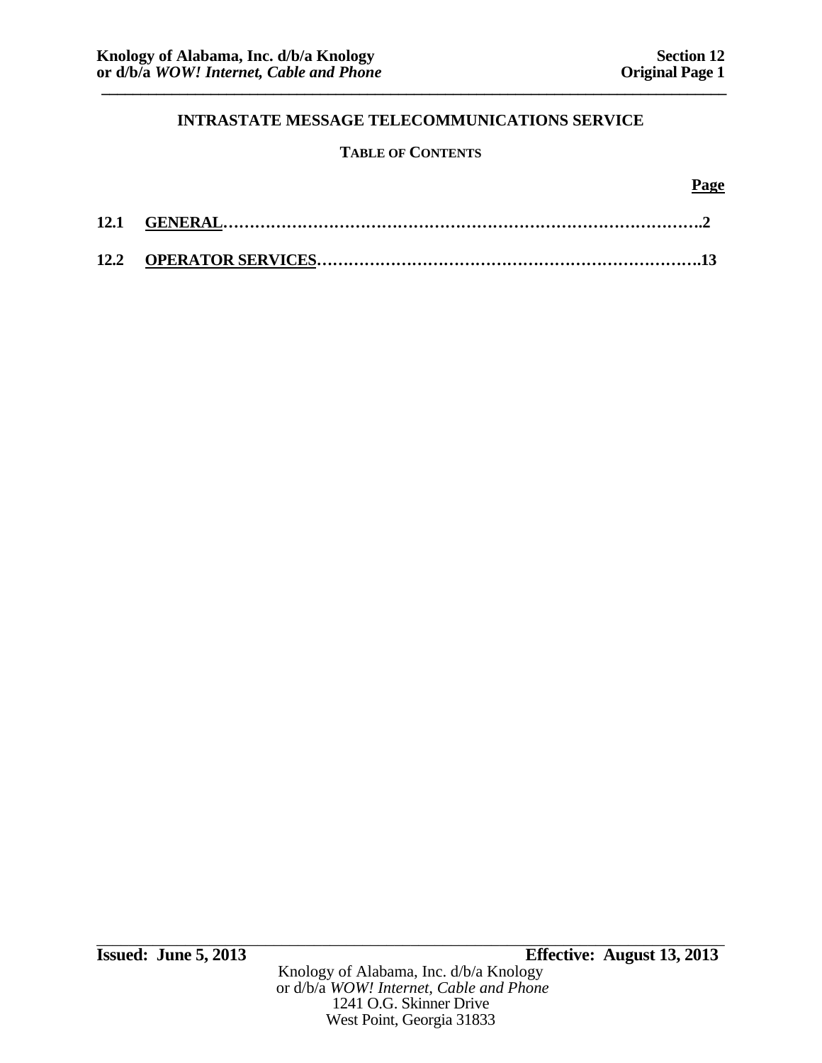# INTRASTATE MESSAGE TELECOMMUNICATIONS SERVICE

## TABLE OF CONTENTS

| | | Page |
|---|---|---|
| 12.1 | GENERAL | 2 |
| 12.2 | OPERATOR SERVICES | 13 |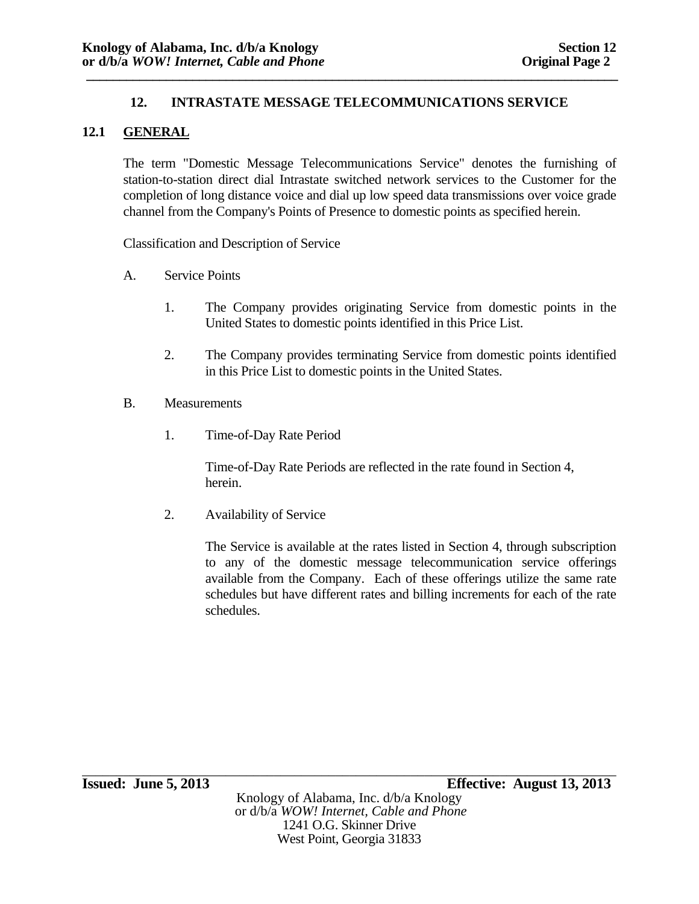## 12. INTRASTATE MESSAGE TELECOMMUNICATIONS SERVICE

### 12.1 GENERAL

The term "Domestic Message Telecommunications Service" denotes the furnishing of station-to-station direct dial Intrastate switched network services to the Customer for the completion of long distance voice and dial up low speed data transmissions over voice grade channel from the Company's Points of Presence to domestic points as specified herein.

Classification and Description of Service

A. Service Points

1. The Company provides originating Service from domestic points in the United States to domestic points identified in this Price List.

2. The Company provides terminating Service from domestic points identified in this Price List to domestic points in the United States.

B. Measurements

1. Time-of-Day Rate Period

   Time-of-Day Rate Periods are reflected in the rate found in Section 4, herein.

2. Availability of Service

   The Service is available at the rates listed in Section 4, through subscription to any of the domestic message telecommunication service offerings available from the Company. Each of these offerings utilize the same rate schedules but have different rates and billing increments for each of the rate schedules.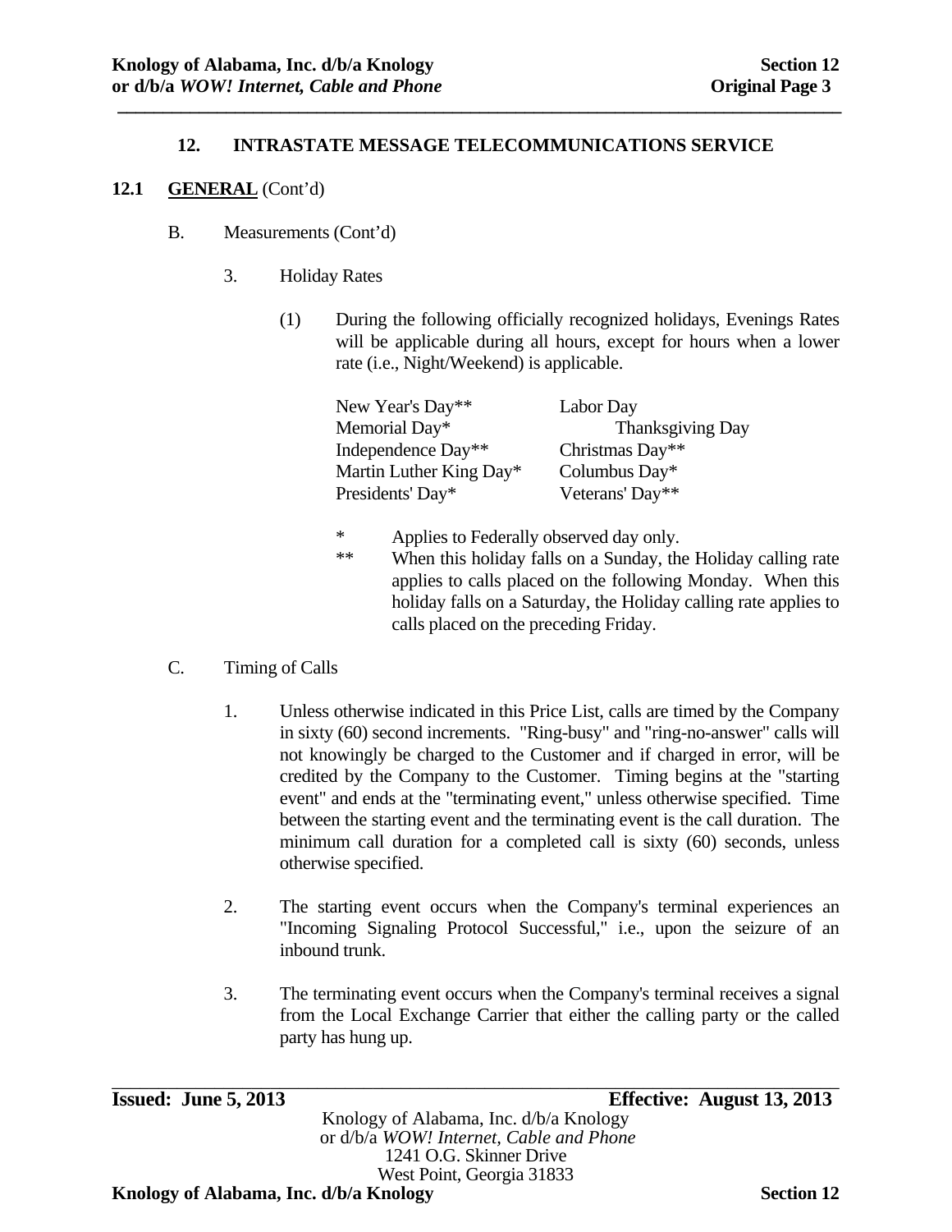## 12. INTRASTATE MESSAGE TELECOMMUNICATIONS SERVICE

**12.1 GENERAL** (Cont'd)

B. Measurements (Cont'd)

3. Holiday Rates

(1) During the following officially recognized holidays, Evenings Rates will be applicable during all hours, except for hours when a lower rate (i.e., Night/Weekend) is applicable.

| | |
|---|---|
| New Year's Day** | Labor Day |
| Memorial Day* | Thanksgiving Day |
| Independence Day** | Christmas Day** |
| Martin Luther King Day* | Columbus Day* |
| Presidents' Day* | Veterans' Day** |

\* Applies to Federally observed day only.

\*\* When this holiday falls on a Sunday, the Holiday calling rate applies to calls placed on the following Monday. When this holiday falls on a Saturday, the Holiday calling rate applies to calls placed on the preceding Friday.

C. Timing of Calls

1. Unless otherwise indicated in this Price List, calls are timed by the Company in sixty (60) second increments. "Ring-busy" and "ring-no-answer" calls will not knowingly be charged to the Customer and if charged in error, will be credited by the Company to the Customer. Timing begins at the "starting event" and ends at the "terminating event," unless otherwise specified. Time between the starting event and the terminating event is the call duration. The minimum call duration for a completed call is sixty (60) seconds, unless otherwise specified.

2. The starting event occurs when the Company's terminal experiences an "Incoming Signaling Protocol Successful," i.e., upon the seizure of an inbound trunk.

3. The terminating event occurs when the Company's terminal receives a signal from the Local Exchange Carrier that either the calling party or the called party has hung up.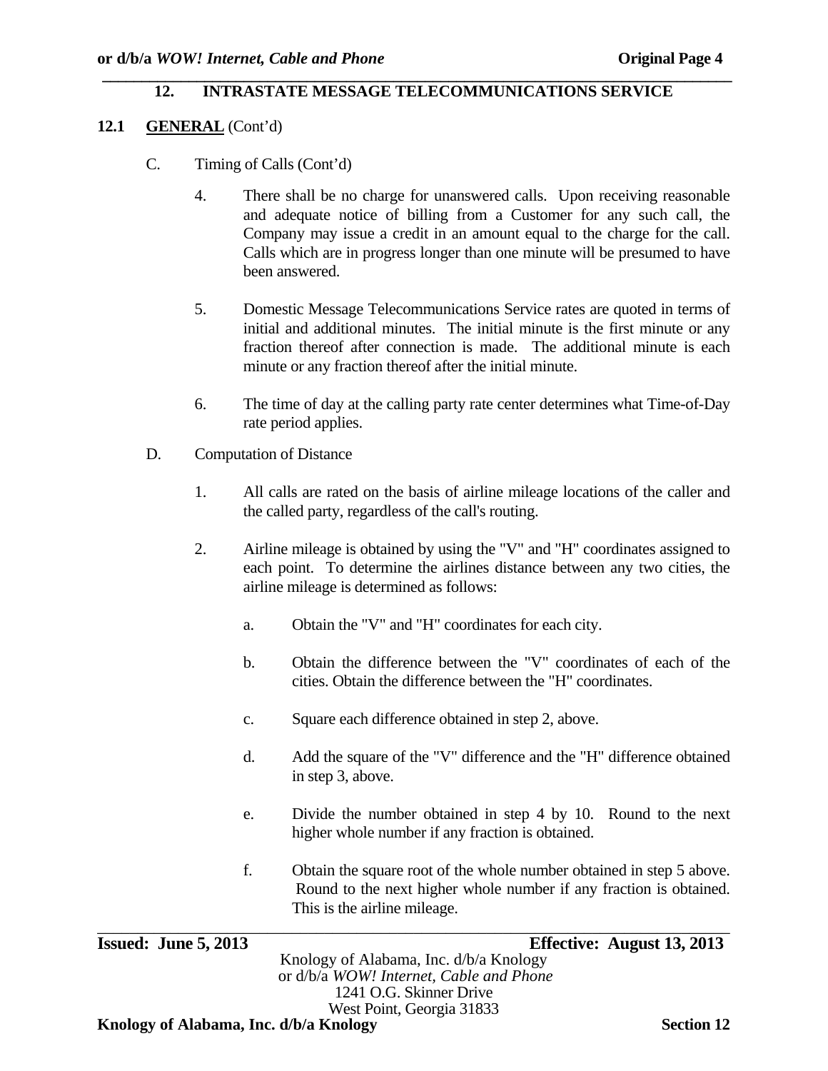## 12. INTRASTATE MESSAGE TELECOMMUNICATIONS SERVICE

### 12.1 GENERAL (Cont'd)

C. Timing of Calls (Cont'd)

4. There shall be no charge for unanswered calls. Upon receiving reasonable and adequate notice of billing from a Customer for any such call, the Company may issue a credit in an amount equal to the charge for the call. Calls which are in progress longer than one minute will be presumed to have been answered.

5. Domestic Message Telecommunications Service rates are quoted in terms of initial and additional minutes. The initial minute is the first minute or any fraction thereof after connection is made. The additional minute is each minute or any fraction thereof after the initial minute.

6. The time of day at the calling party rate center determines what Time-of-Day rate period applies.

D. Computation of Distance

1. All calls are rated on the basis of airline mileage locations of the caller and the called party, regardless of the call's routing.

2. Airline mileage is obtained by using the "V" and "H" coordinates assigned to each point. To determine the airlines distance between any two cities, the airline mileage is determined as follows:

   a. Obtain the "V" and "H" coordinates for each city.

   b. Obtain the difference between the "V" coordinates of each of the cities. Obtain the difference between the "H" coordinates.

   c. Square each difference obtained in step 2, above.

   d. Add the square of the "V" difference and the "H" difference obtained in step 3, above.

   e. Divide the number obtained in step 4 by 10. Round to the next higher whole number if any fraction is obtained.

   f. Obtain the square root of the whole number obtained in step 5 above. Round to the next higher whole number if any fraction is obtained. This is the airline mileage.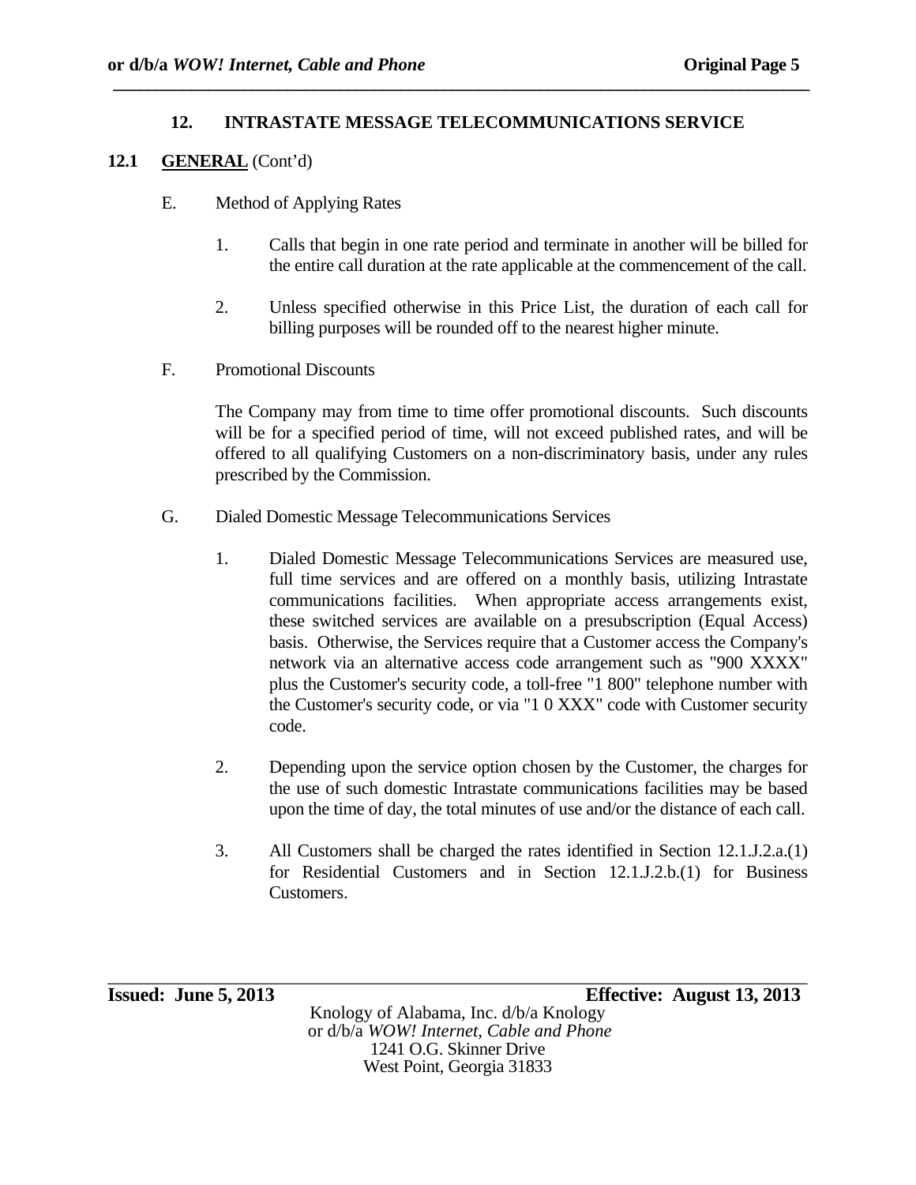## 12. INTRASTATE MESSAGE TELECOMMUNICATIONS SERVICE

### 12.1 GENERAL (Cont'd)

E. Method of Applying Rates

1. Calls that begin in one rate period and terminate in another will be billed for the entire call duration at the rate applicable at the commencement of the call.

2. Unless specified otherwise in this Price List, the duration of each call for billing purposes will be rounded off to the nearest higher minute.

F. Promotional Discounts

The Company may from time to time offer promotional discounts. Such discounts will be for a specified period of time, will not exceed published rates, and will be offered to all qualifying Customers on a non-discriminatory basis, under any rules prescribed by the Commission.

G. Dialed Domestic Message Telecommunications Services

1. Dialed Domestic Message Telecommunications Services are measured use, full time services and are offered on a monthly basis, utilizing Intrastate communications facilities. When appropriate access arrangements exist, these switched services are available on a presubscription (Equal Access) basis. Otherwise, the Services require that a Customer access the Company's network via an alternative access code arrangement such as "900 XXXX" plus the Customer's security code, a toll-free "1 800" telephone number with the Customer's security code, or via "1 0 XXX" code with Customer security code.

2. Depending upon the service option chosen by the Customer, the charges for the use of such domestic Intrastate communications facilities may be based upon the time of day, the total minutes of use and/or the distance of each call.

3. All Customers shall be charged the rates identified in Section 12.1.J.2.a.(1) for Residential Customers and in Section 12.1.J.2.b.(1) for Business Customers.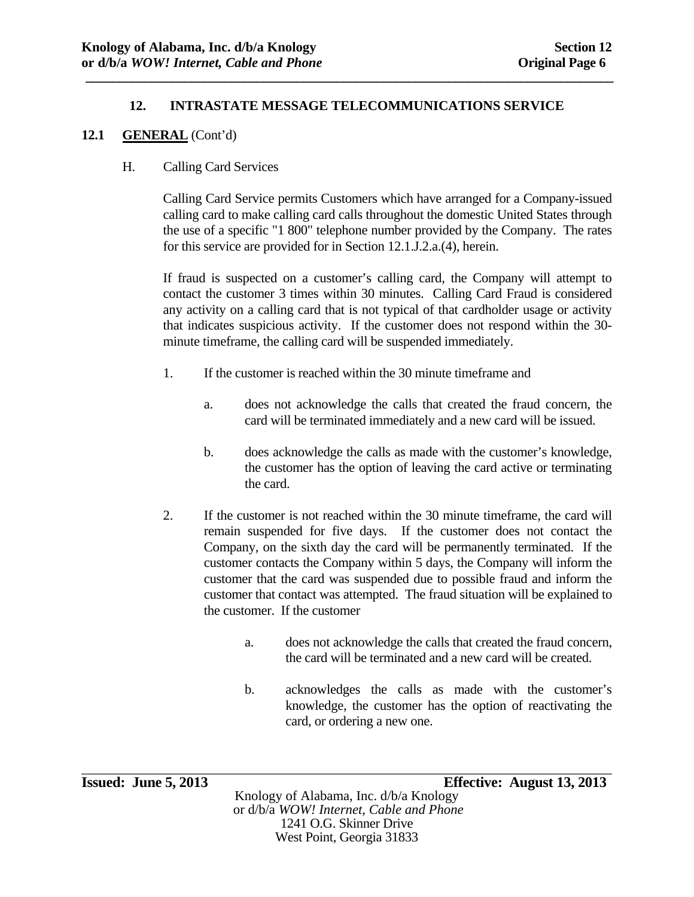## 12. INTRASTATE MESSAGE TELECOMMUNICATIONS SERVICE

### 12.1 **GENERAL** (Cont'd)

H. Calling Card Services

Calling Card Service permits Customers which have arranged for a Company-issued calling card to make calling card calls throughout the domestic United States through the use of a specific "1 800" telephone number provided by the Company. The rates for this service are provided for in Section 12.1.J.2.a.(4), herein.

If fraud is suspected on a customer's calling card, the Company will attempt to contact the customer 3 times within 30 minutes. Calling Card Fraud is considered any activity on a calling card that is not typical of that cardholder usage or activity that indicates suspicious activity. If the customer does not respond within the 30-minute timeframe, the calling card will be suspended immediately.

1. If the customer is reached within the 30 minute timeframe and

   a. does not acknowledge the calls that created the fraud concern, the card will be terminated immediately and a new card will be issued.

   b. does acknowledge the calls as made with the customer's knowledge, the customer has the option of leaving the card active or terminating the card.

2. If the customer is not reached within the 30 minute timeframe, the card will remain suspended for five days. If the customer does not contact the Company, on the sixth day the card will be permanently terminated. If the customer contacts the Company within 5 days, the Company will inform the customer that the card was suspended due to possible fraud and inform the customer that contact was attempted. The fraud situation will be explained to the customer. If the customer

   a. does not acknowledge the calls that created the fraud concern, the card will be terminated and a new card will be created.

   b. acknowledges the calls as made with the customer's knowledge, the customer has the option of reactivating the card, or ordering a new one.

**Issued: June 5, 2013** **Effective: August 13, 2013**

Knology of Alabama, Inc. d/b/a Knology
or d/b/a *WOW! Internet, Cable and Phone*
1241 O.G. Skinner Drive
West Point, Georgia 31833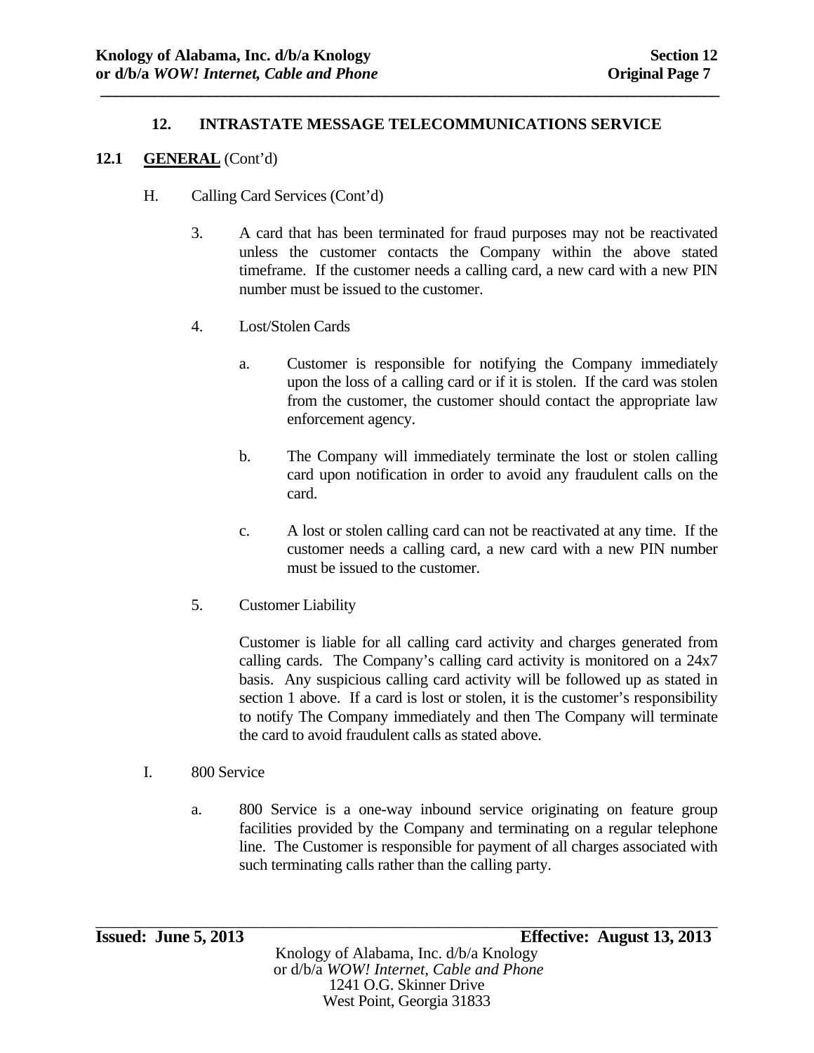## 12. INTRASTATE MESSAGE TELECOMMUNICATIONS SERVICE

### 12.1 GENERAL (Cont'd)

H. Calling Card Services (Cont'd)

3. A card that has been terminated for fraud purposes may not be reactivated unless the customer contacts the Company within the above stated timeframe. If the customer needs a calling card, a new card with a new PIN number must be issued to the customer.

4. Lost/Stolen Cards

   a. Customer is responsible for notifying the Company immediately upon the loss of a calling card or if it is stolen. If the card was stolen from the customer, the customer should contact the appropriate law enforcement agency.

   b. The Company will immediately terminate the lost or stolen calling card upon notification in order to avoid any fraudulent calls on the card.

   c. A lost or stolen calling card can not be reactivated at any time. If the customer needs a calling card, a new card with a new PIN number must be issued to the customer.

5. Customer Liability

   Customer is liable for all calling card activity and charges generated from calling cards. The Company's calling card activity is monitored on a 24x7 basis. Any suspicious calling card activity will be followed up as stated in section 1 above. If a card is lost or stolen, it is the customer's responsibility to notify The Company immediately and then The Company will terminate the card to avoid fraudulent calls as stated above.

I. 800 Service

a. 800 Service is a one-way inbound service originating on feature group facilities provided by the Company and terminating on a regular telephone line. The Customer is responsible for payment of all charges associated with such terminating calls rather than the calling party.

**Issued: June 5, 2013** **Effective: August 13, 2013**

Knology of Alabama, Inc. d/b/a Knology
or d/b/a *WOW! Internet, Cable and Phone*
1241 O.G. Skinner Drive
West Point, Georgia 31833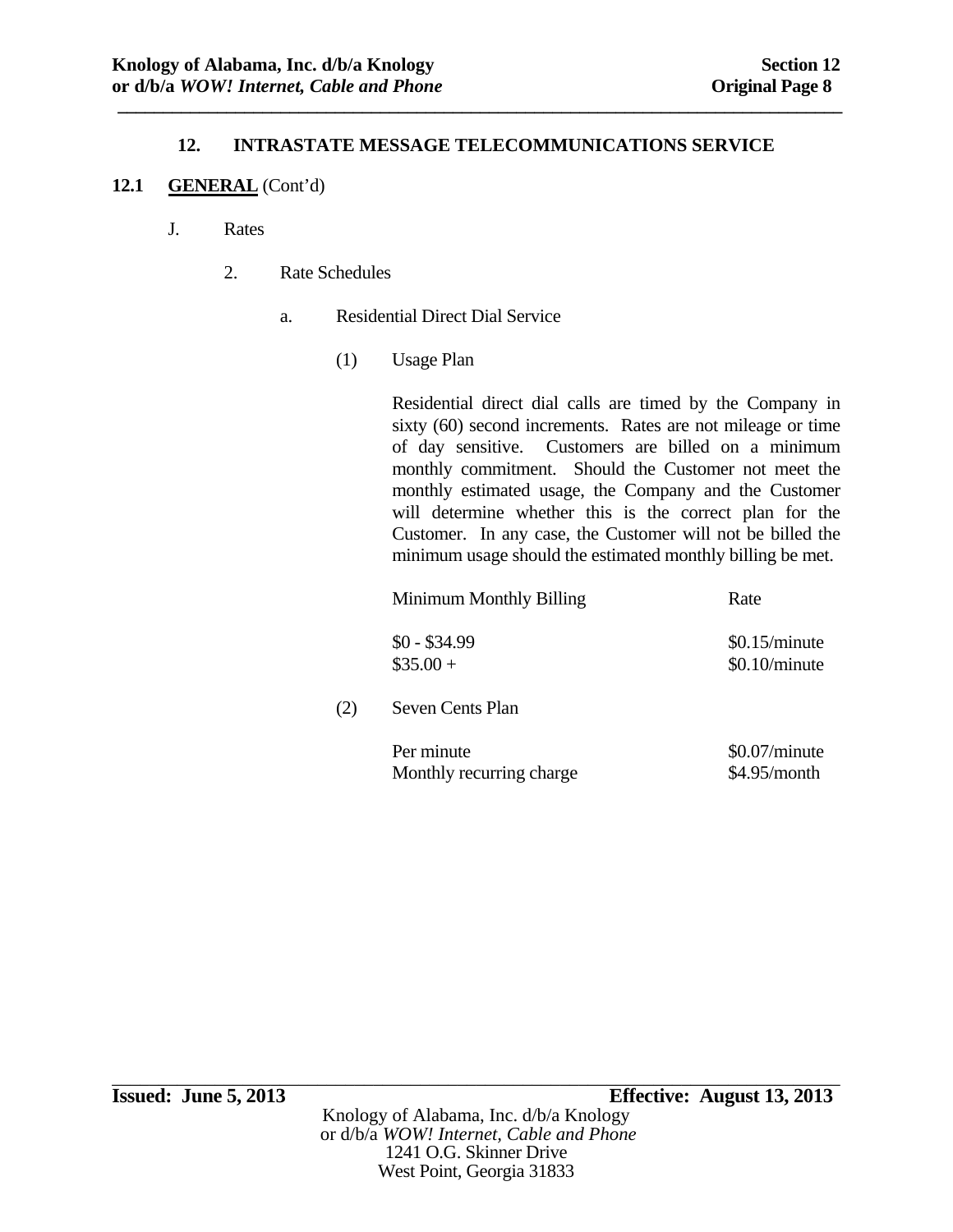## 12. INTRASTATE MESSAGE TELECOMMUNICATIONS SERVICE

**12.1 GENERAL** (Cont'd)

J. Rates

2. Rate Schedules

a. Residential Direct Dial Service

(1) Usage Plan

Residential direct dial calls are timed by the Company in sixty (60) second increments. Rates are not mileage or time of day sensitive. Customers are billed on a minimum monthly commitment. Should the Customer not meet the monthly estimated usage, the Company and the Customer will determine whether this is the correct plan for the Customer. In any case, the Customer will not be billed the minimum usage should the estimated monthly billing be met.

| Minimum Monthly Billing | Rate |
|---|---|
| $0 - $34.99 | $0.15/minute |
| $35.00 + | $0.10/minute |

(2) Seven Cents Plan

| | |
|---|---|
| Per minute | $0.07/minute |
| Monthly recurring charge | $4.95/month |

**Issued: June 5, 2013** **Effective: August 13, 2013**

Knology of Alabama, Inc. d/b/a Knology
or d/b/a *WOW! Internet, Cable and Phone*
1241 O.G. Skinner Drive
West Point, Georgia 31833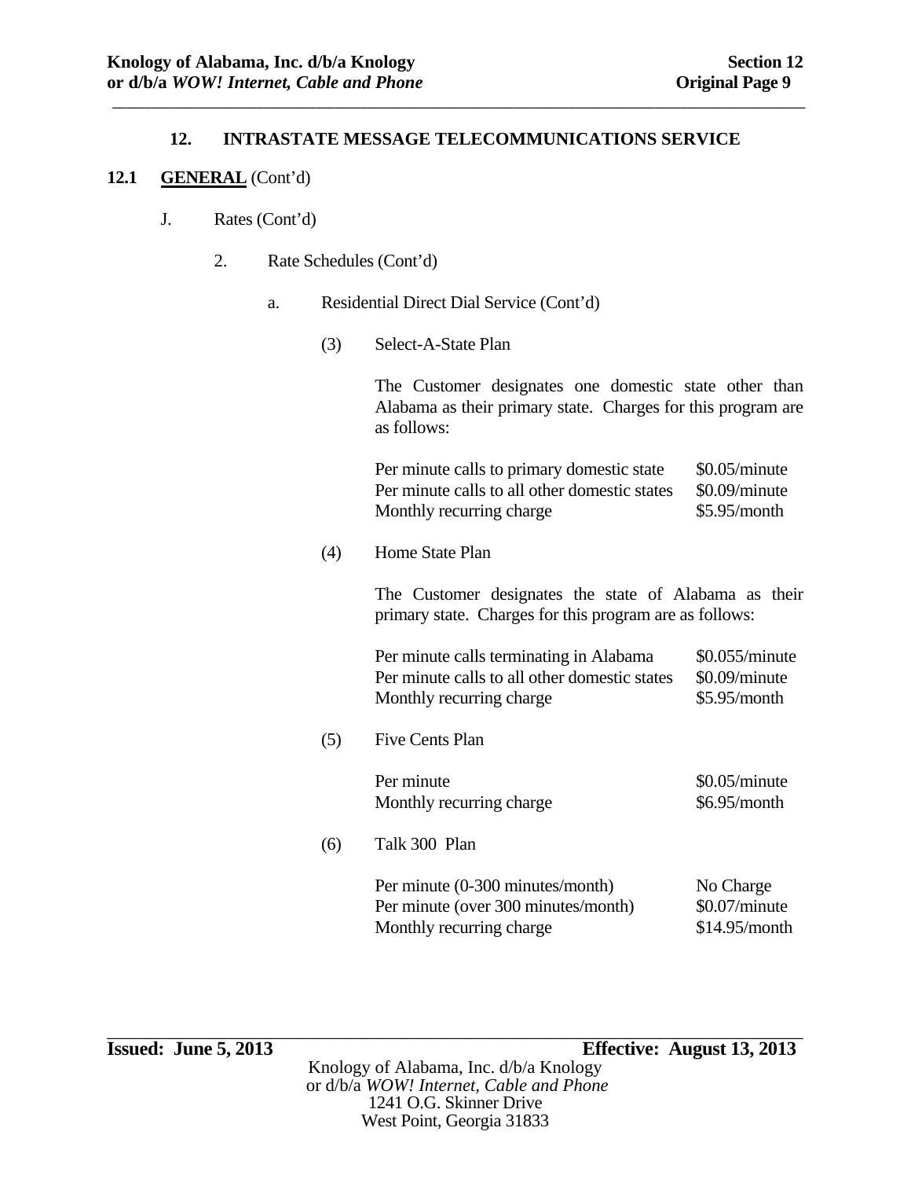## 12. INTRASTATE MESSAGE TELECOMMUNICATIONS SERVICE

**12.1 GENERAL** (Cont'd)

J. Rates (Cont'd)

2. Rate Schedules (Cont'd)

a. Residential Direct Dial Service (Cont'd)

(3) Select-A-State Plan

The Customer designates one domestic state other than Alabama as their primary state. Charges for this program are as follows:

| | |
|---|---|
| Per minute calls to primary domestic state | $0.05/minute |
| Per minute calls to all other domestic states | $0.09/minute |
| Monthly recurring charge | $5.95/month |

(4) Home State Plan

The Customer designates the state of Alabama as their primary state. Charges for this program are as follows:

| | |
|---|---|
| Per minute calls terminating in Alabama | $0.055/minute |
| Per minute calls to all other domestic states | $0.09/minute |
| Monthly recurring charge | $5.95/month |

(5) Five Cents Plan

| | |
|---|---|
| Per minute | $0.05/minute |
| Monthly recurring charge | $6.95/month |

(6) Talk 300 Plan

| | |
|---|---|
| Per minute (0-300 minutes/month) | No Charge |
| Per minute (over 300 minutes/month) | $0.07/minute |
| Monthly recurring charge | $14.95/month |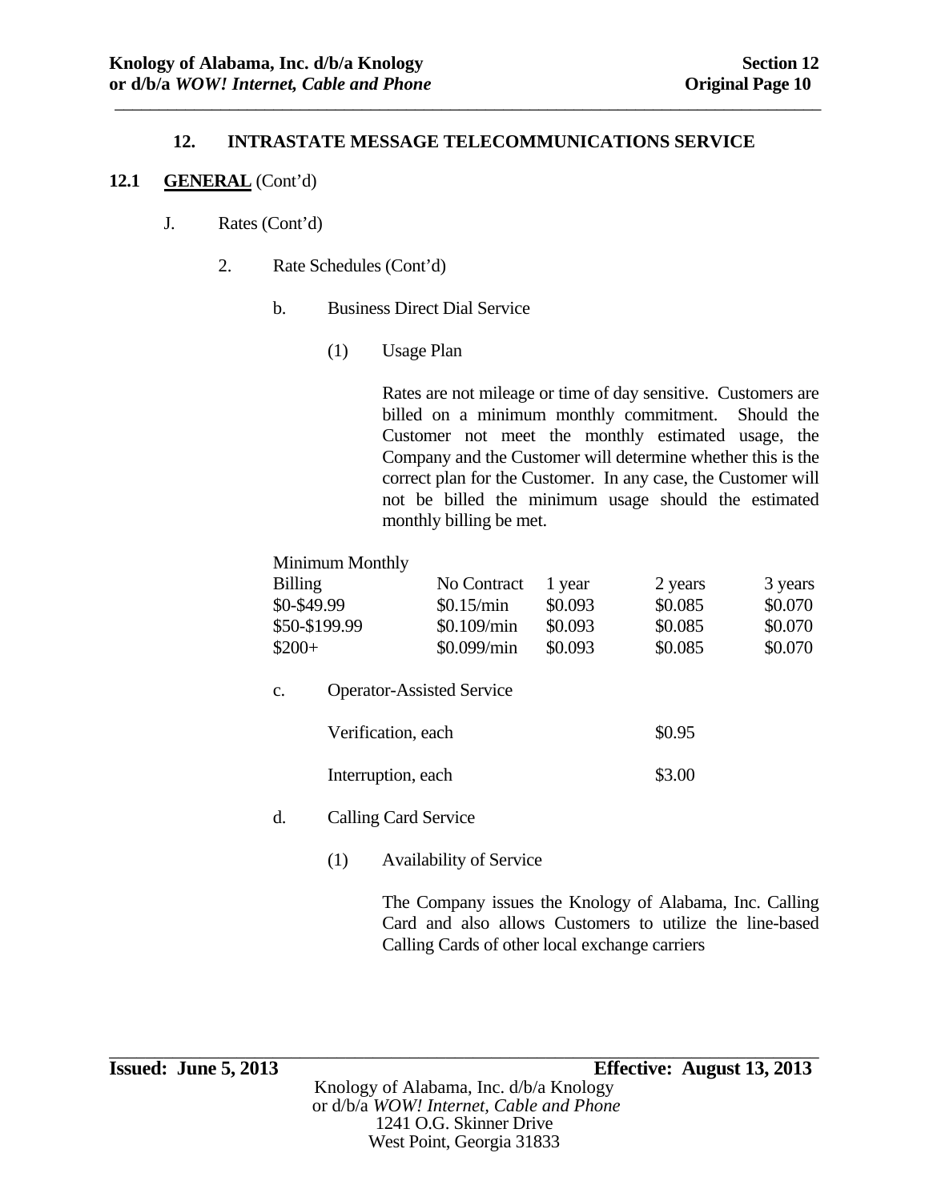## 12. INTRASTATE MESSAGE TELECOMMUNICATIONS SERVICE

**12.1 GENERAL (Cont'd)**

J. Rates (Cont'd)

2. Rate Schedules (Cont'd)

b. Business Direct Dial Service

(1) Usage Plan

Rates are not mileage or time of day sensitive. Customers are billed on a minimum monthly commitment. Should the Customer not meet the monthly estimated usage, the Company and the Customer will determine whether this is the correct plan for the Customer. In any case, the Customer will not be billed the minimum usage should the estimated monthly billing be met.

| Minimum Monthly Billing | No Contract | 1 year | 2 years | 3 years |
|---|---|---|---|---|
| $0-$49.99 | $0.15/min | $0.093 | $0.085 | $0.070 |
| $50-$199.99 | $0.109/min | $0.093 | $0.085 | $0.070 |
| $200+ | $0.099/min | $0.093 | $0.085 | $0.070 |

c. Operator-Assisted Service

| | |
|---|---|
| Verification, each | $0.95 |
| Interruption, each | $3.00 |

d. Calling Card Service

(1) Availability of Service

The Company issues the Knology of Alabama, Inc. Calling Card and also allows Customers to utilize the line-based Calling Cards of other local exchange carriers

**Issued: June 5, 2013** **Effective: August 13, 2013**

Knology of Alabama, Inc. d/b/a Knology
or d/b/a *WOW! Internet, Cable and Phone*
1241 O.G. Skinner Drive
West Point, Georgia 31833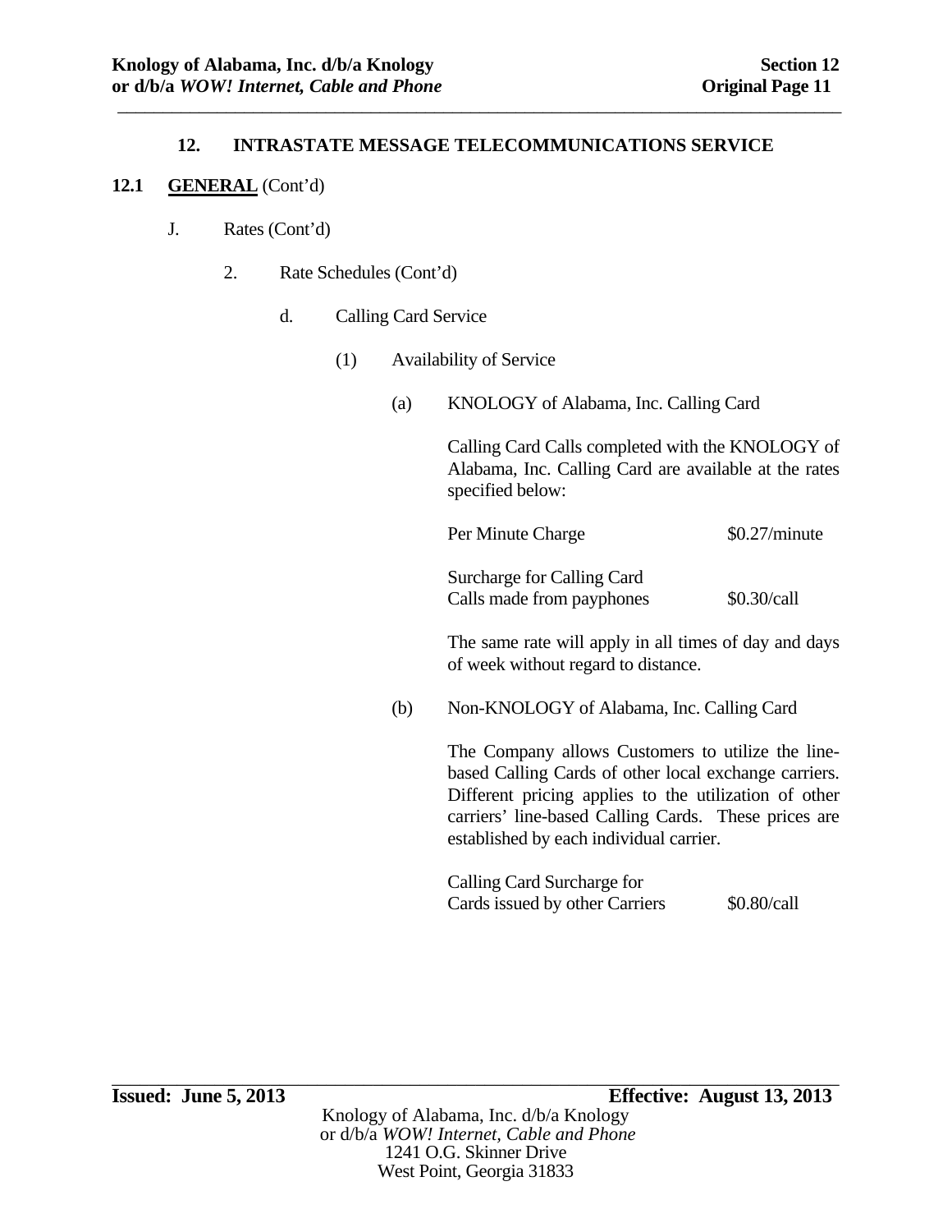## 12. INTRASTATE MESSAGE TELECOMMUNICATIONS SERVICE

### 12.1 GENERAL (Cont'd)

J. Rates (Cont'd)

2. Rate Schedules (Cont'd)

d. Calling Card Service

(1) Availability of Service

(a) KNOLOGY of Alabama, Inc. Calling Card

Calling Card Calls completed with the KNOLOGY of Alabama, Inc. Calling Card are available at the rates specified below:

| | |
|---|---|
| Per Minute Charge | $0.27/minute |
| Surcharge for Calling Card Calls made from payphones | $0.30/call |

The same rate will apply in all times of day and days of week without regard to distance.

(b) Non-KNOLOGY of Alabama, Inc. Calling Card

The Company allows Customers to utilize the line-based Calling Cards of other local exchange carriers. Different pricing applies to the utilization of other carriers' line-based Calling Cards. These prices are established by each individual carrier.

| | |
|---|---|
| Calling Card Surcharge for Cards issued by other Carriers | $0.80/call |

**Issued: June 5, 2013** **Effective: August 13, 2013**

Knology of Alabama, Inc. d/b/a Knology
or d/b/a *WOW! Internet, Cable and Phone*
1241 O.G. Skinner Drive
West Point, Georgia 31833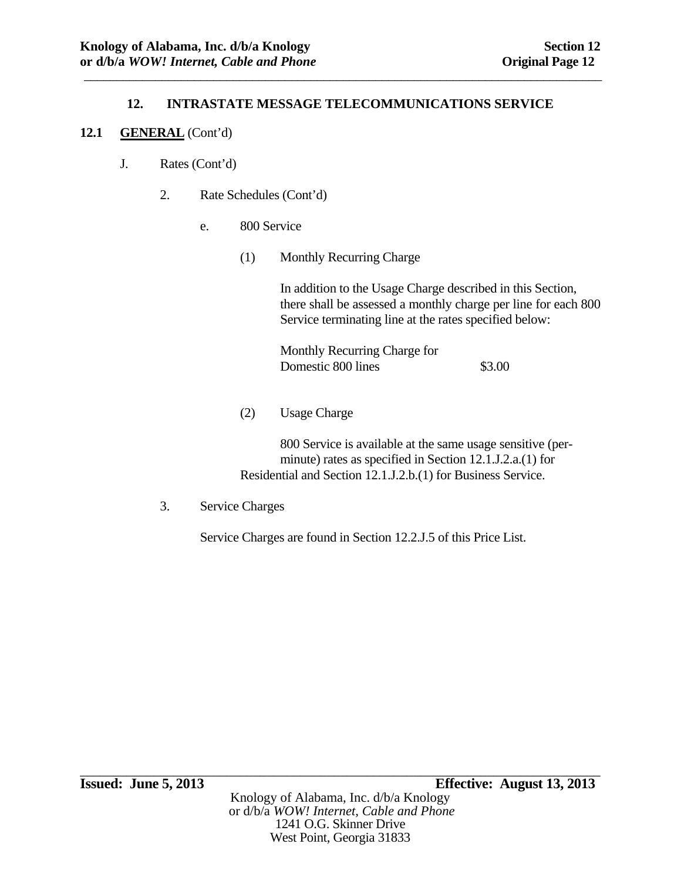## 12. INTRASTATE MESSAGE TELECOMMUNICATIONS SERVICE

**12.1 GENERAL** (Cont'd)

J. Rates (Cont'd)

2. Rate Schedules (Cont'd)

e. 800 Service

(1) Monthly Recurring Charge

In addition to the Usage Charge described in this Section, there shall be assessed a monthly charge per line for each 800 Service terminating line at the rates specified below:

| | |
|---|---|
| Monthly Recurring Charge for Domestic 800 lines | $3.00 |

(2) Usage Charge

800 Service is available at the same usage sensitive (per-minute) rates as specified in Section 12.1.J.2.a.(1) for Residential and Section 12.1.J.2.b.(1) for Business Service.

3. Service Charges

Service Charges are found in Section 12.2.J.5 of this Price List.

**Issued: June 5, 2013** **Effective: August 13, 2013**

Knology of Alabama, Inc. d/b/a Knology
or d/b/a *WOW! Internet, Cable and Phone*
1241 O.G. Skinner Drive
West Point, Georgia 31833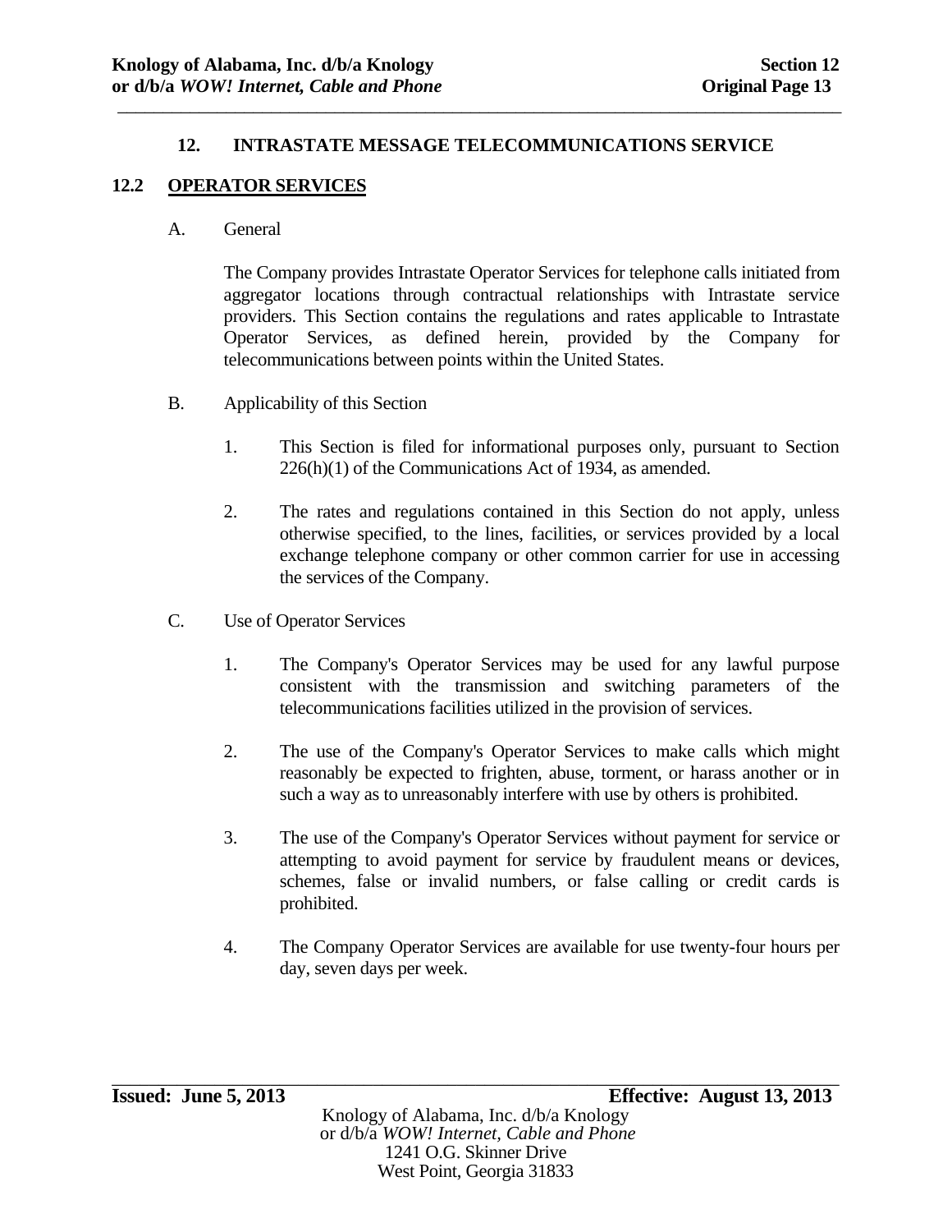## 12. INTRASTATE MESSAGE TELECOMMUNICATIONS SERVICE

### 12.2 OPERATOR SERVICES

A. General

The Company provides Intrastate Operator Services for telephone calls initiated from aggregator locations through contractual relationships with Intrastate service providers. This Section contains the regulations and rates applicable to Intrastate Operator Services, as defined herein, provided by the Company for telecommunications between points within the United States.

B. Applicability of this Section

1. This Section is filed for informational purposes only, pursuant to Section 226(h)(1) of the Communications Act of 1934, as amended.

2. The rates and regulations contained in this Section do not apply, unless otherwise specified, to the lines, facilities, or services provided by a local exchange telephone company or other common carrier for use in accessing the services of the Company.

C. Use of Operator Services

1. The Company's Operator Services may be used for any lawful purpose consistent with the transmission and switching parameters of the telecommunications facilities utilized in the provision of services.

2. The use of the Company's Operator Services to make calls which might reasonably be expected to frighten, abuse, torment, or harass another or in such a way as to unreasonably interfere with use by others is prohibited.

3. The use of the Company's Operator Services without payment for service or attempting to avoid payment for service by fraudulent means or devices, schemes, false or invalid numbers, or false calling or credit cards is prohibited.

4. The Company Operator Services are available for use twenty-four hours per day, seven days per week.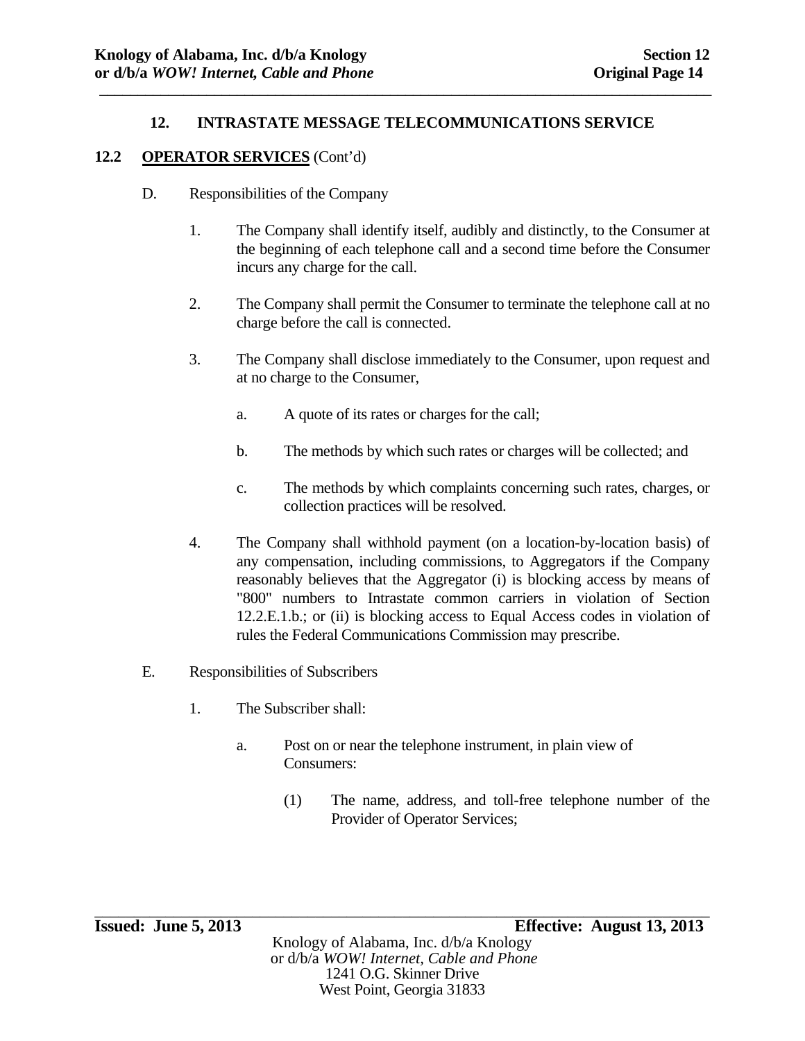## 12. INTRASTATE MESSAGE TELECOMMUNICATIONS SERVICE

### 12.2 OPERATOR SERVICES (Cont'd)

D. Responsibilities of the Company

1. The Company shall identify itself, audibly and distinctly, to the Consumer at the beginning of each telephone call and a second time before the Consumer incurs any charge for the call.

2. The Company shall permit the Consumer to terminate the telephone call at no charge before the call is connected.

3. The Company shall disclose immediately to the Consumer, upon request and at no charge to the Consumer,

   a. A quote of its rates or charges for the call;

   b. The methods by which such rates or charges will be collected; and

   c. The methods by which complaints concerning such rates, charges, or collection practices will be resolved.

4. The Company shall withhold payment (on a location-by-location basis) of any compensation, including commissions, to Aggregators if the Company reasonably believes that the Aggregator (i) is blocking access by means of "800" numbers to Intrastate common carriers in violation of Section 12.2.E.1.b.; or (ii) is blocking access to Equal Access codes in violation of rules the Federal Communications Commission may prescribe.

E. Responsibilities of Subscribers

1. The Subscriber shall:

   a. Post on or near the telephone instrument, in plain view of Consumers:

      (1) The name, address, and toll-free telephone number of the Provider of Operator Services;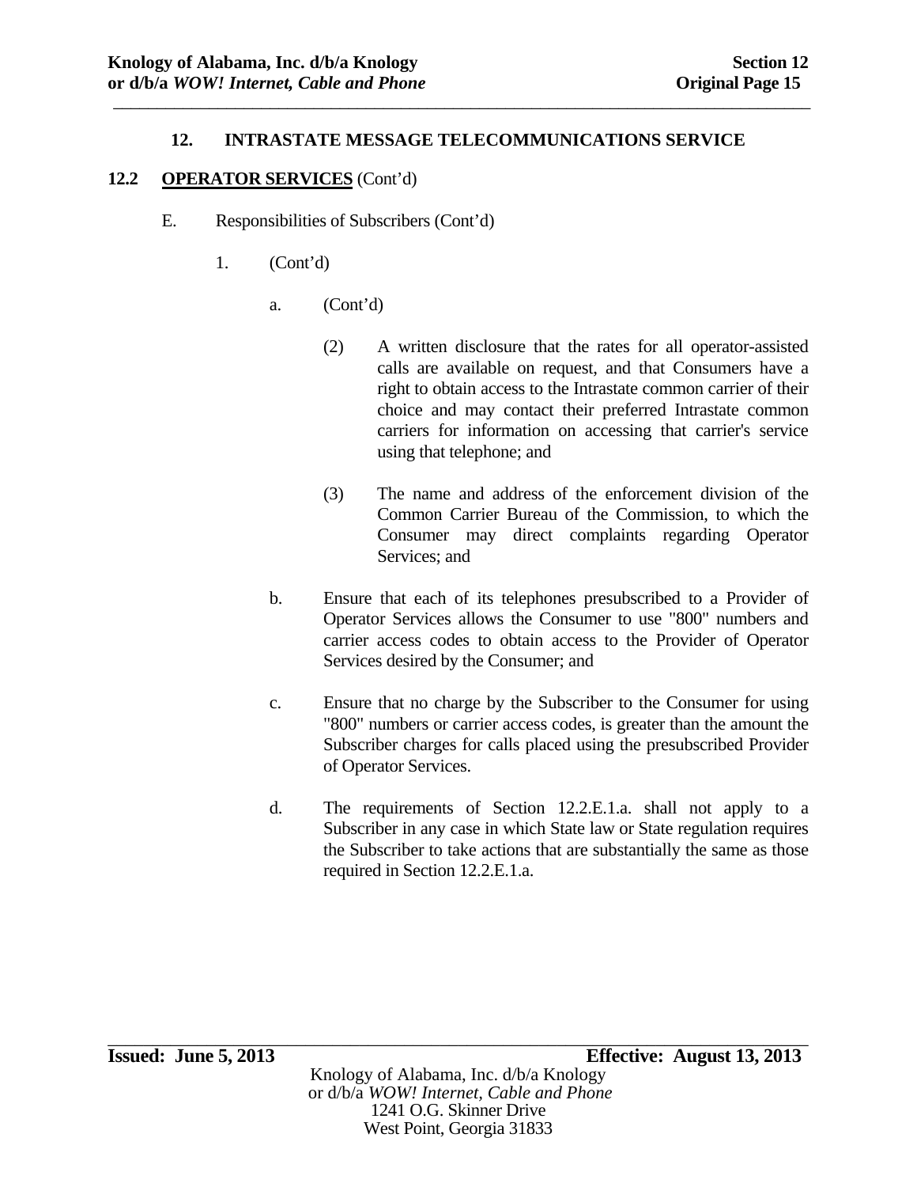## 12. INTRASTATE MESSAGE TELECOMMUNICATIONS SERVICE

### 12.2 OPERATOR SERVICES (Cont'd)

E. Responsibilities of Subscribers (Cont'd)

1. (Cont'd)

a. (Cont'd)

(2) A written disclosure that the rates for all operator-assisted calls are available on request, and that Consumers have a right to obtain access to the Intrastate common carrier of their choice and may contact their preferred Intrastate common carriers for information on accessing that carrier's service using that telephone; and

(3) The name and address of the enforcement division of the Common Carrier Bureau of the Commission, to which the Consumer may direct complaints regarding Operator Services; and

b. Ensure that each of its telephones presubscribed to a Provider of Operator Services allows the Consumer to use "800" numbers and carrier access codes to obtain access to the Provider of Operator Services desired by the Consumer; and

c. Ensure that no charge by the Subscriber to the Consumer for using "800" numbers or carrier access codes, is greater than the amount the Subscriber charges for calls placed using the presubscribed Provider of Operator Services.

d. The requirements of Section 12.2.E.1.a. shall not apply to a Subscriber in any case in which State law or State regulation requires the Subscriber to take actions that are substantially the same as those required in Section 12.2.E.1.a.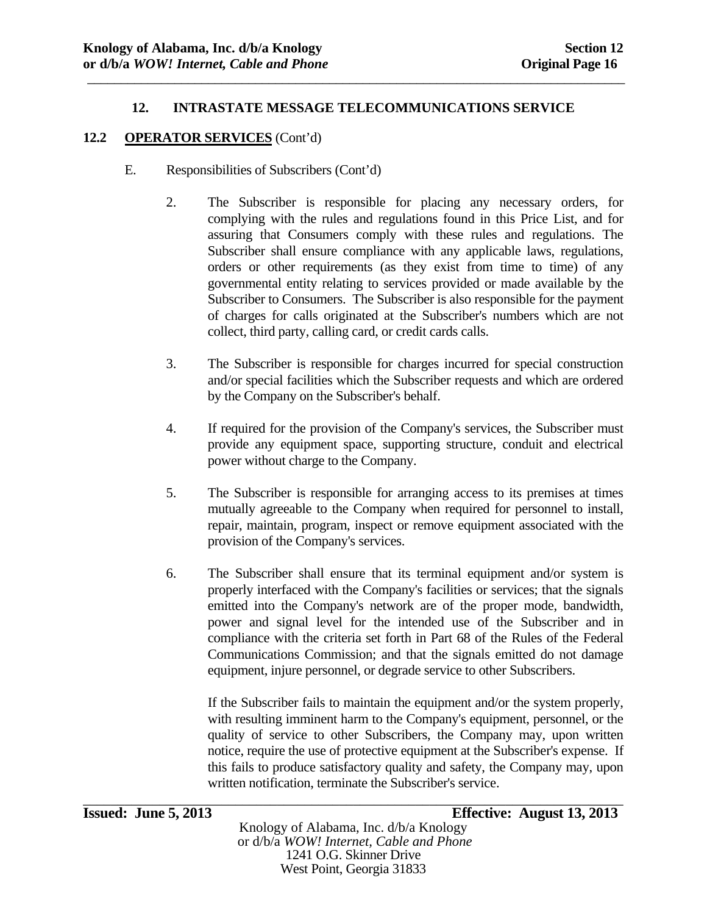## 12. INTRASTATE MESSAGE TELECOMMUNICATIONS SERVICE

### 12.2 OPERATOR SERVICES (Cont'd)

E. Responsibilities of Subscribers (Cont'd)

2. The Subscriber is responsible for placing any necessary orders, for complying with the rules and regulations found in this Price List, and for assuring that Consumers comply with these rules and regulations. The Subscriber shall ensure compliance with any applicable laws, regulations, orders or other requirements (as they exist from time to time) of any governmental entity relating to services provided or made available by the Subscriber to Consumers. The Subscriber is also responsible for the payment of charges for calls originated at the Subscriber's numbers which are not collect, third party, calling card, or credit cards calls.

3. The Subscriber is responsible for charges incurred for special construction and/or special facilities which the Subscriber requests and which are ordered by the Company on the Subscriber's behalf.

4. If required for the provision of the Company's services, the Subscriber must provide any equipment space, supporting structure, conduit and electrical power without charge to the Company.

5. The Subscriber is responsible for arranging access to its premises at times mutually agreeable to the Company when required for personnel to install, repair, maintain, program, inspect or remove equipment associated with the provision of the Company's services.

6. The Subscriber shall ensure that its terminal equipment and/or system is properly interfaced with the Company's facilities or services; that the signals emitted into the Company's network are of the proper mode, bandwidth, power and signal level for the intended use of the Subscriber and in compliance with the criteria set forth in Part 68 of the Rules of the Federal Communications Commission; and that the signals emitted do not damage equipment, injure personnel, or degrade service to other Subscribers.

   If the Subscriber fails to maintain the equipment and/or the system properly, with resulting imminent harm to the Company's equipment, personnel, or the quality of service to other Subscribers, the Company may, upon written notice, require the use of protective equipment at the Subscriber's expense. If this fails to produce satisfactory quality and safety, the Company may, upon written notification, terminate the Subscriber's service.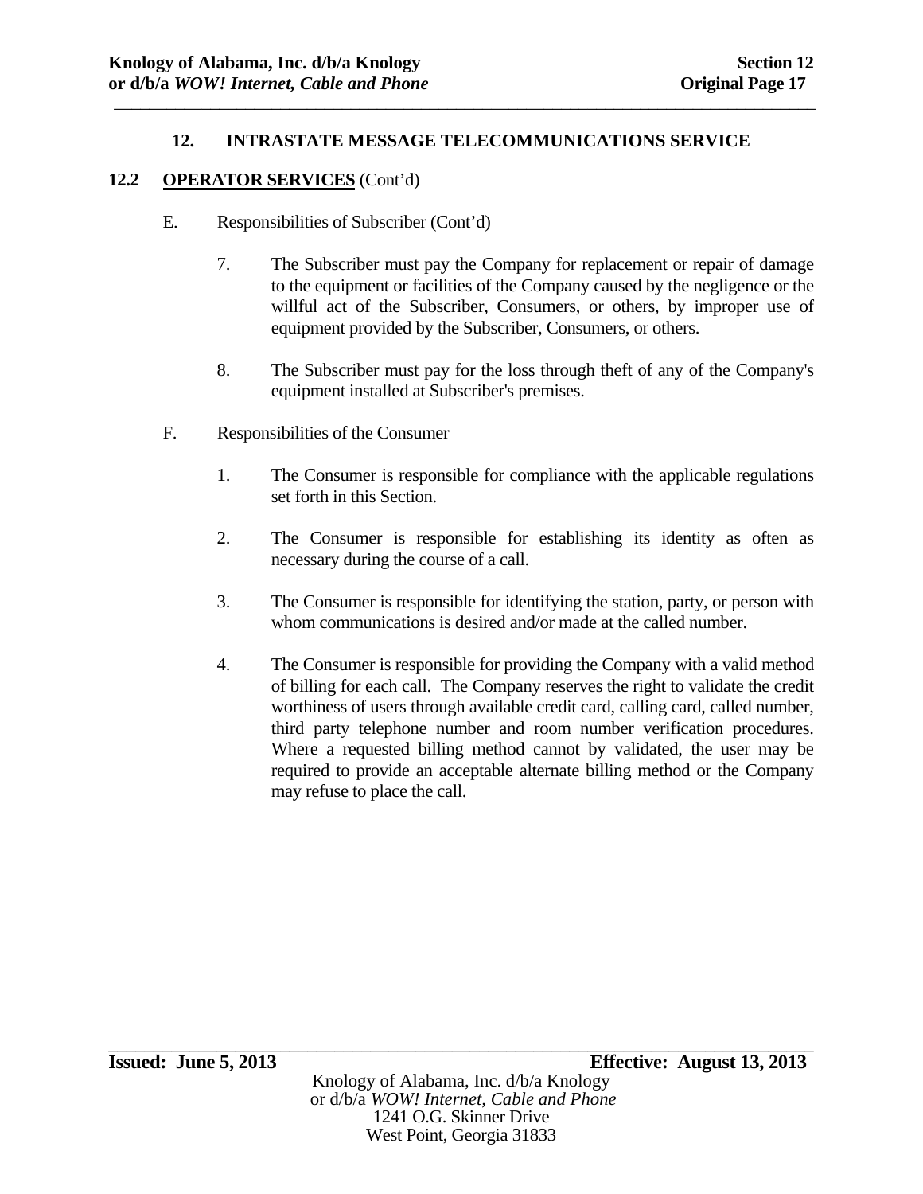## 12. INTRASTATE MESSAGE TELECOMMUNICATIONS SERVICE

### 12.2 OPERATOR SERVICES (Cont'd)

E. Responsibilities of Subscriber (Cont'd)

7. The Subscriber must pay the Company for replacement or repair of damage to the equipment or facilities of the Company caused by the negligence or the willful act of the Subscriber, Consumers, or others, by improper use of equipment provided by the Subscriber, Consumers, or others.

8. The Subscriber must pay for the loss through theft of any of the Company's equipment installed at Subscriber's premises.

F. Responsibilities of the Consumer

1. The Consumer is responsible for compliance with the applicable regulations set forth in this Section.

2. The Consumer is responsible for establishing its identity as often as necessary during the course of a call.

3. The Consumer is responsible for identifying the station, party, or person with whom communications is desired and/or made at the called number.

4. The Consumer is responsible for providing the Company with a valid method of billing for each call. The Company reserves the right to validate the credit worthiness of users through available credit card, calling card, called number, third party telephone number and room number verification procedures. Where a requested billing method cannot by validated, the user may be required to provide an acceptable alternate billing method or the Company may refuse to place the call.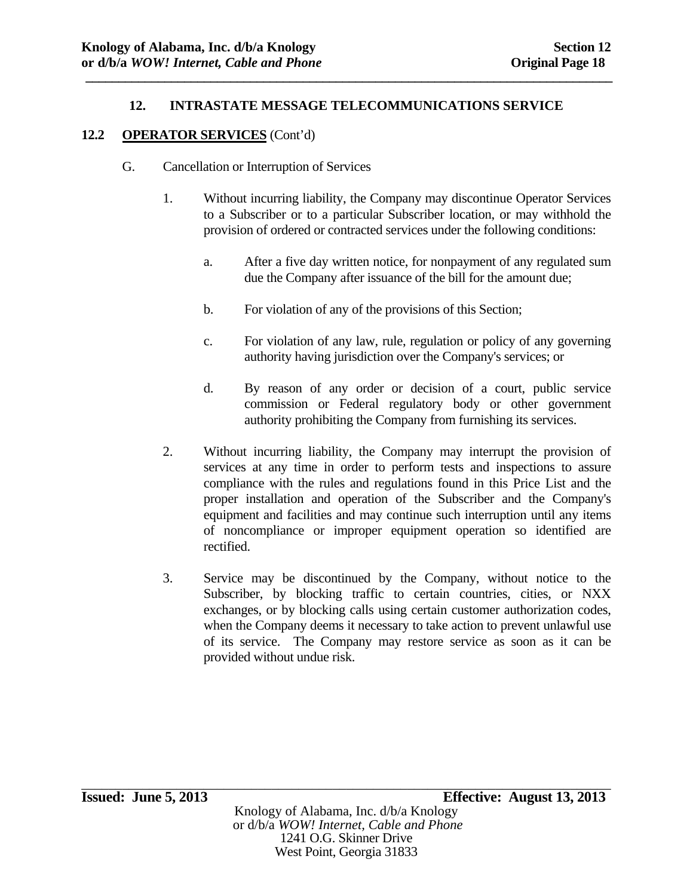## 12. INTRASTATE MESSAGE TELECOMMUNICATIONS SERVICE

### 12.2 **OPERATOR SERVICES** (Cont'd)

G. Cancellation or Interruption of Services

1. Without incurring liability, the Company may discontinue Operator Services to a Subscriber or to a particular Subscriber location, or may withhold the provision of ordered or contracted services under the following conditions:

   a. After a five day written notice, for nonpayment of any regulated sum due the Company after issuance of the bill for the amount due;

   b. For violation of any of the provisions of this Section;

   c. For violation of any law, rule, regulation or policy of any governing authority having jurisdiction over the Company's services; or

   d. By reason of any order or decision of a court, public service commission or Federal regulatory body or other government authority prohibiting the Company from furnishing its services.

2. Without incurring liability, the Company may interrupt the provision of services at any time in order to perform tests and inspections to assure compliance with the rules and regulations found in this Price List and the proper installation and operation of the Subscriber and the Company's equipment and facilities and may continue such interruption until any items of noncompliance or improper equipment operation so identified are rectified.

3. Service may be discontinued by the Company, without notice to the Subscriber, by blocking traffic to certain countries, cities, or NXX exchanges, or by blocking calls using certain customer authorization codes, when the Company deems it necessary to take action to prevent unlawful use of its service. The Company may restore service as soon as it can be provided without undue risk.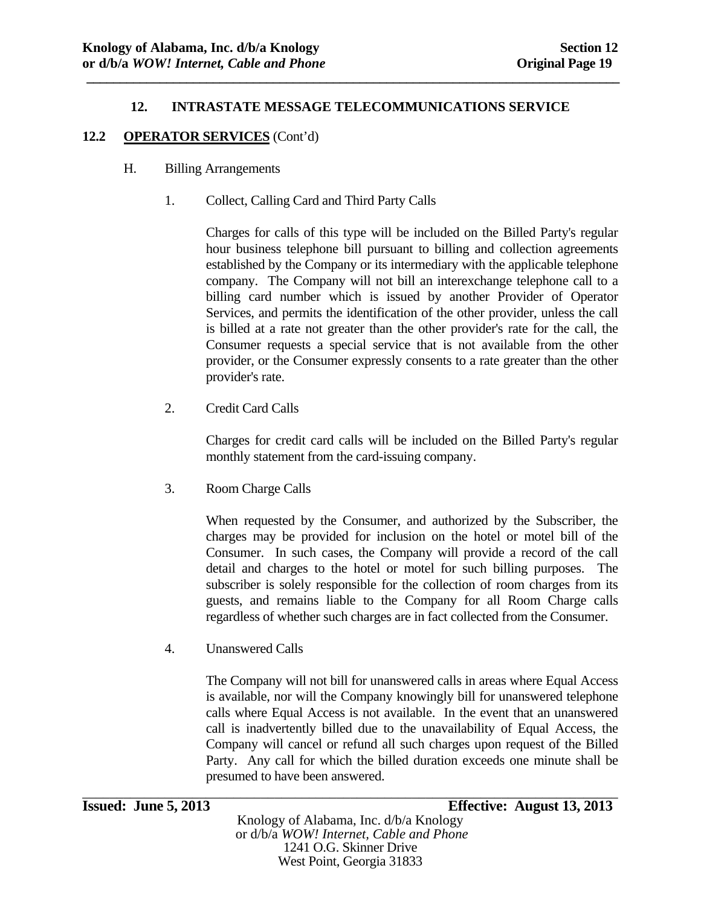## 12. INTRASTATE MESSAGE TELECOMMUNICATIONS SERVICE

### 12.2 OPERATOR SERVICES (Cont'd)

H. Billing Arrangements

1. Collect, Calling Card and Third Party Calls

   Charges for calls of this type will be included on the Billed Party's regular hour business telephone bill pursuant to billing and collection agreements established by the Company or its intermediary with the applicable telephone company. The Company will not bill an interexchange telephone call to a billing card number which is issued by another Provider of Operator Services, and permits the identification of the other provider, unless the call is billed at a rate not greater than the other provider's rate for the call, the Consumer requests a special service that is not available from the other provider, or the Consumer expressly consents to a rate greater than the other provider's rate.

2. Credit Card Calls

   Charges for credit card calls will be included on the Billed Party's regular monthly statement from the card-issuing company.

3. Room Charge Calls

   When requested by the Consumer, and authorized by the Subscriber, the charges may be provided for inclusion on the hotel or motel bill of the Consumer. In such cases, the Company will provide a record of the call detail and charges to the hotel or motel for such billing purposes. The subscriber is solely responsible for the collection of room charges from its guests, and remains liable to the Company for all Room Charge calls regardless of whether such charges are in fact collected from the Consumer.

4. Unanswered Calls

   The Company will not bill for unanswered calls in areas where Equal Access is available, nor will the Company knowingly bill for unanswered telephone calls where Equal Access is not available. In the event that an unanswered call is inadvertently billed due to the unavailability of Equal Access, the Company will cancel or refund all such charges upon request of the Billed Party. Any call for which the billed duration exceeds one minute shall be presumed to have been answered.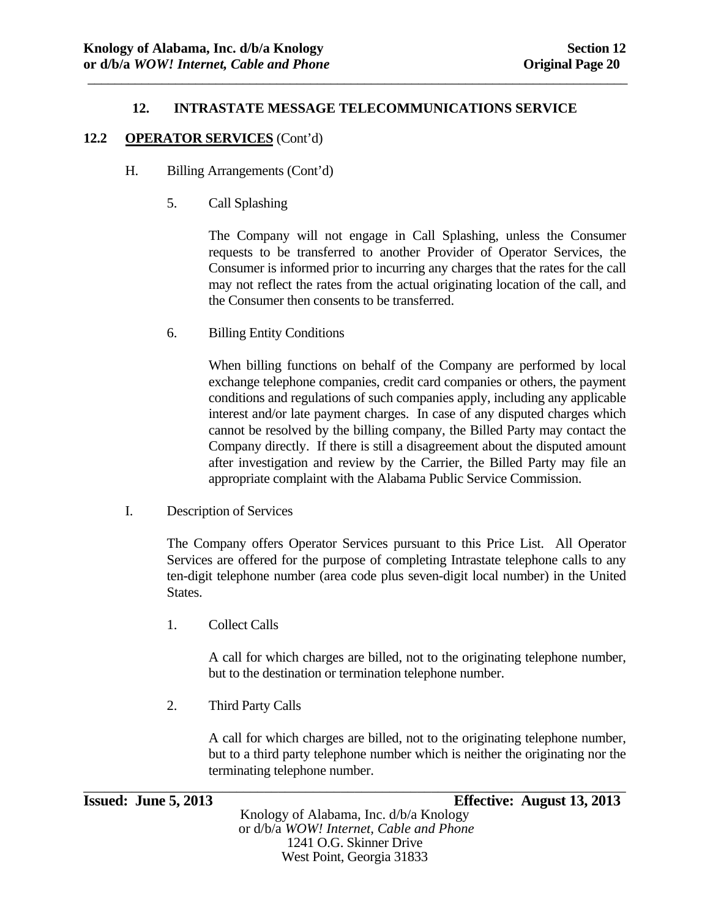## 12. INTRASTATE MESSAGE TELECOMMUNICATIONS SERVICE

### 12.2 **OPERATOR SERVICES** (Cont'd)

H. Billing Arrangements (Cont'd)

5. Call Splashing

The Company will not engage in Call Splashing, unless the Consumer requests to be transferred to another Provider of Operator Services, the Consumer is informed prior to incurring any charges that the rates for the call may not reflect the rates from the actual originating location of the call, and the Consumer then consents to be transferred.

6. Billing Entity Conditions

When billing functions on behalf of the Company are performed by local exchange telephone companies, credit card companies or others, the payment conditions and regulations of such companies apply, including any applicable interest and/or late payment charges. In case of any disputed charges which cannot be resolved by the billing company, the Billed Party may contact the Company directly. If there is still a disagreement about the disputed amount after investigation and review by the Carrier, the Billed Party may file an appropriate complaint with the Alabama Public Service Commission.

I. Description of Services

The Company offers Operator Services pursuant to this Price List. All Operator Services are offered for the purpose of completing Intrastate telephone calls to any ten-digit telephone number (area code plus seven-digit local number) in the United States.

1. Collect Calls

A call for which charges are billed, not to the originating telephone number, but to the destination or termination telephone number.

2. Third Party Calls

A call for which charges are billed, not to the originating telephone number, but to a third party telephone number which is neither the originating nor the terminating telephone number.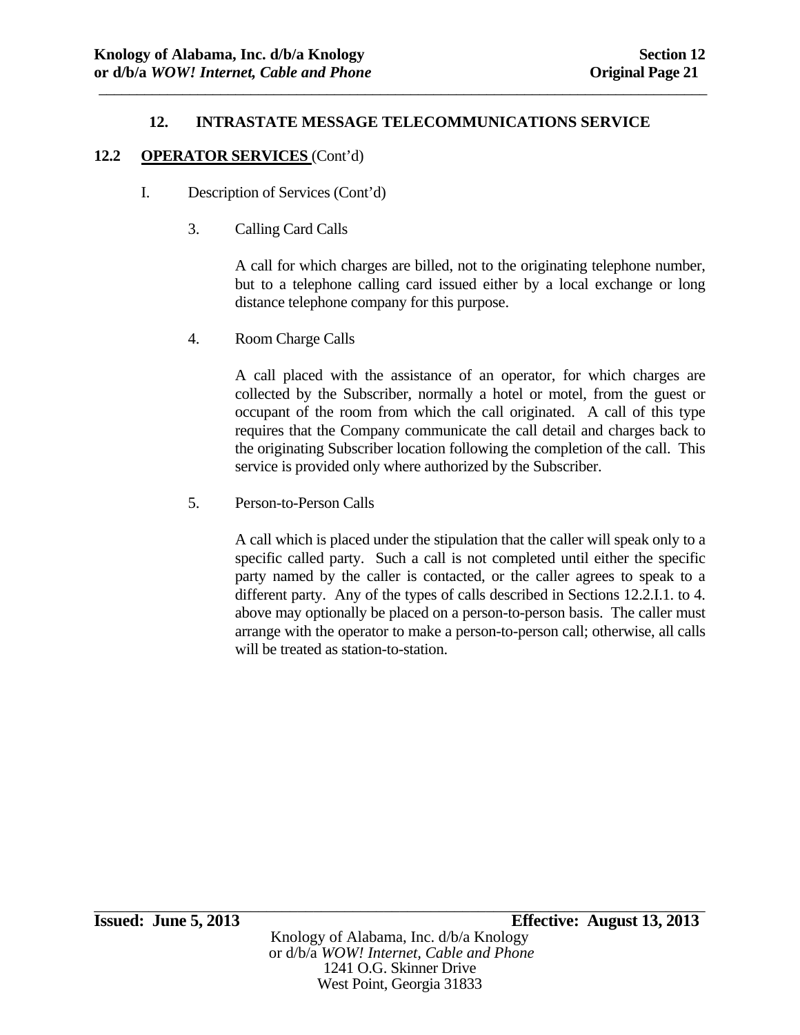## 12. INTRASTATE MESSAGE TELECOMMUNICATIONS SERVICE

### 12.2 OPERATOR SERVICES (Cont'd)

I. Description of Services (Cont'd)

3. Calling Card Calls

   A call for which charges are billed, not to the originating telephone number, but to a telephone calling card issued either by a local exchange or long distance telephone company for this purpose.

4. Room Charge Calls

   A call placed with the assistance of an operator, for which charges are collected by the Subscriber, normally a hotel or motel, from the guest or occupant of the room from which the call originated. A call of this type requires that the Company communicate the call detail and charges back to the originating Subscriber location following the completion of the call. This service is provided only where authorized by the Subscriber.

5. Person-to-Person Calls

   A call which is placed under the stipulation that the caller will speak only to a specific called party. Such a call is not completed until either the specific party named by the caller is contacted, or the caller agrees to speak to a different party. Any of the types of calls described in Sections 12.2.I.1. to 4. above may optionally be placed on a person-to-person basis. The caller must arrange with the operator to make a person-to-person call; otherwise, all calls will be treated as station-to-station.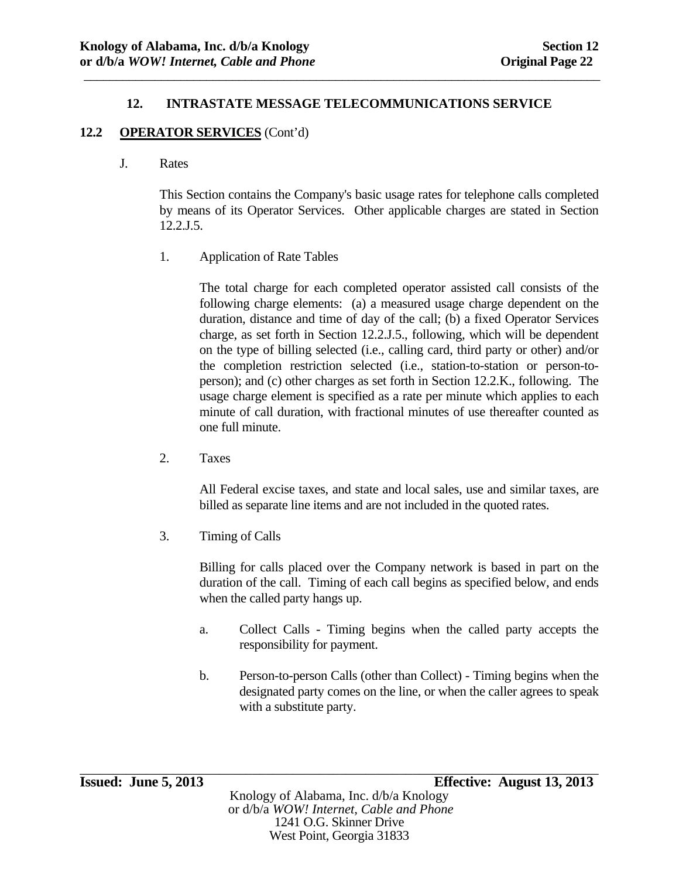## 12. INTRASTATE MESSAGE TELECOMMUNICATIONS SERVICE

### 12.2 OPERATOR SERVICES (Cont'd)

J. Rates

This Section contains the Company's basic usage rates for telephone calls completed by means of its Operator Services. Other applicable charges are stated in Section 12.2.J.5.

1. Application of Rate Tables

   The total charge for each completed operator assisted call consists of the following charge elements: (a) a measured usage charge dependent on the duration, distance and time of day of the call; (b) a fixed Operator Services charge, as set forth in Section 12.2.J.5., following, which will be dependent on the type of billing selected (i.e., calling card, third party or other) and/or the completion restriction selected (i.e., station-to-station or person-to-person); and (c) other charges as set forth in Section 12.2.K., following. The usage charge element is specified as a rate per minute which applies to each minute of call duration, with fractional minutes of use thereafter counted as one full minute.

2. Taxes

   All Federal excise taxes, and state and local sales, use and similar taxes, are billed as separate line items and are not included in the quoted rates.

3. Timing of Calls

   Billing for calls placed over the Company network is based in part on the duration of the call. Timing of each call begins as specified below, and ends when the called party hangs up.

   a. Collect Calls - Timing begins when the called party accepts the responsibility for payment.

   b. Person-to-person Calls (other than Collect) - Timing begins when the designated party comes on the line, or when the caller agrees to speak with a substitute party.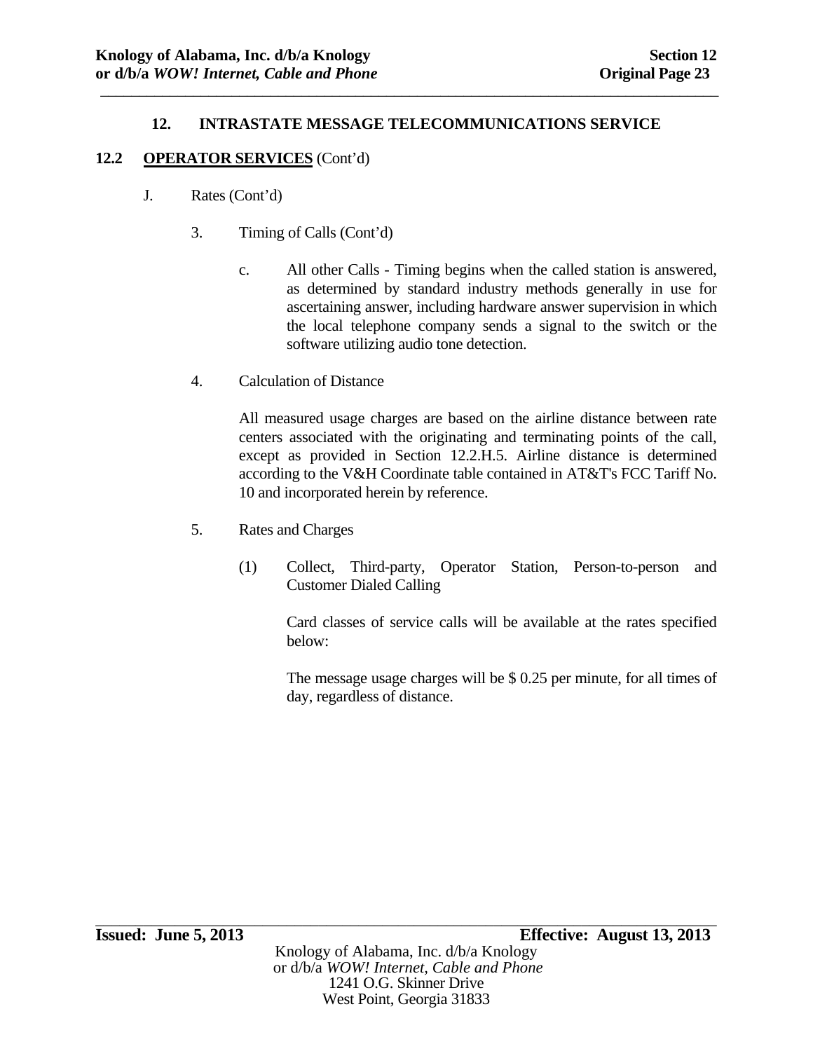## 12. INTRASTATE MESSAGE TELECOMMUNICATIONS SERVICE

**12.2 OPERATOR SERVICES** (Cont'd)

J. Rates (Cont'd)

3. Timing of Calls (Cont'd)

c. All other Calls - Timing begins when the called station is answered, as determined by standard industry methods generally in use for ascertaining answer, including hardware answer supervision in which the local telephone company sends a signal to the switch or the software utilizing audio tone detection.

4. Calculation of Distance

All measured usage charges are based on the airline distance between rate centers associated with the originating and terminating points of the call, except as provided in Section 12.2.H.5. Airline distance is determined according to the V&H Coordinate table contained in AT&T's FCC Tariff No. 10 and incorporated herein by reference.

5. Rates and Charges

(1) Collect, Third-party, Operator Station, Person-to-person and Customer Dialed Calling

Card classes of service calls will be available at the rates specified below:

The message usage charges will be $ 0.25 per minute, for all times of day, regardless of distance.

**Issued: June 5, 2013** **Effective: August 13, 2013**

Knology of Alabama, Inc. d/b/a Knology
or d/b/a *WOW! Internet, Cable and Phone*
1241 O.G. Skinner Drive
West Point, Georgia 31833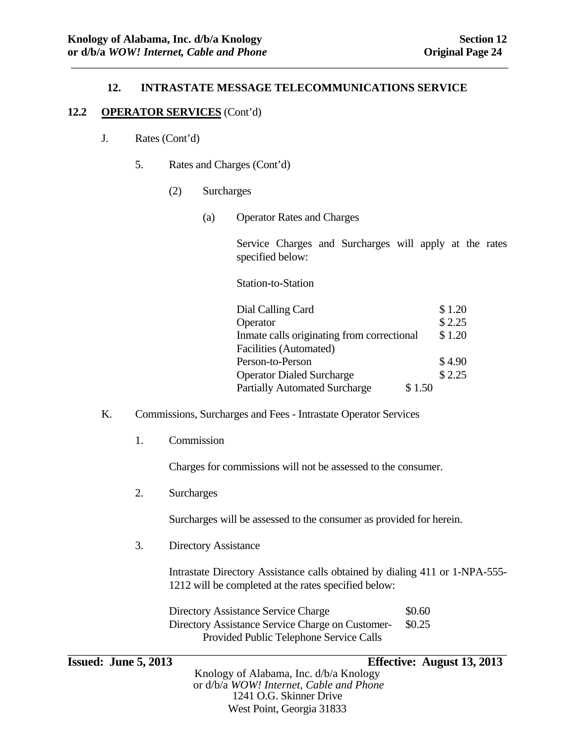## 12. INTRASTATE MESSAGE TELECOMMUNICATIONS SERVICE

**12.2 OPERATOR SERVICES** (Cont'd)

J. Rates (Cont'd)

5. Rates and Charges (Cont'd)

(2) Surcharges

(a) Operator Rates and Charges

Service Charges and Surcharges will apply at the rates specified below:

Station-to-Station

| | |
|---|---|
| Dial Calling Card | $ 1.20 |
| Operator | $ 2.25 |
| Inmate calls originating from correctional Facilities (Automated) | $ 1.20 |
| Person-to-Person | $ 4.90 |
| Operator Dialed Surcharge | $ 2.25 |
| Partially Automated Surcharge | $ 1.50 |

K. Commissions, Surcharges and Fees - Intrastate Operator Services

1. Commission

Charges for commissions will not be assessed to the consumer.

2. Surcharges

Surcharges will be assessed to the consumer as provided for herein.

3. Directory Assistance

Intrastate Directory Assistance calls obtained by dialing 411 or 1-NPA-555-1212 will be completed at the rates specified below:

| | |
|---|---|
| Directory Assistance Service Charge | $0.60 |
| Directory Assistance Service Charge on Customer-Provided Public Telephone Service Calls | $0.25 |

**Issued: June 5, 2013** **Effective: August 13, 2013**

Knology of Alabama, Inc. d/b/a Knology
or d/b/a *WOW! Internet, Cable and Phone*
1241 O.G. Skinner Drive
West Point, Georgia 31833